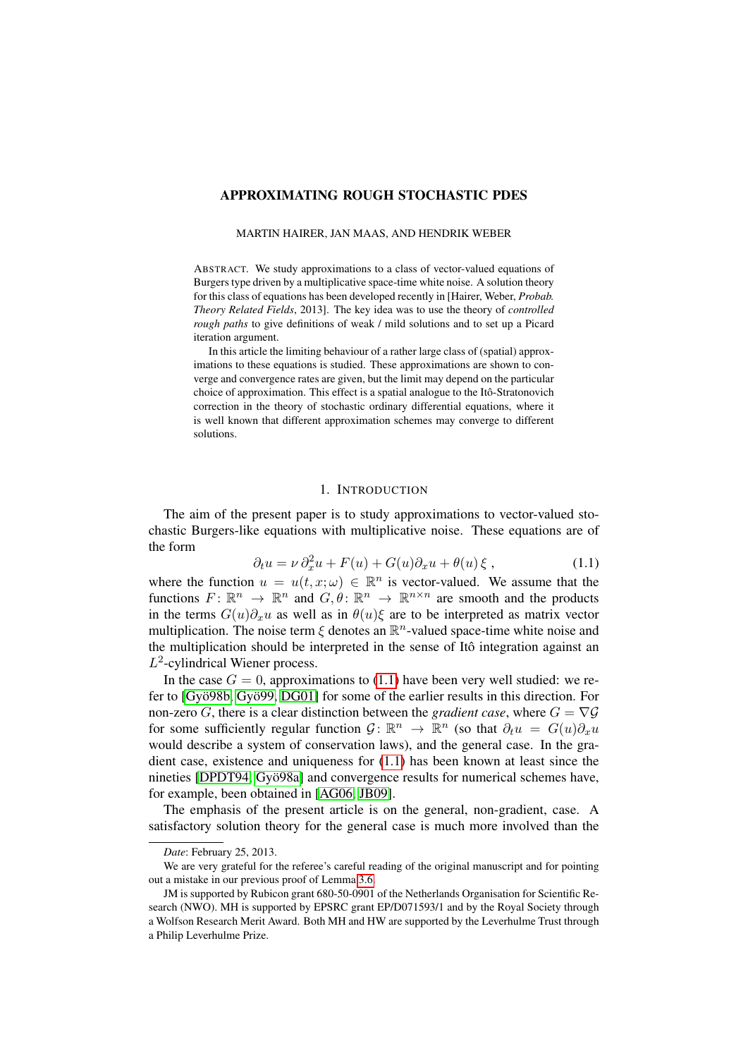# APPROXIMATING ROUGH STOCHASTIC PDES

MARTIN HAIRER, JAN MAAS, AND HENDRIK WEBER

ABSTRACT. We study approximations to a class of vector-valued equations of Burgers type driven by a multiplicative space-time white noise. A solution theory for this class of equations has been developed recently in [Hairer, Weber, *Probab. Theory Related Fields*, 2013]. The key idea was to use the theory of *controlled rough paths* to give definitions of weak / mild solutions and to set up a Picard iteration argument.

In this article the limiting behaviour of a rather large class of (spatial) approximations to these equations is studied. These approximations are shown to converge and convergence rates are given, but the limit may depend on the particular choice of approximation. This effect is a spatial analogue to the Itô-Stratonovich correction in the theory of stochastic ordinary differential equations, where it is well known that different approximation schemes may converge to different solutions.

## 1. INTRODUCTION

The aim of the present paper is to study approximations to vector-valued stochastic Burgers-like equations with multiplicative noise. These equations are of the form

$$\partial_t u = \nu \, \partial_x^2 u + F(u) + G(u)\partial_x u + \theta(u)\, \xi \,, \tag{1.1}$$

where the function $u = u(t, x; \omega) \in \mathbb{R}^n$ is vector-valued. We assume that the functions $F \colon \mathbb{R}^n \to \mathbb{R}^n$ and $G, \theta \colon \mathbb{R}^n \to \mathbb{R}^{n \times n}$ are smooth and the products in the terms $G(u)\partial_x u$ as well as in $\theta(u)\xi$ are to be interpreted as matrix vector multiplication. The noise term $\xi$ denotes an $\mathbb{R}^n$-valued space-time white noise and the multiplication should be interpreted in the sense of Itô integration against an $L^2$-cylindrical Wiener process.

In the case $G = 0$, approximations to (1.1) have been very well studied: we refer to [Gyö98b, Gyö99, DG01] for some of the earlier results in this direction. For non-zero $G$, there is a clear distinction between the *gradient case*, where $G = \nabla \mathcal{G}$ for some sufficiently regular function $\mathcal{G} \colon \mathbb{R}^n \to \mathbb{R}^n$ (so that $\partial_t u = G(u)\partial_x u$ would describe a system of conservation laws), and the general case. In the gradient case, existence and uniqueness for (1.1) has been known at least since the nineties [DPDT94, Gyö98a] and convergence results for numerical schemes have, for example, been obtained in [AG06, JB09].

The emphasis of the present article is on the general, non-gradient, case. A satisfactory solution theory for the general case is much more involved than the

---

*Date*: February 25, 2013.

We are very grateful for the referee's careful reading of the original manuscript and for pointing out a mistake in our previous proof of Lemma 3.6.

JM is supported by Rubicon grant 680-50-0901 of the Netherlands Organisation for Scientific Research (NWO). MH is supported by EPSRC grant EP/D071593/1 and by the Royal Society through a Wolfson Research Merit Award. Both MH and HW are supported by the Leverhulme Trust through a Philip Leverhulme Prize.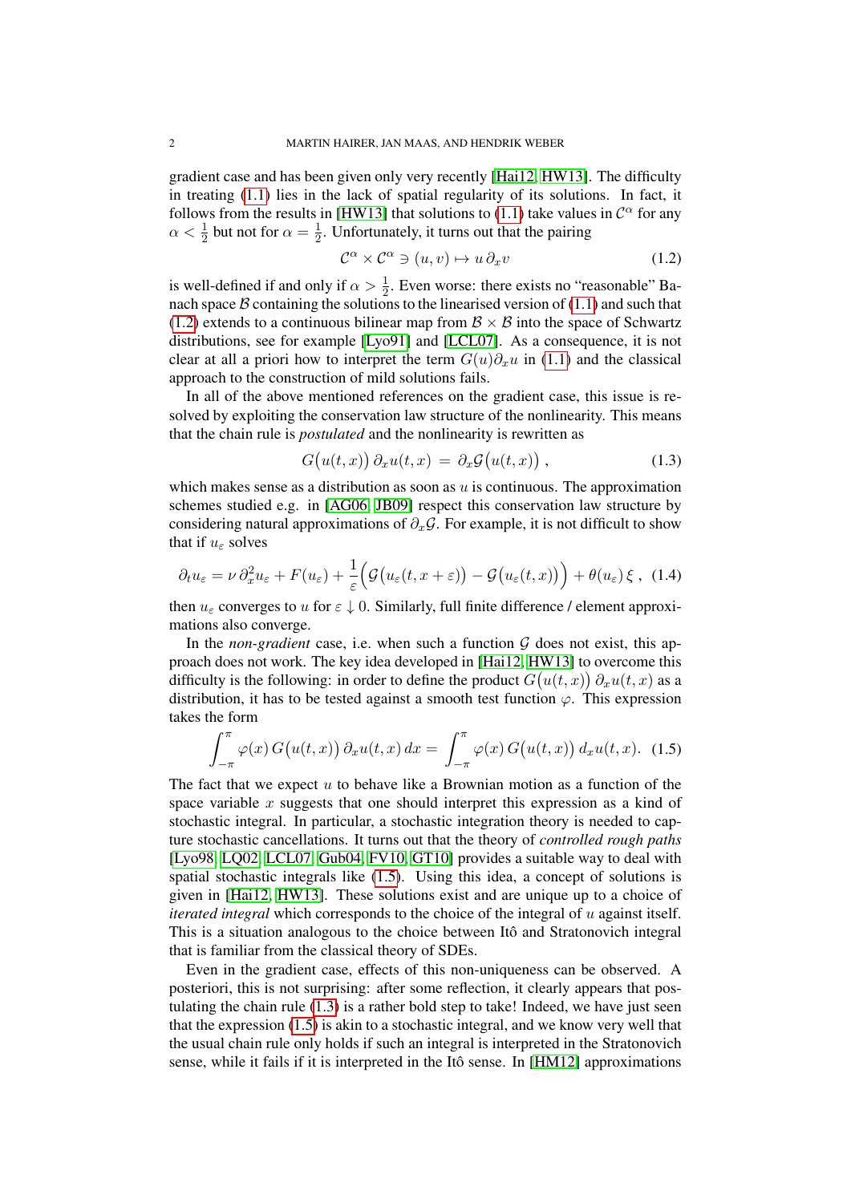gradient case and has been given only very recently [Hai12, HW13]. The difficulty in treating (1.1) lies in the lack of spatial regularity of its solutions. In fact, it follows from the results in [HW13] that solutions to (1.1) take values in $\mathcal{C}^\alpha$ for any $\alpha < \frac{1}{2}$ but not for $\alpha = \frac{1}{2}$. Unfortunately, it turns out that the pairing

$$\mathcal{C}^\alpha \times \mathcal{C}^\alpha \ni (u, v) \mapsto u\,\partial_x v \tag{1.2}$$

is well-defined if and only if $\alpha > \frac{1}{2}$. Even worse: there exists no "reasonable" Banach space $\mathcal{B}$ containing the solutions to the linearised version of (1.1) and such that (1.2) extends to a continuous bilinear map from $\mathcal{B} \times \mathcal{B}$ into the space of Schwartz distributions, see for example [Lyo91] and [LCL07]. As a consequence, it is not clear at all a priori how to interpret the term $G(u)\partial_x u$ in (1.1) and the classical approach to the construction of mild solutions fails.

In all of the above mentioned references on the gradient case, this issue is resolved by exploiting the conservation law structure of the nonlinearity. This means that the chain rule is *postulated* and the nonlinearity is rewritten as

$$G\big(u(t,x)\big)\,\partial_x u(t,x) \;=\; \partial_x \mathcal{G}\big(u(t,x)\big)\;, \tag{1.3}$$

which makes sense as a distribution as soon as $u$ is continuous. The approximation schemes studied e.g. in [AG06, JB09] respect this conservation law structure by considering natural approximations of $\partial_x \mathcal{G}$. For example, it is not difficult to show that if $u_\varepsilon$ solves

$$\partial_t u_\varepsilon = \nu\,\partial_x^2 u_\varepsilon + F(u_\varepsilon) + \frac{1}{\varepsilon}\Big(\mathcal{G}\big(u_\varepsilon(t, x+\varepsilon)\big) - \mathcal{G}\big(u_\varepsilon(t,x)\big)\Big) + \theta(u_\varepsilon)\,\xi\;, \tag{1.4}$$

then $u_\varepsilon$ converges to $u$ for $\varepsilon \downarrow 0$. Similarly, full finite difference / element approximations also converge.

In the *non-gradient* case, i.e. when such a function $\mathcal{G}$ does not exist, this approach does not work. The key idea developed in [Hai12, HW13] to overcome this difficulty is the following: in order to define the product $G\big(u(t,x)\big)\,\partial_x u(t,x)$ as a distribution, it has to be tested against a smooth test function $\varphi$. This expression takes the form

$$\int_{-\pi}^{\pi} \varphi(x)\,G\big(u(t,x)\big)\,\partial_x u(t,x)\,dx = \int_{-\pi}^{\pi} \varphi(x)\,G\big(u(t,x)\big)\,d_x u(t,x). \tag{1.5}$$

The fact that we expect $u$ to behave like a Brownian motion as a function of the space variable $x$ suggests that one should interpret this expression as a kind of stochastic integral. In particular, a stochastic integration theory is needed to capture stochastic cancellations. It turns out that the theory of *controlled rough paths* [Lyo98, LQ02, LCL07, Gub04, FV10, GT10] provides a suitable way to deal with spatial stochastic integrals like (1.5). Using this idea, a concept of solutions is given in [Hai12, HW13]. These solutions exist and are unique up to a choice of *iterated integral* which corresponds to the choice of the integral of $u$ against itself. This is a situation analogous to the choice between Itô and Stratonovich integral that is familiar from the classical theory of SDEs.

Even in the gradient case, effects of this non-uniqueness can be observed. A posteriori, this is not surprising: after some reflection, it clearly appears that postulating the chain rule (1.3) is a rather bold step to take! Indeed, we have just seen that the expression (1.5) is akin to a stochastic integral, and we know very well that the usual chain rule only holds if such an integral is interpreted in the Stratonovich sense, while it fails if it is interpreted in the Itô sense. In [HM12] approximations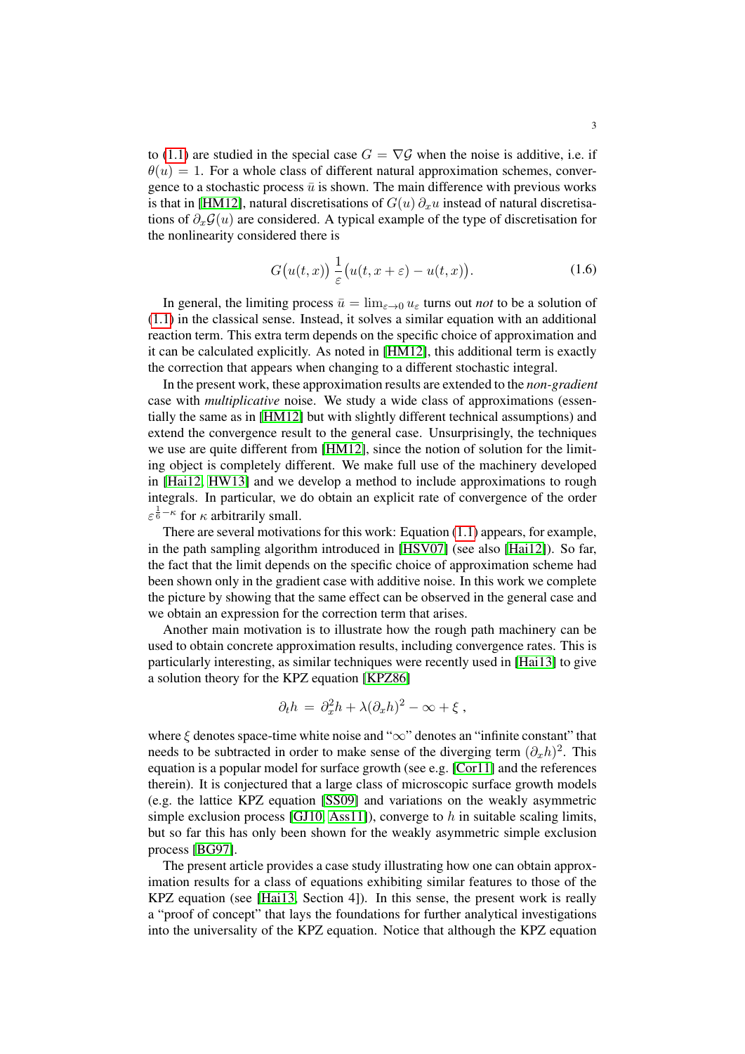to (1.1) are studied in the special case $G = \nabla \mathcal{G}$ when the noise is additive, i.e. if $\theta(u) = 1$. For a whole class of different natural approximation schemes, convergence to a stochastic process $\bar{u}$ is shown. The main difference with previous works is that in [HM12], natural discretisations of $G(u)\,\partial_x u$ instead of natural discretisations of $\partial_x \mathcal{G}(u)$ are considered. A typical example of the type of discretisation for the nonlinearity considered there is

$$G\big(u(t,x)\big)\,\frac{1}{\varepsilon}\big(u(t,x+\varepsilon) - u(t,x)\big). \tag{1.6}$$

In general, the limiting process $\bar{u} = \lim_{\varepsilon \to 0} u_\varepsilon$ turns out *not* to be a solution of (1.1) in the classical sense. Instead, it solves a similar equation with an additional reaction term. This extra term depends on the specific choice of approximation and it can be calculated explicitly. As noted in [HM12], this additional term is exactly the correction that appears when changing to a different stochastic integral.

In the present work, these approximation results are extended to the *non-gradient* case with *multiplicative* noise. We study a wide class of approximations (essentially the same as in [HM12] but with slightly different technical assumptions) and extend the convergence result to the general case. Unsurprisingly, the techniques we use are quite different from [HM12], since the notion of solution for the limiting object is completely different. We make full use of the machinery developed in [Hai12, HW13] and we develop a method to include approximations to rough integrals. In particular, we do obtain an explicit rate of convergence of the order $\varepsilon^{\frac{1}{6}-\kappa}$ for $\kappa$ arbitrarily small.

There are several motivations for this work: Equation (1.1) appears, for example, in the path sampling algorithm introduced in [HSV07] (see also [Hai12]). So far, the fact that the limit depends on the specific choice of approximation scheme had been shown only in the gradient case with additive noise. In this work we complete the picture by showing that the same effect can be observed in the general case and we obtain an expression for the correction term that arises.

Another main motivation is to illustrate how the rough path machinery can be used to obtain concrete approximation results, including convergence rates. This is particularly interesting, as similar techniques were recently used in [Hai13] to give a solution theory for the KPZ equation [KPZ86]

$$\partial_t h \;=\; \partial_x^2 h + \lambda(\partial_x h)^2 - \infty + \xi\;,$$

where $\xi$ denotes space-time white noise and "$\infty$" denotes an "infinite constant" that needs to be subtracted in order to make sense of the diverging term $(\partial_x h)^2$. This equation is a popular model for surface growth (see e.g. [Cor11] and the references therein). It is conjectured that a large class of microscopic surface growth models (e.g. the lattice KPZ equation [SS09] and variations on the weakly asymmetric simple exclusion process [GJ10, Ass11]), converge to $h$ in suitable scaling limits, but so far this has only been shown for the weakly asymmetric simple exclusion process [BG97].

The present article provides a case study illustrating how one can obtain approximation results for a class of equations exhibiting similar features to those of the KPZ equation (see [Hai13, Section 4]). In this sense, the present work is really a "proof of concept" that lays the foundations for further analytical investigations into the universality of the KPZ equation. Notice that although the KPZ equation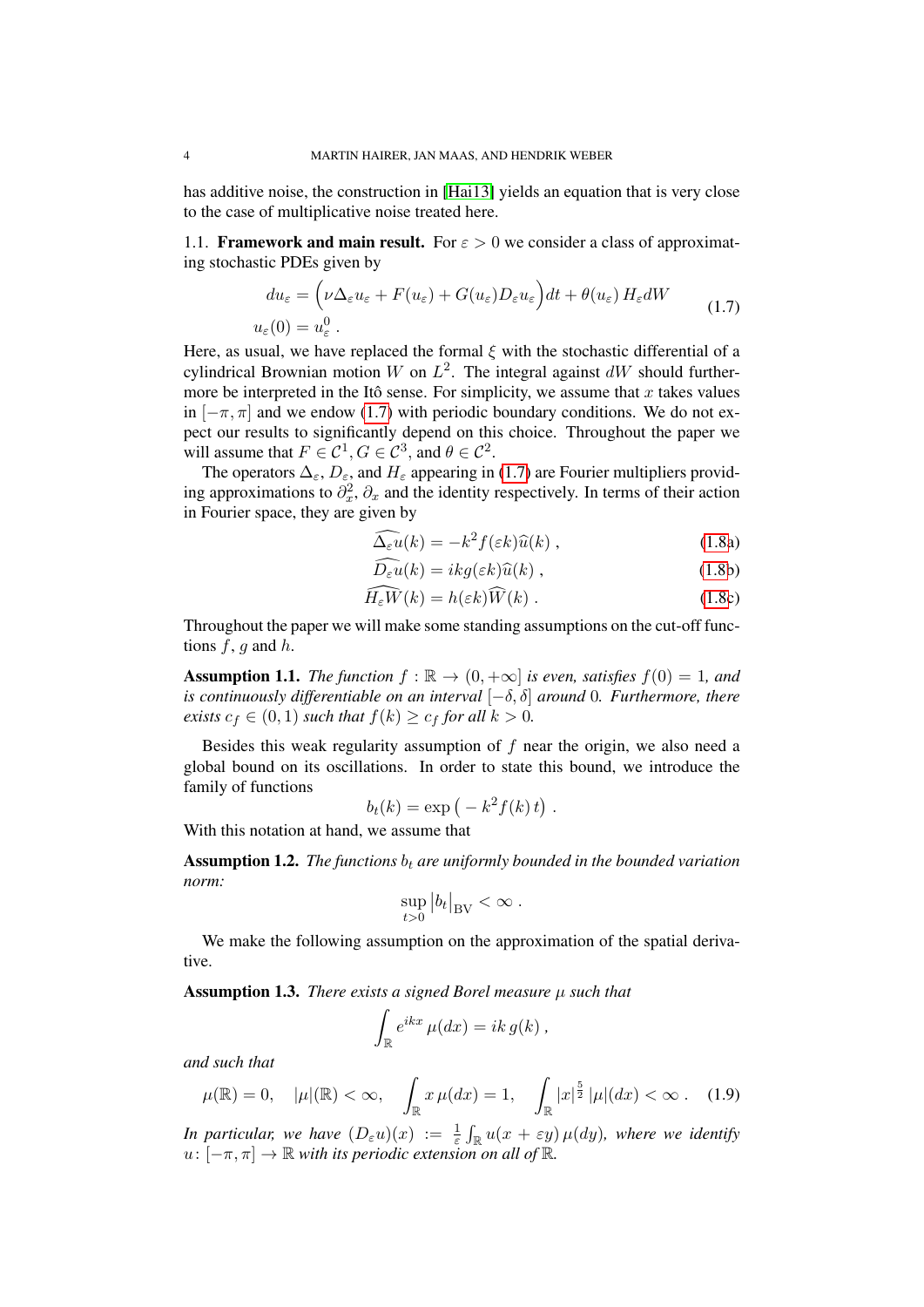has additive noise, the construction in [Hai13] yields an equation that is very close to the case of multiplicative noise treated here.

1.1. **Framework and main result.** For $\varepsilon > 0$ we consider a class of approximating stochastic PDEs given by

$$
\begin{aligned}
du_\varepsilon &= \Big(\nu \Delta_\varepsilon u_\varepsilon + F(u_\varepsilon) + G(u_\varepsilon) D_\varepsilon u_\varepsilon\Big) dt + \theta(u_\varepsilon)\, H_\varepsilon dW \\
u_\varepsilon(0) &= u_\varepsilon^0 \,.
\end{aligned}
\tag{1.7}
$$

Here, as usual, we have replaced the formal $\xi$ with the stochastic differential of a cylindrical Brownian motion $W$ on $L^2$. The integral against $dW$ should furthermore be interpreted in the Itô sense. For simplicity, we assume that $x$ takes values in $[-\pi, \pi]$ and we endow (1.7) with periodic boundary conditions. We do not expect our results to significantly depend on this choice. Throughout the paper we will assume that $F \in \mathcal{C}^1, G \in \mathcal{C}^3$, and $\theta \in \mathcal{C}^2$.

The operators $\Delta_\varepsilon$, $D_\varepsilon$, and $H_\varepsilon$ appearing in (1.7) are Fourier multipliers providing approximations to $\partial_x^2$, $\partial_x$ and the identity respectively. In terms of their action in Fourier space, they are given by

$$
\widehat{\Delta_\varepsilon u}(k) = -k^2 f(\varepsilon k) \widehat{u}(k) \,, \tag{1.8a}
$$

$$
\widehat{D_\varepsilon u}(k) = ikg(\varepsilon k) \widehat{u}(k) \,, \tag{1.8b}
$$

$$
\widehat{H_\varepsilon W}(k) = h(\varepsilon k) \widehat{W}(k) \,. \tag{1.8c}
$$

Throughout the paper we will make some standing assumptions on the cut-off functions $f$, $g$ and $h$.

**Assumption 1.1.** *The function $f : \mathbb{R} \to (0, +\infty]$ is even, satisfies $f(0) = 1$, and is continuously differentiable on an interval $[-\delta, \delta]$ around $0$. Furthermore, there exists $c_f \in (0, 1)$ such that $f(k) \geq c_f$ for all $k > 0$.*

Besides this weak regularity assumption of $f$ near the origin, we also need a global bound on its oscillations. In order to state this bound, we introduce the family of functions

$$
b_t(k) = \exp\big( - k^2 f(k)\, t \big) \,.
$$

With this notation at hand, we assume that

**Assumption 1.2.** *The functions $b_t$ are uniformly bounded in the bounded variation norm:*

$$
\sup_{t>0} |b_t|_{\mathrm{BV}} < \infty \,.
$$

We make the following assumption on the approximation of the spatial derivative.

**Assumption 1.3.** *There exists a signed Borel measure $\mu$ such that*

$$
\int_{\mathbb{R}} e^{ikx}\, \mu(dx) = ik\, g(k) \,,
$$

*and such that*

$$
\mu(\mathbb{R}) = 0, \quad |\mu|(\mathbb{R}) < \infty, \quad \int_{\mathbb{R}} x\, \mu(dx) = 1, \quad \int_{\mathbb{R}} |x|^{\frac{5}{2}}\, |\mu|(dx) < \infty \,. \tag{1.9}
$$

*In particular, we have $(D_\varepsilon u)(x) := \frac{1}{\varepsilon} \int_{\mathbb{R}} u(x + \varepsilon y)\, \mu(dy)$, where we identify $u \colon [-\pi, \pi] \to \mathbb{R}$ with its periodic extension on all of $\mathbb{R}$.*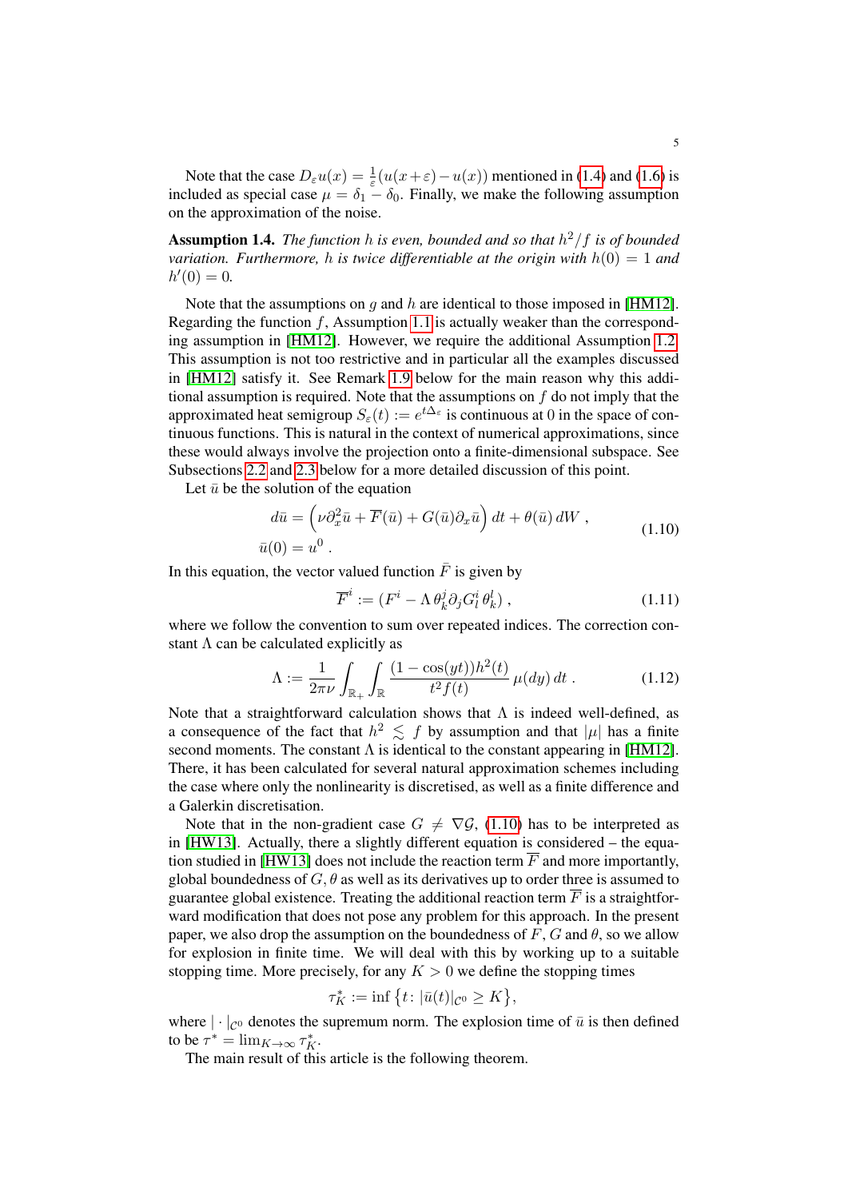Note that the case $D_\varepsilon u(x) = \frac{1}{\varepsilon}(u(x+\varepsilon) - u(x))$ mentioned in (1.4) and (1.6) is included as special case $\mu = \delta_1 - \delta_0$. Finally, we make the following assumption on the approximation of the noise.

**Assumption 1.4.** *The function $h$ is even, bounded and so that $h^2/f$ is of bounded variation. Furthermore, $h$ is twice differentiable at the origin with $h(0) = 1$ and $h'(0) = 0$.*

Note that the assumptions on $g$ and $h$ are identical to those imposed in [HM12]. Regarding the function $f$, Assumption 1.1 is actually weaker than the corresponding assumption in [HM12]. However, we require the additional Assumption 1.2. This assumption is not too restrictive and in particular all the examples discussed in [HM12] satisfy it. See Remark 1.9 below for the main reason why this additional assumption is required. Note that the assumptions on $f$ do not imply that the approximated heat semigroup $S_\varepsilon(t) := e^{t\Delta_\varepsilon}$ is continuous at 0 in the space of continuous functions. This is natural in the context of numerical approximations, since these would always involve the projection onto a finite-dimensional subspace. See Subsections 2.2 and 2.3 below for a more detailed discussion of this point.

Let $\bar{u}$ be the solution of the equation

$$
\begin{aligned}
d\bar{u} &= \Big(\nu\partial_x^2\bar{u} + \overline{F}(\bar{u}) + G(\bar{u})\partial_x\bar{u}\Big)\,dt + \theta(\bar{u})\,dW\;, \\
\bar{u}(0) &= u^0\;.
\end{aligned}
\tag{1.10}
$$

In this equation, the vector valued function $\bar{F}$ is given by

$$
\overline{F}^i := (F^i - \Lambda\,\theta_k^j\partial_j G_l^i\,\theta_k^l)\;,
\tag{1.11}
$$

where we follow the convention to sum over repeated indices. The correction constant $\Lambda$ can be calculated explicitly as

$$
\Lambda := \frac{1}{2\pi\nu}\int_{\mathbb{R}_+}\int_{\mathbb{R}} \frac{(1-\cos(yt))h^2(t)}{t^2 f(t)}\,\mu(dy)\,dt\;.
\tag{1.12}
$$

Note that a straightforward calculation shows that $\Lambda$ is indeed well-defined, as a consequence of the fact that $h^2 \lesssim f$ by assumption and that $|\mu|$ has a finite second moments. The constant $\Lambda$ is identical to the constant appearing in [HM12]. There, it has been calculated for several natural approximation schemes including the case where only the nonlinearity is discretised, as well as a finite difference and a Galerkin discretisation.

Note that in the non-gradient case $G \neq \nabla\mathcal{G}$, (1.10) has to be interpreted as in [HW13]. Actually, there a slightly different equation is considered – the equation studied in [HW13] does not include the reaction term $\overline{F}$ and more importantly, global boundedness of $G, \theta$ as well as its derivatives up to order three is assumed to guarantee global existence. Treating the additional reaction term $\overline{F}$ is a straightforward modification that does not pose any problem for this approach. In the present paper, we also drop the assumption on the boundedness of $F$, $G$ and $\theta$, so we allow for explosion in finite time. We will deal with this by working up to a suitable stopping time. More precisely, for any $K > 0$ we define the stopping times

$$
\tau_K^* := \inf\big\{t\colon |\bar{u}(t)|_{\mathcal{C}^0} \geq K\big\},
$$

where $|\cdot|_{\mathcal{C}^0}$ denotes the supremum norm. The explosion time of $\bar{u}$ is then defined to be $\tau^* = \lim_{K\to\infty}\tau_K^*$.

The main result of this article is the following theorem.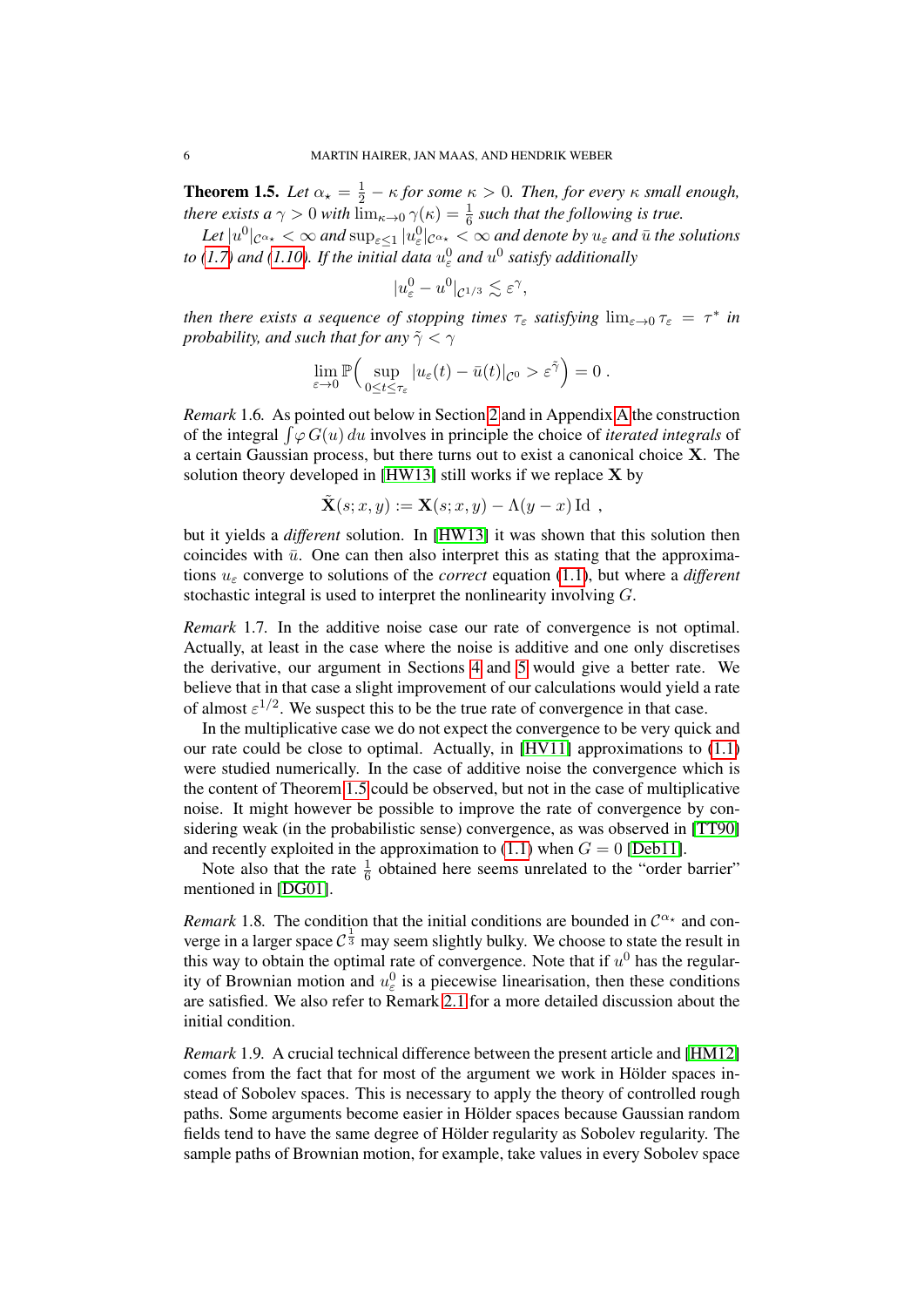**Theorem 1.5.** *Let $\alpha_\star = \frac{1}{2} - \kappa$ for some $\kappa > 0$. Then, for every $\kappa$ small enough, there exists a $\gamma > 0$ with $\lim_{\kappa \to 0} \gamma(\kappa) = \frac{1}{6}$ such that the following is true.*

*Let $|u^0|_{\mathcal{C}^{\alpha_\star}} < \infty$ and $\sup_{\varepsilon \leq 1} |u^0_\varepsilon|_{\mathcal{C}^{\alpha_\star}} < \infty$ and denote by $u_\varepsilon$ and $\bar{u}$ the solutions to (1.7) and (1.10). If the initial data $u^0_\varepsilon$ and $u^0$ satisfy additionally*

$$|u^0_\varepsilon - u^0|_{\mathcal{C}^{1/3}} \lesssim \varepsilon^\gamma,$$

*then there exists a sequence of stopping times $\tau_\varepsilon$ satisfying $\lim_{\varepsilon \to 0} \tau_\varepsilon = \tau^*$ in probability, and such that for any $\tilde{\gamma} < \gamma$*

$$\lim_{\varepsilon \to 0} \mathbb{P}\Big( \sup_{0 \leq t \leq \tau_\varepsilon} |u_\varepsilon(t) - \bar{u}(t)|_{\mathcal{C}^0} > \varepsilon^{\tilde{\gamma}} \Big) = 0\;.$$

*Remark* 1.6. As pointed out below in Section 2 and in Appendix A the construction of the integral $\int \varphi\, G(u)\, du$ involves in principle the choice of *iterated integrals* of a certain Gaussian process, but there turns out to exist a canonical choice $\mathbf{X}$. The solution theory developed in [HW13] still works if we replace $\mathbf{X}$ by

$$\tilde{\mathbf{X}}(s; x, y) := \mathbf{X}(s; x, y) - \Lambda(y - x)\,\mathrm{Id}\;,$$

but it yields a *different* solution. In [HW13] it was shown that this solution then coincides with $\bar{u}$. One can then also interpret this as stating that the approximations $u_\varepsilon$ converge to solutions of the *correct* equation (1.1), but where a *different* stochastic integral is used to interpret the nonlinearity involving $G$.

*Remark* 1.7. In the additive noise case our rate of convergence is not optimal. Actually, at least in the case where the noise is additive and one only discretises the derivative, our argument in Sections 4 and 5 would give a better rate. We believe that in that case a slight improvement of our calculations would yield a rate of almost $\varepsilon^{1/2}$. We suspect this to be the true rate of convergence in that case.

In the multiplicative case we do not expect the convergence to be very quick and our rate could be close to optimal. Actually, in [HV11] approximations to (1.1) were studied numerically. In the case of additive noise the convergence which is the content of Theorem 1.5 could be observed, but not in the case of multiplicative noise. It might however be possible to improve the rate of convergence by considering weak (in the probabilistic sense) convergence, as was observed in [TT90] and recently exploited in the approximation to (1.1) when $G = 0$ [Deb11].

Note also that the rate $\frac{1}{6}$ obtained here seems unrelated to the "order barrier" mentioned in [DG01].

*Remark* 1.8. The condition that the initial conditions are bounded in $\mathcal{C}^{\alpha_\star}$ and converge in a larger space $\mathcal{C}^{\frac{1}{3}}$ may seem slightly bulky. We choose to state the result in this way to obtain the optimal rate of convergence. Note that if $u^0$ has the regularity of Brownian motion and $u^0_\varepsilon$ is a piecewise linearisation, then these conditions are satisfied. We also refer to Remark 2.1 for a more detailed discussion about the initial condition.

*Remark* 1.9. A crucial technical difference between the present article and [HM12] comes from the fact that for most of the argument we work in Hölder spaces instead of Sobolev spaces. This is necessary to apply the theory of controlled rough paths. Some arguments become easier in Hölder spaces because Gaussian random fields tend to have the same degree of Hölder regularity as Sobolev regularity. The sample paths of Brownian motion, for example, take values in every Sobolev space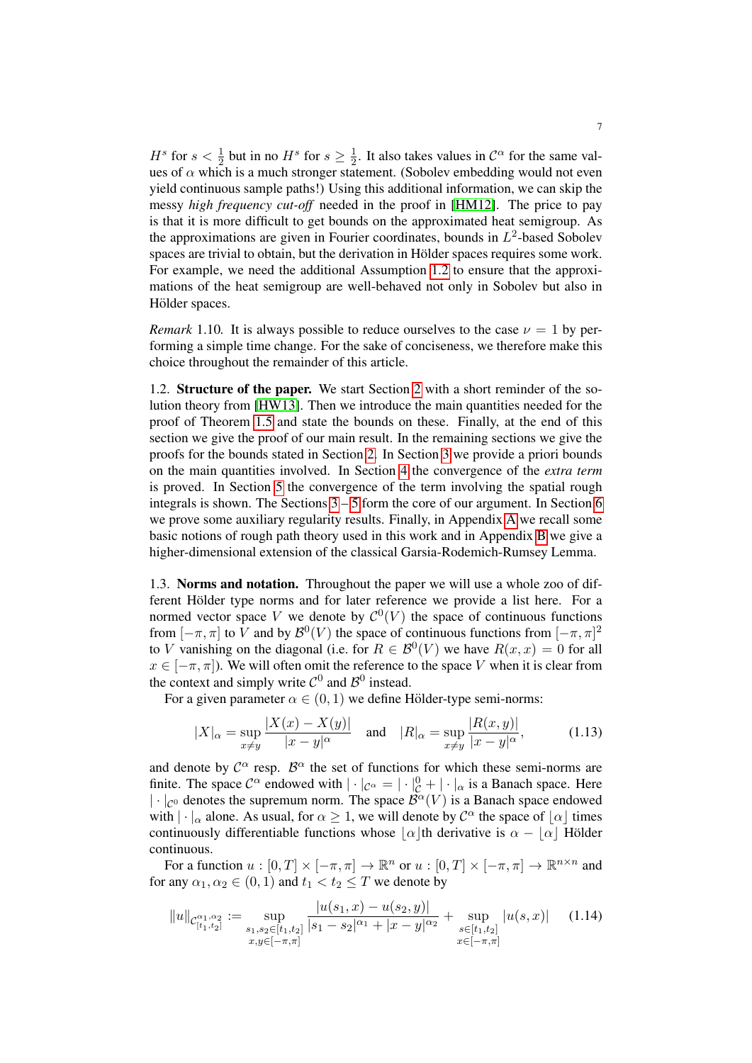$H^s$ for $s < \frac{1}{2}$ but in no $H^s$ for $s \geq \frac{1}{2}$. It also takes values in $\mathcal{C}^\alpha$ for the same values of $\alpha$ which is a much stronger statement. (Sobolev embedding would not even yield continuous sample paths!) Using this additional information, we can skip the messy *high frequency cut-off* needed in the proof in [HM12]. The price to pay is that it is more difficult to get bounds on the approximated heat semigroup. As the approximations are given in Fourier coordinates, bounds in $L^2$-based Sobolev spaces are trivial to obtain, but the derivation in Hölder spaces requires some work. For example, we need the additional Assumption 1.2 to ensure that the approximations of the heat semigroup are well-behaved not only in Sobolev but also in Hölder spaces.

*Remark* 1.10. It is always possible to reduce ourselves to the case $\nu = 1$ by performing a simple time change. For the sake of conciseness, we therefore make this choice throughout the remainder of this article.

1.2. **Structure of the paper.** We start Section 2 with a short reminder of the solution theory from [HW13]. Then we introduce the main quantities needed for the proof of Theorem 1.5 and state the bounds on these. Finally, at the end of this section we give the proof of our main result. In the remaining sections we give the proofs for the bounds stated in Section 2. In Section 3 we provide a priori bounds on the main quantities involved. In Section 4 the convergence of the *extra term* is proved. In Section 5 the convergence of the term involving the spatial rough integrals is shown. The Sections 3 – 5 form the core of our argument. In Section 6 we prove some auxiliary regularity results. Finally, in Appendix A we recall some basic notions of rough path theory used in this work and in Appendix B we give a higher-dimensional extension of the classical Garsia-Rodemich-Rumsey Lemma.

1.3. **Norms and notation.** Throughout the paper we will use a whole zoo of different Hölder type norms and for later reference we provide a list here. For a normed vector space $V$ we denote by $\mathcal{C}^0(V)$ the space of continuous functions from $[-\pi,\pi]$ to $V$ and by $\mathcal{B}^0(V)$ the space of continuous functions from $[-\pi,\pi]^2$ to $V$ vanishing on the diagonal (i.e. for $R \in \mathcal{B}^0(V)$ we have $R(x,x) = 0$ for all $x \in [-\pi,\pi]$). We will often omit the reference to the space $V$ when it is clear from the context and simply write $\mathcal{C}^0$ and $\mathcal{B}^0$ instead.

For a given parameter $\alpha \in (0,1)$ we define Hölder-type semi-norms:

$$|X|_\alpha = \sup_{x \neq y} \frac{|X(x) - X(y)|}{|x-y|^\alpha} \quad \text{and} \quad |R|_\alpha = \sup_{x \neq y} \frac{|R(x,y)|}{|x-y|^\alpha}, \tag{1.13}$$

and denote by $\mathcal{C}^\alpha$ resp. $\mathcal{B}^\alpha$ the set of functions for which these semi-norms are finite. The space $\mathcal{C}^\alpha$ endowed with $|\cdot|_{\mathcal{C}^\alpha} = |\cdot|^0_{\mathcal{C}} + |\cdot|_\alpha$ is a Banach space. Here $|\cdot|_{\mathcal{C}^0}$ denotes the supremum norm. The space $\mathcal{B}^\alpha(V)$ is a Banach space endowed with $|\cdot|_\alpha$ alone. As usual, for $\alpha \geq 1$, we will denote by $\mathcal{C}^\alpha$ the space of $\lfloor \alpha \rfloor$ times continuously differentiable functions whose $\lfloor \alpha \rfloor$th derivative is $\alpha - \lfloor \alpha \rfloor$ Hölder continuous.

For a function $u : [0,T] \times [-\pi,\pi] \to \mathbb{R}^n$ or $u : [0,T] \times [-\pi,\pi] \to \mathbb{R}^{n \times n}$ and for any $\alpha_1, \alpha_2 \in (0,1)$ and $t_1 < t_2 \leq T$ we denote by

$$\|u\|_{\mathcal{C}^{\alpha_1,\alpha_2}_{[t_1,t_2]}} := \sup_{\substack{s_1,s_2 \in [t_1,t_2] \\ x,y \in [-\pi,\pi]}} \frac{|u(s_1,x) - u(s_2,y)|}{|s_1 - s_2|^{\alpha_1} + |x-y|^{\alpha_2}} + \sup_{\substack{s \in [t_1,t_2] \\ x \in [-\pi,\pi]}} |u(s,x)| \tag{1.14}$$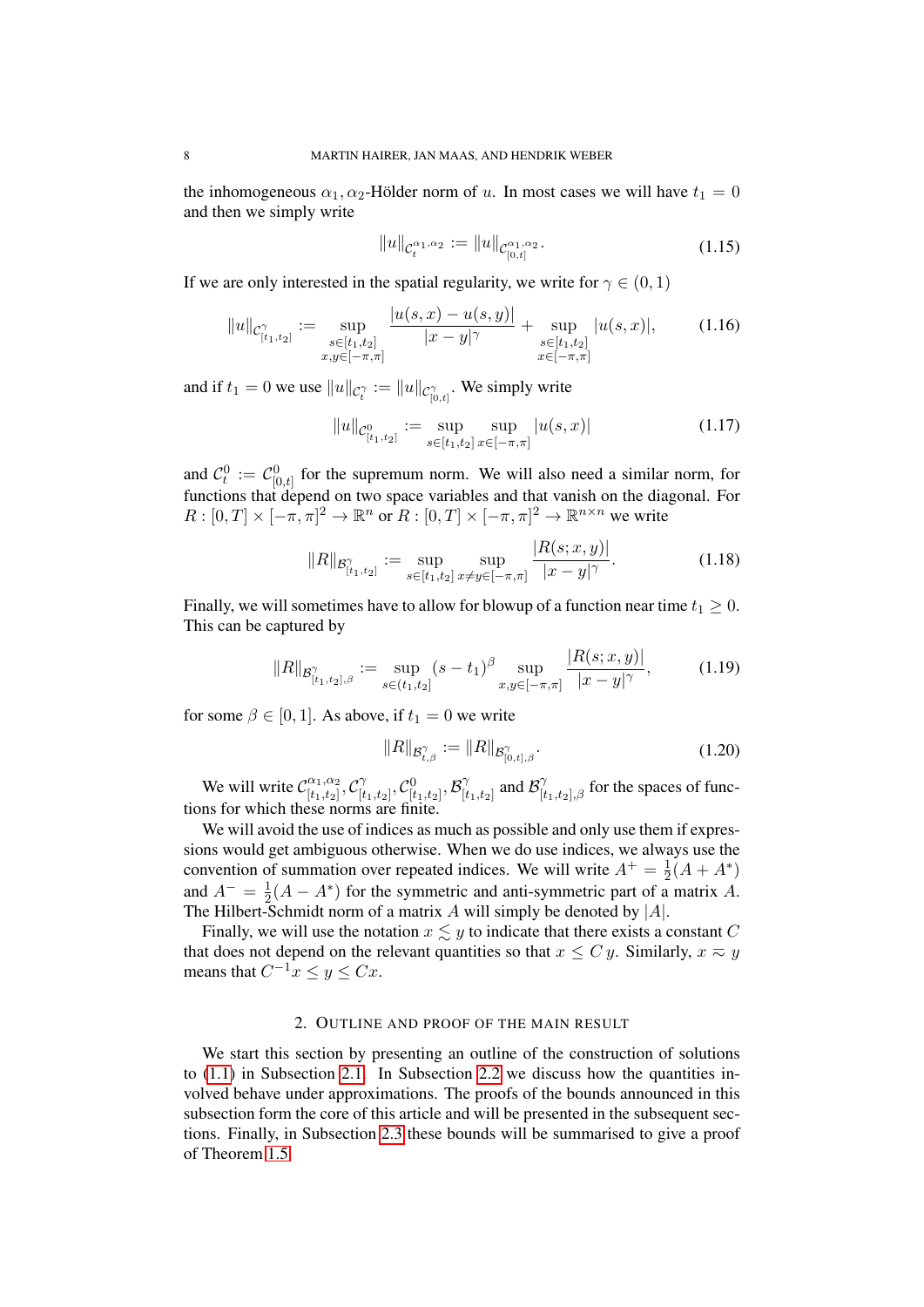the inhomogeneous $\alpha_1, \alpha_2$-Hölder norm of $u$. In most cases we will have $t_1 = 0$ and then we simply write

$$\|u\|_{\mathcal{C}_t^{\alpha_1,\alpha_2}} := \|u\|_{\mathcal{C}_{[0,t]}^{\alpha_1,\alpha_2}}. \tag{1.15}$$

If we are only interested in the spatial regularity, we write for $\gamma \in (0,1)$

$$\|u\|_{\mathcal{C}^\gamma_{[t_1,t_2]}} := \sup_{\substack{s\in[t_1,t_2]\\ x,y\in[-\pi,\pi]}} \frac{|u(s,x)-u(s,y)|}{|x-y|^\gamma} + \sup_{\substack{s\in[t_1,t_2]\\ x\in[-\pi,\pi]}} |u(s,x)|, \tag{1.16}$$

and if $t_1 = 0$ we use $\|u\|_{\mathcal{C}^\gamma_t} := \|u\|_{\mathcal{C}^\gamma_{[0,t]}}$. We simply write

$$\|u\|_{\mathcal{C}^0_{[t_1,t_2]}} := \sup_{s\in[t_1,t_2]} \sup_{x\in[-\pi,\pi]} |u(s,x)| \tag{1.17}$$

and $\mathcal{C}^0_t := \mathcal{C}^0_{[0,t]}$ for the supremum norm. We will also need a similar norm, for functions that depend on two space variables and that vanish on the diagonal. For $R : [0,T]\times[-\pi,\pi]^2 \to \mathbb{R}^n$ or $R : [0,T]\times[-\pi,\pi]^2 \to \mathbb{R}^{n\times n}$ we write

$$\|R\|_{\mathcal{B}^\gamma_{[t_1,t_2]}} := \sup_{s\in[t_1,t_2]} \sup_{x\neq y\in[-\pi,\pi]} \frac{|R(s;x,y)|}{|x-y|^\gamma}. \tag{1.18}$$

Finally, we will sometimes have to allow for blowup of a function near time $t_1 \geq 0$. This can be captured by

$$\|R\|_{\mathcal{B}^\gamma_{[t_1,t_2],\beta}} := \sup_{s\in(t_1,t_2]} (s-t_1)^\beta \sup_{x,y\in[-\pi,\pi]} \frac{|R(s;x,y)|}{|x-y|^\gamma}, \tag{1.19}$$

for some $\beta \in [0,1]$. As above, if $t_1 = 0$ we write

$$\|R\|_{\mathcal{B}^\gamma_{t,\beta}} := \|R\|_{\mathcal{B}^\gamma_{[0,t],\beta}}. \tag{1.20}$$

We will write $\mathcal{C}^{\alpha_1,\alpha_2}_{[t_1,t_2]}, \mathcal{C}^\gamma_{[t_1,t_2]}, \mathcal{C}^0_{[t_1,t_2]}, \mathcal{B}^\gamma_{[t_1,t_2]}$ and $\mathcal{B}^\gamma_{[t_1,t_2],\beta}$ for the spaces of functions for which these norms are finite.

We will avoid the use of indices as much as possible and only use them if expressions would get ambiguous otherwise. When we do use indices, we always use the convention of summation over repeated indices. We will write $A^+ = \frac{1}{2}(A + A^*)$ and $A^- = \frac{1}{2}(A - A^*)$ for the symmetric and anti-symmetric part of a matrix $A$. The Hilbert-Schmidt norm of a matrix $A$ will simply be denoted by $|A|$.

Finally, we will use the notation $x \lesssim y$ to indicate that there exists a constant $C$ that does not depend on the relevant quantities so that $x \leq C\,y$. Similarly, $x \approx y$ means that $C^{-1}x \leq y \leq Cx$.

## 2. Outline and proof of the main result

We start this section by presenting an outline of the construction of solutions to (1.1) in Subsection 2.1. In Subsection 2.2 we discuss how the quantities involved behave under approximations. The proofs of the bounds announced in this subsection form the core of this article and will be presented in the subsequent sections. Finally, in Subsection 2.3 these bounds will be summarised to give a proof of Theorem 1.5.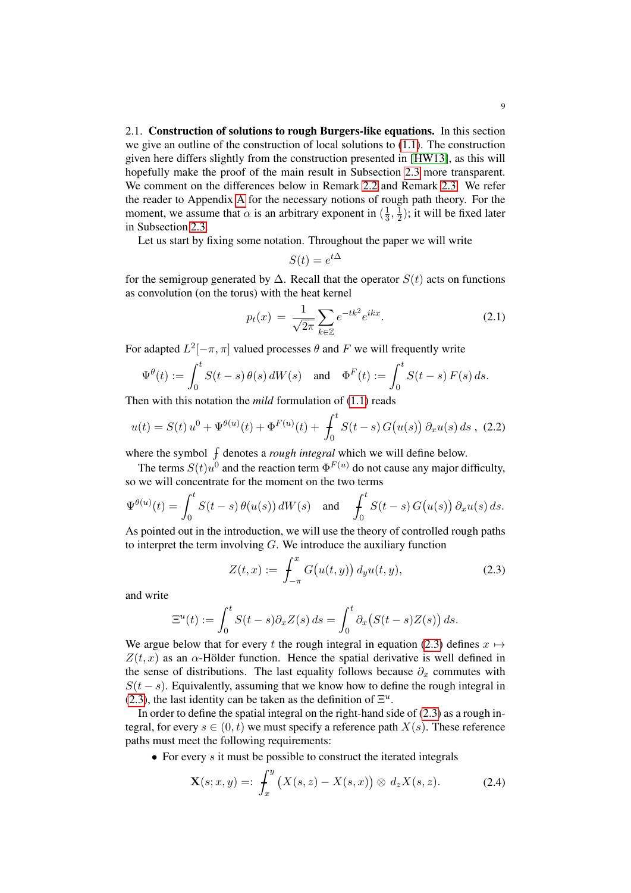2.1. **Construction of solutions to rough Burgers-like equations.** In this section we give an outline of the construction of local solutions to (1.1). The construction given here differs slightly from the construction presented in [HW13], as this will hopefully make the proof of the main result in Subsection 2.3 more transparent. We comment on the differences below in Remark 2.2 and Remark 2.3. We refer the reader to Appendix A for the necessary notions of rough path theory. For the moment, we assume that $\alpha$ is an arbitrary exponent in $(\frac{1}{3}, \frac{1}{2})$; it will be fixed later in Subsection 2.3.

Let us start by fixing some notation. Throughout the paper we will write

$$S(t) = e^{t\Delta}$$

for the semigroup generated by $\Delta$. Recall that the operator $S(t)$ acts on functions as convolution (on the torus) with the heat kernel

$$p_t(x) \;=\; \frac{1}{\sqrt{2\pi}} \sum_{k \in \mathbb{Z}} e^{-tk^2} e^{ikx}. \tag{2.1}$$

For adapted $L^2[-\pi, \pi]$ valued processes $\theta$ and $F$ we will frequently write

$$\Psi^{\theta}(t) := \int_0^t S(t-s)\, \theta(s)\, dW(s) \quad \text{and} \quad \Phi^{F}(t) := \int_0^t S(t-s)\, F(s)\, ds.$$

Then with this notation the *mild* formulation of (1.1) reads

$$u(t) = S(t)\, u^0 + \Psi^{\theta(u)}(t) + \Phi^{F(u)}(t) + \fint_0^t S(t-s)\, G\big(u(s)\big)\, \partial_x u(s)\, ds\;, \tag{2.2}$$

where the symbol $\fint$ denotes a *rough integral* which we will define below.

The terms $S(t)u^0$ and the reaction term $\Phi^{F(u)}$ do not cause any major difficulty, so we will concentrate for the moment on the two terms

$$\Psi^{\theta(u)}(t) = \int_0^t S(t-s)\, \theta(u(s))\, dW(s) \quad \text{and} \quad \fint_0^t S(t-s)\, G\big(u(s)\big)\, \partial_x u(s)\, ds.$$

As pointed out in the introduction, we will use the theory of controlled rough paths to interpret the term involving $G$. We introduce the auxiliary function

$$Z(t,x) := \fint_{-\pi}^{x} G\big(u(t,y)\big)\, d_y u(t,y), \tag{2.3}$$

and write

$$\Xi^u(t) := \int_0^t S(t-s) \partial_x Z(s)\, ds = \int_0^t \partial_x \big(S(t-s) Z(s)\big)\, ds.$$

We argue below that for every $t$ the rough integral in equation (2.3) defines $x \mapsto Z(t,x)$ as an $\alpha$-Hölder function. Hence the spatial derivative is well defined in the sense of distributions. The last equality follows because $\partial_x$ commutes with $S(t-s)$. Equivalently, assuming that we know how to define the rough integral in (2.3), the last identity can be taken as the definition of $\Xi^u$.

In order to define the spatial integral on the right-hand side of (2.3) as a rough integral, for every $s \in (0,t)$ we must specify a reference path $X(s)$. These reference paths must meet the following requirements:

- For every $s$ it must be possible to construct the iterated integrals

$$\mathbf{X}(s;x,y) =: \fint_x^y \big(X(s,z) - X(s,x)\big) \otimes\, d_z X(s,z). \tag{2.4}$$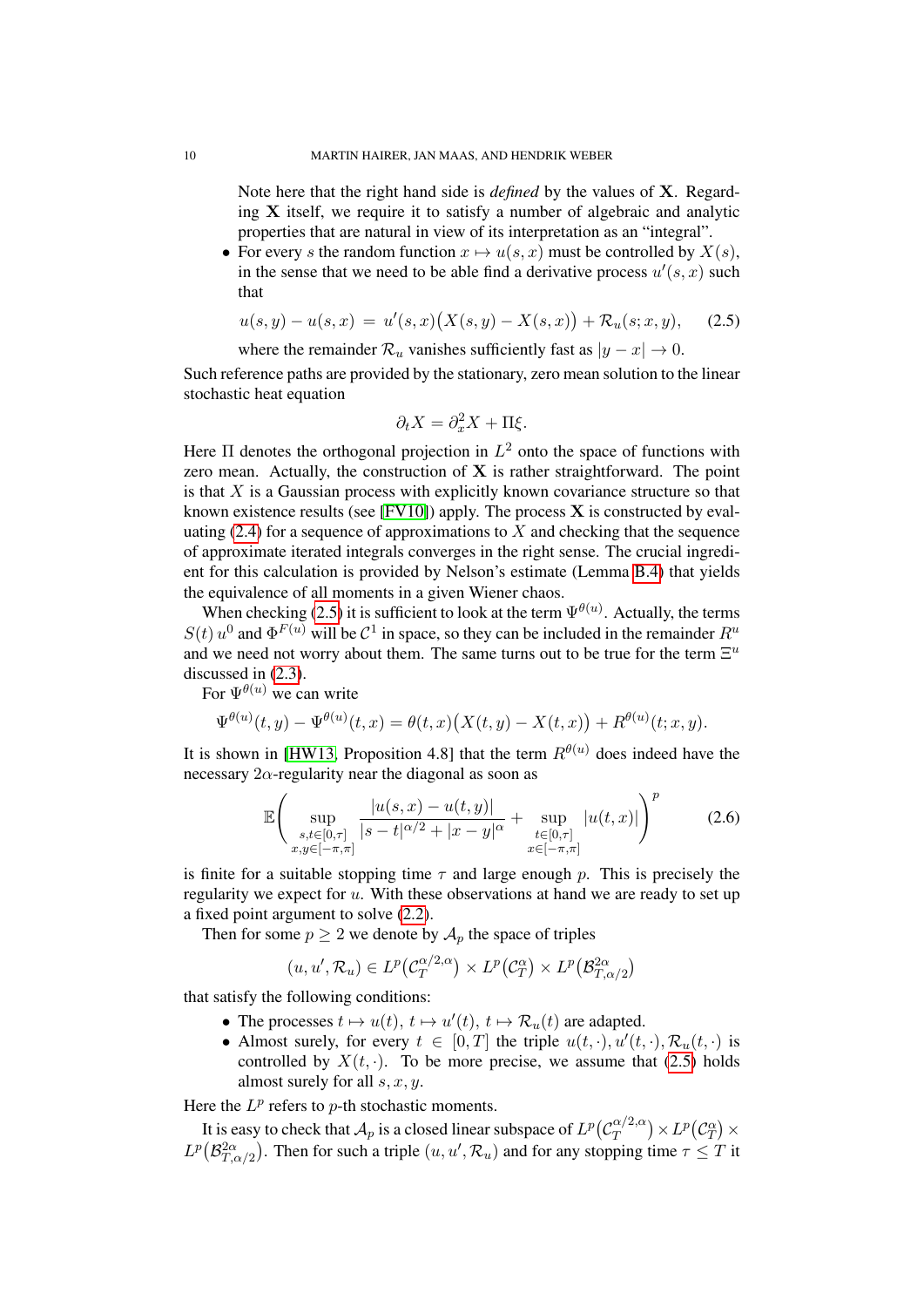Note here that the right hand side is *defined* by the values of $\mathbf{X}$. Regarding $\mathbf{X}$ itself, we require it to satisfy a number of algebraic and analytic properties that are natural in view of its interpretation as an "integral".

- For every $s$ the random function $x \mapsto u(s,x)$ must be controlled by $X(s)$, in the sense that we need to be able find a derivative process $u'(s,x)$ such that

$$u(s,y) - u(s,x) = u'(s,x)\big(X(s,y) - X(s,x)\big) + \mathcal{R}_u(s;x,y), \qquad (2.5)$$

where the remainder $\mathcal{R}_u$ vanishes sufficiently fast as $|y-x| \to 0$.

Such reference paths are provided by the stationary, zero mean solution to the linear stochastic heat equation

$$\partial_t X = \partial_x^2 X + \Pi \xi.$$

Here $\Pi$ denotes the orthogonal projection in $L^2$ onto the space of functions with zero mean. Actually, the construction of $\mathbf{X}$ is rather straightforward. The point is that $X$ is a Gaussian process with explicitly known covariance structure so that known existence results (see [FV10]) apply. The process $\mathbf{X}$ is constructed by evaluating (2.4) for a sequence of approximations to $X$ and checking that the sequence of approximate iterated integrals converges in the right sense. The crucial ingredient for this calculation is provided by Nelson's estimate (Lemma B.4) that yields the equivalence of all moments in a given Wiener chaos.

When checking (2.5) it is sufficient to look at the term $\Psi^{\theta(u)}$. Actually, the terms $S(t)\,u^0$ and $\Phi^{F(u)}$ will be $\mathcal{C}^1$ in space, so they can be included in the remainder $R^u$ and we need not worry about them. The same turns out to be true for the term $\Xi^u$ discussed in (2.3).

For $\Psi^{\theta(u)}$ we can write

$$\Psi^{\theta(u)}(t,y) - \Psi^{\theta(u)}(t,x) = \theta(t,x)\big(X(t,y) - X(t,x)\big) + R^{\theta(u)}(t;x,y).$$

It is shown in [HW13, Proposition 4.8] that the term $R^{\theta(u)}$ does indeed have the necessary $2\alpha$-regularity near the diagonal as soon as

$$\mathbb{E}\Bigg( \sup_{\substack{s,t \in [0,\tau] \\ x,y \in [-\pi,\pi]}} \frac{|u(s,x) - u(t,y)|}{|s-t|^{\alpha/2} + |x-y|^{\alpha}} + \sup_{\substack{t \in [0,\tau] \\ x \in [-\pi,\pi]}} |u(t,x)| \Bigg)^p \qquad (2.6)$$

is finite for a suitable stopping time $\tau$ and large enough $p$. This is precisely the regularity we expect for $u$. With these observations at hand we are ready to set up a fixed point argument to solve (2.2).

Then for some $p \geq 2$ we denote by $\mathcal{A}_p$ the space of triples

$$(u, u', \mathcal{R}_u) \in L^p\big(\mathcal{C}_T^{\alpha/2,\alpha}\big) \times L^p\big(\mathcal{C}_T^{\alpha}\big) \times L^p\big(\mathcal{B}_{T,\alpha/2}^{2\alpha}\big)$$

that satisfy the following conditions:

- The processes $t \mapsto u(t)$, $t \mapsto u'(t)$, $t \mapsto \mathcal{R}_u(t)$ are adapted.
- Almost surely, for every $t \in [0,T]$ the triple $u(t,\cdot), u'(t,\cdot), \mathcal{R}_u(t,\cdot)$ is controlled by $X(t,\cdot)$. To be more precise, we assume that (2.5) holds almost surely for all $s,x,y$.

Here the $L^p$ refers to $p$-th stochastic moments.

It is easy to check that $\mathcal{A}_p$ is a closed linear subspace of $L^p\big(\mathcal{C}_T^{\alpha/2,\alpha}\big) \times L^p\big(\mathcal{C}_T^{\alpha}\big) \times L^p\big(\mathcal{B}_{T,\alpha/2}^{2\alpha}\big)$. Then for such a triple $(u, u', \mathcal{R}_u)$ and for any stopping time $\tau \leq T$ it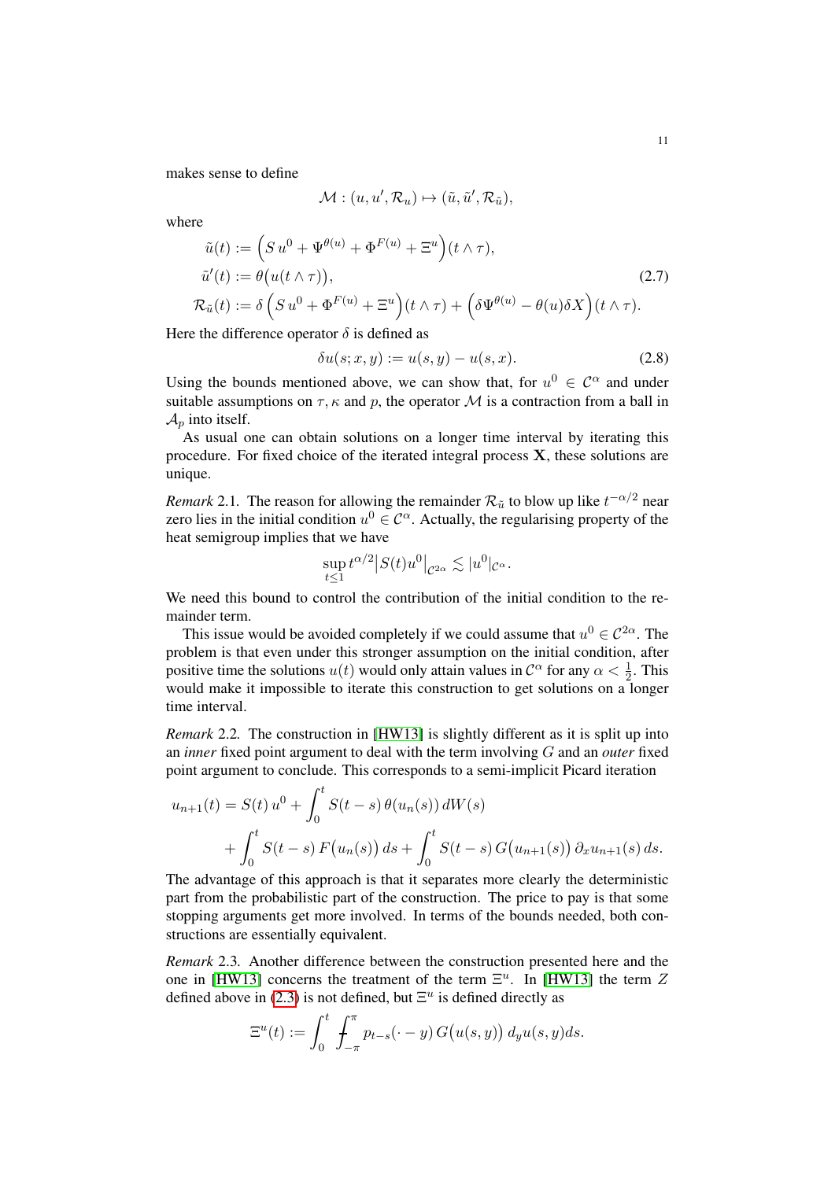makes sense to define

$$\mathcal{M} : (u, u', \mathcal{R}_u) \mapsto (\tilde{u}, \tilde{u}', \mathcal{R}_{\tilde{u}}),$$

where

$$\begin{aligned} \tilde{u}(t) &:= \Big( S\, u^0 + \Psi^{\theta(u)} + \Phi^{F(u)} + \Xi^u \Big)(t \wedge \tau), \\ \tilde{u}'(t) &:= \theta\big(u(t \wedge \tau)\big), \\ \mathcal{R}_{\tilde{u}}(t) &:= \delta \, \Big( S\, u^0 + \Phi^{F(u)} + \Xi^u \Big)(t \wedge \tau) + \Big( \delta \Psi^{\theta(u)} - \theta(u) \delta X \Big)(t \wedge \tau). \end{aligned} \tag{2.7}$$

Here the difference operator $\delta$ is defined as

$$\delta u(s; x, y) := u(s, y) - u(s, x). \tag{2.8}$$

Using the bounds mentioned above, we can show that, for $u^0 \in \mathcal{C}^\alpha$ and under suitable assumptions on $\tau, \kappa$ and $p$, the operator $\mathcal{M}$ is a contraction from a ball in $\mathcal{A}_p$ into itself.

As usual one can obtain solutions on a longer time interval by iterating this procedure. For fixed choice of the iterated integral process $\mathbf{X}$, these solutions are unique.

*Remark* 2.1. The reason for allowing the remainder $\mathcal{R}_{\tilde{u}}$ to blow up like $t^{-\alpha/2}$ near zero lies in the initial condition $u^0 \in \mathcal{C}^\alpha$. Actually, the regularising property of the heat semigroup implies that we have

$$\sup_{t \leq 1} t^{\alpha/2} \big| S(t) u^0 \big|_{\mathcal{C}^{2\alpha}} \lesssim |u^0|_{\mathcal{C}^\alpha}.$$

We need this bound to control the contribution of the initial condition to the remainder term.

This issue would be avoided completely if we could assume that $u^0 \in \mathcal{C}^{2\alpha}$. The problem is that even under this stronger assumption on the initial condition, after positive time the solutions $u(t)$ would only attain values in $\mathcal{C}^\alpha$ for any $\alpha < \frac{1}{2}$. This would make it impossible to iterate this construction to get solutions on a longer time interval.

*Remark* 2.2. The construction in [HW13] is slightly different as it is split up into an *inner* fixed point argument to deal with the term involving $G$ and an *outer* fixed point argument to conclude. This corresponds to a semi-implicit Picard iteration

$$\begin{aligned} u_{n+1}(t) &= S(t)\, u^0 + \int_0^t S(t-s)\, \theta\big(u_n(s)\big)\, dW(s) \\ &\quad + \int_0^t S(t-s)\, F\big(u_n(s)\big)\, ds + \int_0^t S(t-s)\, G\big(u_{n+1}(s)\big)\, \partial_x u_{n+1}(s)\, ds. \end{aligned}$$

The advantage of this approach is that it separates more clearly the deterministic part from the probabilistic part of the construction. The price to pay is that some stopping arguments get more involved. In terms of the bounds needed, both constructions are essentially equivalent.

*Remark* 2.3. Another difference between the construction presented here and the one in [HW13] concerns the treatment of the term $\Xi^u$. In [HW13] the term $Z$ defined above in (2.3) is not defined, but $\Xi^u$ is defined directly as

$$\Xi^u(t) := \int_0^t \fint_{-\pi}^{\pi} p_{t-s}(\cdot - y)\, G\big(u(s, y)\big)\, d_y u(s, y) ds.$$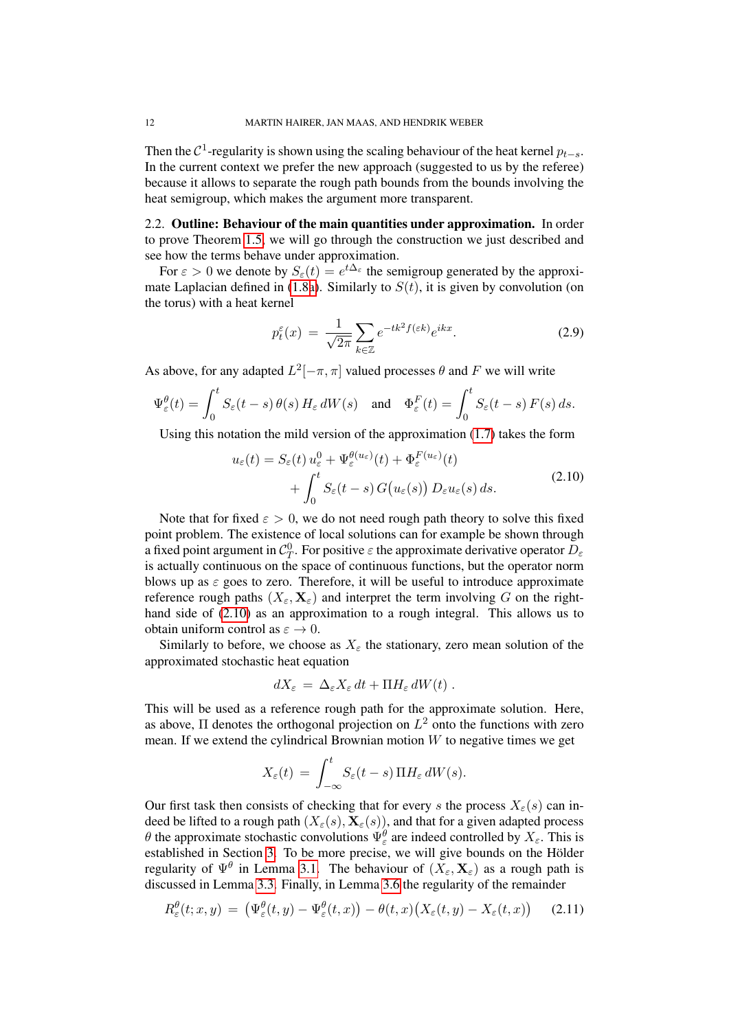Then the $\mathcal{C}^1$-regularity is shown using the scaling behaviour of the heat kernel $p_{t-s}$. In the current context we prefer the new approach (suggested to us by the referee) because it allows to separate the rough path bounds from the bounds involving the heat semigroup, which makes the argument more transparent.

2.2. **Outline: Behaviour of the main quantities under approximation.** In order to prove Theorem 1.5, we will go through the construction we just described and see how the terms behave under approximation.

For $\varepsilon > 0$ we denote by $S_\varepsilon(t) = e^{t\Delta_\varepsilon}$ the semigroup generated by the approximate Laplacian defined in (1.8a). Similarly to $S(t)$, it is given by convolution (on the torus) with a heat kernel

$$p_t^\varepsilon(x) \;=\; \frac{1}{\sqrt{2\pi}} \sum_{k\in\mathbb{Z}} e^{-tk^2 f(\varepsilon k)} e^{ikx}. \tag{2.9}$$

As above, for any adapted $L^2[-\pi,\pi]$ valued processes $\theta$ and $F$ we will write

$$\Psi_\varepsilon^\theta(t) = \int_0^t S_\varepsilon(t-s)\,\theta(s)\,H_\varepsilon\,dW(s) \quad \text{and} \quad \Phi_\varepsilon^F(t) = \int_0^t S_\varepsilon(t-s)\,F(s)\,ds.$$

Using this notation the mild version of the approximation (1.7) takes the form

$$\begin{aligned} u_\varepsilon(t) = S_\varepsilon(t)\,u_\varepsilon^0 + \Psi_\varepsilon^{\theta(u_\varepsilon)}(t) + \Phi_\varepsilon^{F(u_\varepsilon)}(t) \\ + \int_0^t S_\varepsilon(t-s)\,G\big(u_\varepsilon(s)\big)\,D_\varepsilon u_\varepsilon(s)\,ds. \end{aligned} \tag{2.10}$$

Note that for fixed $\varepsilon > 0$, we do not need rough path theory to solve this fixed point problem. The existence of local solutions can for example be shown through a fixed point argument in $\mathcal{C}_T^0$. For positive $\varepsilon$ the approximate derivative operator $D_\varepsilon$ is actually continuous on the space of continuous functions, but the operator norm blows up as $\varepsilon$ goes to zero. Therefore, it will be useful to introduce approximate reference rough paths $(X_\varepsilon, \mathbf{X}_\varepsilon)$ and interpret the term involving $G$ on the right-hand side of (2.10) as an approximation to a rough integral. This allows us to obtain uniform control as $\varepsilon \to 0$.

Similarly to before, we choose as $X_\varepsilon$ the stationary, zero mean solution of the approximated stochastic heat equation

$$dX_\varepsilon \;=\; \Delta_\varepsilon X_\varepsilon\,dt + \Pi H_\varepsilon\,dW(t)\;.$$

This will be used as a reference rough path for the approximate solution. Here, as above, $\Pi$ denotes the orthogonal projection on $L^2$ onto the functions with zero mean. If we extend the cylindrical Brownian motion $W$ to negative times we get

$$X_\varepsilon(t) \;=\; \int_{-\infty}^t S_\varepsilon(t-s)\,\Pi H_\varepsilon\,dW(s).$$

Our first task then consists of checking that for every $s$ the process $X_\varepsilon(s)$ can indeed be lifted to a rough path $(X_\varepsilon(s), \mathbf{X}_\varepsilon(s))$, and that for a given adapted process $\theta$ the approximate stochastic convolutions $\Psi_\varepsilon^\theta$ are indeed controlled by $X_\varepsilon$. This is established in Section 3. To be more precise, we will give bounds on the Hölder regularity of $\Psi^\theta$ in Lemma 3.1. The behaviour of $(X_\varepsilon, \mathbf{X}_\varepsilon)$ as a rough path is discussed in Lemma 3.3. Finally, in Lemma 3.6 the regularity of the remainder

$$R_\varepsilon^\theta(t;x,y) \;=\; \big(\Psi_\varepsilon^\theta(t,y) - \Psi_\varepsilon^\theta(t,x)\big) - \theta(t,x)\big(X_\varepsilon(t,y) - X_\varepsilon(t,x)\big) \tag{2.11}$$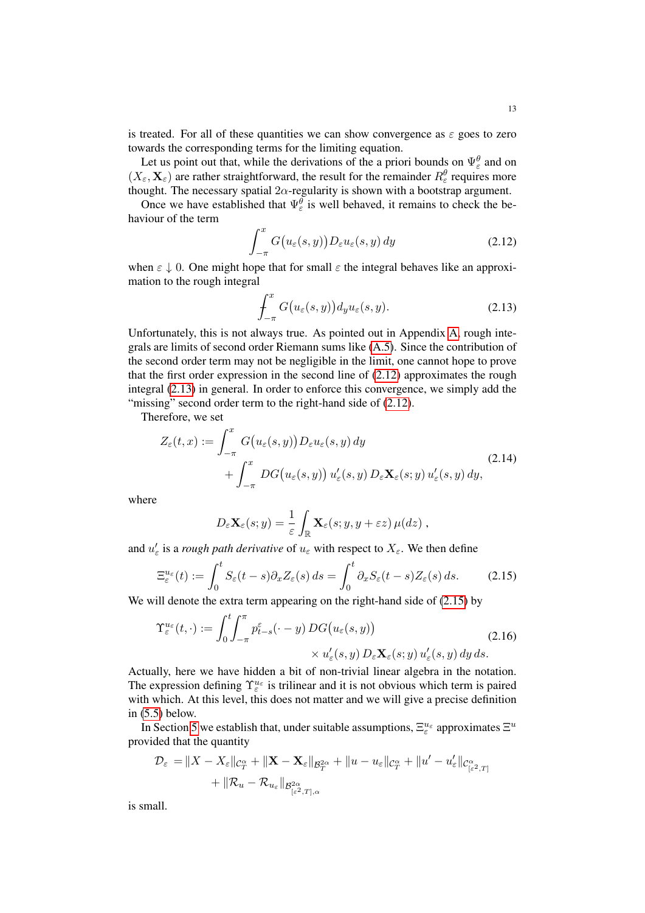is treated. For all of these quantities we can show convergence as $\varepsilon$ goes to zero towards the corresponding terms for the limiting equation.

Let us point out that, while the derivations of the a priori bounds on $\Psi_\varepsilon^\theta$ and on $(X_\varepsilon, \mathbf{X}_\varepsilon)$ are rather straightforward, the result for the remainder $R_\varepsilon^\theta$ requires more thought. The necessary spatial $2\alpha$-regularity is shown with a bootstrap argument.

Once we have established that $\Psi_\varepsilon^\theta$ is well behaved, it remains to check the behaviour of the term

$$\int_{-\pi}^{x} G\big(u_\varepsilon(s,y)\big) D_\varepsilon u_\varepsilon(s,y)\, dy \tag{2.12}$$

when $\varepsilon \downarrow 0$. One might hope that for small $\varepsilon$ the integral behaves like an approximation to the rough integral

$$⨍_{-\pi}^{x} G\big(u_\varepsilon(s,y)\big) d_y u_\varepsilon(s,y). \tag{2.13}$$

Unfortunately, this is not always true. As pointed out in Appendix A, rough integrals are limits of second order Riemann sums like (A.5). Since the contribution of the second order term may not be negligible in the limit, one cannot hope to prove that the first order expression in the second line of (2.12) approximates the rough integral (2.13) in general. In order to enforce this convergence, we simply add the "missing" second order term to the right-hand side of (2.12).

Therefore, we set

$$\begin{aligned} Z_\varepsilon(t,x) := &\int_{-\pi}^{x} G\big(u_\varepsilon(s,y)\big) D_\varepsilon u_\varepsilon(s,y)\, dy \\ &+ \int_{-\pi}^{x} DG\big(u_\varepsilon(s,y)\big)\, u_\varepsilon'(s,y)\, D_\varepsilon \mathbf{X}_\varepsilon(s;y)\, u_\varepsilon'(s,y)\, dy, \end{aligned} \tag{2.14}$$

where

$$D_\varepsilon \mathbf{X}_\varepsilon(s;y) = \frac{1}{\varepsilon} \int_{\mathbb{R}} \mathbf{X}_\varepsilon(s;y,y+\varepsilon z)\, \mu(dz)\ ,$$

and $u_\varepsilon'$ is a *rough path derivative* of $u_\varepsilon$ with respect to $X_\varepsilon$. We then define

$$\Xi_\varepsilon^{u_\varepsilon}(t) := \int_0^t S_\varepsilon(t-s)\partial_x Z_\varepsilon(s)\, ds = \int_0^t \partial_x S_\varepsilon(t-s) Z_\varepsilon(s)\, ds. \tag{2.15}$$

We will denote the extra term appearing on the right-hand side of (2.15) by

$$\begin{aligned} \Upsilon_\varepsilon^{u_\varepsilon}(t,\cdot) := \int_0^t \int_{-\pi}^{\pi} &p_{t-s}^\varepsilon(\cdot - y)\, DG\big(u_\varepsilon(s,y)\big) \\ &\times u_\varepsilon'(s,y)\, D_\varepsilon \mathbf{X}_\varepsilon(s;y)\, u_\varepsilon'(s,y)\, dy\, ds. \end{aligned} \tag{2.16}$$

Actually, here we have hidden a bit of non-trivial linear algebra in the notation. The expression defining $\Upsilon_\varepsilon^{u_\varepsilon}$ is trilinear and it is not obvious which term is paired with which. At this level, this does not matter and we will give a precise definition in (5.5) below.

In Section 5 we establish that, under suitable assumptions, $\Xi_\varepsilon^{u_\varepsilon}$ approximates $\Xi^u$ provided that the quantity

$$\begin{aligned} \mathcal{D}_\varepsilon &= \|X - X_\varepsilon\|_{\mathcal{C}_T^\alpha} + \|\mathbf{X} - \mathbf{X}_\varepsilon\|_{\mathcal{B}_T^{2\alpha}} + \|u - u_\varepsilon\|_{\mathcal{C}_T^\alpha} + \|u' - u_\varepsilon'\|_{\mathcal{C}^\alpha_{[\varepsilon^2,T]}} \\ &\quad + \|\mathcal{R}_u - \mathcal{R}_{u_\varepsilon}\|_{\mathcal{B}^{2\alpha}_{[\varepsilon^2,T],\alpha}} \end{aligned}$$

is small.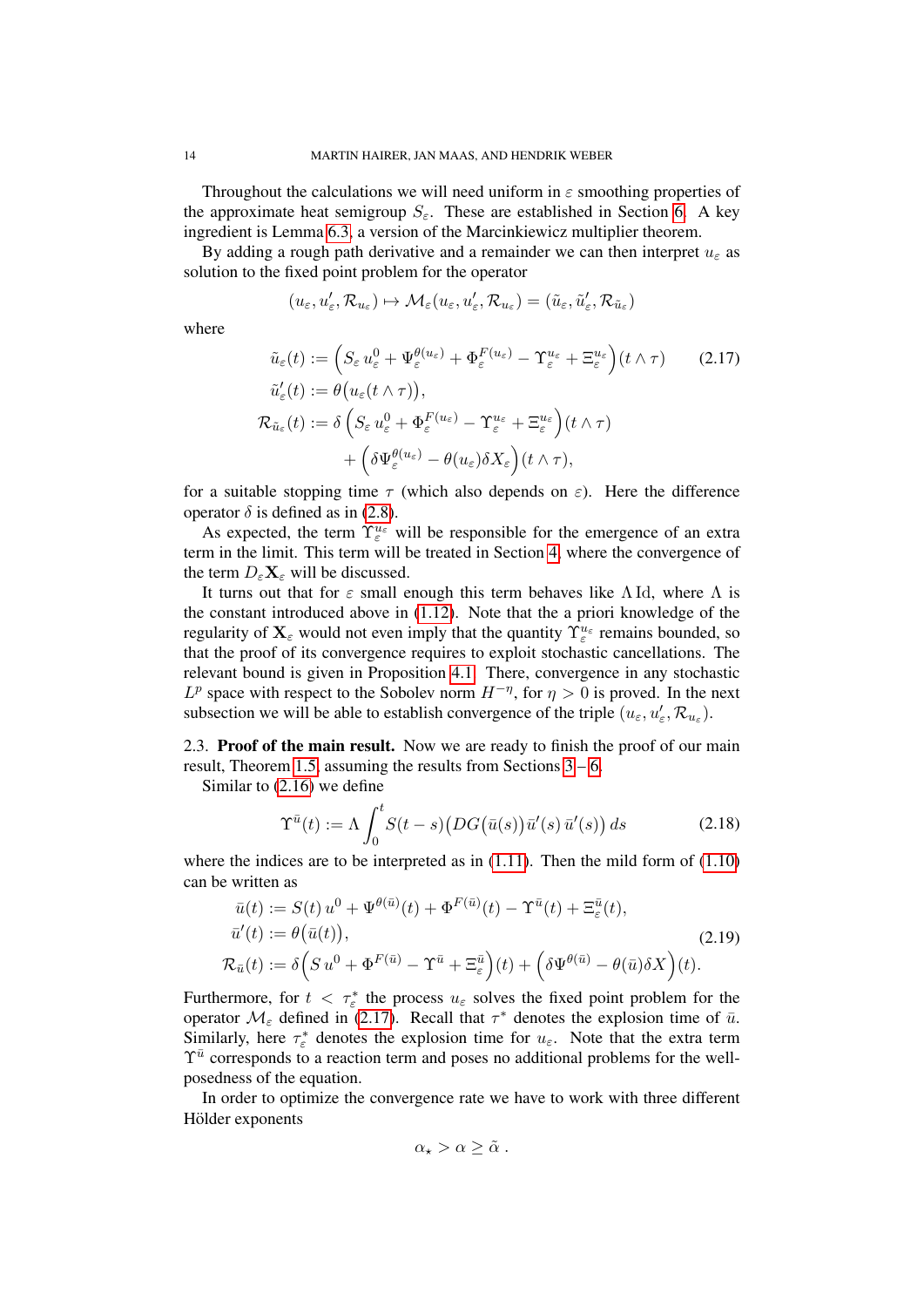Throughout the calculations we will need uniform in $\varepsilon$ smoothing properties of the approximate heat semigroup $S_\varepsilon$. These are established in Section 6. A key ingredient is Lemma 6.3, a version of the Marcinkiewicz multiplier theorem.

By adding a rough path derivative and a remainder we can then interpret $u_\varepsilon$ as solution to the fixed point problem for the operator

$$(u_\varepsilon, u'_\varepsilon, \mathcal{R}_{u_\varepsilon}) \mapsto \mathcal{M}_\varepsilon(u_\varepsilon, u'_\varepsilon, \mathcal{R}_{u_\varepsilon}) = (\tilde{u}_\varepsilon, \tilde{u}'_\varepsilon, \mathcal{R}_{\tilde{u}_\varepsilon})$$

where

$$\begin{aligned}
\tilde{u}_\varepsilon(t) &:= \Big(S_\varepsilon\, u^0_\varepsilon + \Psi^{\theta(u_\varepsilon)}_\varepsilon + \Phi^{F(u_\varepsilon)}_\varepsilon - \Upsilon^{u_\varepsilon}_\varepsilon + \Xi^{u_\varepsilon}_\varepsilon\Big)(t \wedge \tau) \qquad (2.17)\\
\tilde{u}'_\varepsilon(t) &:= \theta\big(u_\varepsilon(t \wedge \tau)\big),\\
\mathcal{R}_{\tilde{u}_\varepsilon}(t) &:= \delta\,\Big(S_\varepsilon\, u^0_\varepsilon + \Phi^{F(u_\varepsilon)}_\varepsilon - \Upsilon^{u_\varepsilon}_\varepsilon + \Xi^{u_\varepsilon}_\varepsilon\Big)(t \wedge \tau)\\
&\qquad + \Big(\delta\Psi^{\theta(u_\varepsilon)}_\varepsilon - \theta(u_\varepsilon)\delta X_\varepsilon\Big)(t \wedge \tau),
\end{aligned}$$

for a suitable stopping time $\tau$ (which also depends on $\varepsilon$). Here the difference operator $\delta$ is defined as in (2.8).

As expected, the term $\Upsilon^{u_\varepsilon}_\varepsilon$ will be responsible for the emergence of an extra term in the limit. This term will be treated in Section 4, where the convergence of the term $D_\varepsilon \mathbf{X}_\varepsilon$ will be discussed.

It turns out that for $\varepsilon$ small enough this term behaves like $\Lambda\,\mathrm{Id}$, where $\Lambda$ is the constant introduced above in (1.12). Note that the a priori knowledge of the regularity of $\mathbf{X}_\varepsilon$ would not even imply that the quantity $\Upsilon^{u_\varepsilon}_\varepsilon$ remains bounded, so that the proof of its convergence requires to exploit stochastic cancellations. The relevant bound is given in Proposition 4.1. There, convergence in any stochastic $L^p$ space with respect to the Sobolev norm $H^{-\eta}$, for $\eta > 0$ is proved. In the next subsection we will be able to establish convergence of the triple $(u_\varepsilon, u'_\varepsilon, \mathcal{R}_{u_\varepsilon})$.

## 2.3. **Proof of the main result.**

Now we are ready to finish the proof of our main result, Theorem 1.5, assuming the results from Sections 3 – 6.

Similar to (2.16) we define

$$\Upsilon^{\bar{u}}(t) := \Lambda \int_0^t S(t-s)\big(DG\big(\bar{u}(s)\big)\bar{u}'(s)\,\bar{u}'(s)\big)\,ds \qquad (2.18)$$

where the indices are to be interpreted as in (1.11). Then the mild form of (1.10) can be written as

$$\begin{aligned}
\bar{u}(t) &:= S(t)\,u^0 + \Psi^{\theta(\bar{u})}(t) + \Phi^{F(\bar{u})}(t) - \Upsilon^{\bar{u}}(t) + \Xi^{\bar{u}}_\varepsilon(t),\\
\bar{u}'(t) &:= \theta\big(\bar{u}(t)\big), \qquad (2.19)\\
\mathcal{R}_{\bar{u}}(t) &:= \delta\Big(S\,u^0 + \Phi^{F(\bar{u})} - \Upsilon^{\bar{u}} + \Xi^{\bar{u}}_\varepsilon\Big)(t) + \Big(\delta\Psi^{\theta(\bar{u})} - \theta(\bar{u})\delta X\Big)(t).
\end{aligned}$$

Furthermore, for $t < \tau^*_\varepsilon$ the process $u_\varepsilon$ solves the fixed point problem for the operator $\mathcal{M}_\varepsilon$ defined in (2.17). Recall that $\tau^*$ denotes the explosion time of $\bar{u}$. Similarly, here $\tau^*_\varepsilon$ denotes the explosion time for $u_\varepsilon$. Note that the extra term $\Upsilon^{\bar{u}}$ corresponds to a reaction term and poses no additional problems for the well-posedness of the equation.

In order to optimize the convergence rate we have to work with three different Hölder exponents

$$\alpha_\star > \alpha \geq \tilde{\alpha}\,.$$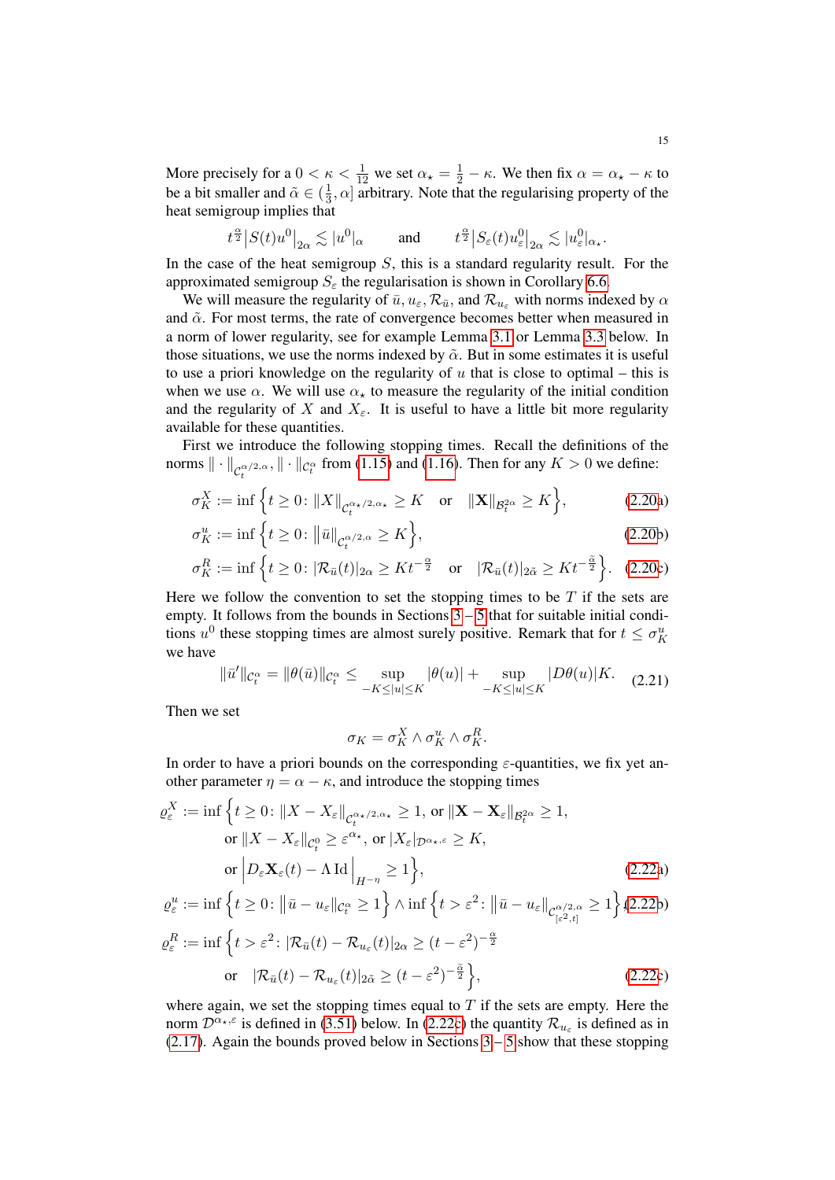More precisely for a $0 < \kappa < \frac{1}{12}$ we set $\alpha_\star = \frac{1}{2} - \kappa$. We then fix $\alpha = \alpha_\star - \kappa$ to be a bit smaller and $\tilde{\alpha} \in (\frac{1}{3}, \alpha]$ arbitrary. Note that the regularising property of the heat semigroup implies that

$$t^{\frac{\alpha}{2}} \big| S(t) u^0 \big|_{2\alpha} \lesssim |u^0|_\alpha \qquad \text{and} \qquad t^{\frac{\tilde{\alpha}}{2}} \big| S_\varepsilon(t) u_\varepsilon^0 \big|_{2\alpha} \lesssim |u_\varepsilon^0|_{\alpha_\star}.$$

In the case of the heat semigroup $S$, this is a standard regularity result. For the approximated semigroup $S_\varepsilon$ the regularisation is shown in Corollary 6.6.

We will measure the regularity of $\bar{u}, u_\varepsilon, \mathcal{R}_{\bar{u}}$, and $\mathcal{R}_{u_\varepsilon}$ with norms indexed by $\alpha$ and $\tilde{\alpha}$. For most terms, the rate of convergence becomes better when measured in a norm of lower regularity, see for example Lemma 3.1 or Lemma 3.3 below. In those situations, we use the norms indexed by $\tilde{\alpha}$. But in some estimates it is useful to use a priori knowledge on the regularity of $u$ that is close to optimal – this is when we use $\alpha$. We will use $\alpha_\star$ to measure the regularity of the initial condition and the regularity of $X$ and $X_\varepsilon$. It is useful to have a little bit more regularity available for these quantities.

First we introduce the following stopping times. Recall the definitions of the norms $\| \cdot \|_{\mathcal{C}_t^{\alpha/2,\alpha}}, \| \cdot \|_{\mathcal{C}_t^\alpha}$ from (1.15) and (1.16). Then for any $K > 0$ we define:

$$\sigma_K^X := \inf \Big\{ t \geq 0 \colon \|X\|_{\mathcal{C}_t^{\alpha_\star/2,\alpha_\star}} \geq K \quad \text{or} \quad \|\mathbf{X}\|_{\mathcal{B}_t^{2\alpha}} \geq K \Big\}, \tag{2.20a}$$

$$\sigma_K^u := \inf \Big\{ t \geq 0 \colon \big\|\bar{u}\big\|_{\mathcal{C}_t^{\alpha/2,\alpha}} \geq K \Big\}, \tag{2.20b}$$

$$\sigma_K^R := \inf \Big\{ t \geq 0 \colon |\mathcal{R}_{\bar{u}}(t)|_{2\alpha} \geq K t^{-\frac{\alpha}{2}} \quad \text{or} \quad |\mathcal{R}_{\bar{u}}(t)|_{2\tilde{\alpha}} \geq K t^{-\frac{\tilde{\alpha}}{2}} \Big\}. \tag{2.20c}$$

Here we follow the convention to set the stopping times to be $T$ if the sets are empty. It follows from the bounds in Sections 3 – 5 that for suitable initial conditions $u^0$ these stopping times are almost surely positive. Remark that for $t \leq \sigma_K^u$ we have

$$\|\bar{u}'\|_{\mathcal{C}_t^\alpha} = \|\theta(\bar{u})\|_{\mathcal{C}_t^\alpha} \leq \sup_{-K \leq |u| \leq K} |\theta(u)| + \sup_{-K \leq |u| \leq K} |D\theta(u)| K. \tag{2.21}$$

Then we set

$$\sigma_K = \sigma_K^X \wedge \sigma_K^u \wedge \sigma_K^R.$$

In order to have a priori bounds on the corresponding $\varepsilon$-quantities, we fix yet another parameter $\eta = \alpha - \kappa$, and introduce the stopping times

$$\begin{aligned}
\varrho_\varepsilon^X := \inf \Big\{ t \geq 0 \colon & \|X - X_\varepsilon\|_{\mathcal{C}_t^{\alpha_\star/2,\alpha_\star}} \geq 1, \text{ or } \|\mathbf{X} - \mathbf{X}_\varepsilon\|_{\mathcal{B}_t^{2\alpha}} \geq 1, \\
& \text{or } \|X - X_\varepsilon\|_{\mathcal{C}_t^0} \geq \varepsilon^{\alpha_\star}, \text{ or } |X_\varepsilon|_{\mathcal{D}^{\alpha_\star,\varepsilon}} \geq K, \\
& \text{or } \Big| D_\varepsilon \mathbf{X}_\varepsilon(t) - \Lambda \,\mathrm{Id} \Big|_{H^{-\eta}} \geq 1 \Big\},
\end{aligned} \tag{2.22a}$$

$$\varrho_\varepsilon^u := \inf \Big\{ t \geq 0 \colon \big\|\bar{u} - u_\varepsilon\big\|_{\mathcal{C}_t^\alpha} \geq 1 \Big\} \wedge \inf \Big\{ t > \varepsilon^2 \colon \big\|\bar{u} - u_\varepsilon\big\|_{\mathcal{C}_{[\varepsilon^2,t]}^{\alpha/2,\alpha}} \geq 1 \Big\} \tag{2.22b}$$

$$\begin{aligned}
\varrho_\varepsilon^R := \inf \Big\{ t > \varepsilon^2 \colon & |\mathcal{R}_{\bar{u}}(t) - \mathcal{R}_{u_\varepsilon}(t)|_{2\alpha} \geq (t - \varepsilon^2)^{-\frac{\alpha}{2}} \\
& \text{or} \quad |\mathcal{R}_{\bar{u}}(t) - \mathcal{R}_{u_\varepsilon}(t)|_{2\tilde{\alpha}} \geq (t - \varepsilon^2)^{-\frac{\tilde{\alpha}}{2}} \Big\},
\end{aligned} \tag{2.22c}$$

where again, we set the stopping times equal to $T$ if the sets are empty. Here the norm $\mathcal{D}^{\alpha_\star,\varepsilon}$ is defined in (3.51) below. In (2.22c) the quantity $\mathcal{R}_{u_\varepsilon}$ is defined as in (2.17). Again the bounds proved below in Sections 3 – 5 show that these stopping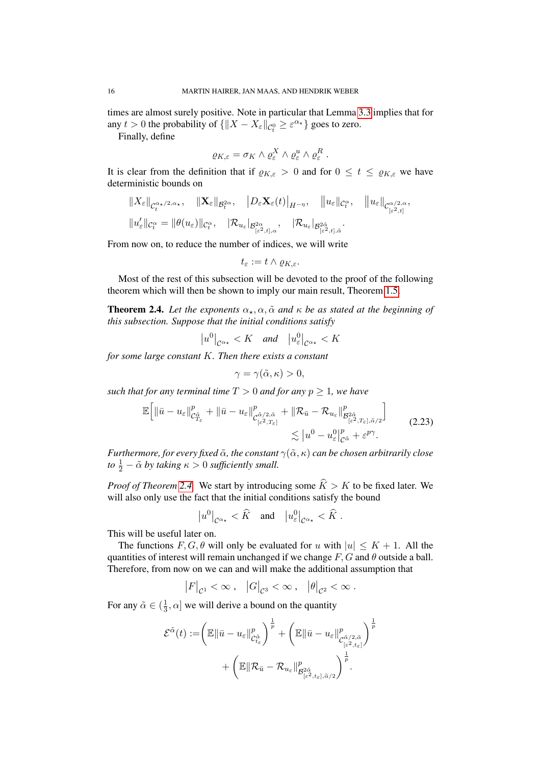times are almost surely positive. Note in particular that Lemma 3.3 implies that for any $t > 0$ the probability of $\{\|X - X_\varepsilon\|_{\mathcal{C}^0_t} \geq \varepsilon^{\alpha_\star}\}$ goes to zero.

Finally, define

$$\varrho_{K,\varepsilon} = \sigma_K \wedge \varrho^X_\varepsilon \wedge \varrho^u_\varepsilon \wedge \varrho^R_\varepsilon \,.$$

It is clear from the definition that if $\varrho_{K,\varepsilon} > 0$ and for $0 \leq t \leq \varrho_{K,\varepsilon}$ we have deterministic bounds on

$$\|X_\varepsilon\|_{\mathcal{C}^{\alpha_\star/2,\alpha_\star}_t}, \quad \|\mathbf{X}_\varepsilon\|_{\mathcal{B}^{2\alpha}_t}, \quad \big|D_\varepsilon \mathbf{X}_\varepsilon(t)\big|_{H^{-\eta}}, \quad \|u_\varepsilon\|_{\mathcal{C}^\alpha_t}, \quad \|u_\varepsilon\|_{\mathcal{C}^{\alpha/2,\alpha}_{[\varepsilon^2,t]}},$$

$$\|u'_\varepsilon\|_{\mathcal{C}^\alpha_t} = \|\theta(u_\varepsilon)\|_{\mathcal{C}^\alpha_t}, \quad |\mathcal{R}_{u_\varepsilon}|_{\mathcal{B}^{2\alpha}_{[\varepsilon^2,t],\alpha}}, \quad |\mathcal{R}_{u_\varepsilon}|_{\mathcal{B}^{2\tilde{\alpha}}_{[\varepsilon^2,t],\tilde{\alpha}}}.$$

From now on, to reduce the number of indices, we will write

$$t_\varepsilon := t \wedge \varrho_{K,\varepsilon}.$$

Most of the rest of this subsection will be devoted to the proof of the following theorem which will then be shown to imply our main result, Theorem 1.5.

**Theorem 2.4.** *Let the exponents $\alpha_\star, \alpha, \tilde{\alpha}$ and $\kappa$ be as stated at the beginning of this subsection. Suppose that the initial conditions satisfy*

$$\big|u^0\big|_{\mathcal{C}^{\alpha_\star}} < K \quad \textit{and} \quad \big|u^0_\varepsilon\big|_{\mathcal{C}^{\alpha_\star}} < K$$

*for some large constant $K$. Then there exists a constant*

$$\gamma = \gamma(\tilde{\alpha}, \kappa) > 0,$$

*such that for any terminal time $T > 0$ and for any $p \geq 1$, we have*

$$\mathbb{E}\Big[\|\bar{u} - u_\varepsilon\|^p_{\mathcal{C}^{\tilde{\alpha}}_{T_\varepsilon}} + \|\bar{u} - u_\varepsilon\|^p_{\mathcal{C}^{\tilde{\alpha}/2,\tilde{\alpha}}_{[\varepsilon^2,T_\varepsilon]}} + \|\mathcal{R}_{\bar{u}} - \mathcal{R}_{u_\varepsilon}\|^p_{\mathcal{B}^{2\tilde{\alpha}}_{[\varepsilon^2,T_\varepsilon],\tilde{\alpha}/2}}\Big] \lesssim \big|u^0 - u^0_\varepsilon\big|^p_{\mathcal{C}^{\tilde{\alpha}}} + \varepsilon^{p\gamma}. \tag{2.23}$$

*Furthermore, for every fixed $\tilde{\alpha}$, the constant $\gamma(\tilde{\alpha}, \kappa)$ can be chosen arbitrarily close to $\frac{1}{2} - \tilde{\alpha}$ by taking $\kappa > 0$ sufficiently small.*

*Proof of Theorem 2.4.* We start by introducing some $\widehat{K} > K$ to be fixed later. We will also only use the fact that the initial conditions satisfy the bound

$$\big|u^0\big|_{\mathcal{C}^{\alpha_\star}} < \widehat{K} \quad \text{and} \quad \big|u^0_\varepsilon\big|_{\mathcal{C}^{\alpha_\star}} < \widehat{K}\,.$$

This will be useful later on.

The functions $F, G, \theta$ will only be evaluated for $u$ with $|u| \leq K + 1$. All the quantities of interest will remain unchanged if we change $F, G$ and $\theta$ outside a ball. Therefore, from now on we can and will make the additional assumption that

$$\big|F\big|_{\mathcal{C}^1} < \infty\,, \quad \big|G\big|_{\mathcal{C}^3} < \infty\,, \quad \big|\theta\big|_{\mathcal{C}^2} < \infty\,.$$

For any $\tilde{\alpha} \in (\frac{1}{3}, \alpha]$ we will derive a bound on the quantity

$$\mathcal{E}^{\tilde{\alpha}}(t) := \Big(\mathbb{E}\|\bar{u} - u_\varepsilon\|^p_{\mathcal{C}^{\tilde{\alpha}}_{t_\varepsilon}}\Big)^{\frac{1}{p}} + \Big(\mathbb{E}\|\bar{u} - u_\varepsilon\|^p_{\mathcal{C}^{\tilde{\alpha}/2,\tilde{\alpha}}_{[\varepsilon^2,t_\varepsilon]}}\Big)^{\frac{1}{p}} + \Big(\mathbb{E}\|\mathcal{R}_{\bar{u}} - \mathcal{R}_{u_\varepsilon}\|^p_{\mathcal{B}^{2\tilde{\alpha}}_{[\varepsilon^2,t_\varepsilon],\tilde{\alpha}/2}}\Big)^{\frac{1}{p}}.$$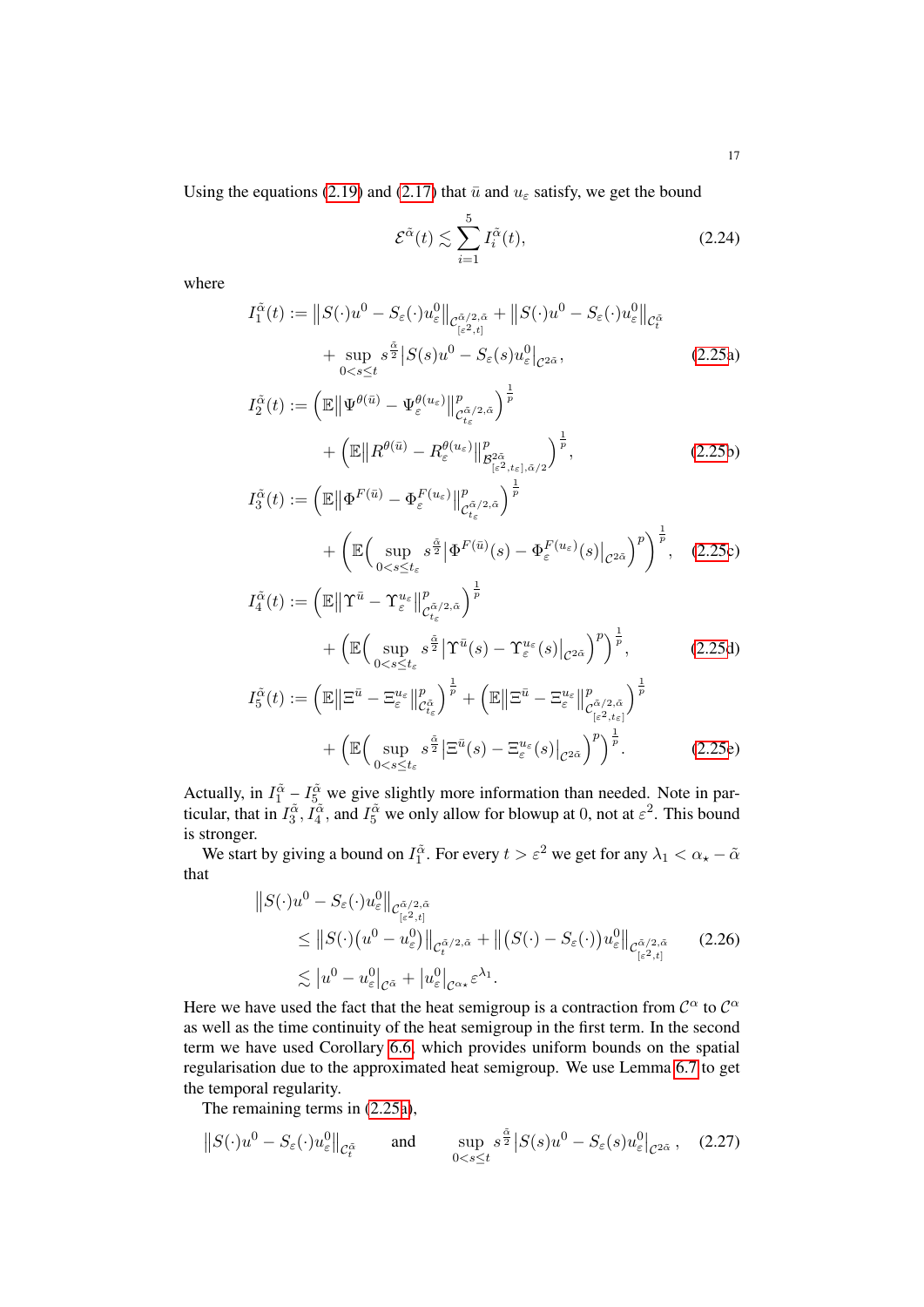Using the equations (2.19) and (2.17) that $\bar{u}$ and $u_\varepsilon$ satisfy, we get the bound

$$\mathcal{E}^{\tilde{\alpha}}(t) \lesssim \sum_{i=1}^{5} I_i^{\tilde{\alpha}}(t), \tag{2.24}$$

where

$$\begin{aligned}
I_1^{\tilde{\alpha}}(t) &:= \big\| S(\cdot)u^0 - S_\varepsilon(\cdot)u_\varepsilon^0 \big\|_{\mathcal{C}^{\tilde{\alpha}/2,\tilde{\alpha}}_{[\varepsilon^2,t]}} + \big\| S(\cdot)u^0 - S_\varepsilon(\cdot)u_\varepsilon^0 \big\|_{\mathcal{C}^{\tilde{\alpha}}_t} \\
&\quad + \sup_{0<s\le t} s^{\frac{\tilde{\alpha}}{2}} \big| S(s)u^0 - S_\varepsilon(s)u_\varepsilon^0 \big|_{\mathcal{C}^{2\tilde{\alpha}}}, \qquad \text{(2.25a)} \\
I_2^{\tilde{\alpha}}(t) &:= \Big( \mathbb{E} \big\| \Psi^{\theta(\bar{u})} - \Psi_\varepsilon^{\theta(u_\varepsilon)} \big\|^p_{\mathcal{C}^{\tilde{\alpha}/2,\tilde{\alpha}}_{t_\varepsilon}} \Big)^{\frac{1}{p}} \\
&\quad + \Big( \mathbb{E} \big\| R^{\theta(\bar{u})} - R_\varepsilon^{\theta(u_\varepsilon)} \big\|^p_{\mathcal{B}^{2\tilde{\alpha}}_{[\varepsilon^2,t_\varepsilon],\tilde{\alpha}/2}} \Big)^{\frac{1}{p}}, \qquad \text{(2.25b)} \\
I_3^{\tilde{\alpha}}(t) &:= \Big( \mathbb{E} \big\| \Phi^{F(\bar{u})} - \Phi_\varepsilon^{F(u_\varepsilon)} \big\|^p_{\mathcal{C}^{\tilde{\alpha}/2,\tilde{\alpha}}_{t_\varepsilon}} \Big)^{\frac{1}{p}} \\
&\quad + \Big( \mathbb{E} \Big( \sup_{0<s\le t_\varepsilon} s^{\frac{\tilde{\alpha}}{2}} \big| \Phi^{F(\bar{u})}(s) - \Phi_\varepsilon^{F(u_\varepsilon)}(s) \big|_{\mathcal{C}^{2\tilde{\alpha}}} \Big)^p \Big)^{\frac{1}{p}}, \qquad \text{(2.25c)} \\
I_4^{\tilde{\alpha}}(t) &:= \Big( \mathbb{E} \big\| \Upsilon^{\bar{u}} - \Upsilon_\varepsilon^{u_\varepsilon} \big\|^p_{\mathcal{C}^{\tilde{\alpha}/2,\tilde{\alpha}}_{t_\varepsilon}} \Big)^{\frac{1}{p}} \\
&\quad + \Big( \mathbb{E} \Big( \sup_{0<s\le t_\varepsilon} s^{\frac{\tilde{\alpha}}{2}} \big| \Upsilon^{\bar{u}}(s) - \Upsilon_\varepsilon^{u_\varepsilon}(s) \big|_{\mathcal{C}^{2\tilde{\alpha}}} \Big)^p \Big)^{\frac{1}{p}}, \qquad \text{(2.25d)} \\
I_5^{\tilde{\alpha}}(t) &:= \Big( \mathbb{E} \big\| \Xi^{\bar{u}} - \Xi_\varepsilon^{u_\varepsilon} \big\|^p_{\mathcal{C}^{\tilde{\alpha}}_{t_\varepsilon}} \Big)^{\frac{1}{p}} + \Big( \mathbb{E} \big\| \Xi^{\bar{u}} - \Xi_\varepsilon^{u_\varepsilon} \big\|^p_{\mathcal{C}^{\tilde{\alpha}/2,\tilde{\alpha}}_{[\varepsilon^2,t_\varepsilon]}} \Big)^{\frac{1}{p}} \\
&\quad + \Big( \mathbb{E} \Big( \sup_{0<s\le t_\varepsilon} s^{\frac{\tilde{\alpha}}{2}} \big| \Xi^{\bar{u}}(s) - \Xi_\varepsilon^{u_\varepsilon}(s) \big|_{\mathcal{C}^{2\tilde{\alpha}}} \Big)^p \Big)^{\frac{1}{p}}. \qquad \text{(2.25e)}
\end{aligned}$$

Actually, in $I_1^{\tilde{\alpha}}$ – $I_5^{\tilde{\alpha}}$ we give slightly more information than needed. Note in particular, that in $I_3^{\tilde{\alpha}}$, $I_4^{\tilde{\alpha}}$, and $I_5^{\tilde{\alpha}}$ we only allow for blowup at $0$, not at $\varepsilon^2$. This bound is stronger.

We start by giving a bound on $I_1^{\tilde{\alpha}}$. For every $t > \varepsilon^2$ we get for any $\lambda_1 < \alpha_\star - \tilde{\alpha}$ that

$$\begin{aligned}
&\big\| S(\cdot)u^0 - S_\varepsilon(\cdot)u_\varepsilon^0 \big\|_{\mathcal{C}^{\tilde{\alpha}/2,\tilde{\alpha}}_{[\varepsilon^2,t]}} \\
&\quad \le \big\| S(\cdot)(u^0 - u_\varepsilon^0) \big\|_{\mathcal{C}^{\tilde{\alpha}/2,\tilde{\alpha}}_t} + \big\| \big(S(\cdot) - S_\varepsilon(\cdot)\big) u_\varepsilon^0 \big\|_{\mathcal{C}^{\tilde{\alpha}/2,\tilde{\alpha}}_{[\varepsilon^2,t]}} \\
&\quad \lesssim \big| u^0 - u_\varepsilon^0 \big|_{\mathcal{C}^{\tilde{\alpha}}} + \big| u_\varepsilon^0 \big|_{\mathcal{C}^{\alpha_\star}} \varepsilon^{\lambda_1}.
\end{aligned} \tag{2.26}$$

Here we have used the fact that the heat semigroup is a contraction from $\mathcal{C}^\alpha$ to $\mathcal{C}^\alpha$ as well as the time continuity of the heat semigroup in the first term. In the second term we have used Corollary 6.6 which provides uniform bounds on the spatial regularisation due to the approximated heat semigroup. We use Lemma 6.7 to get the temporal regularity.

The remaining terms in (2.25a),

$$\big\| S(\cdot)u^0 - S_\varepsilon(\cdot)u_\varepsilon^0 \big\|_{\mathcal{C}^{\tilde{\alpha}}_t} \qquad \text{and} \qquad \sup_{0<s\le t} s^{\frac{\tilde{\alpha}}{2}} \big| S(s)u^0 - S_\varepsilon(s)u_\varepsilon^0 \big|_{\mathcal{C}^{2\tilde{\alpha}}}, \tag{2.27}$$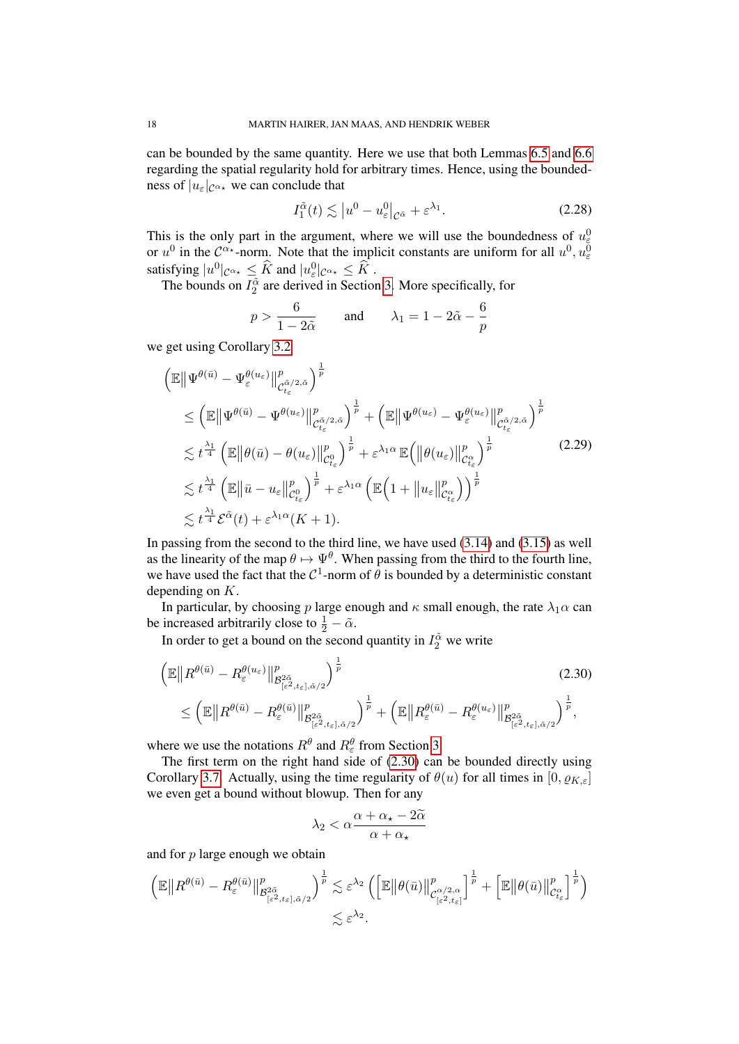can be bounded by the same quantity. Here we use that both Lemmas 6.5 and 6.6 regarding the spatial regularity hold for arbitrary times. Hence, using the boundedness of $|u_\varepsilon|_{\mathcal{C}^{\alpha_\star}}$ we can conclude that

$$
I_1^{\tilde{\alpha}}(t) \lesssim \big|u^0 - u_\varepsilon^0\big|_{\mathcal{C}^{\tilde{\alpha}}} + \varepsilon^{\lambda_1}. \tag{2.28}
$$

This is the only part in the argument, where we will use the boundedness of $u_\varepsilon^0$ or $u^0$ in the $\mathcal{C}^{\alpha_\star}$-norm. Note that the implicit constants are uniform for all $u^0, u_\varepsilon^0$ satisfying $|u^0|_{\mathcal{C}^{\alpha_\star}} \leq \widehat{K}$ and $|u_\varepsilon^0|_{\mathcal{C}^{\alpha_\star}} \leq \widehat{K}$ .

The bounds on $I_2^{\tilde{\alpha}}$ are derived in Section 3. More specifically, for

$$
p > \frac{6}{1-2\tilde{\alpha}} \qquad \text{and} \qquad \lambda_1 = 1 - 2\tilde{\alpha} - \frac{6}{p}
$$

we get using Corollary 3.2

$$
\begin{aligned}
&\Big(\mathbb{E}\big\|\Psi^{\theta(\bar{u})} - \Psi_\varepsilon^{\theta(u_\varepsilon)}\big\|^p_{\mathcal{C}^{\tilde{\alpha}/2,\tilde{\alpha}}_{t_\varepsilon}}\Big)^{\frac{1}{p}} \\
&\leq \Big(\mathbb{E}\big\|\Psi^{\theta(\bar{u})} - \Psi^{\theta(u_\varepsilon)}\big\|^p_{\mathcal{C}^{\tilde{\alpha}/2,\tilde{\alpha}}_{t_\varepsilon}}\Big)^{\frac{1}{p}} + \Big(\mathbb{E}\big\|\Psi^{\theta(u_\varepsilon)} - \Psi_\varepsilon^{\theta(u_\varepsilon)}\big\|^p_{\mathcal{C}^{\tilde{\alpha}/2,\tilde{\alpha}}_{t_\varepsilon}}\Big)^{\frac{1}{p}} \\
&\lesssim t^{\frac{\lambda_1}{4}}\Big(\mathbb{E}\big\|\theta(\bar{u}) - \theta(u_\varepsilon)\big\|^p_{\mathcal{C}^0_{t_\varepsilon}}\Big)^{\frac{1}{p}} + \varepsilon^{\lambda_1\alpha}\,\mathbb{E}\Big(\big\|\theta(u_\varepsilon)\big\|^p_{\mathcal{C}^\alpha_{t_\varepsilon}}\Big)^{\frac{1}{p}} \\
&\lesssim t^{\frac{\lambda_1}{4}}\Big(\mathbb{E}\big\|\bar{u} - u_\varepsilon\big\|^p_{\mathcal{C}^0_{t_\varepsilon}}\Big)^{\frac{1}{p}} + \varepsilon^{\lambda_1\alpha}\Big(\mathbb{E}\Big(1 + \big\|u_\varepsilon\big\|^p_{\mathcal{C}^\alpha_{t_\varepsilon}}\Big)\Big)^{\frac{1}{p}} \\
&\lesssim t^{\frac{\lambda_1}{4}}\mathcal{E}^{\tilde{\alpha}}(t) + \varepsilon^{\lambda_1\alpha}(K+1).
\end{aligned} \tag{2.29}
$$

In passing from the second to the third line, we have used (3.14) and (3.15) as well as the linearity of the map $\theta \mapsto \Psi^\theta$. When passing from the third to the fourth line, we have used the fact that the $\mathcal{C}^1$-norm of $\theta$ is bounded by a deterministic constant depending on $K$.

In particular, by choosing $p$ large enough and $\kappa$ small enough, the rate $\lambda_1\alpha$ can be increased arbitrarily close to $\frac{1}{2} - \tilde{\alpha}$.

In order to get a bound on the second quantity in $I_2^{\tilde{\alpha}}$ we write

$$
\begin{aligned}
&\Big(\mathbb{E}\big\|R^{\theta(\bar{u})} - R_\varepsilon^{\theta(u_\varepsilon)}\big\|^p_{\mathcal{B}^{2\tilde{\alpha}}_{[\varepsilon^2,t_\varepsilon],\tilde{\alpha}/2}}\Big)^{\frac{1}{p}} \\
&\quad \leq \Big(\mathbb{E}\big\|R^{\theta(\bar{u})} - R_\varepsilon^{\theta(\bar{u})}\big\|^p_{\mathcal{B}^{2\tilde{\alpha}}_{[\varepsilon^2,t_\varepsilon],\tilde{\alpha}/2}}\Big)^{\frac{1}{p}} + \Big(\mathbb{E}\big\|R_\varepsilon^{\theta(\bar{u})} - R_\varepsilon^{\theta(u_\varepsilon)}\big\|^p_{\mathcal{B}^{2\tilde{\alpha}}_{[\varepsilon^2,t_\varepsilon],\tilde{\alpha}/2}}\Big)^{\frac{1}{p}},
\end{aligned} \tag{2.30}
$$

where we use the notations $R^\theta$ and $R_\varepsilon^\theta$ from Section 3.

The first term on the right hand side of (2.30) can be bounded directly using Corollary 3.7. Actually, using the time regularity of $\theta(u)$ for all times in $[0, \varrho_{K,\varepsilon}]$ we even get a bound without blowup. Then for any

$$
\lambda_2 < \alpha\frac{\alpha + \alpha_\star - 2\widetilde{\alpha}}{\alpha + \alpha_\star}
$$

and for $p$ large enough we obtain

$$
\begin{aligned}
\Big(\mathbb{E}\big\|R^{\theta(\bar{u})} - R_\varepsilon^{\theta(\bar{u})}\big\|^p_{\mathcal{B}^{2\tilde{\alpha}}_{[\varepsilon^2,t_\varepsilon],\tilde{\alpha}/2}}\Big)^{\frac{1}{p}} &\lesssim \varepsilon^{\lambda_2}\Big(\Big[\mathbb{E}\big\|\theta(\bar{u})\big\|^p_{\mathcal{C}^{\alpha/2,\alpha}_{[\varepsilon^2,t_\varepsilon]}}\Big]^{\frac{1}{p}} + \Big[\mathbb{E}\big\|\theta(\bar{u})\big\|^p_{\mathcal{C}^\alpha_{t_\varepsilon}}\Big]^{\frac{1}{p}}\Big) \\
&\lesssim \varepsilon^{\lambda_2}.
\end{aligned}
$$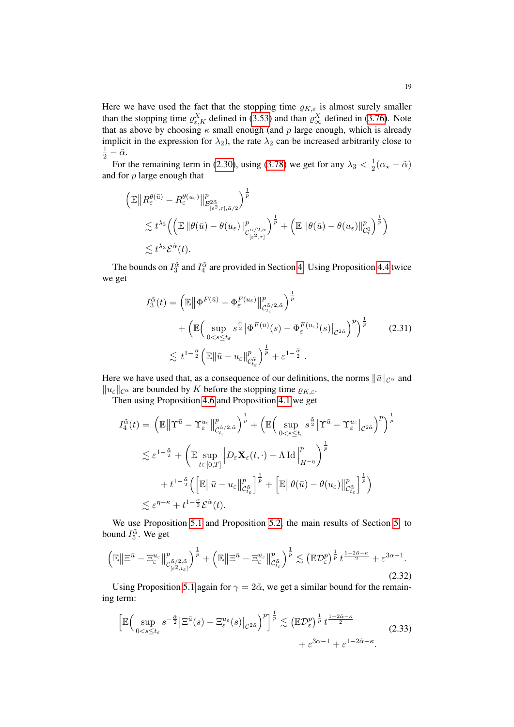Here we have used the fact that the stopping time $\varrho_{K,\varepsilon}$ is almost surely smaller than the stopping time $\varrho^X_{\varepsilon,K}$ defined in (3.53) and than $\varrho^X_\infty$ defined in (3.76). Note that as above by choosing $\kappa$ small enough (and $p$ large enough, which is already implicit in the expression for $\lambda_2$), the rate $\lambda_2$ can be increased arbitrarily close to $\frac{1}{2} - \tilde{\alpha}$.

For the remaining term in (2.30), using (3.78) we get for any $\lambda_3 < \frac{1}{2}(\alpha_\star - \tilde{\alpha})$ and for $p$ large enough that

$$
\begin{aligned}
&\Big(\mathbb{E}\big\| R_\varepsilon^{\theta(\bar{u})} - R_\varepsilon^{\theta(u_\varepsilon)} \big\|^p_{\mathcal{B}^{2\tilde{\alpha}}_{[\varepsilon^2,\tau],\tilde{\alpha}/2}} \Big)^{\frac{1}{p}} \\
&\qquad \lesssim t^{\lambda_3} \Big( \Big( \mathbb{E}\, \|\theta(\bar{u}) - \theta(u_\varepsilon)\|^p_{\mathcal{C}^{\alpha/2,\alpha}_{[\varepsilon^2,\tau]}} \Big)^{\frac{1}{p}} + \Big( \mathbb{E}\, \|\theta(\bar{u}) - \theta(u_\varepsilon)\|^p_{\mathcal{C}^0_\tau} \Big)^{\frac{1}{p}} \Big) \\
&\qquad \lesssim t^{\lambda_3} \mathcal{E}^{\tilde{\alpha}}(t).
\end{aligned}
$$

The bounds on $I_3^{\tilde{\alpha}}$ and $I_4^{\tilde{\alpha}}$ are provided in Section 4. Using Proposition 4.4 twice we get

$$
\begin{aligned}
I_3^{\tilde{\alpha}}(t) &= \Big( \mathbb{E}\big\| \Phi^{F(\bar{u})} - \Phi_\varepsilon^{F(u_\varepsilon)} \big\|^p_{\mathcal{C}^{\tilde{\alpha}/2,\tilde{\alpha}}_{t_\varepsilon}} \Big)^{\frac{1}{p}} \\
&\quad + \Big( \mathbb{E}\Big( \sup_{0 < s \le t_\varepsilon} s^{\frac{\tilde{\alpha}}{2}} \big| \Phi^{F(\bar{u})}(s) - \Phi_\varepsilon^{F(u_\varepsilon)}(s) \big|_{\mathcal{C}^{2\tilde{\alpha}}} \Big)^p \Big)^{\frac{1}{p}} \qquad (2.31) \\
&\lesssim t^{1-\frac{\tilde{\alpha}}{2}} \Big( \mathbb{E}\big\| \bar{u} - u_\varepsilon \big\|^p_{\mathcal{C}^{\tilde{\alpha}}_{t_\varepsilon}} \Big)^{\frac{1}{p}} + \varepsilon^{1-\frac{\tilde{\alpha}}{2}} .
\end{aligned}
$$

Here we have used that, as a consequence of our definitions, the norms $\|\bar{u}\|_{\mathcal{C}^\alpha}$ and $\|u_\varepsilon\|_{\mathcal{C}^\alpha}$ are bounded by $K$ before the stopping time $\varrho_{K,\varepsilon}$.

Then using Proposition 4.6 and Proposition 4.1 we get

$$
\begin{aligned}
I_4^{\tilde{\alpha}}(t) &= \Big( \mathbb{E}\big\| \Upsilon^{\bar{u}} - \Upsilon_\varepsilon^{u_\varepsilon} \big\|^p_{\mathcal{C}^{\tilde{\alpha}/2,\tilde{\alpha}}_{t_\varepsilon}} \Big)^{\frac{1}{p}} + \Big( \mathbb{E}\Big( \sup_{0 < s \le t_\varepsilon} s^{\frac{\tilde{\alpha}}{2}} \big| \Upsilon^{\bar{u}} - \Upsilon_\varepsilon^{u_\varepsilon} \big|_{\mathcal{C}^{2\tilde{\alpha}}} \Big)^p \Big)^{\frac{1}{p}} \\
&\lesssim \varepsilon^{1-\frac{\tilde{\alpha}}{2}} + \Big( \mathbb{E} \sup_{t \in [0,T]} \Big| D_\varepsilon \mathbf{X}_\varepsilon(t,\cdot) - \Lambda\, \mathrm{Id} \Big|^p_{H^{-\eta}} \Big)^{\frac{1}{p}} \\
&\quad + t^{1-\frac{\tilde{\alpha}}{2}} \Big( \Big[ \mathbb{E}\big\| \bar{u} - u_\varepsilon \big\|^p_{\mathcal{C}^{\tilde{\alpha}}_{t_\varepsilon}} \Big]^{\frac{1}{p}} + \Big[ \mathbb{E}\big\| \theta(\bar{u}) - \theta(u_\varepsilon) \big\|^p_{\mathcal{C}^{\tilde{\alpha}}_{t_\varepsilon}} \Big]^{\frac{1}{p}} \Big) \\
&\lesssim \varepsilon^{\eta - \kappa} + t^{1-\frac{\tilde{\alpha}}{2}} \mathcal{E}^{\tilde{\alpha}}(t).
\end{aligned}
$$

We use Proposition 5.1 and Proposition 5.2, the main results of Section 5, to bound $I_5^{\tilde{\alpha}}$. We get

$$
\Big( \mathbb{E}\big\| \Xi^{\bar{u}} - \Xi_\varepsilon^{u_\varepsilon} \big\|^p_{\mathcal{C}^{\tilde{\alpha}/2,\tilde{\alpha}}_{[\varepsilon^2,t_\varepsilon]}} \Big)^{\frac{1}{p}} + \Big( \mathbb{E}\big\| \Xi^{\bar{u}} - \Xi_\varepsilon^{u_\varepsilon} \big\|^p_{\mathcal{C}^{\tilde{\alpha}}_{t_\varepsilon}} \Big)^{\frac{1}{p}} \lesssim \big( \mathbb{E}\mathcal{D}_\varepsilon^p \big)^{\frac{1}{p}} t^{\frac{1-2\tilde{\alpha}-\kappa}{2}} + \varepsilon^{3\alpha - 1}. \qquad (2.32)
$$

Using Proposition 5.1 again for $\gamma = 2\tilde{\alpha}$, we get a similar bound for the remaining term:

$$
\begin{aligned}
\Big[ \mathbb{E}\Big( \sup_{0 < s \le t_\varepsilon} s^{-\frac{\tilde{\alpha}}{2}} \big| \Xi^{\bar{u}}(s) - \Xi_\varepsilon^{u_\varepsilon}(s) \big|_{\mathcal{C}^{2\tilde{\alpha}}} \Big)^p \Big]^{\frac{1}{p}} &\lesssim \big( \mathbb{E}\mathcal{D}_\varepsilon^p \big)^{\frac{1}{p}} t^{\frac{1-2\tilde{\alpha}-\kappa}{2}} \qquad (2.33) \\
&\quad + \varepsilon^{3\alpha - 1} + \varepsilon^{1-2\tilde{\alpha}-\kappa}.
\end{aligned}
$$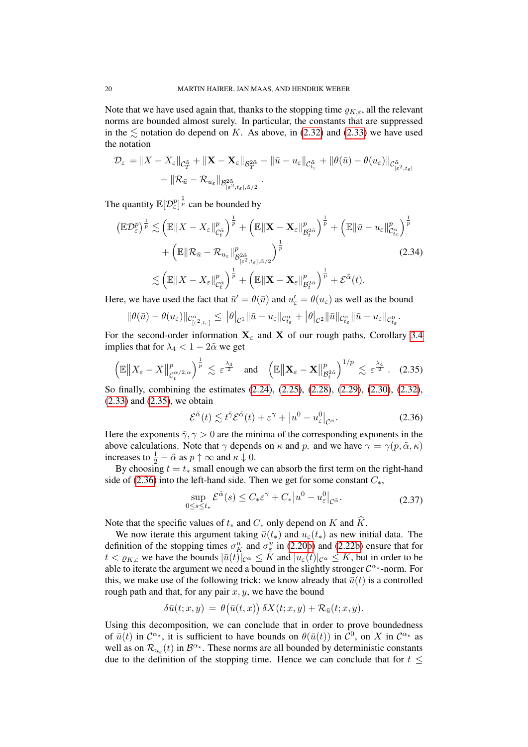Note that we have used again that, thanks to the stopping time $\varrho_{K,\varepsilon}$, all the relevant norms are bounded almost surely. In particular, the constants that are suppressed in the $\lesssim$ notation do depend on $K$. As above, in (2.32) and (2.33) we have used the notation

$$
\begin{aligned}
\mathcal{D}_\varepsilon &= \|X - X_\varepsilon\|_{\mathcal{C}_T^{\tilde\alpha}} + \|\mathbf{X} - \mathbf{X}_\varepsilon\|_{\mathcal{B}_T^{2\tilde\alpha}} + \|\bar u - u_\varepsilon\|_{\mathcal{C}_{t_\varepsilon}^{\tilde\alpha}} + \|\theta(\bar u) - \theta(u_\varepsilon)\|_{\mathcal{C}^{\tilde\alpha}_{[\varepsilon^2,t_\varepsilon]}} \\
&\quad + \|\mathcal{R}_{\bar u} - \mathcal{R}_{u_\varepsilon}\|_{\mathcal{B}^{2\tilde\alpha}_{[\varepsilon^2,t_\varepsilon],\tilde\alpha/2}}\,.
\end{aligned}
$$

The quantity $\mathbb{E}[\mathcal{D}_\varepsilon^p]^{\frac1p}$ can be bounded by

$$
\begin{aligned}
\big(\mathbb{E}\mathcal{D}_\varepsilon^p\big)^{\frac1p} &\lesssim \Big(\mathbb{E}\|X - X_\varepsilon\|^p_{\mathcal{C}_t^{\tilde\alpha}}\Big)^{\frac1p} + \Big(\mathbb{E}\|\mathbf{X} - \mathbf{X}_\varepsilon\|^p_{\mathcal{B}_t^{2\tilde\alpha}}\Big)^{\frac1p} + \Big(\mathbb{E}\|\bar u - u_\varepsilon\|^p_{\mathcal{C}^{\alpha}_{t_\varepsilon}}\Big)^{\frac1p} \\
&\quad + \Big(\mathbb{E}\|\mathcal{R}_{\bar u} - \mathcal{R}_{u_\varepsilon}\|^p_{\mathcal{B}^{2\tilde\alpha}_{[\varepsilon^2,t_\varepsilon],\tilde\alpha/2}}\Big)^{\frac1p} \qquad\qquad (2.34)\\
&\lesssim \Big(\mathbb{E}\|X - X_\varepsilon\|^p_{\mathcal{C}_t^{\tilde\alpha}}\Big)^{\frac1p} + \Big(\mathbb{E}\|\mathbf{X} - \mathbf{X}_\varepsilon\|^p_{\mathcal{B}_t^{2\tilde\alpha}}\Big)^{\frac1p} + \mathcal{E}^{\tilde\alpha}(t).
\end{aligned}
$$

Here, we have used the fact that $\bar u' = \theta(\bar u)$ and $u'_\varepsilon = \theta(u_\varepsilon)$ as well as the bound

$$
\|\theta(\bar u) - \theta(u_\varepsilon)\|_{\mathcal{C}^{\alpha}_{[\varepsilon^2,t_\varepsilon]}} \le \big|\theta\big|_{\mathcal{C}^1}\|\bar u - u_\varepsilon\|_{\mathcal{C}^{\alpha}_{t_\varepsilon}} + \big|\theta\big|_{\mathcal{C}^2}\|\bar u\|_{\mathcal{C}^{\alpha}_{t_\varepsilon}}\|\bar u - u_\varepsilon\|_{\mathcal{C}^{0}_{t_\varepsilon}}\,.
$$

For the second-order information $\mathbf{X}_\varepsilon$ and $\mathbf{X}$ of our rough paths, Corollary 3.4 implies that for $\lambda_4 < 1 - 2\tilde\alpha$ we get

$$
\Big(\mathbb{E}\big\|X_\varepsilon - X\big\|^p_{\mathcal{C}_t^{\alpha/2,\alpha}}\Big)^{\frac1p} \lesssim \varepsilon^{\frac{\lambda_4}{2}} \quad\text{and}\quad \Big(\mathbb{E}\big\|\mathbf{X}_\varepsilon - \mathbf{X}\big\|^p_{\mathcal{B}_t^{2\tilde\alpha}}\Big)^{1/p} \lesssim \varepsilon^{\frac{\lambda_4}{2}}\,. \quad (2.35)
$$

So finally, combining the estimates (2.24), (2.25), (2.28), (2.29), (2.30), (2.32), (2.33) and (2.35), we obtain

$$
\mathcal{E}^{\tilde\alpha}(t) \lesssim t^{\tilde\gamma}\mathcal{E}^{\tilde\alpha}(t) + \varepsilon^{\gamma} + \big|u^0 - u^0_\varepsilon\big|_{\mathcal{C}^{\tilde\alpha}}. \qquad (2.36)
$$

Here the exponents $\tilde\gamma, \gamma > 0$ are the minima of the corresponding exponents in the above calculations. Note that $\gamma$ depends on $\kappa$ and $p$. and we have $\gamma = \gamma(p,\tilde\alpha,\kappa)$ increases to $\frac12 - \tilde\alpha$ as $p \uparrow \infty$ and $\kappa \downarrow 0$.

By choosing $t = t_*$ small enough we can absorb the first term on the right-hand side of (2.36) into the left-hand side. Then we get for some constant $C_*$,

$$
\sup_{0\le s\le t_*}\mathcal{E}^{\tilde\alpha}(s) \le C_*\varepsilon^{\gamma} + C_*\big|u^0 - u^0_\varepsilon\big|_{\mathcal{C}^{\tilde\alpha}}. \qquad (2.37)
$$

Note that the specific values of $t_*$ and $C_*$ only depend on $K$ and $\widehat K$.

We now iterate this argument taking $\bar u(t_*)$ and $u_\varepsilon(t_*)$ as new initial data. The definition of the stopping times $\sigma^u_K$ and $\sigma^u_\varepsilon$ in (2.20b) and (2.22b) ensure that for $t < \varrho_{K,\varepsilon}$ we have the bounds $|\bar u(t)|_{\mathcal{C}^\alpha} \le K$ and $|u_\varepsilon(t)|_{\mathcal{C}^\alpha} \le K$, but in order to be able to iterate the argument we need a bound in the slightly stronger $\mathcal{C}^{\alpha_\star}$-norm. For this, we make use of the following trick: we know already that $\bar u(t)$ is a controlled rough path and that, for any pair $x, y$, we have the bound

$$
\delta\bar u(t;x,y) \;=\; \theta\big(\bar u(t,x)\big)\,\delta X(t;x,y) + \mathcal{R}_{\bar u}(t;x,y).
$$

Using this decomposition, we can conclude that in order to prove boundedness of $\bar u(t)$ in $\mathcal{C}^{\alpha_\star}$, it is sufficient to have bounds on $\theta(\bar u(t))$ in $\mathcal{C}^0$, on $X$ in $\mathcal{C}^{\alpha_\star}$ as well as on $\mathcal{R}_{u_\varepsilon}(t)$ in $\mathcal{B}^{\alpha_\star}$. These norms are all bounded by deterministic constants due to the definition of the stopping time. Hence we can conclude that for $t \le$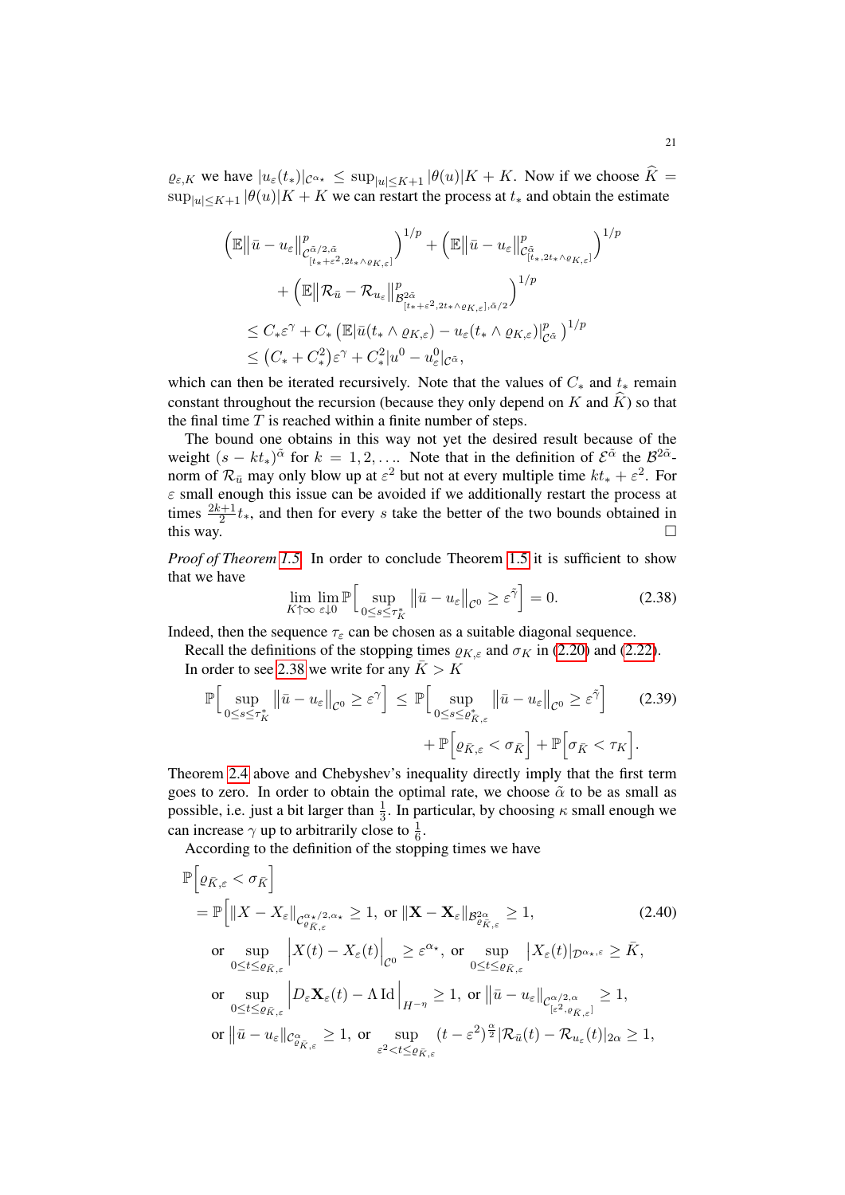$\varrho_{\varepsilon,K}$ we have $|u_\varepsilon(t_*)|_{\mathcal{C}^{\alpha_\star}} \leq \sup_{|u|\leq K+1}|\theta(u)|K + K$. Now if we choose $\widehat{K} = \sup_{|u|\leq K+1}|\theta(u)|K + K$ we can restart the process at $t_*$ and obtain the estimate

$$
\begin{aligned}
&\Big(\mathbb{E}\big\|\bar u - u_\varepsilon\big\|^p_{\mathcal{C}^{\tilde\alpha/2,\tilde\alpha}_{[t_*+\varepsilon^2, 2t_*\wedge\varrho_{K,\varepsilon}]}}\Big)^{1/p} + \Big(\mathbb{E}\big\|\bar u - u_\varepsilon\big\|^p_{\mathcal{C}^{\tilde\alpha}_{[t_*,2t_*\wedge\varrho_{K,\varepsilon}]}}\Big)^{1/p} \\
&\qquad + \Big(\mathbb{E}\big\|\mathcal{R}_{\bar u} - \mathcal{R}_{u_\varepsilon}\big\|^p_{\mathcal{B}^{2\tilde\alpha}_{[t_*+\varepsilon^2,2t_*\wedge\varrho_{K,\varepsilon}],\tilde\alpha/2}}\Big)^{1/p} \\
&\leq C_*\varepsilon^\gamma + C_*\left(\mathbb{E}|\bar u(t_*\wedge\varrho_{K,\varepsilon}) - u_\varepsilon(t_*\wedge\varrho_{K,\varepsilon})|^p_{\mathcal{C}^{\tilde\alpha}}\right)^{1/p} \\
&\leq (C_* + C_*^2)\varepsilon^\gamma + C_*^2|u^0 - u^0_\varepsilon|_{\mathcal{C}^{\tilde\alpha}},
\end{aligned}
$$

which can then be iterated recursively. Note that the values of $C_*$ and $t_*$ remain constant throughout the recursion (because they only depend on $K$ and $\widehat{K}$) so that the final time $T$ is reached within a finite number of steps.

The bound one obtains in this way not yet the desired result because of the weight $(s - kt_*)^{\tilde\alpha}$ for $k = 1, 2, \ldots$. Note that in the definition of $\mathcal{E}^{\tilde\alpha}$ the $\mathcal{B}^{2\tilde\alpha}$-norm of $\mathcal{R}_{\bar u}$ may only blow up at $\varepsilon^2$ but not at every multiple time $kt_* + \varepsilon^2$. For $\varepsilon$ small enough this issue can be avoided if we additionally restart the process at times $\frac{2k+1}{2}t_*$, and then for every $s$ take the better of the two bounds obtained in this way. □

*Proof of Theorem 1.5.* In order to conclude Theorem 1.5 it is sufficient to show that we have

$$
\lim_{K\uparrow\infty}\lim_{\varepsilon\downarrow 0}\mathbb{P}\Big[\sup_{0\leq s\leq\tau_K^*}\big\|\bar u - u_\varepsilon\big\|_{\mathcal{C}^0} \geq \varepsilon^{\tilde\gamma}\Big] = 0. \tag{2.38}
$$

Indeed, then the sequence $\tau_\varepsilon$ can be chosen as a suitable diagonal sequence.

Recall the definitions of the stopping times $\varrho_{K,\varepsilon}$ and $\sigma_K$ in (2.20) and (2.22). In order to see 2.38 we write for any $\bar K > K$

$$
\begin{aligned}
\mathbb{P}\Big[\sup_{0\leq s\leq\tau_K^*}\big\|\bar u - u_\varepsilon\big\|_{\mathcal{C}^0}\geq\varepsilon^\gamma\Big] \leq\; &\mathbb{P}\Big[\sup_{0\leq s\leq\varrho^*_{\bar K,\varepsilon}}\big\|\bar u - u_\varepsilon\big\|_{\mathcal{C}^0}\geq\varepsilon^{\tilde\gamma}\Big] \\
&+ \mathbb{P}\Big[\varrho_{\bar K,\varepsilon} < \sigma_{\bar K}\Big] + \mathbb{P}\Big[\sigma_{\bar K} < \tau_K\Big].
\end{aligned}\tag{2.39}
$$

Theorem 2.4 above and Chebyshev's inequality directly imply that the first term goes to zero. In order to obtain the optimal rate, we choose $\tilde\alpha$ to be as small as possible, i.e. just a bit larger than $\frac{1}{3}$. In particular, by choosing $\kappa$ small enough we can increase $\gamma$ up to arbitrarily close to $\frac{1}{6}$.

According to the definition of the stopping times we have

$$
\begin{aligned}
&\mathbb{P}\Big[\varrho_{\bar K,\varepsilon} < \sigma_{\bar K}\Big] \\
&= \mathbb{P}\Big[\|X - X_\varepsilon\|_{\mathcal{C}^{\alpha_\star/2,\alpha_\star}_{\varrho_{\bar K,\varepsilon}}} \geq 1, \text{ or } \|\mathbf{X} - \mathbf{X}_\varepsilon\|_{\mathcal{B}^{2\alpha}_{\varrho_{\bar K,\varepsilon}}} \geq 1, \\
&\quad\text{or } \sup_{0\leq t\leq\varrho_{\bar K,\varepsilon}}\Big|X(t) - X_\varepsilon(t)\Big|_{\mathcal{C}^0} \geq \varepsilon^{\alpha_\star}, \text{ or } \sup_{0\leq t\leq\varrho_{\bar K,\varepsilon}}\big|X_\varepsilon(t)\big|_{\mathcal{D}^{\alpha_\star,\varepsilon}} \geq \bar K, \\
&\quad\text{or } \sup_{0\leq t\leq\varrho_{\bar K,\varepsilon}}\Big|D_\varepsilon\mathbf{X}_\varepsilon(t) - \Lambda\,\mathrm{Id}\Big|_{H^{-\eta}} \geq 1, \text{ or } \big\|\bar u - u_\varepsilon\big\|_{\mathcal{C}^{\alpha/2,\alpha}_{[\varepsilon^2,\varrho_{\bar K,\varepsilon}]}} \geq 1, \\
&\quad\text{or } \big\|\bar u - u_\varepsilon\|_{\mathcal{C}^\alpha_{\varrho_{\bar K,\varepsilon}}} \geq 1, \text{ or } \sup_{\varepsilon^2 < t\leq\varrho_{\bar K,\varepsilon}}(t-\varepsilon^2)^{\frac{\alpha}{2}}|\mathcal{R}_{\bar u}(t) - \mathcal{R}_{u_\varepsilon}(t)|_{2\alpha} \geq 1,
\end{aligned}\tag{2.40}
$$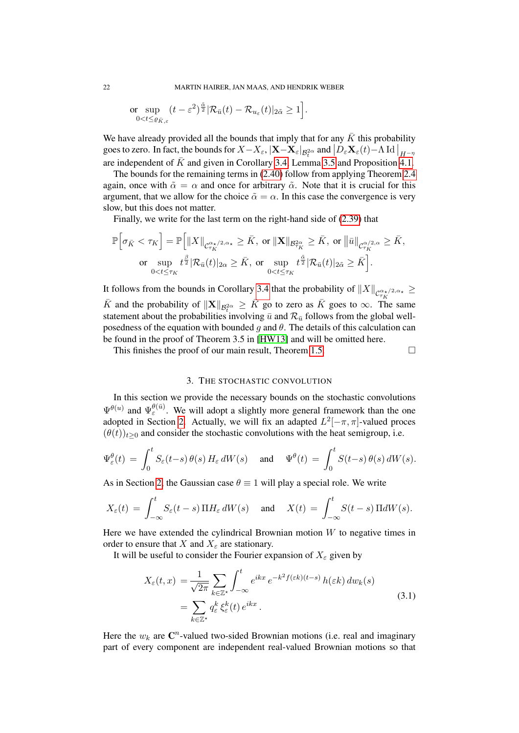$$\text{or} \sup_{0<t\leq \varrho_{\bar K,\varepsilon}} (t-\varepsilon^2)^{\frac{\tilde\alpha}{2}} |\mathcal{R}_{\bar u}(t) - \mathcal{R}_{u_\varepsilon}(t)|_{2\tilde\alpha} \geq 1\Big].$$

We have already provided all the bounds that imply that for any $\bar K$ this probability goes to zero. In fact, the bounds for $X - X_\varepsilon$, $|\mathbf{X} - \mathbf{X}_\varepsilon|_{\mathcal{B}^{2\alpha}_t}$ and $\big|D_\varepsilon \mathbf{X}_\varepsilon(t) - \Lambda\,\mathrm{Id}\,\big|_{H^{-\eta}}$ are independent of $\bar K$ and given in Corollary 3.4, Lemma 3.5 and Proposition 4.1.

The bounds for the remaining terms in (2.40) follow from applying Theorem 2.4 again, once with $\tilde\alpha = \alpha$ and once for arbitrary $\tilde\alpha$. Note that it is crucial for this argument, that we allow for the choice $\tilde\alpha = \alpha$. In this case the convergence is very slow, but this does not matter.

Finally, we write for the last term on the right-hand side of (2.39) that

$$\mathbb{P}\Big[\sigma_{\bar K} < \tau_K\Big] = \mathbb{P}\Big[\|X\|_{\mathcal{C}^{\alpha_\star/2,\alpha_\star}_{\tau_K}} \geq \bar K,\ \text{or}\ \|\mathbf{X}\|_{\mathcal{B}^{2\alpha}_{\tau_K}} \geq \bar K,\ \text{or}\ \big\|\bar u\big\|_{\mathcal{C}^{\alpha/2,\alpha}_{\tau_K}} \geq \bar K,$$
$$\text{or} \sup_{0<t\leq\tau_K} t^{\frac{\beta}{2}} |\mathcal{R}_{\bar u}(t)|_{2\alpha} \geq \bar K,\ \text{or} \sup_{0<t\leq\tau_K} t^{\frac{\tilde\alpha}{2}} |\mathcal{R}_{\bar u}(t)|_{2\tilde\alpha} \geq \bar K\Big].$$

It follows from the bounds in Corollary 3.4 that the probability of $\|X\|_{\mathcal{C}^{\alpha_\star/2,\alpha_\star}_{\tau_K}} \geq \bar K$ and the probability of $\|\mathbf{X}\|_{\mathcal{B}^{2\alpha}_t} \geq \bar K$ go to zero as $\bar K$ goes to $\infty$. The same statement about the probabilities involving $\bar u$ and $\mathcal{R}_{\bar u}$ follows from the global well-posedness of the equation with bounded $g$ and $\theta$. The details of this calculation can be found in the proof of Theorem 3.5 in [HW13] and will be omitted here.

This finishes the proof of our main result, Theorem 1.5. $\square$

## 3. The stochastic convolution

In this section we provide the necessary bounds on the stochastic convolutions $\Psi^{\theta(u)}$ and $\Psi^{\theta(\bar u)}_\varepsilon$. We will adopt a slightly more general framework than the one adopted in Section 2. Actually, we will fix an adapted $L^2[-\pi,\pi]$-valued proces $(\theta(t))_{t\geq 0}$ and consider the stochastic convolutions with the heat semigroup, i.e.

$$\Psi^\theta_\varepsilon(t) = \int_0^t S_\varepsilon(t-s)\,\theta(s)\,H_\varepsilon\,dW(s) \quad \text{and} \quad \Psi^\theta(t) = \int_0^t S(t-s)\,\theta(s)\,dW(s).$$

As in Section 2, the Gaussian case $\theta \equiv 1$ will play a special role. We write

$$X_\varepsilon(t) = \int_{-\infty}^t S_\varepsilon(t-s)\,\Pi H_\varepsilon\,dW(s) \quad \text{and} \quad X(t) = \int_{-\infty}^t S(t-s)\,\Pi dW(s).$$

Here we have extended the cylindrical Brownian motion $W$ to negative times in order to ensure that $X$ and $X_\varepsilon$ are stationary.

It will be useful to consider the Fourier expansion of $X_\varepsilon$ given by

$$\begin{aligned} X_\varepsilon(t,x) &= \frac{1}{\sqrt{2\pi}} \sum_{k\in\mathbb{Z}^\star} \int_{-\infty}^t e^{ikx}\, e^{-k^2 f(\varepsilon k)(t-s)}\, h(\varepsilon k)\, dw_k(s) \\ &= \sum_{k\in\mathbb{Z}^\star} q^k_\varepsilon\, \xi^k_\varepsilon(t)\, e^{ikx}\,. \end{aligned} \tag{3.1}$$

Here the $w_k$ are $\mathbf{C}^n$-valued two-sided Brownian motions (i.e. real and imaginary part of every component are independent real-valued Brownian motions so that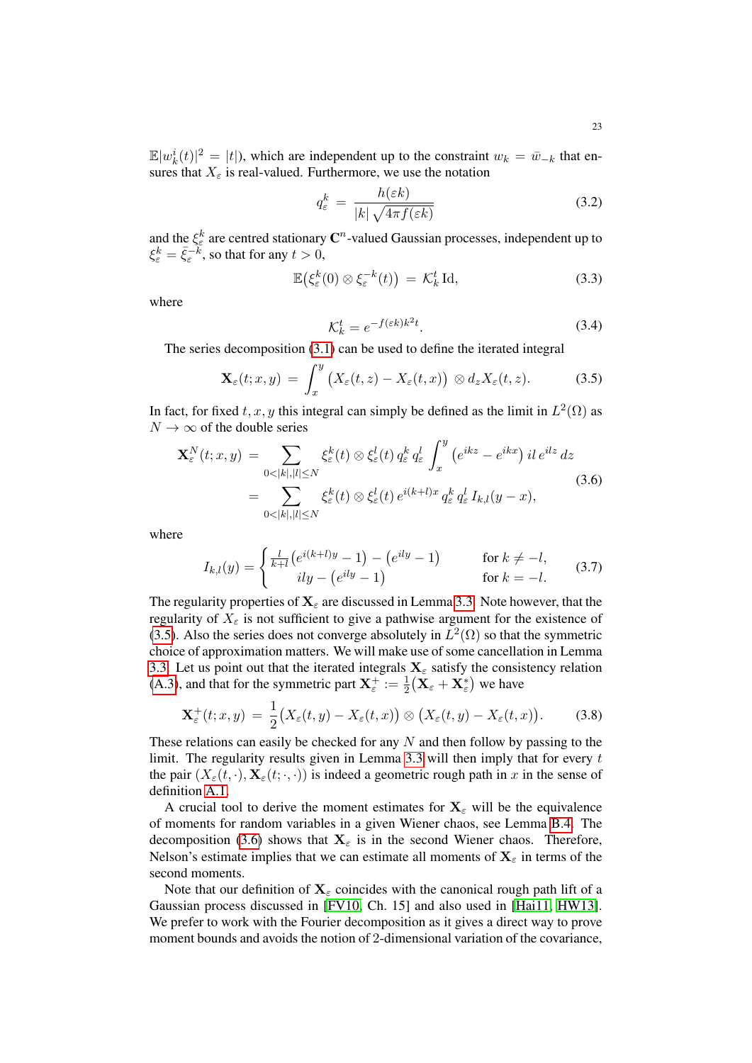$\mathbb{E}|w_k^i(t)|^2 = |t|$), which are independent up to the constraint $w_k = \bar{w}_{-k}$ that ensures that $X_\varepsilon$ is real-valued. Furthermore, we use the notation

$$q_\varepsilon^k \;=\; \frac{h(\varepsilon k)}{|k|\,\sqrt{4\pi f(\varepsilon k)}} \tag{3.2}$$

and the $\xi_\varepsilon^k$ are centred stationary $\mathbf{C}^n$-valued Gaussian processes, independent up to $\xi_\varepsilon^k = \bar{\xi}_\varepsilon^{-k}$, so that for any $t > 0$,

$$\mathbb{E}\big(\xi_\varepsilon^k(0) \otimes \xi_\varepsilon^{-k}(t)\big) \;=\; \mathcal{K}_k^t \,\mathrm{Id}, \tag{3.3}$$

where

$$\mathcal{K}_k^t = e^{-f(\varepsilon k)k^2 t}. \tag{3.4}$$

The series decomposition (3.1) can be used to define the iterated integral

$$\mathbf{X}_\varepsilon(t;x,y) \;=\; \int_x^y \big(X_\varepsilon(t,z) - X_\varepsilon(t,x)\big) \otimes d_z X_\varepsilon(t,z). \tag{3.5}$$

In fact, for fixed $t, x, y$ this integral can simply be defined as the limit in $L^2(\Omega)$ as $N \to \infty$ of the double series

$$\begin{aligned}
\mathbf{X}_\varepsilon^N(t;x,y) \;&=\; \sum_{0<|k|,|l|\le N} \xi_\varepsilon^k(t) \otimes \xi_\varepsilon^l(t)\, q_\varepsilon^k\, q_\varepsilon^l \int_x^y \big(e^{ikz} - e^{ikx}\big)\, il\, e^{ilz}\, dz \\
&=\; \sum_{0<|k|,|l|\le N} \xi_\varepsilon^k(t) \otimes \xi_\varepsilon^l(t)\, e^{i(k+l)x}\, q_\varepsilon^k\, q_\varepsilon^l\, I_{k,l}(y-x),
\end{aligned} \tag{3.6}$$

where

$$I_{k,l}(y) = \begin{cases} \frac{l}{k+l}\big(e^{i(k+l)y} - 1\big) - \big(e^{ily} - 1\big) & \text{for } k \neq -l, \\ ily - \big(e^{ily} - 1\big) & \text{for } k = -l. \end{cases} \tag{3.7}$$

The regularity properties of $\mathbf{X}_\varepsilon$ are discussed in Lemma 3.3. Note however, that the regularity of $X_\varepsilon$ is not sufficient to give a pathwise argument for the existence of (3.5). Also the series does not converge absolutely in $L^2(\Omega)$ so that the symmetric choice of approximation matters. We will make use of some cancellation in Lemma 3.3. Let us point out that the iterated integrals $\mathbf{X}_\varepsilon$ satisfy the consistency relation (A.3), and that for the symmetric part $\mathbf{X}_\varepsilon^+ := \frac{1}{2}\big(\mathbf{X}_\varepsilon + \mathbf{X}_\varepsilon^*\big)$ we have

$$\mathbf{X}_\varepsilon^+(t;x,y) \;=\; \frac{1}{2}\big(X_\varepsilon(t,y) - X_\varepsilon(t,x)\big) \otimes \big(X_\varepsilon(t,y) - X_\varepsilon(t,x)\big). \tag{3.8}$$

These relations can easily be checked for any $N$ and then follow by passing to the limit. The regularity results given in Lemma 3.3 will then imply that for every $t$ the pair $(X_\varepsilon(t,\cdot), \mathbf{X}_\varepsilon(t;\cdot,\cdot))$ is indeed a geometric rough path in $x$ in the sense of definition A.1.

A crucial tool to derive the moment estimates for $\mathbf{X}_\varepsilon$ will be the equivalence of moments for random variables in a given Wiener chaos, see Lemma B.4. The decomposition (3.6) shows that $\mathbf{X}_\varepsilon$ is in the second Wiener chaos. Therefore, Nelson's estimate implies that we can estimate all moments of $\mathbf{X}_\varepsilon$ in terms of the second moments.

Note that our definition of $\mathbf{X}_\varepsilon$ coincides with the canonical rough path lift of a Gaussian process discussed in [FV10, Ch. 15] and also used in [Hai11, HW13]. We prefer to work with the Fourier decomposition as it gives a direct way to prove moment bounds and avoids the notion of 2-dimensional variation of the covariance,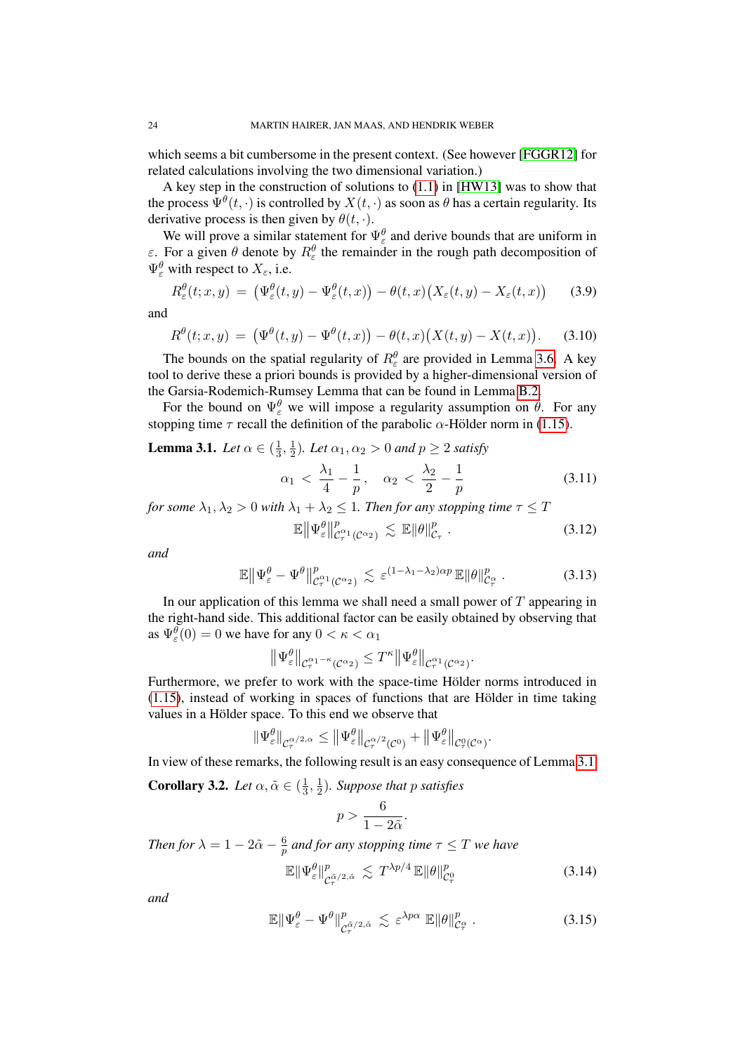which seems a bit cumbersome in the present context. (See however [FGGR12] for related calculations involving the two dimensional variation.)

A key step in the construction of solutions to (1.1) in [HW13] was to show that the process $\Psi^\theta(t,\cdot)$ is controlled by $X(t,\cdot)$ as soon as $\theta$ has a certain regularity. Its derivative process is then given by $\theta(t,\cdot)$.

We will prove a similar statement for $\Psi^\theta_\varepsilon$ and derive bounds that are uniform in $\varepsilon$. For a given $\theta$ denote by $R^\theta_\varepsilon$ the remainder in the rough path decomposition of $\Psi^\theta_\varepsilon$ with respect to $X_\varepsilon$, i.e.

$$R^\theta_\varepsilon(t;x,y) \;=\; \big(\Psi^\theta_\varepsilon(t,y) - \Psi^\theta_\varepsilon(t,x)\big) - \theta(t,x)\big(X_\varepsilon(t,y) - X_\varepsilon(t,x)\big) \tag{3.9}$$

and

$$R^\theta(t;x,y) \;=\; \big(\Psi^\theta(t,y) - \Psi^\theta(t,x)\big) - \theta(t,x)\big(X(t,y) - X(t,x)\big). \tag{3.10}$$

The bounds on the spatial regularity of $R^\theta_\varepsilon$ are provided in Lemma 3.6. A key tool to derive these a priori bounds is provided by a higher-dimensional version of the Garsia-Rodemich-Rumsey Lemma that can be found in Lemma B.2.

For the bound on $\Psi^\theta_\varepsilon$ we will impose a regularity assumption on $\theta$. For any stopping time $\tau$ recall the definition of the parabolic $\alpha$-Hölder norm in (1.15).

**Lemma 3.1.** *Let $\alpha \in (\frac{1}{3}, \frac{1}{2})$. Let $\alpha_1, \alpha_2 > 0$ and $p \geq 2$ satisfy*

$$\alpha_1 \;<\; \frac{\lambda_1}{4} - \frac{1}{p}\,, \quad \alpha_2 \;<\; \frac{\lambda_2}{2} - \frac{1}{p} \tag{3.11}$$

*for some $\lambda_1, \lambda_2 > 0$ with $\lambda_1 + \lambda_2 \leq 1$. Then for any stopping time $\tau \leq T$*

$$\mathbb{E}\big\|\Psi^\theta_\varepsilon\big\|^p_{\mathcal{C}^{\alpha_1}_\tau(\mathcal{C}^{\alpha_2})} \;\lesssim\; \mathbb{E}\|\theta\|^p_{\mathcal{C}_\tau}\,. \tag{3.12}$$

*and*

$$\mathbb{E}\big\|\Psi^\theta_\varepsilon - \Psi^\theta\big\|^p_{\mathcal{C}^{\alpha_1}_\tau(\mathcal{C}^{\alpha_2})} \;\lesssim\; \varepsilon^{(1-\lambda_1-\lambda_2)\alpha p}\,\mathbb{E}\|\theta\|^p_{\mathcal{C}^\alpha_\tau}\,. \tag{3.13}$$

In our application of this lemma we shall need a small power of $T$ appearing in the right-hand side. This additional factor can be easily obtained by observing that as $\Psi^\theta_\varepsilon(0) = 0$ we have for any $0 < \kappa < \alpha_1$

$$\big\|\Psi^\theta_\varepsilon\big\|_{\mathcal{C}^{\alpha_1-\kappa}_\tau(\mathcal{C}^{\alpha_2})} \leq T^\kappa \big\|\Psi^\theta_\varepsilon\big\|_{\mathcal{C}^{\alpha_1}_\tau(\mathcal{C}^{\alpha_2})}.$$

Furthermore, we prefer to work with the space-time Hölder norms introduced in (1.15), instead of working in spaces of functions that are Hölder in time taking values in a Hölder space. To this end we observe that

$$\|\Psi^\theta_\varepsilon\|_{\mathcal{C}^{\alpha/2,\alpha}_\tau} \leq \big\|\Psi^\theta_\varepsilon\big\|_{\mathcal{C}^{\alpha/2}_\tau(\mathcal{C}^0)} + \big\|\Psi^\theta_\varepsilon\big\|_{\mathcal{C}^0_\tau(\mathcal{C}^\alpha)}.$$

In view of these remarks, the following result is an easy consequence of Lemma 3.1.

**Corollary 3.2.** *Let $\alpha, \tilde{\alpha} \in (\frac{1}{3}, \frac{1}{2})$. Suppose that $p$ satisfies*

$$p > \frac{6}{1 - 2\tilde{\alpha}}.$$

*Then for $\lambda = 1 - 2\tilde{\alpha} - \frac{6}{p}$ and for any stopping time $\tau \leq T$ we have*

$$\mathbb{E}\|\Psi^\theta_\varepsilon\|^p_{\mathcal{C}^{\tilde{\alpha}/2,\tilde{\alpha}}_\tau} \;\lesssim\; T^{\lambda p/4}\,\mathbb{E}\|\theta\|^p_{\mathcal{C}^0_\tau} \tag{3.14}$$

*and*

$$\mathbb{E}\|\Psi^\theta_\varepsilon - \Psi^\theta\|^p_{\mathcal{C}^{\tilde{\alpha}/2,\tilde{\alpha}}_\tau} \;\lesssim\; \varepsilon^{\lambda p \alpha}\,\mathbb{E}\|\theta\|^p_{\mathcal{C}^\alpha_\tau}\,. \tag{3.15}$$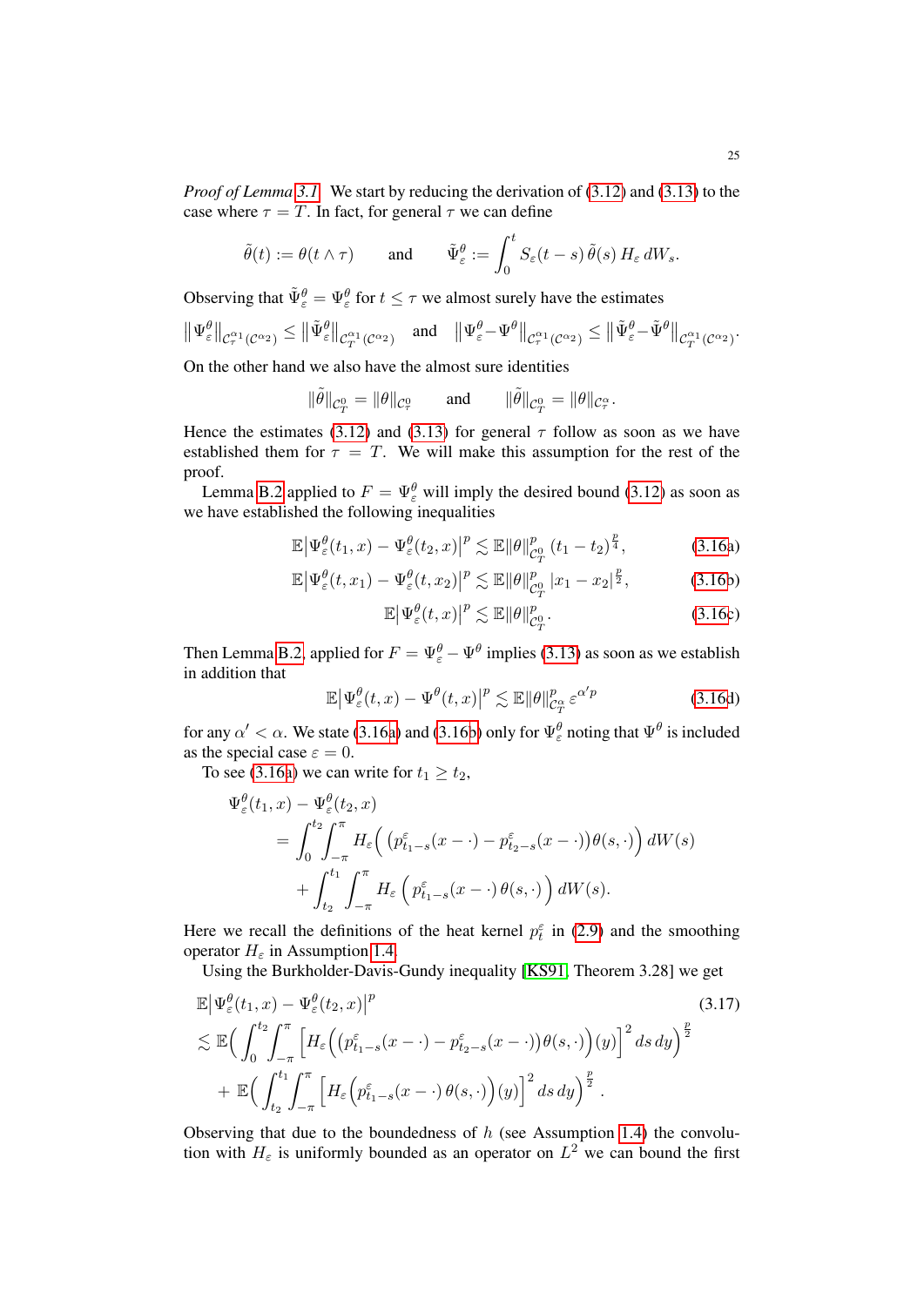*Proof of Lemma 3.1.* We start by reducing the derivation of (3.12) and (3.13) to the case where $\tau = T$. In fact, for general $\tau$ we can define

$$\tilde{\theta}(t) := \theta(t \wedge \tau) \qquad \text{and} \qquad \tilde{\Psi}^\theta_\varepsilon := \int_0^t S_\varepsilon(t-s)\,\tilde{\theta}(s)\,H_\varepsilon\,dW_s.$$

Observing that $\tilde{\Psi}^\theta_\varepsilon = \Psi^\theta_\varepsilon$ for $t \le \tau$ we almost surely have the estimates

$$\big\|\Psi^\theta_\varepsilon\big\|_{\mathcal{C}^{\alpha_1}_\tau(\mathcal{C}^{\alpha_2})} \le \big\|\tilde{\Psi}^\theta_\varepsilon\big\|_{\mathcal{C}^{\alpha_1}_T(\mathcal{C}^{\alpha_2})} \quad \text{and} \quad \big\|\Psi^\theta_\varepsilon - \Psi^\theta\big\|_{\mathcal{C}^{\alpha_1}_\tau(\mathcal{C}^{\alpha_2})} \le \big\|\tilde{\Psi}^\theta_\varepsilon - \tilde{\Psi}^\theta\big\|_{\mathcal{C}^{\alpha_1}_T(\mathcal{C}^{\alpha_2})}.$$

On the other hand we also have the almost sure identities

$$\|\tilde{\theta}\|_{\mathcal{C}^0_T} = \|\theta\|_{\mathcal{C}^0_\tau} \qquad \text{and} \qquad \|\tilde{\theta}\|_{\mathcal{C}^\alpha_T} = \|\theta\|_{\mathcal{C}^\alpha_\tau}.$$

Hence the estimates (3.12) and (3.13) for general $\tau$ follow as soon as we have established them for $\tau = T$. We will make this assumption for the rest of the proof.

Lemma B.2 applied to $F = \Psi^\theta_\varepsilon$ will imply the desired bound (3.12) as soon as we have established the following inequalities

$$\mathbb{E}\big|\Psi^\theta_\varepsilon(t_1,x) - \Psi^\theta_\varepsilon(t_2,x)\big|^p \lesssim \mathbb{E}\|\theta\|^p_{\mathcal{C}^0_T}\,(t_1 - t_2)^{\frac{p}{4}}, \tag{3.16a}$$

$$\mathbb{E}\big|\Psi^\theta_\varepsilon(t,x_1) - \Psi^\theta_\varepsilon(t,x_2)\big|^p \lesssim \mathbb{E}\|\theta\|^p_{\mathcal{C}^0_T}\,|x_1 - x_2|^{\frac{p}{2}}, \tag{3.16b}$$

$$\mathbb{E}\big|\Psi^\theta_\varepsilon(t,x)\big|^p \lesssim \mathbb{E}\|\theta\|^p_{\mathcal{C}^0_T}. \tag{3.16c}$$

Then Lemma B.2 applied for $F = \Psi^\theta_\varepsilon - \Psi^\theta$ implies (3.13) as soon as we establish in addition that

$$\mathbb{E}\big|\Psi^\theta_\varepsilon(t,x) - \Psi^\theta(t,x)\big|^p \lesssim \mathbb{E}\|\theta\|^p_{\mathcal{C}^\alpha_T}\,\varepsilon^{\alpha' p} \tag{3.16d}$$

for any $\alpha' < \alpha$. We state (3.16a) and (3.16b) only for $\Psi^\theta_\varepsilon$ noting that $\Psi^\theta$ is included as the special case $\varepsilon = 0$.

To see (3.16a) we can write for $t_1 \ge t_2$,

$$\begin{aligned}
\Psi^\theta_\varepsilon(t_1,x) &- \Psi^\theta_\varepsilon(t_2,x) \\
&= \int_0^{t_2}\int_{-\pi}^{\pi} H_\varepsilon\Big(\big(p^\varepsilon_{t_1-s}(x-\cdot) - p^\varepsilon_{t_2-s}(x-\cdot)\big)\theta(s,\cdot)\Big)\,dW(s) \\
&\quad + \int_{t_2}^{t_1}\int_{-\pi}^{\pi} H_\varepsilon\Big(p^\varepsilon_{t_1-s}(x-\cdot)\,\theta(s,\cdot)\Big)\,dW(s).
\end{aligned}$$

Here we recall the definitions of the heat kernel $p^\varepsilon_t$ in (2.9) and the smoothing operator $H_\varepsilon$ in Assumption 1.4.

Using the Burkholder-Davis-Gundy inequality [KS91, Theorem 3.28] we get

$$\begin{aligned}
&\mathbb{E}\big|\Psi^\theta_\varepsilon(t_1,x) - \Psi^\theta_\varepsilon(t_2,x)\big|^p \qquad\qquad (3.17)\\
&\lesssim \mathbb{E}\Big(\int_0^{t_2}\int_{-\pi}^{\pi}\Big[H_\varepsilon\Big(\big(p^\varepsilon_{t_1-s}(x-\cdot) - p^\varepsilon_{t_2-s}(x-\cdot)\big)\theta(s,\cdot)\Big)(y)\Big]^2 ds\,dy\Big)^{\frac{p}{2}} \\
&\quad + \mathbb{E}\Big(\int_{t_2}^{t_1}\int_{-\pi}^{\pi}\Big[H_\varepsilon\Big(p^\varepsilon_{t_1-s}(x-\cdot)\,\theta(s,\cdot)\Big)(y)\Big]^2 ds\,dy\Big)^{\frac{p}{2}}.
\end{aligned}$$

Observing that due to the boundedness of $h$ (see Assumption 1.4) the convolution with $H_\varepsilon$ is uniformly bounded as an operator on $L^2$ we can bound the first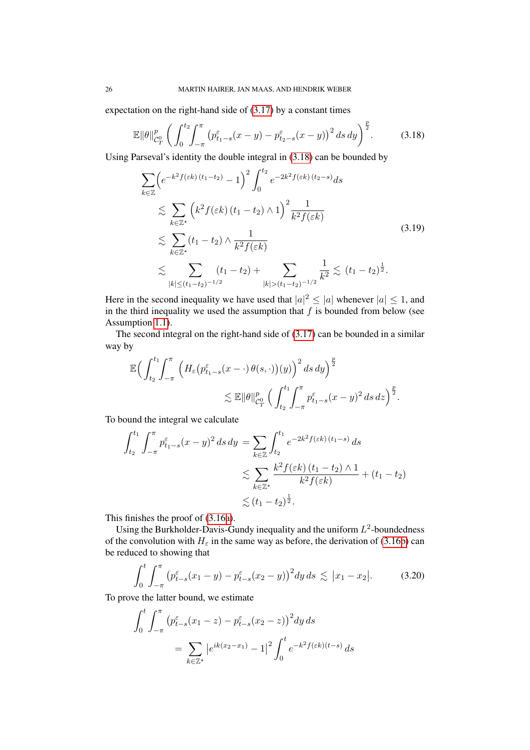expectation on the right-hand side of (3.17) by a constant times

$$\mathbb{E}\|\theta\|_{\mathcal{C}_T^0}^p \Big( \int_0^{t_2}\!\!\int_{-\pi}^{\pi} \big(p^\varepsilon_{t_1-s}(x-y) - p^\varepsilon_{t_2-s}(x-y)\big)^2 \, ds\, dy\Big)^{\frac{p}{2}}. \tag{3.18}$$

Using Parseval's identity the double integral in (3.18) can be bounded by

$$\begin{aligned}
\sum_{k\in\mathbb{Z}} &\Big(e^{-k^2 f(\varepsilon k)\,(t_1-t_2)} - 1\Big)^2 \int_0^{t_2} e^{-2k^2 f(\varepsilon k)\,(t_2-s)} ds \\
&\lesssim \sum_{k\in\mathbb{Z}^\star} \Big(k^2 f(\varepsilon k)\,(t_1-t_2)\wedge 1\Big)^2 \frac{1}{k^2 f(\varepsilon k)} \\
&\lesssim \sum_{k\in\mathbb{Z}^\star} (t_1-t_2) \wedge \frac{1}{k^2 f(\varepsilon k)} \\
&\lesssim \sum_{|k|\le (t_1-t_2)^{-1/2}} (t_1-t_2) + \sum_{|k| > (t_1-t_2)^{-1/2}} \frac{1}{k^2} \lesssim (t_1-t_2)^{\frac{1}{2}}.
\end{aligned} \tag{3.19}$$

Here in the second inequality we have used that $|a|^2 \le |a|$ whenever $|a|\le 1$, and in the third inequality we used the assumption that $f$ is bounded from below (see Assumption 1.1).

The second integral on the right-hand side of (3.17) can be bounded in a similar way by

$$\begin{aligned}
\mathbb{E}\Big(\int_{t_2}^{t_1}\!\!\int_{-\pi}^{\pi} \Big(H_\varepsilon\big(p^\varepsilon_{t_1-s}(x-\cdot)\,\theta(s,\cdot)\big)(y)\Big)^2 \, ds\, dy\Big)^{\frac{p}{2}} \\
\lesssim \mathbb{E}\|\theta\|_{\mathcal{C}_T^0}^p \Big(\int_{t_2}^{t_1}\!\!\int_{-\pi}^{\pi} p^\varepsilon_{t_1-s}(x-y)^2 \, ds\, dz\Big)^{\frac{p}{2}}.
\end{aligned}$$

To bound the integral we calculate

$$\begin{aligned}
\int_{t_2}^{t_1}\int_{-\pi}^{\pi} p^\varepsilon_{t_1-s}(x-y)^2 \, ds\, dy &= \sum_{k\in\mathbb{Z}} \int_{t_2}^{t_1} e^{-2k^2 f(\varepsilon k)\,(t_1-s)}\, ds \\
&\lesssim \sum_{k\in\mathbb{Z}^\star} \frac{k^2 f(\varepsilon k)\,(t_1-t_2)\wedge 1}{k^2 f(\varepsilon k)} + (t_1-t_2) \\
&\lesssim (t_1-t_2)^{\frac{1}{2}}.
\end{aligned}$$

This finishes the proof of (3.16a).

Using the Burkholder-Davis-Gundy inequality and the uniform $L^2$-boundedness of the convolution with $H_\varepsilon$ in the same way as before, the derivation of (3.16b) can be reduced to showing that

$$\int_0^t \int_{-\pi}^{\pi} \big(p^\varepsilon_{t-s}(x_1-y) - p^\varepsilon_{t-s}(x_2-y)\big)^2 dy\, ds \lesssim |x_1-x_2|. \tag{3.20}$$

To prove the latter bound, we estimate

$$\begin{aligned}
\int_0^t \int_{-\pi}^{\pi} &\big(p^\varepsilon_{t-s}(x_1-z) - p^\varepsilon_{t-s}(x_2-z)\big)^2 dy\, ds \\
&= \sum_{k\in\mathbb{Z}^\star} \big|e^{ik(x_2-x_1)} - 1\big|^2 \int_0^t e^{-k^2 f(\varepsilon k)(t-s)}\, ds
\end{aligned}$$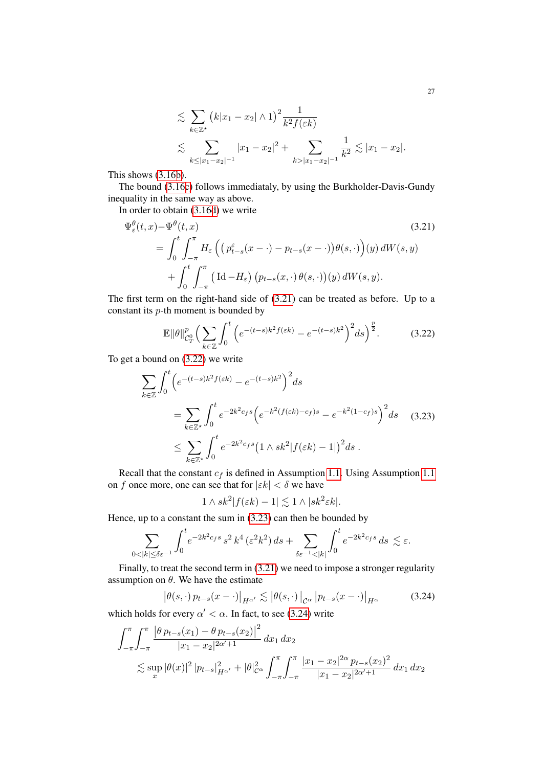$$
\begin{aligned}
&\lesssim \sum_{k\in\mathbb{Z}^\star} \big(k|x_1-x_2|\wedge 1\big)^2 \frac{1}{k^2 f(\varepsilon k)} \\
&\lesssim \sum_{k\leq |x_1-x_2|^{-1}} |x_1-x_2|^2 + \sum_{k> |x_1-x_2|^{-1}} \frac{1}{k^2} \lesssim |x_1-x_2|.
\end{aligned}
$$

This shows (3.16b).

The bound (3.16c) follows immediataly, by using the Burkholder-Davis-Gundy inequality in the same way as above.

In order to obtain (3.16d) we write

$$
\begin{aligned}
\Psi^\theta_\varepsilon(t,x) - &\Psi^\theta(t,x) \qquad (3.21)\\
&= \int_0^t \int_{-\pi}^{\pi} H_\varepsilon\Big(\big(p^\varepsilon_{t-s}(x-\cdot) - p_{t-s}(x-\cdot)\big)\theta(s,\cdot)\Big)(y)\, dW(s,y) \\
&\quad + \int_0^t \int_{-\pi}^{\pi} \big(\operatorname{Id} - H_\varepsilon\big)\, \big(p_{t-s}(x,\cdot)\,\theta(s,\cdot)\big)(y)\, dW(s,y).
\end{aligned}
$$

The first term on the right-hand side of (3.21) can be treated as before. Up to a constant its $p$-th moment is bounded by

$$
\mathbb{E}\|\theta\|^p_{\mathcal{C}^0_T} \Big(\sum_{k\in\mathbb{Z}} \int_0^t \Big(e^{-(t-s)k^2 f(\varepsilon k)} - e^{-(t-s)k^2}\Big)^2 ds\Big)^{\frac{p}{2}}. \qquad (3.22)
$$

To get a bound on (3.22) we write

$$
\begin{aligned}
\sum_{k\in\mathbb{Z}} \int_0^t &\Big(e^{-(t-s)k^2 f(\varepsilon k)} - e^{-(t-s)k^2}\Big)^2 ds \\
&= \sum_{k\in\mathbb{Z}^\star} \int_0^t e^{-2k^2 c_f s}\Big(e^{-k^2(f(\varepsilon k)-c_f)s} - e^{-k^2(1-c_f)s}\Big)^2 ds \qquad (3.23)\\
&\leq \sum_{k\in\mathbb{Z}^\star} \int_0^t e^{-2k^2 c_f s}\big(1\wedge sk^2|f(\varepsilon k)-1|\big)^2 ds\;.
\end{aligned}
$$

Recall that the constant $c_f$ is defined in Assumption 1.1. Using Assumption 1.1 on $f$ once more, one can see that for $|\varepsilon k| < \delta$ we have

$$
1\wedge sk^2|f(\varepsilon k)-1| \lesssim 1\wedge |sk^2\varepsilon k|.
$$

Hence, up to a constant the sum in (3.23) can then be bounded by

$$
\sum_{0<|k|\leq \delta\varepsilon^{-1}} \int_0^t e^{-2k^2 c_f s}\, s^2\, k^4\, (\varepsilon^2 k^2)\, ds + \sum_{\delta\varepsilon^{-1}<|k|} \int_0^t e^{-2k^2 c_f s}\, ds \lesssim \varepsilon.
$$

Finally, to treat the second term in (3.21) we need to impose a stronger regularity assumption on $\theta$. We have the estimate

$$
\big|\theta(s,\cdot)\, p_{t-s}(x-\cdot)\big|_{H^{\alpha'}} \lesssim \big|\theta(s,\cdot)\big|_{\mathcal{C}^\alpha}\, \big|p_{t-s}(x-\cdot)\big|_{H^\alpha} \qquad (3.24)
$$

which holds for every $\alpha' < \alpha$. In fact, to see (3.24) write

$$
\begin{aligned}
\int_{-\pi}^{\pi}\int_{-\pi}^{\pi} &\frac{\big|\theta\, p_{t-s}(x_1) - \theta\, p_{t-s}(x_2)\big|^2}{|x_1-x_2|^{2\alpha'+1}}\, dx_1\, dx_2 \\
&\lesssim \sup_x |\theta(x)|^2\, |p_{t-s}|^2_{H^{\alpha'}} + |\theta|^2_{\mathcal{C}^\alpha} \int_{-\pi}^{\pi}\int_{-\pi}^{\pi} \frac{|x_1-x_2|^{2\alpha}\, p_{t-s}(x_2)^2}{|x_1-x_2|^{2\alpha'+1}}\, dx_1\, dx_2
\end{aligned}
$$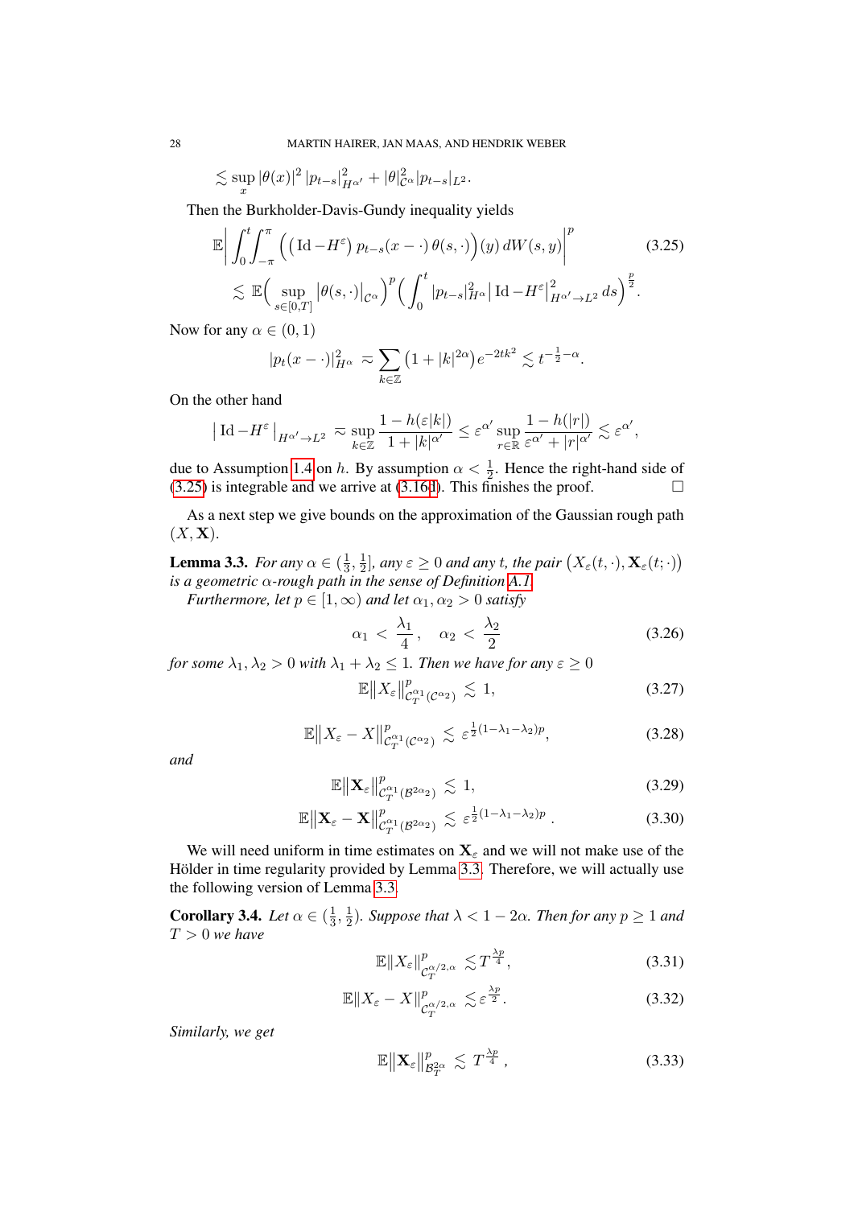$$\lesssim \sup_x |\theta(x)|^2 \, |p_{t-s}|^2_{H^{\alpha'}} + |\theta|^2_{\mathcal{C}^\alpha} |p_{t-s}|_{L^2}.$$

Then the Burkholder-Davis-Gundy inequality yields

$$\begin{aligned}
&\mathbb{E}\Big| \int_0^t \int_{-\pi}^{\pi} \Big( \big(\mathrm{Id} - H^\varepsilon\big)\, p_{t-s}(x - \cdot)\, \theta(s, \cdot) \Big)(y)\, dW(s,y) \Big|^p \qquad (3.25) \\
&\quad \lesssim \mathbb{E}\Big( \sup_{s \in [0,T]} \big|\theta(s,\cdot)\big|_{\mathcal{C}^\alpha} \Big)^p \Big( \int_0^t |p_{t-s}|^2_{H^\alpha} \big| \mathrm{Id} - H^\varepsilon \big|^2_{H^{\alpha'} \to L^2}\, ds \Big)^{\frac{p}{2}}.
\end{aligned}$$

Now for any $\alpha \in (0,1)$

$$|p_t(x - \cdot)|^2_{H^\alpha} \approx \sum_{k \in \mathbb{Z}} \big(1 + |k|^{2\alpha}\big) e^{-2tk^2} \lesssim t^{-\frac{1}{2} - \alpha}.$$

On the other hand

$$\big|\, \mathrm{Id} - H^\varepsilon \,\big|_{H^{\alpha'} \to L^2} \approx \sup_{k \in \mathbb{Z}} \frac{1 - h(\varepsilon |k|)}{1 + |k|^{\alpha'}} \leq \varepsilon^{\alpha'} \sup_{r \in \mathbb{R}} \frac{1 - h(|r|)}{\varepsilon^{\alpha'} + |r|^{\alpha'}} \lesssim \varepsilon^{\alpha'},$$

due to Assumption 1.4 on $h$. By assumption $\alpha < \frac{1}{2}$. Hence the right-hand side of (3.25) is integrable and we arrive at (3.16d). This finishes the proof. □

As a next step we give bounds on the approximation of the Gaussian rough path $(X, \mathbf{X})$.

**Lemma 3.3.** *For any $\alpha \in (\frac{1}{3}, \frac{1}{2}]$, any $\varepsilon \geq 0$ and any $t$, the pair $\big(X_\varepsilon(t,\cdot), \mathbf{X}_\varepsilon(t;\cdot)\big)$ is a geometric $\alpha$-rough path in the sense of Definition A.1.*

*Furthermore, let $p \in [1, \infty)$ and let $\alpha_1, \alpha_2 > 0$ satisfy*

$$\alpha_1 < \frac{\lambda_1}{4}, \quad \alpha_2 < \frac{\lambda_2}{2} \qquad (3.26)$$

*for some $\lambda_1, \lambda_2 > 0$ with $\lambda_1 + \lambda_2 \leq 1$. Then we have for any $\varepsilon \geq 0$*

$$\mathbb{E}\big\| X_\varepsilon \big\|^p_{\mathcal{C}^{\alpha_1}_T(\mathcal{C}^{\alpha_2})} \lesssim 1, \qquad (3.27)$$

$$\mathbb{E}\big\| X_\varepsilon - X \big\|^p_{\mathcal{C}^{\alpha_1}_T(\mathcal{C}^{\alpha_2})} \lesssim \varepsilon^{\frac{1}{2}(1 - \lambda_1 - \lambda_2)p}, \qquad (3.28)$$

*and*

$$\mathbb{E}\big\| \mathbf{X}_\varepsilon \big\|^p_{\mathcal{C}^{\alpha_1}_T(\mathcal{B}^{2\alpha_2})} \lesssim 1, \qquad (3.29)$$

$$\mathbb{E}\big\| \mathbf{X}_\varepsilon - \mathbf{X} \big\|^p_{\mathcal{C}^{\alpha_1}_T(\mathcal{B}^{2\alpha_2})} \lesssim \varepsilon^{\frac{1}{2}(1 - \lambda_1 - \lambda_2)p}. \qquad (3.30)$$

We will need uniform in time estimates on $\mathbf{X}_\varepsilon$ and we will not make use of the Hölder in time regularity provided by Lemma 3.3. Therefore, we will actually use the following version of Lemma 3.3.

**Corollary 3.4.** *Let $\alpha \in (\frac{1}{3}, \frac{1}{2})$. Suppose that $\lambda < 1 - 2\alpha$. Then for any $p \geq 1$ and $T > 0$ we have*

$$\mathbb{E}\|X_\varepsilon\|^p_{\mathcal{C}^{\alpha/2,\alpha}_T} \lesssim T^{\frac{\lambda p}{4}}, \qquad (3.31)$$

$$\mathbb{E}\|X_\varepsilon - X\|^p_{\mathcal{C}^{\alpha/2,\alpha}_T} \lesssim \varepsilon^{\frac{\lambda p}{2}}. \qquad (3.32)$$

*Similarly, we get*

$$\mathbb{E}\big\| \mathbf{X}_\varepsilon \big\|^p_{\mathcal{B}^{2\alpha}_T} \lesssim T^{\frac{\lambda p}{4}}, \qquad (3.33)$$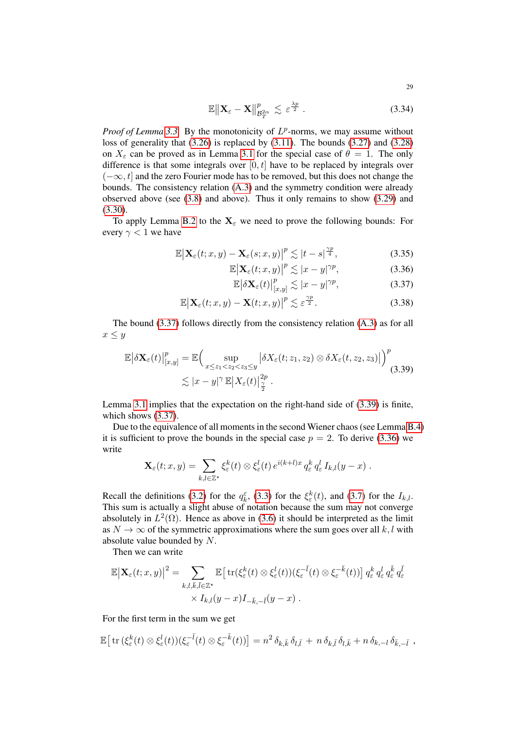$$\mathbb{E}\big\|\mathbf{X}_\varepsilon - \mathbf{X}\big\|^p_{\mathcal{B}^{2\alpha}_T} \lesssim \varepsilon^{\frac{\lambda p}{2}} . \tag{3.34}$$

*Proof of Lemma 3.3.* By the monotonicity of $L^p$-norms, we may assume without loss of generality that (3.26) is replaced by (3.11). The bounds (3.27) and (3.28) on $X_\varepsilon$ can be proved as in Lemma 3.1 for the special case of $\theta = 1$. The only difference is that some integrals over $[0, t]$ have to be replaced by integrals over $(-\infty, t]$ and the zero Fourier mode has to be removed, but this does not change the bounds. The consistency relation (A.3) and the symmetry condition were already observed above (see (3.8) and above). Thus it only remains to show (3.29) and (3.30).

To apply Lemma B.2 to the $\mathbf{X}_\varepsilon$ we need to prove the following bounds: For every $\gamma < 1$ we have

$$\mathbb{E}\big|\mathbf{X}_\varepsilon(t;x,y) - \mathbf{X}_\varepsilon(s;x,y)\big|^p \lesssim |t-s|^{\frac{\gamma p}{4}}, \tag{3.35}$$

$$\mathbb{E}\big|\mathbf{X}_\varepsilon(t;x,y)\big|^p \lesssim |x-y|^{\gamma p}, \tag{3.36}$$

$$\mathbb{E}\big|\delta\mathbf{X}_\varepsilon(t)\big|^p_{[x,y]} \lesssim |x-y|^{\gamma p}, \tag{3.37}$$

$$\mathbb{E}\big|\mathbf{X}_\varepsilon(t;x,y) - \mathbf{X}(t;x,y)\big|^p \lesssim \varepsilon^{\frac{\gamma p}{2}}. \tag{3.38}$$

The bound (3.37) follows directly from the consistency relation (A.3) as for all $x \leq y$

$$\begin{aligned}\mathbb{E}\big|\delta\mathbf{X}_\varepsilon(t)\big|^p_{[x,y]} &= \mathbb{E}\Big(\sup_{x\leq z_1<z_2<z_3\leq y}\big|\delta X_\varepsilon(t;z_1,z_2)\otimes\delta X_\varepsilon(t,z_2,z_3)\big|\Big)^p \\ &\lesssim |x-y|^\gamma\,\mathbb{E}\big|X_\varepsilon(t)\big|^{2p}_{\frac{\gamma}{2}} .\end{aligned} \tag{3.39}$$

Lemma 3.1 implies that the expectation on the right-hand side of (3.39) is finite, which shows (3.37).

Due to the equivalence of all moments in the second Wiener chaos (see Lemma B.4) it is sufficient to prove the bounds in the special case $p = 2$. To derive (3.36) we write

$$\mathbf{X}_\varepsilon(t;x,y) = \sum_{k,l\in\mathbb{Z}^\star} \xi^k_\varepsilon(t)\otimes\xi^l_\varepsilon(t)\,e^{i(k+l)x}\,q^k_\varepsilon\,q^l_\varepsilon\,I_{k,l}(y-x) .$$

Recall the definitions (3.2) for the $q^\varepsilon_k$, (3.3) for the $\xi^k_\varepsilon(t)$, and (3.7) for the $I_{k,l}$. This sum is actually a slight abuse of notation because the sum may not converge absolutely in $L^2(\Omega)$. Hence as above in (3.6) it should be interpreted as the limit as $N \to \infty$ of the symmetric approximations where the sum goes over all $k, l$ with absolute value bounded by $N$.

Then we can write

$$\begin{aligned}\mathbb{E}\big|\mathbf{X}_\varepsilon(t;x,y)\big|^2 = \sum_{k,l,\bar{k},\bar{l}\in\mathbb{Z}^\star} &\mathbb{E}\big[\operatorname{tr}(\xi^k_\varepsilon(t)\otimes\xi^l_\varepsilon(t))(\xi^{-\bar{l}}_\varepsilon(t)\otimes\xi^{-\bar{k}}_\varepsilon(t))\big]\,q^k_\varepsilon\,q^l_\varepsilon\,q^{\bar{k}}_\varepsilon\,q^{\bar{l}}_\varepsilon \\ &\times I_{k,l}(y-x)I_{-\bar{k},-\bar{l}}(y-x) .\end{aligned}$$

For the first term in the sum we get

$$\mathbb{E}\big[\operatorname{tr}(\xi^k_\varepsilon(t)\otimes\xi^l_\varepsilon(t))(\xi^{-\bar{l}}_\varepsilon(t)\otimes\xi^{-\bar{k}}_\varepsilon(t))\big] = n^2\,\delta_{k,\bar{k}}\,\delta_{l,\bar{l}} + n\,\delta_{k,\bar{l}}\,\delta_{l,\bar{k}} + n\,\delta_{k,-l}\,\delta_{\bar{k},-\bar{l}} ,$$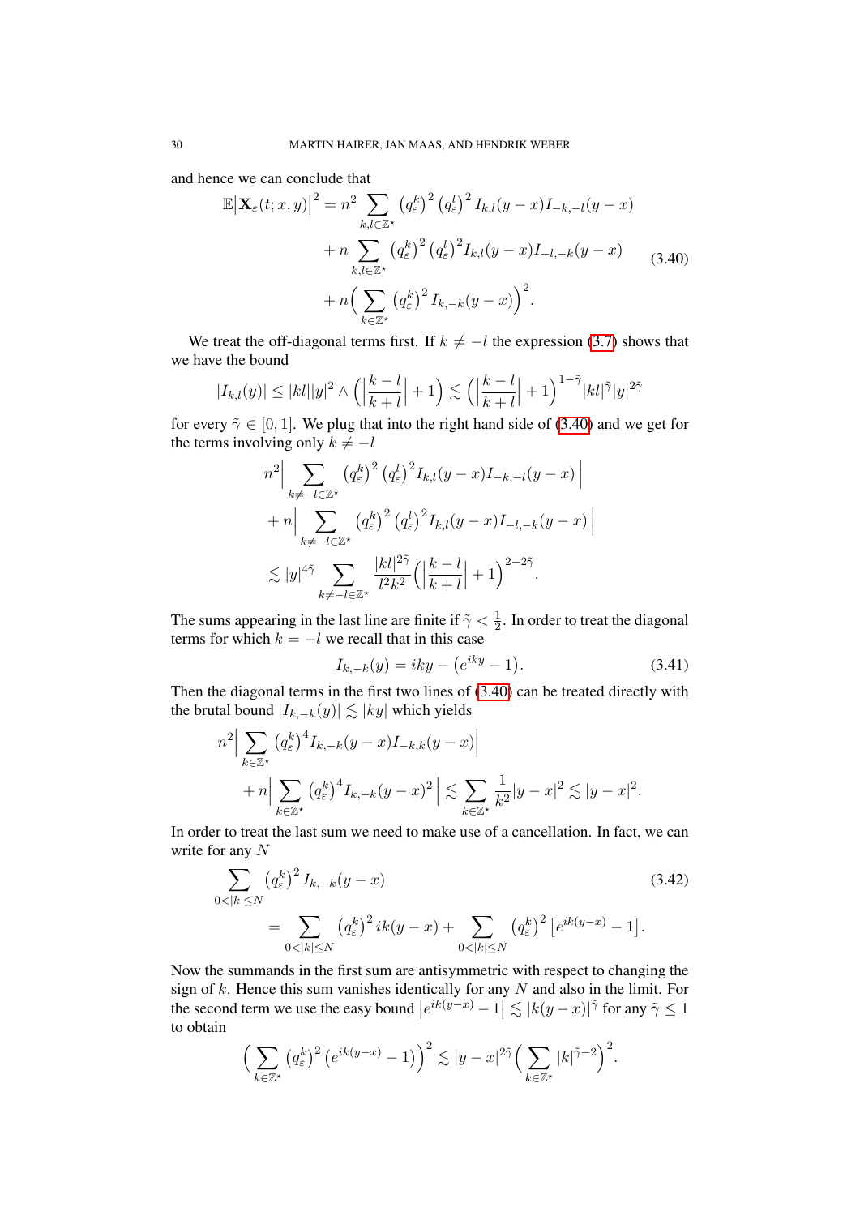and hence we can conclude that

$$
\begin{aligned}
\mathbb{E}\big|\mathbf{X}_\varepsilon(t;x,y)\big|^2 = n^2 \sum_{k,l\in\mathbb{Z}^\star} \big(q_\varepsilon^k\big)^2 \big(q_\varepsilon^l\big)^2 I_{k,l}(y-x) I_{-k,-l}(y-x) \\
+ n \sum_{k,l\in\mathbb{Z}^\star} \big(q_\varepsilon^k\big)^2 \big(q_\varepsilon^l\big)^2 I_{k,l}(y-x) I_{-l,-k}(y-x) \\
+ n \Big( \sum_{k\in\mathbb{Z}^\star} \big(q_\varepsilon^k\big)^2 I_{k,-k}(y-x) \Big)^2 .
\end{aligned}
\tag{3.40}
$$

We treat the off-diagonal terms first. If $k \neq -l$ the expression (3.7) shows that we have the bound

$$
|I_{k,l}(y)| \leq |kl||y|^2 \wedge \Big( \Big|\frac{k-l}{k+l}\Big| + 1 \Big) \lesssim \Big( \Big|\frac{k-l}{k+l}\Big| + 1 \Big)^{1-\tilde\gamma} |kl|^{\tilde\gamma} |y|^{2\tilde\gamma}
$$

for every $\tilde\gamma \in [0,1]$. We plug that into the right hand side of (3.40) and we get for the terms involving only $k \neq -l$

$$
\begin{aligned}
n^2 \Big| \sum_{k\neq -l\in\mathbb{Z}^\star} \big(q_\varepsilon^k\big)^2 \big(q_\varepsilon^l\big)^2 I_{k,l}(y-x) I_{-k,-l}(y-x) \Big| \\
+ n \Big| \sum_{k\neq -l\in\mathbb{Z}^\star} \big(q_\varepsilon^k\big)^2 \big(q_\varepsilon^l\big)^2 I_{k,l}(y-x) I_{-l,-k}(y-x) \Big| \\
\lesssim |y|^{4\tilde\gamma} \sum_{k\neq -l\in\mathbb{Z}^\star} \frac{|kl|^{2\tilde\gamma}}{l^2k^2} \Big( \Big|\frac{k-l}{k+l}\Big| + 1 \Big)^{2-2\tilde\gamma} .
\end{aligned}
$$

The sums appearing in the last line are finite if $\tilde\gamma < \frac{1}{2}$. In order to treat the diagonal terms for which $k = -l$ we recall that in this case

$$
I_{k,-k}(y) = iky - \big(e^{iky} - 1\big). \tag{3.41}
$$

Then the diagonal terms in the first two lines of (3.40) can be treated directly with the brutal bound $|I_{k,-k}(y)| \lesssim |ky|$ which yields

$$
\begin{aligned}
n^2 \Big| \sum_{k\in\mathbb{Z}^\star} \big(q_\varepsilon^k\big)^4 I_{k,-k}(y-x) I_{-k,k}(y-x) \Big| \\
+ n \Big| \sum_{k\in\mathbb{Z}^\star} \big(q_\varepsilon^k\big)^4 I_{k,-k}(y-x)^2 \Big| \lesssim \sum_{k\in\mathbb{Z}^\star} \frac{1}{k^2} |y-x|^2 \lesssim |y-x|^2 .
\end{aligned}
$$

In order to treat the last sum we need to make use of a cancellation. In fact, we can write for any $N$

$$
\begin{aligned}
\sum_{0<|k|\leq N} \big(q_\varepsilon^k\big)^2 I_{k,-k}(y-x) \\
= \sum_{0<|k|\leq N} \big(q_\varepsilon^k\big)^2 ik(y-x) + \sum_{0<|k|\leq N} \big(q_\varepsilon^k\big)^2 \big[e^{ik(y-x)} - 1\big].
\end{aligned}
\tag{3.42}
$$

Now the summands in the first sum are antisymmetric with respect to changing the sign of $k$. Hence this sum vanishes identically for any $N$ and also in the limit. For the second term we use the easy bound $\big|e^{ik(y-x)} - 1\big| \lesssim |k(y-x)|^{\tilde\gamma}$ for any $\tilde\gamma \leq 1$ to obtain

$$
\Big( \sum_{k\in\mathbb{Z}^\star} \big(q_\varepsilon^k\big)^2 \big(e^{ik(y-x)} - 1\big) \Big)^2 \lesssim |y-x|^{2\tilde\gamma} \Big( \sum_{k\in\mathbb{Z}^\star} |k|^{\tilde\gamma-2} \Big)^2 .
$$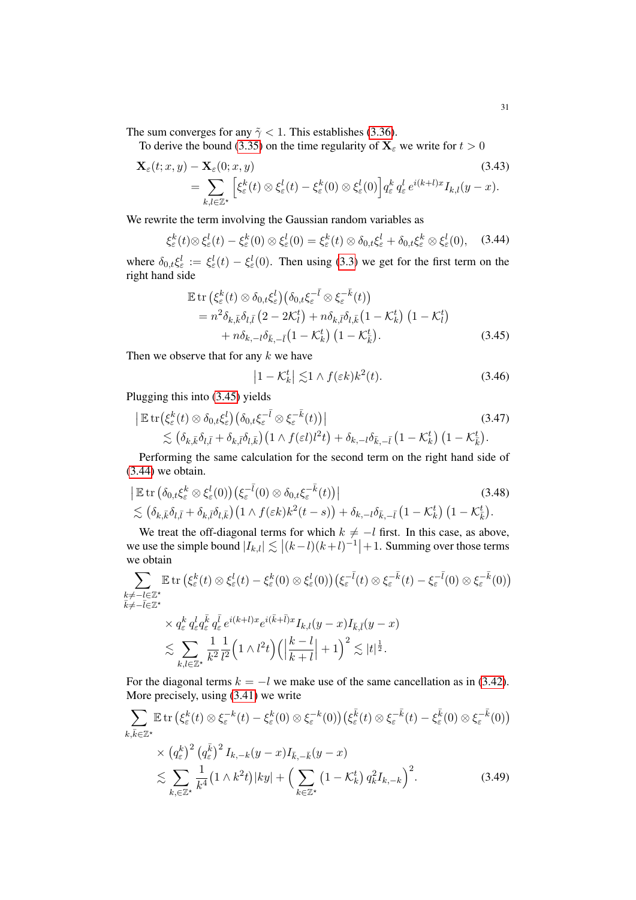The sum converges for any $\tilde{\gamma} < 1$. This establishes (3.36).

To derive the bound (3.35) on the time regularity of $\mathbf{X}_\varepsilon$ we write for $t > 0$

$$
\begin{aligned}
&\mathbf{X}_\varepsilon(t; x, y) - \mathbf{X}_\varepsilon(0; x, y) \qquad (3.43)\\
&\quad = \sum_{k,l \in \mathbb{Z}^\star} \Big[\xi_\varepsilon^k(t) \otimes \xi_\varepsilon^l(t) - \xi_\varepsilon^k(0) \otimes \xi_\varepsilon^l(0)\Big] q_\varepsilon^k\, q_\varepsilon^l\, e^{i(k+l)x} I_{k,l}(y - x).
\end{aligned}
$$

We rewrite the term involving the Gaussian random variables as

$$
\xi_\varepsilon^k(t) \otimes \xi_\varepsilon^l(t) - \xi_\varepsilon^k(0) \otimes \xi_\varepsilon^l(0) = \xi_\varepsilon^k(t) \otimes \delta_{0,t}\xi_\varepsilon^l + \delta_{0,t}\xi_\varepsilon^k \otimes \xi_\varepsilon^l(0), \qquad (3.44)
$$

where $\delta_{0,t}\xi_\varepsilon^l := \xi_\varepsilon^l(t) - \xi_\varepsilon^l(0)$. Then using (3.3) we get for the first term on the right hand side

$$
\begin{aligned}
&\mathbb{E}\,\mathrm{tr}\left(\xi_\varepsilon^k(t) \otimes \delta_{0,t}\xi_\varepsilon^l\right)\left(\delta_{0,t}\xi_\varepsilon^{-\bar{l}} \otimes \xi_\varepsilon^{-\bar{k}}(t)\right)\\
&\quad = n^2 \delta_{k,\bar{k}} \delta_{l,\bar{l}} \left(2 - 2\mathcal{K}_l^t\right) + n \delta_{k,\bar{l}} \delta_{l,\bar{k}} \big(1 - \mathcal{K}_k^t\big)\,\left(1 - \mathcal{K}_l^t\right)\\
&\qquad + n \delta_{k,-l} \delta_{\bar{k},-\bar{l}} \big(1 - \mathcal{K}_k^t\big)\,\big(1 - \mathcal{K}_{\bar{k}}^t\big). \qquad (3.45)
\end{aligned}
$$

Then we observe that for any $k$ we have

$$
\left|1 - \mathcal{K}_k^t\right| \lesssim 1 \wedge f(\varepsilon k) k^2(t). \qquad (3.46)
$$

Plugging this into (3.45) yields

$$
\begin{aligned}
&\big|\,\mathbb{E}\,\mathrm{tr}\big(\xi_\varepsilon^k(t) \otimes \delta_{0,t}\xi_\varepsilon^l\big)\big(\delta_{0,t}\xi_\varepsilon^{-\bar{l}} \otimes \xi_\varepsilon^{-\bar{k}}(t)\big)\big| \qquad (3.47)\\
&\quad \lesssim \big(\delta_{k,\bar{k}}\delta_{l,\bar{l}} + \delta_{k,\bar{l}}\delta_{l,\bar{k}}\big)\big(1 \wedge f(\varepsilon l) l^2 t\big) + \delta_{k,-l}\delta_{\bar{k},-\bar{l}}\left(1 - \mathcal{K}_k^t\right)\left(1 - \mathcal{K}_{\bar{k}}^t\right).
\end{aligned}
$$

Performing the same calculation for the second term on the right hand side of (3.44) we obtain.

$$
\begin{aligned}
&\big|\,\mathbb{E}\,\mathrm{tr}\left(\delta_{0,t}\xi_\varepsilon^k \otimes \xi_\varepsilon^l(0)\right)\left(\xi_\varepsilon^{-\bar{l}}(0) \otimes \delta_{0,t}\xi_\varepsilon^{-\bar{k}}(t)\right)\big| \qquad (3.48)\\
&\lesssim \big(\delta_{k,\bar{k}}\delta_{l,\bar{l}} + \delta_{k,\bar{l}}\delta_{l,\bar{k}}\big)\big(1 \wedge f(\varepsilon k) k^2(t - s)\big) + \delta_{k,-l}\delta_{\bar{k},-\bar{l}}\left(1 - \mathcal{K}_k^t\right)\left(1 - \mathcal{K}_{\bar{k}}^t\right).
\end{aligned}
$$

We treat the off-diagonal terms for which $k \neq -l$ first. In this case, as above, we use the simple bound $|I_{k,l}| \lesssim \left|(k-l)(k+l)^{-1}\right| + 1$. Summing over those terms we obtain

$$
\begin{aligned}
&\sum_{\substack{k \neq -l \in \mathbb{Z}^\star\\ \bar{k} \neq -\bar{l} \in \mathbb{Z}^\star}} \mathbb{E}\,\mathrm{tr}\left(\xi_\varepsilon^k(t) \otimes \xi_\varepsilon^l(t) - \xi_\varepsilon^k(0) \otimes \xi_\varepsilon^l(0)\right)\left(\xi_\varepsilon^{-\bar{l}}(t) \otimes \xi_\varepsilon^{-\bar{k}}(t) - \xi_\varepsilon^{-\bar{l}}(0) \otimes \xi_\varepsilon^{-\bar{k}}(0)\right)\\
&\qquad \times q_\varepsilon^k\, q_\varepsilon^l q_\varepsilon^{\bar{k}}\, q_\varepsilon^{\bar{l}}\, e^{i(k+l)x} e^{i(\bar{k}+\bar{l})x} I_{k,l}(y - x) I_{\bar{k},\bar{l}}(y - x)\\
&\qquad \lesssim \sum_{k,l \in \mathbb{Z}^\star} \frac{1}{k^2}\frac{1}{l^2}\Big(1 \wedge l^2 t\Big)\Big(\Big|\frac{k - l}{k + l}\Big| + 1\Big)^2 \lesssim |t|^{\frac{1}{2}}.
\end{aligned}
$$

For the diagonal terms $k = -l$ we make use of the same cancellation as in (3.42). More precisely, using (3.41) we write

$$
\begin{aligned}
&\sum_{k,\bar{k} \in \mathbb{Z}^\star} \mathbb{E}\,\mathrm{tr}\left(\xi_\varepsilon^k(t) \otimes \xi_\varepsilon^{-k}(t) - \xi_\varepsilon^k(0) \otimes \xi_\varepsilon^{-k}(0)\right)\left(\xi_\varepsilon^{\bar{k}}(t) \otimes \xi_\varepsilon^{-\bar{k}}(t) - \xi_\varepsilon^{\bar{k}}(0) \otimes \xi_\varepsilon^{-\bar{k}}(0)\right)\\
&\qquad \times \left(q_\varepsilon^k\right)^2 \left(q_\varepsilon^{\bar{k}}\right)^2 I_{k,-k}(y - x) I_{\bar{k},-\bar{k}}(y - x)\\
&\qquad \lesssim \sum_{k, \in \mathbb{Z}^\star} \frac{1}{k^4}\big(1 \wedge k^2 t\big)|ky| + \Big(\sum_{k \in \mathbb{Z}^\star}\left(1 - \mathcal{K}_k^t\right) q_k^2 I_{k,-k}\Big)^2. \qquad (3.49)
\end{aligned}
$$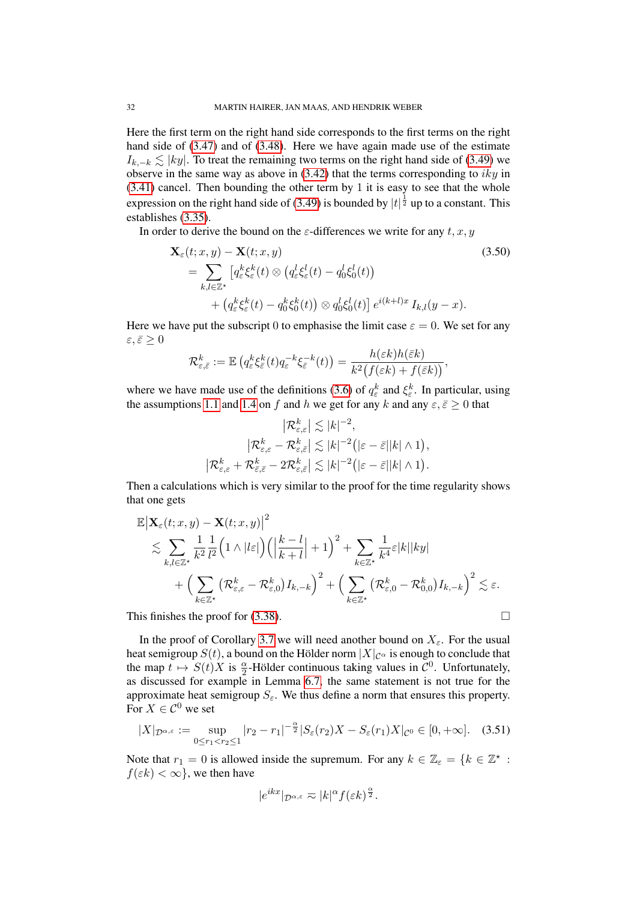Here the first term on the right hand side corresponds to the first terms on the right hand side of (3.47) and of (3.48). Here we have again made use of the estimate $I_{k,-k} \lesssim |ky|$. To treat the remaining two terms on the right hand side of (3.49) we observe in the same way as above in (3.42) that the terms corresponding to $iky$ in (3.41) cancel. Then bounding the other term by 1 it is easy to see that the whole expression on the right hand side of (3.49) is bounded by $|t|^{\frac{1}{2}}$ up to a constant. This establishes (3.35).

In order to derive the bound on the $\varepsilon$-differences we write for any $t, x, y$

$$
\begin{aligned}
&\mathbf{X}_\varepsilon(t;x,y) - \mathbf{X}(t;x,y) \qquad\qquad (3.50)\\
&= \sum_{k,l\in\mathbb{Z}^\star} \big[q_\varepsilon^k \xi_\varepsilon^k(t) \otimes \big(q_\varepsilon^l \xi_\varepsilon^l(t) - q_0^l \xi_0^l(t)\big) \\
&\qquad + \big(q_\varepsilon^k \xi_\varepsilon^k(t) - q_0^k \xi_0^k(t)\big) \otimes q_0^l \xi_0^l(t)\big]\, e^{i(k+l)x}\, I_{k,l}(y-x).
\end{aligned}
$$

Here we have put the subscript 0 to emphasise the limit case $\varepsilon = 0$. We set for any $\varepsilon, \bar\varepsilon \geq 0$

$$
\mathcal{R}^k_{\varepsilon,\bar\varepsilon} := \mathbb{E}\left(q_\varepsilon^k \xi_{\bar\varepsilon}^k(t) q_\varepsilon^{-k} \xi_{\bar\varepsilon}^{-k}(t)\right) = \frac{h(\varepsilon k) h(\bar\varepsilon k)}{k^2\big(f(\varepsilon k) + f(\bar\varepsilon k)\big)},
$$

where we have made use of the definitions (3.6) of $q_\varepsilon^k$ and $\xi_\varepsilon^k$. In particular, using the assumptions 1.1 and 1.4 on $f$ and $h$ we get for any $k$ and any $\varepsilon, \bar\varepsilon \geq 0$ that

$$
\begin{aligned}
\big|\mathcal{R}^k_{\varepsilon,\varepsilon}\big| &\lesssim |k|^{-2}, \\
\big|\mathcal{R}^k_{\varepsilon,\varepsilon} - \mathcal{R}^k_{\varepsilon,\bar\varepsilon}\big| &\lesssim |k|^{-2}\big(|\varepsilon - \bar\varepsilon||k| \wedge 1\big), \\
\big|\mathcal{R}^k_{\varepsilon,\varepsilon} + \mathcal{R}^k_{\bar\varepsilon,\bar\varepsilon} - 2\mathcal{R}^k_{\varepsilon,\bar\varepsilon}\big| &\lesssim |k|^{-2}\big(|\varepsilon - \bar\varepsilon||k| \wedge 1\big).
\end{aligned}
$$

Then a calculations which is very similar to the proof for the time regularity shows that one gets

$$
\begin{aligned}
&\mathbb{E}\big|\mathbf{X}_\varepsilon(t;x,y) - \mathbf{X}(t;x,y)\big|^2 \\
&\lesssim \sum_{k,l\in\mathbb{Z}^\star} \frac{1}{k^2}\frac{1}{l^2}\Big(1 \wedge |l\varepsilon|\Big)\Big(\Big|\frac{k-l}{k+l}\Big| + 1\Big)^2 + \sum_{k\in\mathbb{Z}^\star} \frac{1}{k^4}\varepsilon|k||ky| \\
&\quad + \Big(\sum_{k\in\mathbb{Z}^\star} \big(\mathcal{R}^k_{\varepsilon,\varepsilon} - \mathcal{R}^k_{\varepsilon,0}\big) I_{k,-k}\Big)^2 + \Big(\sum_{k\in\mathbb{Z}^\star} \big(\mathcal{R}^k_{\varepsilon,0} - \mathcal{R}^k_{0,0}\big) I_{k,-k}\Big)^2 \lesssim \varepsilon.
\end{aligned}
$$

This finishes the proof for (3.38). ☐

In the proof of Corollary 3.7 we will need another bound on $X_\varepsilon$. For the usual heat semigroup $S(t)$, a bound on the Hölder norm $|X|_{\mathcal{C}^\alpha}$ is enough to conclude that the map $t \mapsto S(t)X$ is $\frac{\alpha}{2}$-Hölder continuous taking values in $\mathcal{C}^0$. Unfortunately, as discussed for example in Lemma 6.7, the same statement is not true for the approximate heat semigroup $S_\varepsilon$. We thus define a norm that ensures this property. For $X \in \mathcal{C}^0$ we set

$$
|X|_{\mathcal{D}^{\alpha,\varepsilon}} := \sup_{0\leq r_1 < r_2 \leq 1} |r_2 - r_1|^{-\frac{\alpha}{2}} |S_\varepsilon(r_2)X - S_\varepsilon(r_1)X|_{\mathcal{C}^0} \in [0, +\infty]. \qquad (3.51)
$$

Note that $r_1 = 0$ is allowed inside the supremum. For any $k \in \mathbb{Z}_\varepsilon = \{k \in \mathbb{Z}^\star : f(\varepsilon k) < \infty\}$, we then have

$$
|e^{ikx}|_{\mathcal{D}^{\alpha,\varepsilon}} \approx |k|^\alpha f(\varepsilon k)^{\frac{\alpha}{2}}.
$$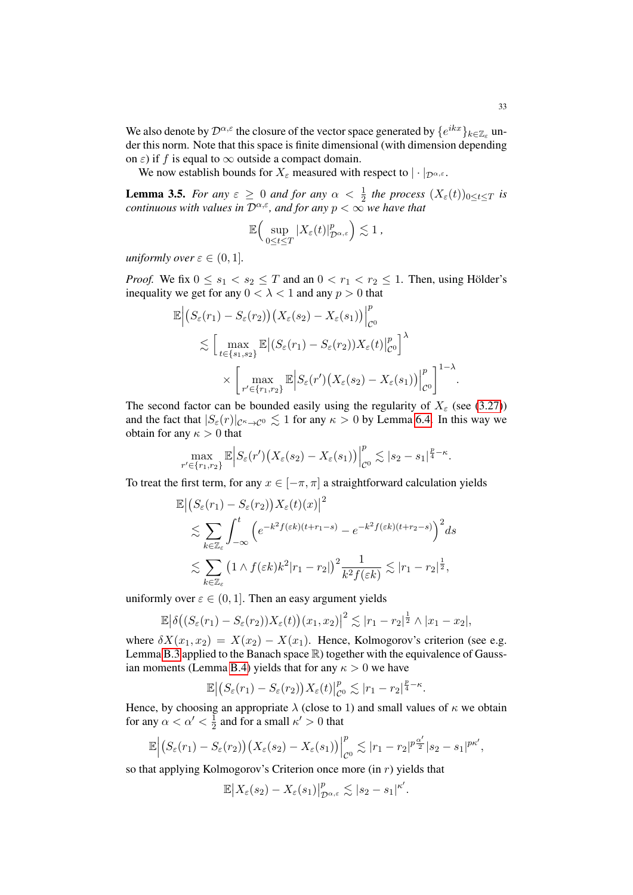We also denote by $\mathcal{D}^{\alpha,\varepsilon}$ the closure of the vector space generated by $\{e^{ikx}\}_{k\in\mathbb{Z}_\varepsilon}$ under this norm. Note that this space is finite dimensional (with dimension depending on $\varepsilon$) if $f$ is equal to $\infty$ outside a compact domain.

We now establish bounds for $X_\varepsilon$ measured with respect to $|\cdot|_{\mathcal{D}^{\alpha,\varepsilon}}$.

**Lemma 3.5.** *For any $\varepsilon \geq 0$ and for any $\alpha < \frac{1}{2}$ the process $(X_\varepsilon(t))_{0\leq t\leq T}$ is continuous with values in $\mathcal{D}^{\alpha,\varepsilon}$, and for any $p < \infty$ we have that*

$$\mathbb{E}\Big(\sup_{0\leq t\leq T} |X_\varepsilon(t)|^p_{\mathcal{D}^{\alpha,\varepsilon}}\Big) \lesssim 1\,,$$

*uniformly over $\varepsilon \in (0,1]$.*

*Proof.* We fix $0 \leq s_1 < s_2 \leq T$ and an $0 < r_1 < r_2 \leq 1$. Then, using Hölder's inequality we get for any $0 < \lambda < 1$ and any $p > 0$ that

$$\begin{aligned}
\mathbb{E}\Big|\big(S_\varepsilon(r_1) - S_\varepsilon(r_2)\big)\big(X_\varepsilon(s_2) - X_\varepsilon(s_1)\big)\Big|^p_{\mathcal{C}^0}
&\lesssim \Big[\max_{t\in\{s_1,s_2\}} \mathbb{E}\big|(S_\varepsilon(r_1) - S_\varepsilon(r_2))X_\varepsilon(t)\big|^p_{\mathcal{C}^0}\Big]^\lambda \\
&\quad \times \Big[\max_{r'\in\{r_1,r_2\}} \mathbb{E}\Big|S_\varepsilon(r')\big(X_\varepsilon(s_2) - X_\varepsilon(s_1)\big)\Big|^p_{\mathcal{C}^0}\Big]^{1-\lambda}.
\end{aligned}$$

The second factor can be bounded easily using the regularity of $X_\varepsilon$ (see (3.27)) and the fact that $|S_\varepsilon(r)|_{\mathcal{C}^\kappa\to\mathcal{C}^0} \lesssim 1$ for any $\kappa > 0$ by Lemma 6.4. In this way we obtain for any $\kappa > 0$ that

$$\max_{r'\in\{r_1,r_2\}} \mathbb{E}\Big|S_\varepsilon(r')\big(X_\varepsilon(s_2) - X_\varepsilon(s_1)\big)\Big|^p_{\mathcal{C}^0} \lesssim |s_2 - s_1|^{\frac{p}{4}-\kappa}.$$

To treat the first term, for any $x \in [-\pi,\pi]$ a straightforward calculation yields

$$\begin{aligned}
\mathbb{E}\big|\big(S_\varepsilon(r_1) - S_\varepsilon(r_2)\big)X_\varepsilon(t)(x)\big|^2
&\lesssim \sum_{k\in\mathbb{Z}_\varepsilon} \int_{-\infty}^t \Big(e^{-k^2 f(\varepsilon k)(t+r_1-s)} - e^{-k^2 f(\varepsilon k)(t+r_2-s)}\Big)^2 ds \\
&\lesssim \sum_{k\in\mathbb{Z}_\varepsilon} \big(1 \wedge f(\varepsilon k)k^2|r_1 - r_2|\big)^2 \frac{1}{k^2 f(\varepsilon k)} \lesssim |r_1 - r_2|^{\frac{1}{2}},
\end{aligned}$$

uniformly over $\varepsilon \in (0,1]$. Then an easy argument yields

$$\mathbb{E}\big|\delta\big((S_\varepsilon(r_1) - S_\varepsilon(r_2))X_\varepsilon(t)\big)(x_1,x_2)\big|^2 \lesssim |r_1 - r_2|^{\frac{1}{2}} \wedge |x_1 - x_2|,$$

where $\delta X(x_1,x_2) = X(x_2) - X(x_1)$. Hence, Kolmogorov's criterion (see e.g. Lemma B.3 applied to the Banach space $\mathbb{R}$) together with the equivalence of Gaussian moments (Lemma B.4) yields that for any $\kappa > 0$ we have

$$\mathbb{E}\big|\big(S_\varepsilon(r_1) - S_\varepsilon(r_2)\big)X_\varepsilon(t)\big|^p_{\mathcal{C}^0} \lesssim |r_1 - r_2|^{\frac{p}{4}-\kappa}.$$

Hence, by choosing an appropriate $\lambda$ (close to 1) and small values of $\kappa$ we obtain for any $\alpha < \alpha' < \frac{1}{2}$ and for a small $\kappa' > 0$ that

$$\mathbb{E}\Big|\big(S_\varepsilon(r_1) - S_\varepsilon(r_2)\big)\big(X_\varepsilon(s_2) - X_\varepsilon(s_1)\big)\Big|^p_{\mathcal{C}^0} \lesssim |r_1 - r_2|^{p\frac{\alpha'}{2}}|s_2 - s_1|^{p\kappa'},$$

so that applying Kolmogorov's Criterion once more (in $r$) yields that

$$\mathbb{E}\big|X_\varepsilon(s_2) - X_\varepsilon(s_1)\big|^p_{\mathcal{D}^{\alpha,\varepsilon}} \lesssim |s_2 - s_1|^{\kappa'}.$$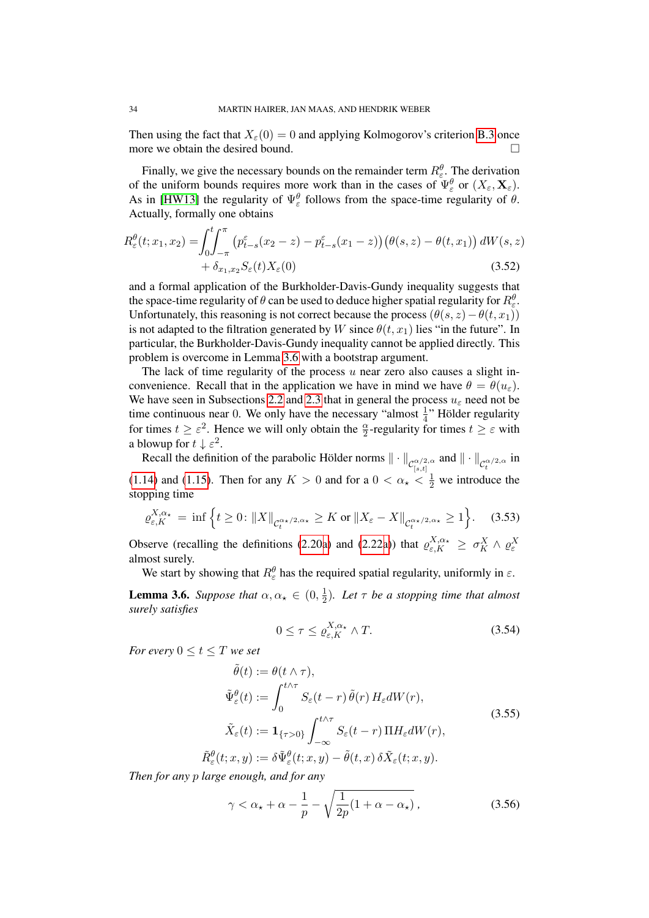Then using the fact that $X_\varepsilon(0) = 0$ and applying Kolmogorov's criterion B.3 once more we obtain the desired bound. □

Finally, we give the necessary bounds on the remainder term $R^\theta_\varepsilon$. The derivation of the uniform bounds requires more work than in the cases of $\Psi^\theta_\varepsilon$ or $(X_\varepsilon, \mathbf{X}_\varepsilon)$. As in [HW13] the regularity of $\Psi^\theta_\varepsilon$ follows from the space-time regularity of $\theta$. Actually, formally one obtains

$$
\begin{aligned}
R^\theta_\varepsilon(t; x_1, x_2) = &\int_0^t \int_{-\pi}^{\pi} \big(p^\varepsilon_{t-s}(x_2 - z) - p^\varepsilon_{t-s}(x_1 - z)\big)\big(\theta(s,z) - \theta(t,x_1)\big)\, dW(s,z) \\
&+ \delta_{x_1,x_2} S_\varepsilon(t) X_\varepsilon(0)
\end{aligned}
\tag{3.52}
$$

and a formal application of the Burkholder-Davis-Gundy inequality suggests that the space-time regularity of $\theta$ can be used to deduce higher spatial regularity for $R^\theta_\varepsilon$. Unfortunately, this reasoning is not correct because the process $(\theta(s,z) - \theta(t,x_1))$ is not adapted to the filtration generated by $W$ since $\theta(t,x_1)$ lies "in the future". In particular, the Burkholder-Davis-Gundy inequality cannot be applied directly. This problem is overcome in Lemma 3.6 with a bootstrap argument.

The lack of time regularity of the process $u$ near zero also causes a slight inconvenience. Recall that in the application we have in mind we have $\theta = \theta(u_\varepsilon)$. We have seen in Subsections 2.2 and 2.3 that in general the process $u_\varepsilon$ need not be time continuous near 0. We only have the necessary "almost $\frac{1}{4}$" Hölder regularity for times $t \geq \varepsilon^2$. Hence we will only obtain the $\frac{\alpha}{2}$-regularity for times $t \geq \varepsilon$ with a blowup for $t \downarrow \varepsilon^2$.

Recall the definition of the parabolic Hölder norms $\|\cdot\|_{\mathcal{C}^{\alpha/2,\alpha}_{[s,t]}}$ and $\|\cdot\|_{\mathcal{C}^{\alpha/2,\alpha}_t}$ in (1.14) and (1.15). Then for any $K > 0$ and for a $0 < \alpha_\star < \frac{1}{2}$ we introduce the stopping time

$$
\varrho^{X,\alpha_\star}_{\varepsilon,K} = \inf\Big\{ t \geq 0 \colon \|X\|_{\mathcal{C}^{\alpha_\star/2,\alpha_\star}_t} \geq K \text{ or } \|X_\varepsilon - X\|_{\mathcal{C}^{\alpha_\star/2,\alpha_\star}_t} \geq 1 \Big\}. \tag{3.53}
$$

Observe (recalling the definitions (2.20a) and (2.22a)) that $\varrho^{X,\alpha_\star}_{\varepsilon,K} \geq \sigma^X_K \wedge \varrho^X_\varepsilon$ almost surely.

We start by showing that $R^\theta_\varepsilon$ has the required spatial regularity, uniformly in $\varepsilon$.

**Lemma 3.6.** *Suppose that $\alpha, \alpha_\star \in (0, \frac{1}{2})$. Let $\tau$ be a stopping time that almost surely satisfies*

$$
0 \leq \tau \leq \varrho^{X,\alpha_\star}_{\varepsilon,K} \wedge T. \tag{3.54}
$$

*For every $0 \leq t \leq T$ we set*

$$
\begin{aligned}
\tilde{\theta}(t) &:= \theta(t \wedge \tau), \\
\tilde{\Psi}^\theta_\varepsilon(t) &:= \int_0^{t\wedge\tau} S_\varepsilon(t-r)\, \tilde{\theta}(r)\, H_\varepsilon dW(r), \\
\tilde{X}_\varepsilon(t) &:= \mathbf{1}_{\{\tau > 0\}} \int_{-\infty}^{t\wedge\tau} S_\varepsilon(t-r)\, \Pi H_\varepsilon dW(r), \\
\tilde{R}^\theta_\varepsilon(t; x, y) &:= \delta\tilde{\Psi}^\theta_\varepsilon(t; x, y) - \tilde{\theta}(t, x)\, \delta\tilde{X}_\varepsilon(t; x, y).
\end{aligned}
\tag{3.55}
$$

*Then for any $p$ large enough, and for any*

$$
\gamma < \alpha_\star + \alpha - \frac{1}{p} - \sqrt{\frac{1}{2p}(1 + \alpha - \alpha_\star)}\,, \tag{3.56}
$$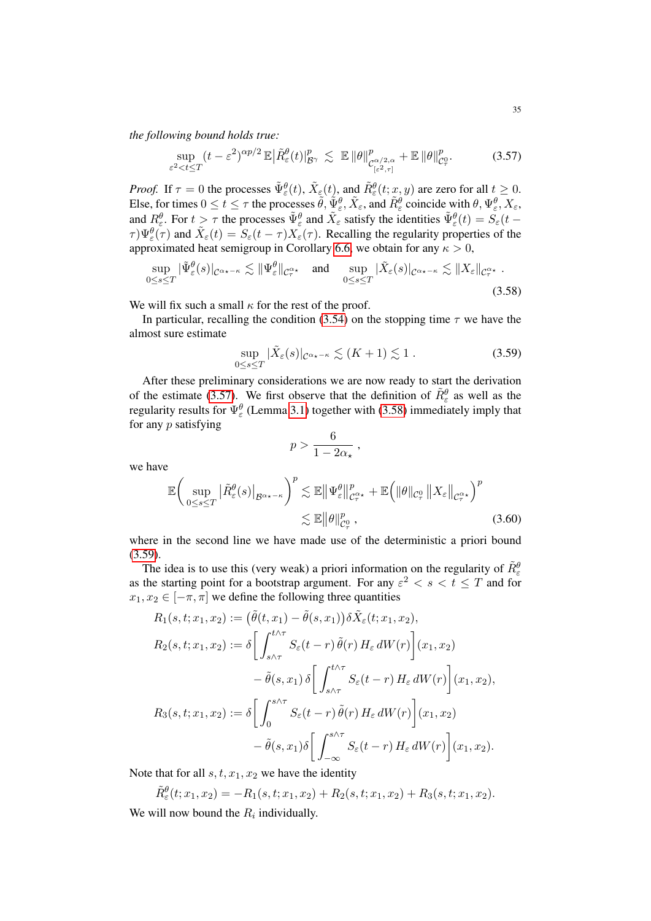*the following bound holds true:*

$$
\sup_{\varepsilon^2 < t \le T} (t-\varepsilon^2)^{\alpha p/2}\, \mathbb{E}\big|\tilde{R}^\theta_\varepsilon(t)\big|^p_{\mathcal{B}^\gamma} \;\lesssim\; \mathbb{E}\,\|\theta\|^p_{\mathcal{C}^{\alpha/2,\alpha}_{[\varepsilon^2,\tau]}} + \mathbb{E}\,\|\theta\|^p_{\mathcal{C}^0_\tau}. \tag{3.57}
$$

*Proof.* If $\tau = 0$ the processes $\tilde{\Psi}^\theta_\varepsilon(t)$, $\tilde{X}_\varepsilon(t)$, and $\tilde{R}^\theta_\varepsilon(t;x,y)$ are zero for all $t \ge 0$. Else, for times $0 \le t \le \tau$ the processes $\tilde{\theta}$, $\tilde{\Psi}^\theta_\varepsilon$, $\tilde{X}_\varepsilon$, and $\tilde{R}^\theta_\varepsilon$ coincide with $\theta$, $\Psi^\theta_\varepsilon$, $X_\varepsilon$, and $R^\theta_\varepsilon$. For $t > \tau$ the processes $\tilde{\Psi}^\theta_\varepsilon$ and $\tilde{X}_\varepsilon$ satisfy the identities $\tilde{\Psi}^\theta_\varepsilon(t) = S_\varepsilon(t-\tau)\Psi^\theta_\varepsilon(\tau)$ and $\tilde{X}_\varepsilon(t) = S_\varepsilon(t-\tau)X_\varepsilon(\tau)$. Recalling the regularity properties of the approximated heat semigroup in Corollary 6.6, we obtain for any $\kappa > 0$,

$$
\sup_{0\le s\le T} |\tilde{\Psi}^\theta_\varepsilon(s)|_{\mathcal{C}^{\alpha_\star-\kappa}} \lesssim \|\Psi^\theta_\varepsilon\|_{\mathcal{C}^{\alpha_\star}_\tau} \quad \text{and} \quad \sup_{0\le s\le T} |\tilde{X}_\varepsilon(s)|_{\mathcal{C}^{\alpha_\star-\kappa}} \lesssim \|X_\varepsilon\|_{\mathcal{C}^{\alpha_\star}_\tau} . \tag{3.58}
$$

We will fix such a small $\kappa$ for the rest of the proof.

In particular, recalling the condition (3.54) on the stopping time $\tau$ we have the almost sure estimate

$$
\sup_{0\le s\le T} |\tilde{X}_\varepsilon(s)|_{\mathcal{C}^{\alpha_\star-\kappa}} \lesssim (K+1) \lesssim 1 . \tag{3.59}
$$

After these preliminary considerations we are now ready to start the derivation of the estimate (3.57). We first observe that the definition of $\tilde{R}^\theta_\varepsilon$ as well as the regularity results for $\Psi^\theta_\varepsilon$ (Lemma 3.1) together with (3.58) immediately imply that for any $p$ satisfying

$$
p > \frac{6}{1-2\alpha_\star} ,
$$

we have

$$
\begin{aligned}
\mathbb{E}\bigg(\sup_{0\le s\le T} \big|\tilde{R}^\theta_\varepsilon(s)\big|_{\mathcal{B}^{\alpha_\star-\kappa}}\bigg)^p &\lesssim \mathbb{E}\big\|\Psi^\theta_\varepsilon\big\|^p_{\mathcal{C}^{\alpha_\star}_\tau} + \mathbb{E}\Big(\|\theta\|_{\mathcal{C}^0_\tau}\,\big\|X_\varepsilon\big\|_{\mathcal{C}^{\alpha_\star}_\tau}\Big)^p \\
&\lesssim \mathbb{E}\big\|\theta\big\|^p_{\mathcal{C}^0_\tau} ,
\end{aligned} \tag{3.60}
$$

where in the second line we have made use of the deterministic a priori bound (3.59).

The idea is to use this (very weak) a priori information on the regularity of $\tilde{R}^\theta_\varepsilon$ as the starting point for a bootstrap argument. For any $\varepsilon^2 < s < t \le T$ and for $x_1, x_2 \in [-\pi,\pi]$ we define the following three quantities

$$
\begin{aligned}
R_1(s,t;x_1,x_2) &:= \big(\tilde{\theta}(t,x_1) - \tilde{\theta}(s,x_1)\big)\delta\tilde{X}_\varepsilon(t;x_1,x_2), \\
R_2(s,t;x_1,x_2) &:= \delta\bigg[\int_{s\wedge\tau}^{t\wedge\tau} S_\varepsilon(t-r)\,\tilde{\theta}(r)\,H_\varepsilon\,dW(r)\bigg](x_1,x_2) \\
&\qquad - \tilde{\theta}(s,x_1)\,\delta\bigg[\int_{s\wedge\tau}^{t\wedge\tau} S_\varepsilon(t-r)\,H_\varepsilon\,dW(r)\bigg](x_1,x_2), \\
R_3(s,t;x_1,x_2) &:= \delta\bigg[\int_{0}^{s\wedge\tau} S_\varepsilon(t-r)\,\tilde{\theta}(r)\,H_\varepsilon\,dW(r)\bigg](x_1,x_2) \\
&\qquad - \tilde{\theta}(s,x_1)\delta\bigg[\int_{-\infty}^{s\wedge\tau} S_\varepsilon(t-r)\,H_\varepsilon\,dW(r)\bigg](x_1,x_2).
\end{aligned}
$$

Note that for all $s,t,x_1,x_2$ we have the identity

$$
\tilde{R}^\theta_\varepsilon(t;x_1,x_2) = -R_1(s,t;x_1,x_2) + R_2(s,t;x_1,x_2) + R_3(s,t;x_1,x_2).
$$

We will now bound the $R_i$ individually.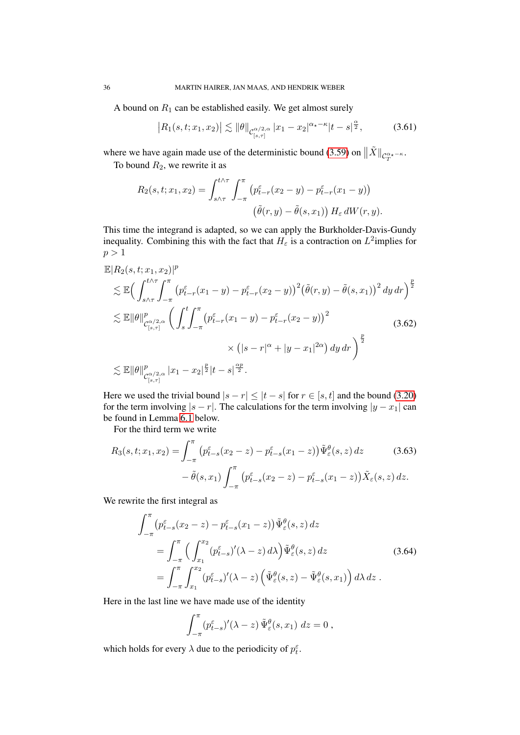A bound on $R_1$ can be established easily. We get almost surely

$$
\big|R_1(s,t;x_1,x_2)\big| \lesssim \|\theta\|_{\mathcal{C}^{\alpha/2,\alpha}_{[s,\tau]}} |x_1-x_2|^{\alpha_\star-\kappa}|t-s|^{\frac{\alpha}{2}}, \tag{3.61}
$$

where we have again made use of the deterministic bound (3.59) on $\big\|\tilde{X}\|_{\mathcal{C}^{\alpha_\star-\kappa}_T}$.

To bound $R_2$, we rewrite it as

$$
\begin{aligned}
R_2(s,t;x_1,x_2) = \int_{s\wedge\tau}^{t\wedge\tau}\int_{-\pi}^{\pi} &\big(p^\varepsilon_{t-r}(x_2-y)-p^\varepsilon_{t-r}(x_1-y)\big)\\
&\big(\tilde{\theta}(r,y)-\tilde{\theta}(s,x_1)\big)\, H_\varepsilon \, dW(r,y).
\end{aligned}
$$

This time the integrand is adapted, so we can apply the Burkholder-Davis-Gundy inequality. Combining this with the fact that $H_\varepsilon$ is a contraction on $L^2$implies for $p>1$

$$
\begin{aligned}
&\mathbb{E}|R_2(s,t;x_1,x_2)|^p\\
&\lesssim \mathbb{E}\Big(\int_{s\wedge\tau}^{t\wedge\tau}\int_{-\pi}^{\pi}\big(p^\varepsilon_{t-r}(x_1-y)-p^\varepsilon_{t-r}(x_2-y)\big)^2\big(\tilde{\theta}(r,y)-\tilde{\theta}(s,x_1)\big)^2\,dy\,dr\Big)^{\frac{p}{2}}\\
&\lesssim \mathbb{E}\|\theta\|^p_{\mathcal{C}^{\alpha/2,\alpha}_{[s,\tau]}}\bigg(\int_s^t\int_{-\pi}^{\pi}\big(p^\varepsilon_{t-r}(x_1-y)-p^\varepsilon_{t-r}(x_2-y)\big)^2\\
&\qquad\qquad\qquad\qquad\times\big(|s-r|^\alpha+|y-x_1|^{2\alpha}\big)\,dy\,dr\bigg)^{\frac{p}{2}}\\
&\lesssim \mathbb{E}\|\theta\|^p_{\mathcal{C}^{\alpha/2,\alpha}_{[s,\tau]}}|x_1-x_2|^{\frac{p}{2}}|t-s|^{\frac{\alpha p}{2}}.
\end{aligned} \tag{3.62}
$$

Here we used the trivial bound $|s-r|\le|t-s|$ for $r\in[s,t]$ and the bound (3.20) for the term involving $|s-r|$. The calculations for the term involving $|y-x_1|$ can be found in Lemma 6.1 below.

For the third term we write

$$
\begin{aligned}
R_3(s,t;x_1,x_2) = &\int_{-\pi}^{\pi}\big(p^\varepsilon_{t-s}(x_2-z)-p^\varepsilon_{t-s}(x_1-z)\big)\tilde{\Psi}^\theta_\varepsilon(s,z)\,dz\\
&-\tilde{\theta}(s,x_1)\int_{-\pi}^{\pi}\big(p^\varepsilon_{t-s}(x_2-z)-p^\varepsilon_{t-s}(x_1-z)\big)\tilde{X}_\varepsilon(s,z)\,dz.
\end{aligned} \tag{3.63}
$$

We rewrite the first integral as

$$
\begin{aligned}
&\int_{-\pi}^{\pi}\big(p^\varepsilon_{t-s}(x_2-z)-p^\varepsilon_{t-s}(x_1-z)\big)\tilde{\Psi}^\theta_\varepsilon(s,z)\,dz\\
&\quad=\int_{-\pi}^{\pi}\Big(\int_{x_1}^{x_2}(p^\varepsilon_{t-s})'(\lambda-z)\,d\lambda\Big)\tilde{\Psi}^\theta_\varepsilon(s,z)\,dz\\
&\quad=\int_{-\pi}^{\pi}\int_{x_1}^{x_2}(p^\varepsilon_{t-s})'(\lambda-z)\Big(\tilde{\Psi}^\theta_\varepsilon(s,z)-\tilde{\Psi}^\theta_\varepsilon(s,x_1)\Big)\,d\lambda\,dz\;.
\end{aligned} \tag{3.64}
$$

Here in the last line we have made use of the identity

$$
\int_{-\pi}^{\pi}(p^\varepsilon_{t-s})'(\lambda-z)\,\tilde{\Psi}^\theta_\varepsilon(s,x_1)\;dz=0\;,
$$

which holds for every $\lambda$ due to the periodicity of $p^\varepsilon_t$.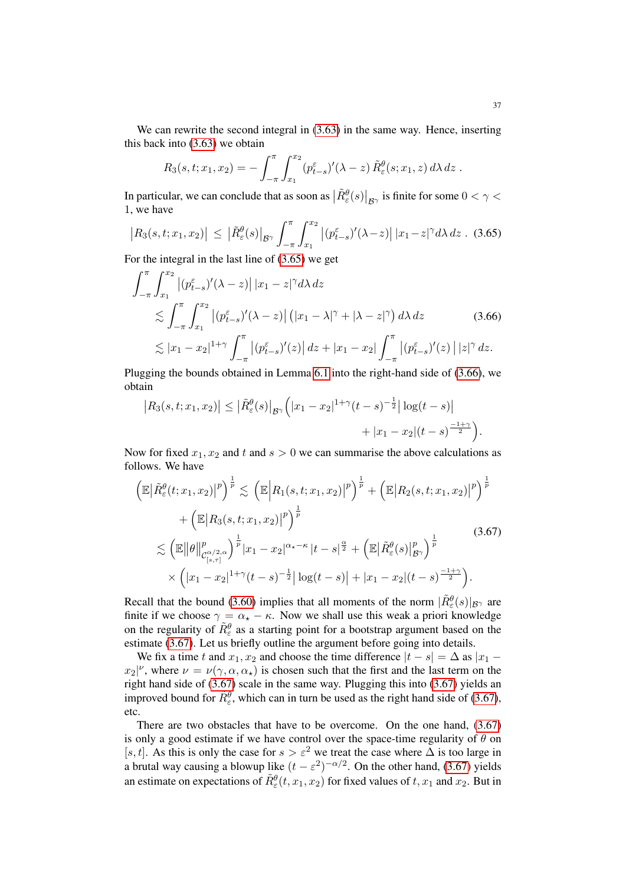We can rewrite the second integral in (3.63) in the same way. Hence, inserting this back into (3.63) we obtain

$$R_3(s,t;x_1,x_2) = -\int_{-\pi}^{\pi}\int_{x_1}^{x_2} (p_{t-s}^{\varepsilon})'(\lambda - z)\,\tilde R_\varepsilon^\theta(s;x_1,z)\,d\lambda\,dz\;.$$

In particular, we can conclude that as soon as $\big|\tilde R_\varepsilon^\theta(s)\big|_{\mathcal{B}^\gamma}$ is finite for some $0<\gamma<1$, we have

$$\big|R_3(s,t;x_1,x_2)\big| \;\le\; \big|\tilde R_\varepsilon^\theta(s)\big|_{\mathcal{B}^\gamma}\int_{-\pi}^{\pi}\int_{x_1}^{x_2}\big|(p_{t-s}^{\varepsilon})'(\lambda - z)\big|\,|x_1-z|^\gamma d\lambda\,dz\;. \tag{3.65}$$

For the integral in the last line of (3.65) we get

$$\begin{aligned}
&\int_{-\pi}^{\pi}\int_{x_1}^{x_2}\big|(p_{t-s}^{\varepsilon})'(\lambda - z)\big|\,|x_1-z|^\gamma d\lambda\,dz\\
&\quad\lesssim \int_{-\pi}^{\pi}\int_{x_1}^{x_2}\big|(p_{t-s}^{\varepsilon})'(\lambda - z)\big|\left(|x_1-\lambda|^\gamma + |\lambda - z|^\gamma\right)d\lambda\,dz \\
&\quad\lesssim |x_1-x_2|^{1+\gamma}\int_{-\pi}^{\pi}\big|(p_{t-s}^{\varepsilon})'(z)\big|\,dz + |x_1-x_2|\int_{-\pi}^{\pi}\big|(p_{t-s}^{\varepsilon})'(z)\big|\,|z|^\gamma\,dz.
\end{aligned}\tag{3.66}$$

Plugging the bounds obtained in Lemma 6.1 into the right-hand side of (3.66), we obtain

$$\begin{aligned}\big|R_3(s,t;x_1,x_2)\big| \le \big|\tilde R_\varepsilon^\theta(s)\big|_{\mathcal{B}^\gamma}\Big(&|x_1-x_2|^{1+\gamma}(t-s)^{-\frac12}\big|\log(t-s)\big| \\ &+ |x_1-x_2|(t-s)^{\frac{-1+\gamma}{2}}\Big).\end{aligned}$$

Now for fixed $x_1, x_2$ and $t$ and $s>0$ we can summarise the above calculations as follows. We have

$$\begin{aligned}
\Big(\mathbb{E}\big|\tilde R_\varepsilon^\theta(t;x_1,x_2)\big|^p\Big)^{\frac1p} &\lesssim \Big(\mathbb{E}\Big|R_1(s,t;x_1,x_2)\Big|^p\Big)^{\frac1p} + \Big(\mathbb{E}\big|R_2(s,t;x_1,x_2)\big|^p\Big)^{\frac1p}\\
&\quad + \Big(\mathbb{E}\big|R_3(s,t;x_1,x_2)\big|^p\Big)^{\frac1p}\\
&\lesssim \Big(\mathbb{E}\big\|\theta\big\|^p_{\mathcal{C}^{\alpha/2,\alpha}_{[s,\tau]}}\Big)^{\frac1p}|x_1-x_2|^{\alpha_\star-\kappa}\,|t-s|^{\frac{\alpha}{2}} + \Big(\mathbb{E}\big|\tilde R_\varepsilon^\theta(s)\big|^p_{\mathcal{B}^\gamma}\Big)^{\frac1p}\\
&\quad\times\Big(|x_1-x_2|^{1+\gamma}(t-s)^{-\frac12}\big|\log(t-s)\big| + |x_1-x_2|(t-s)^{\frac{-1+\gamma}{2}}\Big).
\end{aligned}\tag{3.67}$$

Recall that the bound (3.60) implies that all moments of the norm $|\tilde R_\varepsilon^\theta(s)|_{\mathcal{B}^\gamma}$ are finite if we choose $\gamma = \alpha_\star - \kappa$. Now we shall use this weak a priori knowledge on the regularity of $\tilde R_\varepsilon^\theta$ as a starting point for a bootstrap argument based on the estimate (3.67). Let us briefly outline the argument before going into details.

We fix a time $t$ and $x_1, x_2$ and choose the time difference $|t-s| = \Delta$ as $|x_1 - x_2|^\nu$, where $\nu = \nu(\gamma,\alpha,\alpha_\star)$ is chosen such that the first and the last term on the right hand side of (3.67) scale in the same way. Plugging this into (3.67) yields an improved bound for $R_\varepsilon^\theta$, which can in turn be used as the right hand side of (3.67), etc.

There are two obstacles that have to be overcome. On the one hand, (3.67) is only a good estimate if we have control over the space-time regularity of $\theta$ on $[s,t]$. As this is only the case for $s>\varepsilon^2$ we treat the case where $\Delta$ is too large in a brutal way causing a blowup like $(t-\varepsilon^2)^{-\alpha/2}$. On the other hand, (3.67) yields an estimate on expectations of $\tilde R_\varepsilon^\theta(t,x_1,x_2)$ for fixed values of $t$, $x_1$ and $x_2$. But in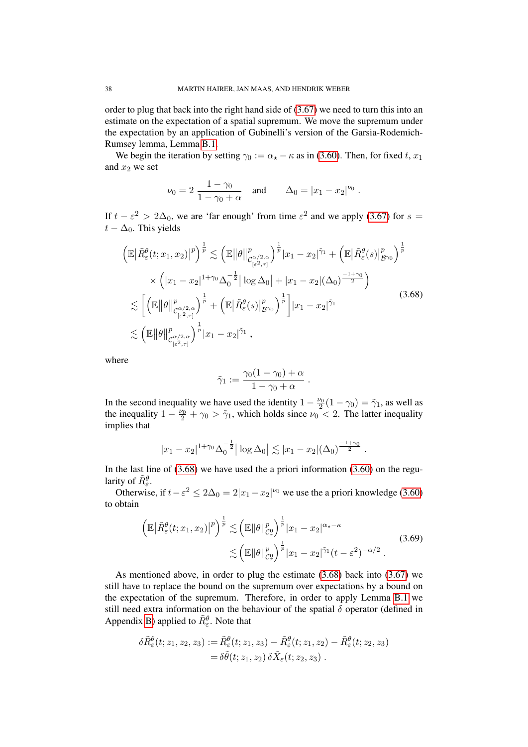order to plug that back into the right hand side of (3.67) we need to turn this into an estimate on the expectation of a spatial supremum. We move the supremum under the expectation by an application of Gubinelli's version of the Garsia-Rodemich-Rumsey lemma, Lemma B.1.

We begin the iteration by setting $\gamma_0 := \alpha_\star - \kappa$ as in (3.60). Then, for fixed $t$, $x_1$ and $x_2$ we set

$$
\nu_0 = 2\,\frac{1-\gamma_0}{1-\gamma_0+\alpha} \qquad \text{and} \qquad \Delta_0 = |x_1 - x_2|^{\nu_0}\;.
$$

If $t - \varepsilon^2 > 2\Delta_0$, we are 'far enough' from time $\varepsilon^2$ and we apply (3.67) for $s = t - \Delta_0$. This yields

$$
\begin{aligned}
\Big(\mathbb{E}\big|\tilde R^\theta_\varepsilon(t;x_1,x_2)\big|^p\Big)^{\frac1p} &\lesssim \Big(\mathbb{E}\|\theta\|^p_{\mathcal{C}^{\alpha/2,\alpha}_{[\varepsilon^2,\tau]}}\Big)^{\frac1p}|x_1-x_2|^{\tilde\gamma_1} + \Big(\mathbb{E}\big|\tilde R^\theta_\varepsilon(s)\big|^p_{\mathcal{B}^{\gamma_0}}\Big)^{\frac1p} \\
&\quad\times \Big(|x_1-x_2|^{1+\gamma_0}\Delta_0^{-\frac12}\big|\log\Delta_0\big| + |x_1-x_2|(\Delta_0)^{\frac{-1+\gamma_0}{2}}\Big) \\
&\lesssim \Big[\Big(\mathbb{E}\|\theta\|^p_{\mathcal{C}^{\alpha/2,\alpha}_{[\varepsilon^2,\tau]}}\Big)^{\frac1p} + \Big(\mathbb{E}\big|\tilde R^\theta_\varepsilon(s)\big|^p_{\mathcal{B}^{\gamma_0}}\Big)^{\frac1p}\Big]|x_1-x_2|^{\tilde\gamma_1} \\
&\lesssim \Big(\mathbb{E}\|\theta\|^p_{\mathcal{C}^{\alpha/2,\alpha}_{[\varepsilon^2,\tau]}}\Big)^{\frac1p}|x_1-x_2|^{\tilde\gamma_1}\;,
\end{aligned}
\tag{3.68}
$$

where

$$
\tilde\gamma_1 := \frac{\gamma_0(1-\gamma_0)+\alpha}{1-\gamma_0+\alpha}\;.
$$

In the second inequality we have used the identity $1 - \frac{\nu_0}{2}(1-\gamma_0) = \tilde\gamma_1$, as well as the inequality $1 - \frac{\nu_0}{2} + \gamma_0 > \tilde\gamma_1$, which holds since $\nu_0 < 2$. The latter inequality implies that

$$
|x_1-x_2|^{1+\gamma_0}\Delta_0^{-\frac12}\big|\log\Delta_0\big| \lesssim |x_1-x_2|(\Delta_0)^{\frac{-1+\gamma_0}{2}}\;.
$$

In the last line of (3.68) we have used the a priori information (3.60) on the regularity of $\tilde R^\theta_\varepsilon$.

Otherwise, if $t-\varepsilon^2 \le 2\Delta_0 = 2|x_1-x_2|^{\nu_0}$ we use the a priori knowledge (3.60) to obtain

$$
\begin{aligned}
\Big(\mathbb{E}\big|\tilde R^\theta_\varepsilon(t;x_1,x_2)\big|^p\Big)^{\frac1p} &\lesssim \Big(\mathbb{E}\|\theta\|^p_{\mathcal{C}^0_\tau}\Big)^{\frac1p}|x_1-x_2|^{\alpha_\star-\kappa} \\
&\lesssim \Big(\mathbb{E}\|\theta\|^p_{\mathcal{C}^0_\tau}\Big)^{\frac1p}|x_1-x_2|^{\tilde\gamma_1}(t-\varepsilon^2)^{-\alpha/2}\;.
\end{aligned}
\tag{3.69}
$$

As mentioned above, in order to plug the estimate (3.68) back into (3.67) we still have to replace the bound on the supremum over expectations by a bound on the expectation of the supremum. Therefore, in order to apply Lemma B.1 we still need extra information on the behaviour of the spatial $\delta$ operator (defined in Appendix B) applied to $\tilde R^\theta_\varepsilon$. Note that

$$
\begin{aligned}
\delta\tilde R^\theta_\varepsilon(t;z_1,z_2,z_3) &:= \tilde R^\theta_\varepsilon(t;z_1,z_3) - \tilde R^\theta_\varepsilon(t;z_1,z_2) - \tilde R^\theta_\varepsilon(t;z_2,z_3) \\
&= \delta\tilde\theta(t;z_1,z_2)\,\delta\tilde X_\varepsilon(t;z_2,z_3)\;.
\end{aligned}
$$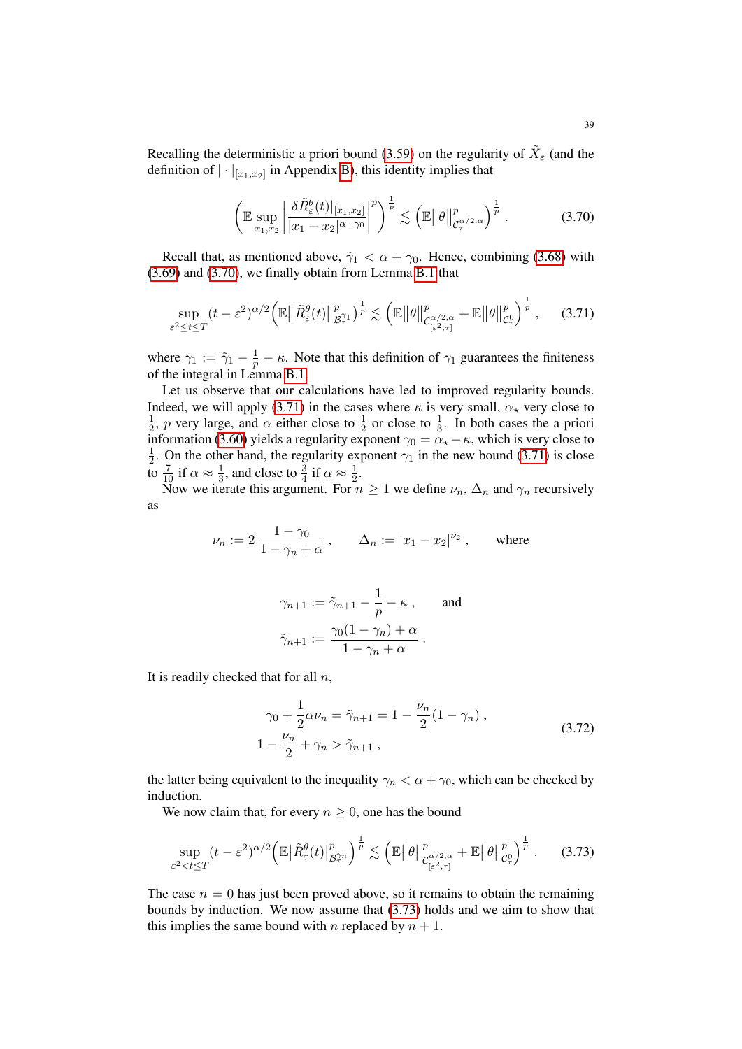Recalling the deterministic a priori bound (3.59) on the regularity of $\tilde{X}_\varepsilon$ (and the definition of $|\cdot|_{[x_1,x_2]}$ in Appendix B), this identity implies that

$$\left(\mathbb{E}\sup_{x_1,x_2}\left|\frac{|\delta\tilde{R}^\theta_\varepsilon(t)|_{[x_1,x_2]}}{|x_1-x_2|^{\alpha+\gamma_0}}\right|^p\right)^{\frac{1}{p}} \lesssim \left(\mathbb{E}\|\theta\|^p_{\mathcal{C}^{\alpha/2,\alpha}_\tau}\right)^{\frac{1}{p}} . \tag{3.70}$$

Recall that, as mentioned above, $\tilde{\gamma}_1 < \alpha + \gamma_0$. Hence, combining (3.68) with (3.69) and (3.70), we finally obtain from Lemma B.1 that

$$\sup_{\varepsilon^2\le t\le T}(t-\varepsilon^2)^{\alpha/2}\Big(\mathbb{E}\big\|\tilde{R}^\theta_\varepsilon(t)\big\|^p_{\mathcal{B}^{\gamma_1}_\tau}\Big)^{\frac{1}{p}} \lesssim \Big(\mathbb{E}\|\theta\|^p_{\mathcal{C}^{\alpha/2,\alpha}_{[\varepsilon^2,\tau]}} + \mathbb{E}\|\theta\|^p_{\mathcal{C}^0_\tau}\Big)^{\frac{1}{p}} , \tag{3.71}$$

where $\gamma_1 := \tilde{\gamma}_1 - \frac{1}{p} - \kappa$. Note that this definition of $\gamma_1$ guarantees the finiteness of the integral in Lemma B.1.

Let us observe that our calculations have led to improved regularity bounds. Indeed, we will apply (3.71) in the cases where $\kappa$ is very small, $\alpha_\star$ very close to $\frac{1}{2}$, $p$ very large, and $\alpha$ either close to $\frac{1}{2}$ or close to $\frac{1}{3}$. In both cases the a priori information (3.60) yields a regularity exponent $\gamma_0 = \alpha_\star - \kappa$, which is very close to $\frac{1}{2}$. On the other hand, the regularity exponent $\gamma_1$ in the new bound (3.71) is close to $\frac{7}{10}$ if $\alpha \approx \frac{1}{3}$, and close to $\frac{3}{4}$ if $\alpha \approx \frac{1}{2}$.

Now we iterate this argument. For $n \ge 1$ we define $\nu_n$, $\Delta_n$ and $\gamma_n$ recursively as

$$\nu_n := 2\,\frac{1-\gamma_0}{1-\gamma_n+\alpha} , \qquad \Delta_n := |x_1-x_2|^{\nu_2} , \qquad \text{where}$$

$$\gamma_{n+1} := \tilde{\gamma}_{n+1} - \frac{1}{p} - \kappa , \qquad \text{and}$$
$$\tilde{\gamma}_{n+1} := \frac{\gamma_0(1-\gamma_n)+\alpha}{1-\gamma_n+\alpha} .$$

It is readily checked that for all $n$,

$$\begin{aligned}\gamma_0 + \frac{1}{2}\alpha\nu_n &= \tilde{\gamma}_{n+1} = 1 - \frac{\nu_n}{2}(1-\gamma_n) ,\\ 1 - \frac{\nu_n}{2} + \gamma_n &> \tilde{\gamma}_{n+1} ,\end{aligned} \tag{3.72}$$

the latter being equivalent to the inequality $\gamma_n < \alpha + \gamma_0$, which can be checked by induction.

We now claim that, for every $n \ge 0$, one has the bound

$$\sup_{\varepsilon^2< t\le T}(t-\varepsilon^2)^{\alpha/2}\Big(\mathbb{E}\big|\tilde{R}^\theta_\varepsilon(t)\big|^p_{\mathcal{B}^{\gamma_n}_\tau}\Big)^{\frac{1}{p}} \lesssim \Big(\mathbb{E}\|\theta\|^p_{\mathcal{C}^{\alpha/2,\alpha}_{[\varepsilon^2,\tau]}} + \mathbb{E}\|\theta\|^p_{\mathcal{C}^0_\tau}\Big)^{\frac{1}{p}} . \tag{3.73}$$

The case $n = 0$ has just been proved above, so it remains to obtain the remaining bounds by induction. We now assume that (3.73) holds and we aim to show that this implies the same bound with $n$ replaced by $n+1$.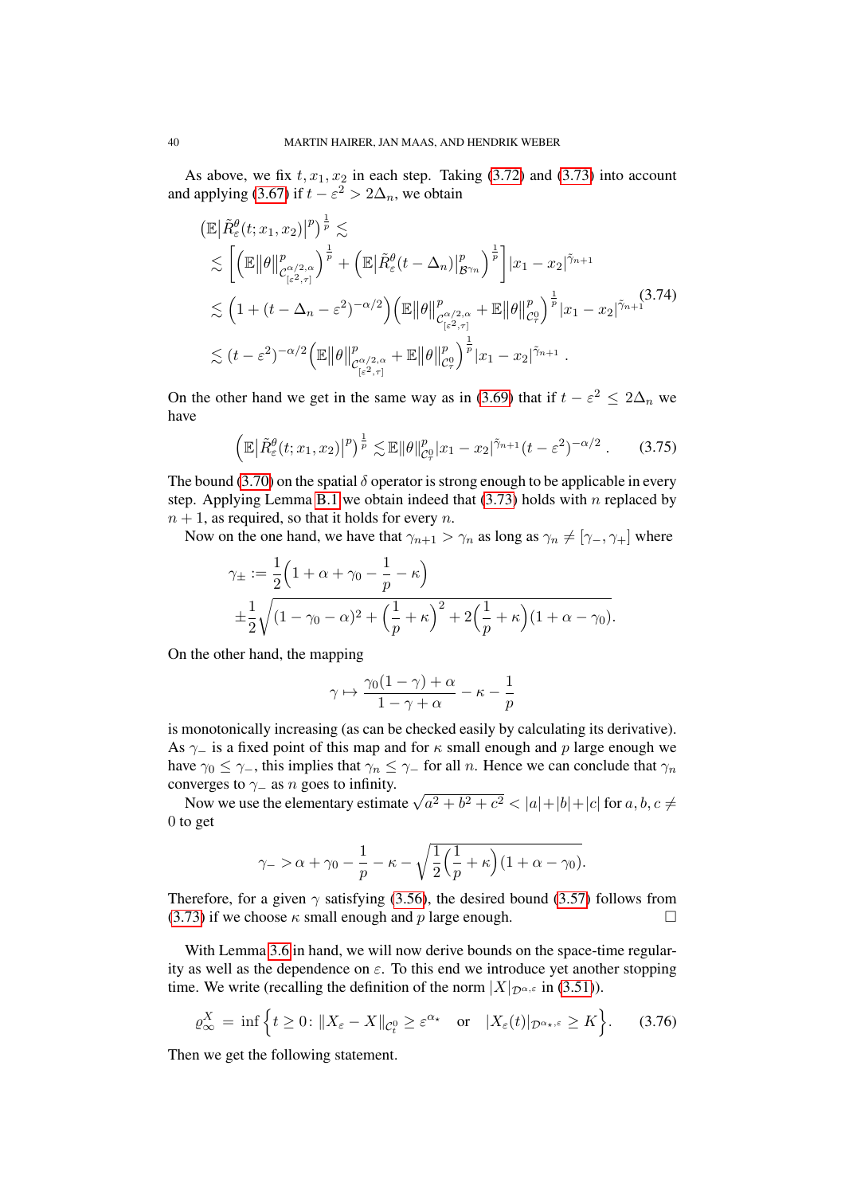As above, we fix $t, x_1, x_2$ in each step. Taking (3.72) and (3.73) into account and applying (3.67) if $t - \varepsilon^2 > 2\Delta_n$, we obtain

$$
\begin{aligned}
&\big(\mathbb{E}\big|\tilde{R}^\theta_\varepsilon(t;x_1,x_2)\big|^p\big)^{\frac{1}{p}} \lesssim \\
&\lesssim \bigg[\Big(\mathbb{E}\|\theta\|^p_{\mathcal{C}^{\alpha/2,\alpha}_{[\varepsilon^2,\tau]}}\Big)^{\frac{1}{p}} + \Big(\mathbb{E}\big|\tilde{R}^\theta_\varepsilon(t-\Delta_n)\big|^p_{\mathcal{B}^{\gamma_n}}\Big)^{\frac{1}{p}}\bigg]|x_1-x_2|^{\tilde{\gamma}_{n+1}} \\
&\lesssim \Big(1+(t-\Delta_n-\varepsilon^2)^{-\alpha/2}\Big)\Big(\mathbb{E}\|\theta\|^p_{\mathcal{C}^{\alpha/2,\alpha}_{[\varepsilon^2,\tau]}} + \mathbb{E}\|\theta\|^p_{\mathcal{C}^0_\tau}\Big)^{\frac{1}{p}}|x_1-x_2|^{\tilde{\gamma}_{n+1}} \\
&\lesssim (t-\varepsilon^2)^{-\alpha/2}\Big(\mathbb{E}\|\theta\|^p_{\mathcal{C}^{\alpha/2,\alpha}_{[\varepsilon^2,\tau]}} + \mathbb{E}\|\theta\|^p_{\mathcal{C}^0_\tau}\Big)^{\frac{1}{p}}|x_1-x_2|^{\tilde{\gamma}_{n+1}}\;.
\end{aligned} \tag{3.74}
$$

On the other hand we get in the same way as in (3.69) that if $t - \varepsilon^2 \leq 2\Delta_n$ we have

$$
\Big(\mathbb{E}\big|\tilde{R}^\theta_\varepsilon(t;x_1,x_2)\big|^p\Big)^{\frac{1}{p}} \lesssim \mathbb{E}\|\theta\|^p_{\mathcal{C}^0_\tau}|x_1-x_2|^{\tilde{\gamma}_{n+1}}(t-\varepsilon^2)^{-\alpha/2}\;. \tag{3.75}
$$

The bound (3.70) on the spatial $\delta$ operator is strong enough to be applicable in every step. Applying Lemma B.1 we obtain indeed that (3.73) holds with $n$ replaced by $n+1$, as required, so that it holds for every $n$.

Now on the one hand, we have that $\gamma_{n+1} > \gamma_n$ as long as $\gamma_n \neq [\gamma_-, \gamma_+]$ where

$$
\begin{aligned}
\gamma_\pm &:= \frac{1}{2}\Big(1+\alpha+\gamma_0-\frac{1}{p}-\kappa\Big) \\
&\pm\frac{1}{2}\sqrt{(1-\gamma_0-\alpha)^2+\Big(\frac{1}{p}+\kappa\Big)^2+2\Big(\frac{1}{p}+\kappa\Big)(1+\alpha-\gamma_0)}.
\end{aligned}
$$

On the other hand, the mapping

$$
\gamma \mapsto \frac{\gamma_0(1-\gamma)+\alpha}{1-\gamma+\alpha} - \kappa - \frac{1}{p}
$$

is monotonically increasing (as can be checked easily by calculating its derivative). As $\gamma_-$ is a fixed point of this map and for $\kappa$ small enough and $p$ large enough we have $\gamma_0 \leq \gamma_-$, this implies that $\gamma_n \leq \gamma_-$ for all $n$. Hence we can conclude that $\gamma_n$ converges to $\gamma_-$ as $n$ goes to infinity.

Now we use the elementary estimate $\sqrt{a^2+b^2+c^2} < |a|+|b|+|c|$ for $a,b,c \neq 0$ to get

$$
\gamma_- > \alpha + \gamma_0 - \frac{1}{p} - \kappa - \sqrt{\frac{1}{2}\Big(\frac{1}{p}+\kappa\Big)(1+\alpha-\gamma_0)}.
$$

Therefore, for a given $\gamma$ satisfying (3.56), the desired bound (3.57) follows from (3.73) if we choose $\kappa$ small enough and $p$ large enough. $\square$

With Lemma 3.6 in hand, we will now derive bounds on the space-time regularity as well as the dependence on $\varepsilon$. To this end we introduce yet another stopping time. We write (recalling the definition of the norm $|X|_{\mathcal{D}^{\alpha,\varepsilon}}$ in (3.51)).

$$
\varrho^X_\infty = \inf\Big\{t \geq 0\colon \|X_\varepsilon - X\|_{\mathcal{C}^0_t} \geq \varepsilon^{\alpha_\star} \quad \text{or} \quad |X_\varepsilon(t)|_{\mathcal{D}^{\alpha_\star,\varepsilon}} \geq K\Big\}. \tag{3.76}
$$

Then we get the following statement.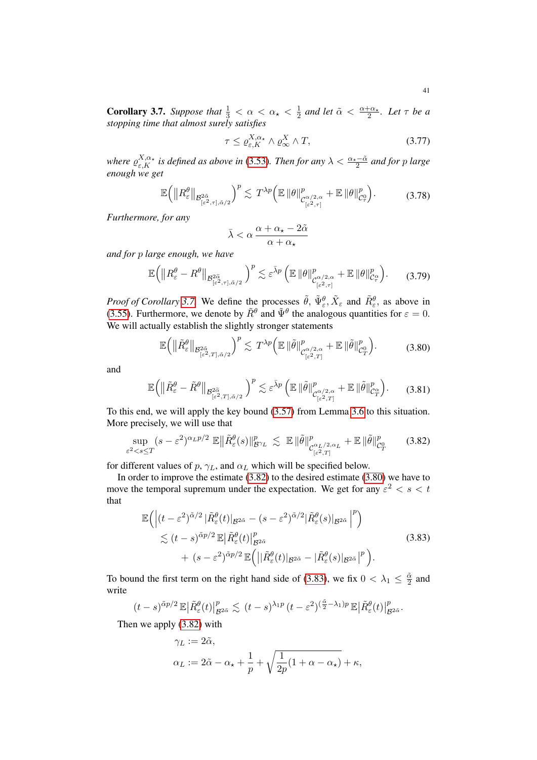**Corollary 3.7.** *Suppose that $\frac{1}{3} < \alpha < \alpha_\star < \frac{1}{2}$ and let $\tilde{\alpha} < \frac{\alpha+\alpha_\star}{2}$. Let $\tau$ be a stopping time that almost surely satisfies*

$$\tau \le \varrho^{X,\alpha_\star}_{\varepsilon,K} \wedge \varrho^X_\infty \wedge T, \tag{3.77}$$

*where $\varrho^{X,\alpha_\star}_{\varepsilon,K}$ is defined as above in (3.53). Then for any $\lambda < \frac{\alpha_\star - \tilde{\alpha}}{2}$ and for $p$ large enough we get*

$$\mathbb{E}\Big(\big\|R^\theta_\varepsilon\big\|_{\mathcal{B}^{2\tilde{\alpha}}_{[\varepsilon^2,\tau],\tilde{\alpha}/2}}\Big)^p \lesssim T^{\lambda p}\Big(\mathbb{E}\,\|\theta\|^p_{\mathcal{C}^{\alpha/2,\alpha}_{[\varepsilon^2,\tau]}} + \mathbb{E}\,\|\theta\|^p_{\mathcal{C}^0_\tau}\Big). \tag{3.78}$$

*Furthermore, for any*

$$\bar{\lambda} < \alpha\,\frac{\alpha+\alpha_\star - 2\tilde{\alpha}}{\alpha+\alpha_\star}$$

*and for $p$ large enough, we have*

$$\mathbb{E}\Big(\big\|R^\theta_\varepsilon - R^\theta\big\|_{\mathcal{B}^{2\tilde{\alpha}}_{[\varepsilon^2,\tau],\tilde{\alpha}/2}}\Big)^p \lesssim \varepsilon^{\bar{\lambda}p}\Big(\mathbb{E}\,\|\theta\|^p_{\mathcal{C}^{\alpha/2,\alpha}_{[\varepsilon^2,\tau]}} + \mathbb{E}\,\|\theta\|^p_{\mathcal{C}^\alpha_\tau}\Big). \tag{3.79}$$

*Proof of Corollary 3.7.* We define the processes $\tilde{\theta}$, $\tilde{\Psi}^\theta_\varepsilon$, $\tilde{X}_\varepsilon$ and $\tilde{R}^\theta_\varepsilon$, as above in (3.55). Furthermore, we denote by $\tilde{R}^\theta$ and $\tilde{\Psi}^\theta$ the analogous quantities for $\varepsilon = 0$. We will actually establish the slightly stronger statements

$$\mathbb{E}\Big(\big\|\tilde{R}^\theta_\varepsilon\big\|_{\mathcal{B}^{2\tilde{\alpha}}_{[\varepsilon^2,T],\tilde{\alpha}/2}}\Big)^p \lesssim T^{\lambda p}\Big(\mathbb{E}\,\|\tilde{\theta}\|^p_{\mathcal{C}^{\alpha/2,\alpha}_{[\varepsilon^2,T]}} + \mathbb{E}\,\|\tilde{\theta}\|^p_{\mathcal{C}^0_T}\Big). \tag{3.80}$$

and

$$\mathbb{E}\Big(\big\|\tilde{R}^\theta_\varepsilon - \tilde{R}^\theta\big\|_{\mathcal{B}^{2\tilde{\alpha}}_{[\varepsilon^2,T],\tilde{\alpha}/2}}\Big)^p \lesssim \varepsilon^{\bar{\lambda}p}\Big(\mathbb{E}\,\|\tilde{\theta}\|^p_{\mathcal{C}^{\alpha/2,\alpha}_{[\varepsilon^2,T]}} + \mathbb{E}\,\|\tilde{\theta}\|^p_{\mathcal{C}^\alpha_T}\Big). \tag{3.81}$$

To this end, we will apply the key bound (3.57) from Lemma 3.6 to this situation. More precisely, we will use that

$$\sup_{\varepsilon^2 < s \le T} (s-\varepsilon^2)^{\alpha_L p/2}\,\mathbb{E}\big\|\tilde{R}^\theta_\varepsilon(s)\big\|^p_{\mathcal{B}^{\gamma_L}} \lesssim \mathbb{E}\,\|\tilde{\theta}\|^p_{\mathcal{C}^{\alpha_L/2,\alpha_L}_{[\varepsilon^2,T]}} + \mathbb{E}\,\|\tilde{\theta}\|^p_{\mathcal{C}^0_T} \tag{3.82}$$

for different values of $p$, $\gamma_L$, and $\alpha_L$ which will be specified below.

In order to improve the estimate (3.82) to the desired estimate (3.80) we have to move the temporal supremum under the expectation. We get for any $\varepsilon^2 < s < t$ that

$$\begin{aligned}
\mathbb{E}\Big(\Big|(t-\varepsilon^2)^{\tilde{\alpha}/2}\,|\tilde{R}^\theta_\varepsilon(t)|_{\mathcal{B}^{2\tilde{\alpha}}} - (s-\varepsilon^2)^{\tilde{\alpha}/2}|\tilde{R}^\theta_\varepsilon(s)|_{\mathcal{B}^{2\tilde{\alpha}}}\Big|^p\Big)&\\
\lesssim (t-s)^{\tilde{\alpha}p/2}\,\mathbb{E}\big|\tilde{R}^\theta_\varepsilon(t)\big|^p_{\mathcal{B}^{2\tilde{\alpha}}}&\\
+ (s-\varepsilon^2)^{\tilde{\alpha}p/2}\,\mathbb{E}\Big(\big||\tilde{R}^\theta_\varepsilon(t)|_{\mathcal{B}^{2\tilde{\alpha}}} - |\tilde{R}^\theta_\varepsilon(s)|_{\mathcal{B}^{2\tilde{\alpha}}}\big|^p\Big)&.
\end{aligned} \tag{3.83}$$

To bound the first term on the right hand side of (3.83), we fix $0 < \lambda_1 \le \frac{\tilde{\alpha}}{2}$ and write

$$(t-s)^{\tilde{\alpha}p/2}\,\mathbb{E}\big|\tilde{R}^\theta_\varepsilon(t)\big|^p_{\mathcal{B}^{2\tilde{\alpha}}} \lesssim (t-s)^{\lambda_1 p}\,(t-\varepsilon^2)^{(\frac{\tilde{\alpha}}{2}-\lambda_1)p}\,\mathbb{E}\big|\tilde{R}^\theta_\varepsilon(t)\big|^p_{\mathcal{B}^{2\tilde{\alpha}}}.$$

Then we apply (3.82) with

$$\begin{aligned}
\gamma_L &:= 2\tilde{\alpha},\\
\alpha_L &:= 2\tilde{\alpha} - \alpha_\star + \frac{1}{p} + \sqrt{\frac{1}{2p}(1+\alpha-\alpha_\star)} + \kappa,
\end{aligned}$$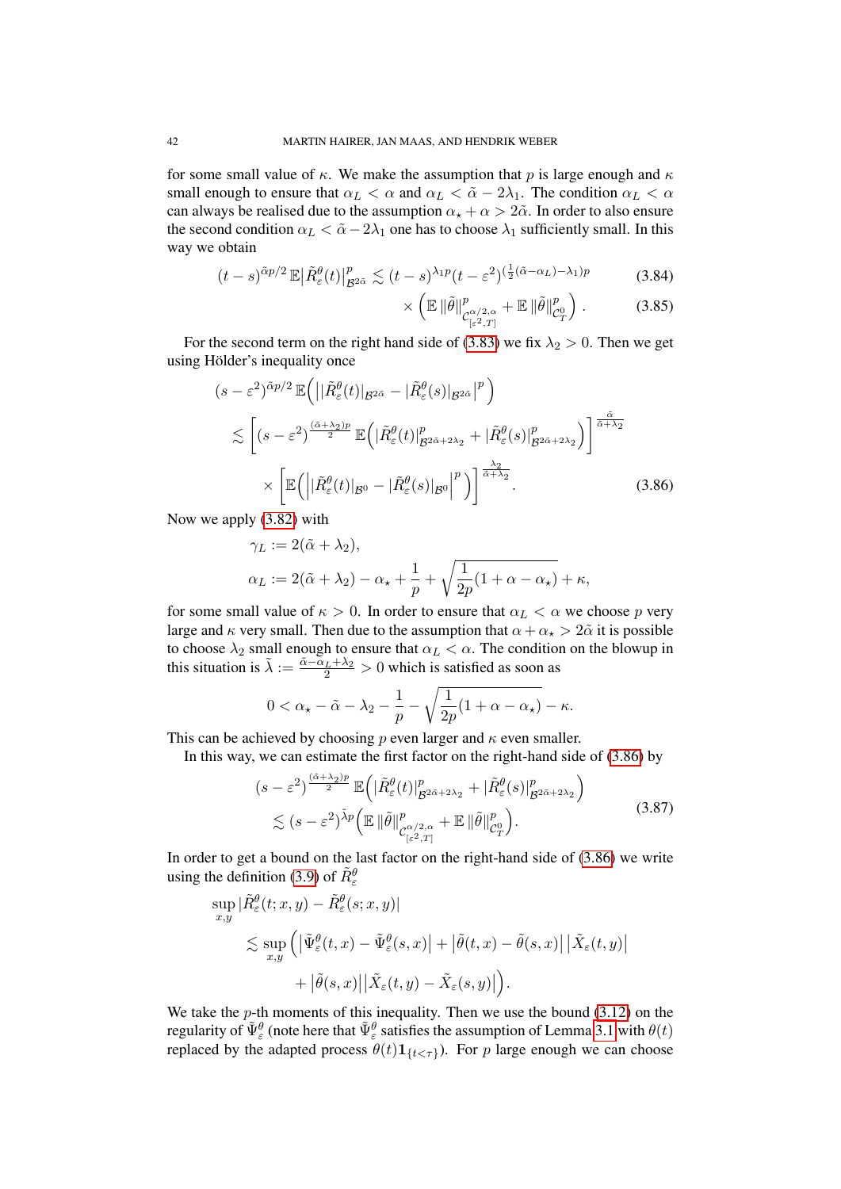for some small value of $\kappa$. We make the assumption that $p$ is large enough and $\kappa$ small enough to ensure that $\alpha_L < \alpha$ and $\alpha_L < \tilde{\alpha} - 2\lambda_1$. The condition $\alpha_L < \alpha$ can always be realised due to the assumption $\alpha_\star + \alpha > 2\tilde{\alpha}$. In order to also ensure the second condition $\alpha_L < \tilde{\alpha} - 2\lambda_1$ one has to choose $\lambda_1$ sufficiently small. In this way we obtain

$$(t-s)^{\tilde{\alpha}p/2}\, \mathbb{E}\big|\tilde{R}^\theta_\varepsilon(t)\big|^p_{\mathcal{B}^{2\tilde{\alpha}}} \lesssim (t-s)^{\lambda_1 p}(t-\varepsilon^2)^{(\frac{1}{2}(\tilde{\alpha}-\alpha_L)-\lambda_1)p} \tag{3.84}$$

$$\times \Big(\mathbb{E}\,\|\tilde{\theta}\|^p_{\mathcal{C}^{\alpha/2,\alpha}_{[\varepsilon^2,T]}} + \mathbb{E}\,\|\tilde{\theta}\|^p_{\mathcal{C}^0_T}\Big)\,. \tag{3.85}$$

For the second term on the right hand side of (3.83) we fix $\lambda_2 > 0$. Then we get using Hölder's inequality once

$$\begin{aligned}
&(s-\varepsilon^2)^{\tilde{\alpha}p/2}\,\mathbb{E}\Big(\big||\tilde{R}^\theta_\varepsilon(t)|_{\mathcal{B}^{2\tilde{\alpha}}} - |\tilde{R}^\theta_\varepsilon(s)|_{\mathcal{B}^{2\tilde{\alpha}}}\big|^p\Big)\\
&\lesssim \bigg[(s-\varepsilon^2)^{\frac{(\tilde{\alpha}+\lambda_2)p}{2}}\,\mathbb{E}\Big(|\tilde{R}^\theta_\varepsilon(t)|^p_{\mathcal{B}^{2\tilde{\alpha}+2\lambda_2}} + |\tilde{R}^\theta_\varepsilon(s)|^p_{\mathcal{B}^{2\tilde{\alpha}+2\lambda_2}}\Big)\bigg]^{\frac{\tilde{\alpha}}{\tilde{\alpha}+\lambda_2}}\\
&\qquad\times \bigg[\mathbb{E}\Big(\big||\tilde{R}^\theta_\varepsilon(t)|_{\mathcal{B}^0} - |\tilde{R}^\theta_\varepsilon(s)|_{\mathcal{B}^0}\big|^p\Big)\bigg]^{\frac{\lambda_2}{\tilde{\alpha}+\lambda_2}}.
\end{aligned} \tag{3.86}$$

Now we apply (3.82) with

$$\begin{aligned}
\gamma_L &:= 2(\tilde{\alpha}+\lambda_2),\\
\alpha_L &:= 2(\tilde{\alpha}+\lambda_2) - \alpha_\star + \frac{1}{p} + \sqrt{\frac{1}{2p}(1+\alpha-\alpha_\star)} + \kappa,
\end{aligned}$$

for some small value of $\kappa > 0$. In order to ensure that $\alpha_L < \alpha$ we choose $p$ very large and $\kappa$ very small. Then due to the assumption that $\alpha + \alpha_\star > 2\tilde{\alpha}$ it is possible to choose $\lambda_2$ small enough to ensure that $\alpha_L < \alpha$. The condition on the blowup in this situation is $\tilde{\lambda} := \frac{\tilde{\alpha}-\alpha_L+\lambda_2}{2} > 0$ which is satisfied as soon as

$$0 < \alpha_\star - \tilde{\alpha} - \lambda_2 - \frac{1}{p} - \sqrt{\frac{1}{2p}(1+\alpha-\alpha_\star)} - \kappa.$$

This can be achieved by choosing $p$ even larger and $\kappa$ even smaller.

In this way, we can estimate the first factor on the right-hand side of (3.86) by

$$\begin{aligned}
&(s-\varepsilon^2)^{\frac{(\tilde{\alpha}+\lambda_2)p}{2}}\,\mathbb{E}\Big(|\tilde{R}^\theta_\varepsilon(t)|^p_{\mathcal{B}^{2\tilde{\alpha}+2\lambda_2}} + |\tilde{R}^\theta_\varepsilon(s)|^p_{\mathcal{B}^{2\tilde{\alpha}+2\lambda_2}}\Big)\\
&\quad\lesssim (s-\varepsilon^2)^{\tilde{\lambda}p}\Big(\mathbb{E}\,\|\tilde{\theta}\|^p_{\mathcal{C}^{\alpha/2,\alpha}_{[\varepsilon^2,T]}} + \mathbb{E}\,\|\tilde{\theta}\|^p_{\mathcal{C}^0_T}\Big).
\end{aligned} \tag{3.87}$$

In order to get a bound on the last factor on the right-hand side of (3.86) we write using the definition (3.9) of $\tilde{R}^\theta_\varepsilon$

$$\begin{aligned}
&\sup_{x,y}|\tilde{R}^\theta_\varepsilon(t;x,y) - \tilde{R}^\theta_\varepsilon(s;x,y)|\\
&\quad\lesssim \sup_{x,y}\Big(\big|\tilde{\Psi}^\theta_\varepsilon(t,x) - \tilde{\Psi}^\theta_\varepsilon(s,x)\big| + \big|\tilde{\theta}(t,x) - \tilde{\theta}(s,x)\big|\,\big|\tilde{X}_\varepsilon(t,y)\big|\\
&\qquad\qquad + \big|\tilde{\theta}(s,x)\big|\big|\tilde{X}_\varepsilon(t,y) - \tilde{X}_\varepsilon(s,y)\big|\Big).
\end{aligned}$$

We take the $p$-th moments of this inequality. Then we use the bound (3.12) on the regularity of $\tilde{\Psi}^\theta_\varepsilon$ (note here that $\tilde{\Psi}^\theta_\varepsilon$ satisfies the assumption of Lemma 3.1 with $\theta(t)$ replaced by the adapted process $\theta(t)\mathbf{1}_{\{t<\tau\}}$). For $p$ large enough we can choose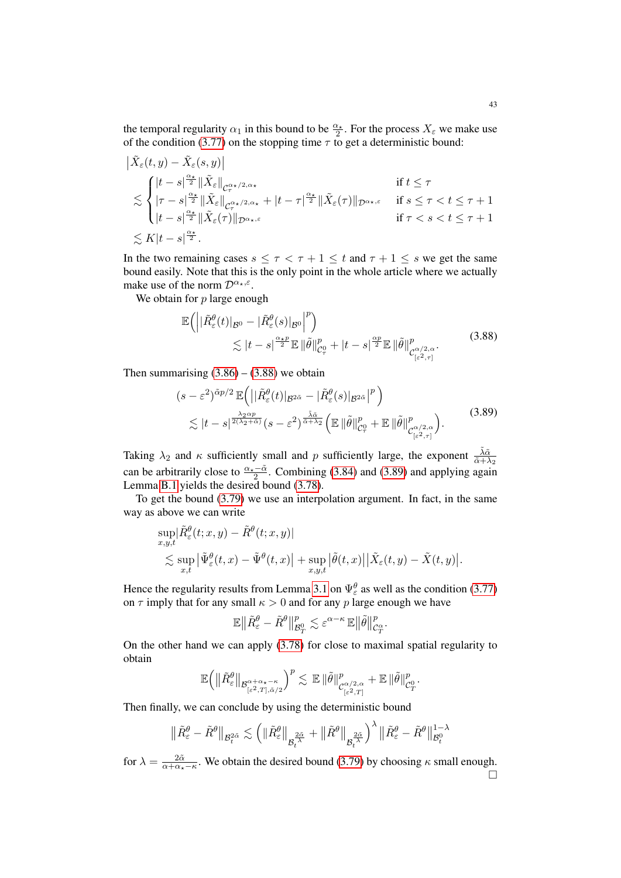the temporal regularity $\alpha_1$ in this bound to be $\frac{\alpha_\star}{2}$. For the process $X_\varepsilon$ we make use of the condition (3.77) on the stopping time $\tau$ to get a deterministic bound:

$$
\begin{aligned}
&\big|\tilde{X}_\varepsilon(t,y) - \tilde{X}_\varepsilon(s,y)\big| \\
&\lesssim \begin{cases} |t-s|^{\frac{\alpha_\star}{2}} \|\tilde{X}_\varepsilon\|_{\mathcal{C}_\tau^{\alpha_\star/2,\alpha_\star}} & \text{if } t \le \tau \\ |\tau - s|^{\frac{\alpha_\star}{2}} \|\tilde{X}_\varepsilon\|_{\mathcal{C}_\tau^{\alpha_\star/2,\alpha_\star}} + |t-\tau|^{\frac{\alpha_\star}{2}} \|\tilde{X}_\varepsilon(\tau)\|_{\mathcal{D}^{\alpha_\star,\varepsilon}} & \text{if } s \le \tau < t \le \tau+1 \\ |t-s|^{\frac{\alpha_\star}{2}} \|\tilde{X}_\varepsilon(\tau)\|_{\mathcal{D}^{\alpha_\star,\varepsilon}} & \text{if } \tau < s < t \le \tau + 1 \end{cases} \\
&\lesssim K|t-s|^{\frac{\alpha_\star}{2}}.
\end{aligned}
$$

In the two remaining cases $s \le \tau < \tau + 1 \le t$ and $\tau + 1 \le s$ we get the same bound easily. Note that this is the only point in the whole article where we actually make use of the norm $\mathcal{D}^{\alpha_\star,\varepsilon}$.

We obtain for $p$ large enough

$$
\begin{aligned}
\mathbb{E}\Big( \big| |\tilde{R}_\varepsilon^\theta(t)|_{\mathcal{B}^0} - |\tilde{R}_\varepsilon^\theta(s)|_{\mathcal{B}^0} \big|^p \Big)& \\
\lesssim |t-s|^{\frac{\alpha_\star p}{2}} \mathbb{E} \,\|\tilde{\theta}\|^p_{\mathcal{C}^0_\tau} &+ |t-s|^{\frac{\alpha p}{2}} \mathbb{E} \,\|\tilde{\theta}\|^p_{\mathcal{C}^{\alpha/2,\alpha}_{[\varepsilon^2,\tau]}}.
\end{aligned} \tag{3.88}
$$

Then summarising (3.86) – (3.88) we obtain

$$
\begin{aligned}
(s-\varepsilon^2)^{\tilde{\alpha}p/2} \, \mathbb{E}\Big( \big| |\tilde{R}_\varepsilon^\theta(t)|_{\mathcal{B}^{2\tilde{\alpha}}} - |\tilde{R}_\varepsilon^\theta(s)|_{\mathcal{B}^{2\tilde{\alpha}}} \big|^p \Big)& \\
\lesssim |t-s|^{\frac{\lambda_2 \alpha p}{2(\lambda_2 + \tilde{\alpha})}} (s-\varepsilon^2)^{\frac{\tilde{\lambda}\tilde{\alpha}}{\tilde{\alpha}+\lambda_2}} \Big( \mathbb{E}\,\|\tilde{\theta}\|^p_{\mathcal{C}^0_\tau} &+ \mathbb{E}\,\|\tilde{\theta}\|^p_{\mathcal{C}^{\alpha/2,\alpha}_{[\varepsilon^2,\tau]}} \Big).
\end{aligned} \tag{3.89}
$$

Taking $\lambda_2$ and $\kappa$ sufficiently small and $p$ sufficiently large, the exponent $\frac{\tilde{\lambda}\tilde{\alpha}}{\tilde{\alpha}+\lambda_2}$ can be arbitrarily close to $\frac{\alpha_\star - \tilde{\alpha}}{2}$. Combining (3.84) and (3.89) and applying again Lemma B.1 yields the desired bound (3.78).

To get the bound (3.79) we use an interpolation argument. In fact, in the same way as above we can write

$$
\begin{aligned}
&\sup_{x,y,t} |\tilde{R}_\varepsilon^\theta(t;x,y) - \tilde{R}^\theta(t;x,y)| \\
&\quad\lesssim \sup_{x,t} \big|\tilde{\Psi}_\varepsilon^\theta(t,x) - \tilde{\Psi}^\theta(t,x)\big| + \sup_{x,y,t} \big|\tilde{\theta}(t,x)\big| \big|\tilde{X}_\varepsilon(t,y) - \tilde{X}(t,y)\big|.
\end{aligned}
$$

Hence the regularity results from Lemma 3.1 on $\Psi_\varepsilon^\theta$ as well as the condition (3.77) on $\tau$ imply that for any small $\kappa > 0$ and for any $p$ large enough we have

$$
\mathbb{E}\big\|\tilde{R}_\varepsilon^\theta - \tilde{R}^\theta\big\|^p_{\mathcal{B}^0_T} \lesssim \varepsilon^{\alpha - \kappa} \, \mathbb{E}\big\|\tilde{\theta}\big\|^p_{\mathcal{C}^\alpha_T}.
$$

On the other hand we can apply (3.78) for close to maximal spatial regularity to obtain

$$
\mathbb{E}\Big( \big\|\tilde{R}_\varepsilon^\theta\big\|_{\mathcal{B}^{\alpha+\alpha_\star-\kappa}_{[\varepsilon^2,T],\tilde{\alpha}/2}} \Big)^p \lesssim \mathbb{E}\,\|\tilde{\theta}\|^p_{\mathcal{C}^{\alpha/2,\alpha}_{[\varepsilon^2,T]}} + \mathbb{E}\,\|\tilde{\theta}\|^p_{\mathcal{C}^0_T}.
$$

Then finally, we can conclude by using the deterministic bound

$$
\big\|\tilde{R}_\varepsilon^\theta - \tilde{R}^\theta\big\|_{\mathcal{B}^{2\tilde{\alpha}}_t} \lesssim \Big( \big\|\tilde{R}_\varepsilon^\theta\big\|_{\mathcal{B}_t^{\frac{2\tilde{\alpha}}{\lambda}}} + \big\|\tilde{R}^\theta\big\|_{\mathcal{B}_t^{\frac{2\tilde{\alpha}}{\lambda}}} \Big)^\lambda \big\|\tilde{R}_\varepsilon^\theta - \tilde{R}^\theta\big\|^{1-\lambda}_{\mathcal{B}^0_t}
$$

for $\lambda = \frac{2\tilde{\alpha}}{\alpha + \alpha_\star - \kappa}$. We obtain the desired bound (3.79) by choosing $\kappa$ small enough. □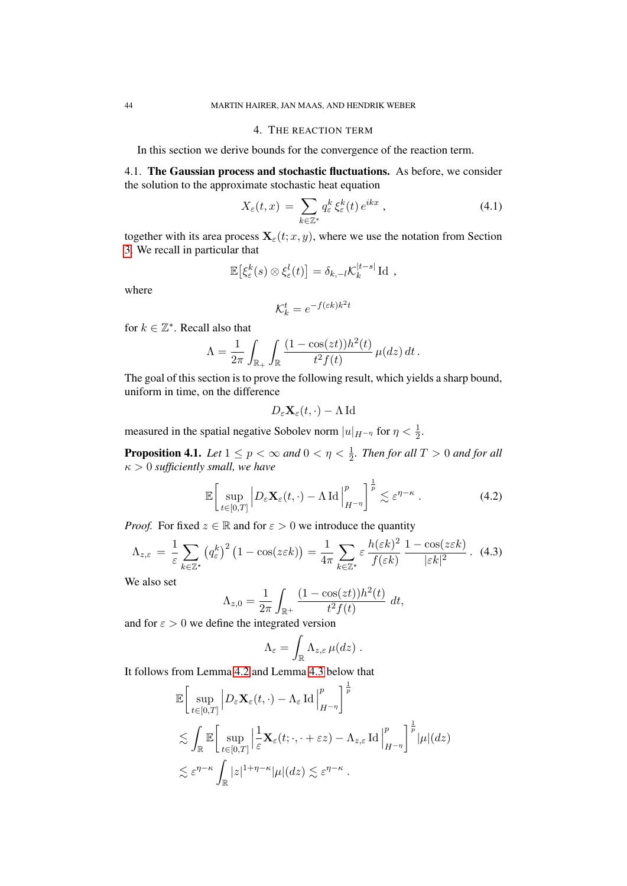## 4. The reaction term

In this section we derive bounds for the convergence of the reaction term.

### 4.1. The Gaussian process and stochastic fluctuations.

As before, we consider the solution to the approximate stochastic heat equation

$$X_\varepsilon(t,x) \;=\; \sum_{k\in\mathbb{Z}^*} q_\varepsilon^k\,\xi_\varepsilon^k(t)\,e^{ikx}\;, \tag{4.1}$$

together with its area process $\mathbf{X}_\varepsilon(t;x,y)$, where we use the notation from Section 3. We recall in particular that

$$\mathbb{E}\big[\xi_\varepsilon^k(s)\otimes\xi_\varepsilon^l(t)\big] = \delta_{k,-l}\mathcal{K}_k^{|t-s|}\,\mathrm{Id}\;,$$

where

$$\mathcal{K}_k^t = e^{-f(\varepsilon k)k^2 t}$$

for $k\in\mathbb{Z}^*$. Recall also that

$$\Lambda = \frac{1}{2\pi}\int_{\mathbb{R}_+}\int_{\mathbb{R}}\frac{(1-\cos(zt))h^2(t)}{t^2 f(t)}\,\mu(dz)\,dt\,.$$

The goal of this section is to prove the following result, which yields a sharp bound, uniform in time, on the difference

$$D_\varepsilon\mathbf{X}_\varepsilon(t,\cdot) - \Lambda\,\mathrm{Id}$$

measured in the spatial negative Sobolev norm $|u|_{H^{-\eta}}$ for $\eta<\frac12$.

**Proposition 4.1.** *Let $1\le p<\infty$ and $0<\eta<\frac12$. Then for all $T>0$ and for all $\kappa>0$ sufficiently small, we have*

$$\mathbb{E}\bigg[\sup_{t\in[0,T]}\Big|D_\varepsilon\mathbf{X}_\varepsilon(t,\cdot)-\Lambda\,\mathrm{Id}\Big|_{H^{-\eta}}^p\bigg]^{\frac1p}\lesssim\varepsilon^{\eta-\kappa}\,. \tag{4.2}$$

*Proof.* For fixed $z\in\mathbb{R}$ and for $\varepsilon>0$ we introduce the quantity

$$\Lambda_{z,\varepsilon} \;=\; \frac{1}{\varepsilon}\sum_{k\in\mathbb{Z}^\star}\big(q_\varepsilon^k\big)^2\big(1-\cos(z\varepsilon k)\big) = \frac{1}{4\pi}\sum_{k\in\mathbb{Z}^\star}\varepsilon\,\frac{h(\varepsilon k)^2}{f(\varepsilon k)}\,\frac{1-\cos(z\varepsilon k)}{|\varepsilon k|^2}\,. \tag{4.3}$$

We also set

$$\Lambda_{z,0} = \frac{1}{2\pi}\int_{\mathbb{R}^+}\frac{(1-\cos(zt))h^2(t)}{t^2 f(t)}\;dt,$$

and for $\varepsilon>0$ we define the integrated version

$$\Lambda_\varepsilon = \int_{\mathbb{R}}\Lambda_{z,\varepsilon}\,\mu(dz)\;.$$

It follows from Lemma 4.2 and Lemma 4.3 below that

$$\begin{aligned}
&\mathbb{E}\bigg[\sup_{t\in[0,T]}\Big|D_\varepsilon\mathbf{X}_\varepsilon(t,\cdot)-\Lambda_\varepsilon\,\mathrm{Id}\Big|_{H^{-\eta}}^p\bigg]^{\frac1p}\\
&\lesssim\int_{\mathbb{R}}\mathbb{E}\bigg[\sup_{t\in[0,T]}\Big|\frac{1}{\varepsilon}\mathbf{X}_\varepsilon(t;\cdot,\cdot+\varepsilon z)-\Lambda_{z,\varepsilon}\,\mathrm{Id}\Big|_{H^{-\eta}}^p\bigg]^{\frac1p}|\mu|(dz)\\
&\lesssim\varepsilon^{\eta-\kappa}\int_{\mathbb{R}}|z|^{1+\eta-\kappa}|\mu|(dz)\lesssim\varepsilon^{\eta-\kappa}\,.
\end{aligned}$$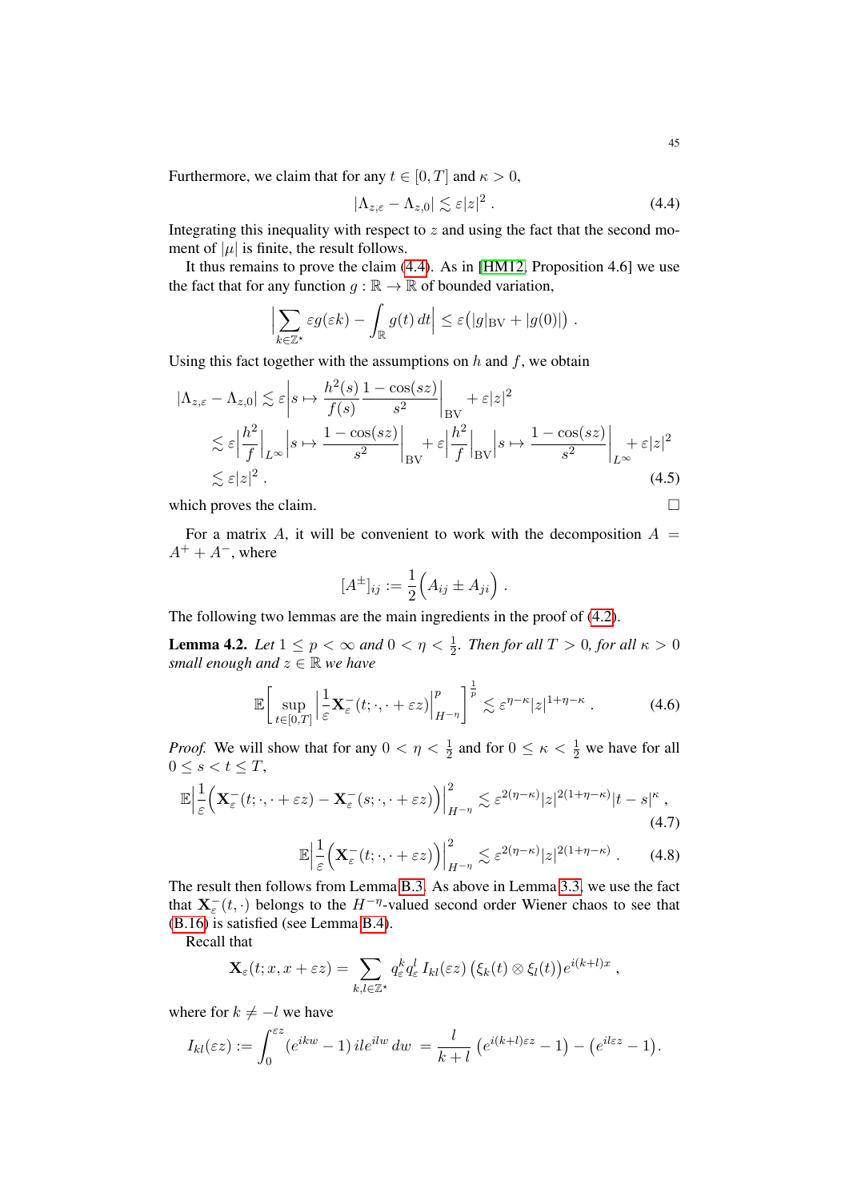Furthermore, we claim that for any $t \in [0,T]$ and $\kappa > 0$,

$$
|\Lambda_{z,\varepsilon} - \Lambda_{z,0}| \lesssim \varepsilon |z|^2 \,. \tag{4.4}
$$

Integrating this inequality with respect to $z$ and using the fact that the second moment of $|\mu|$ is finite, the result follows.

It thus remains to prove the claim (4.4). As in [HM12, Proposition 4.6] we use the fact that for any function $g : \mathbb{R} \to \mathbb{R}$ of bounded variation,

$$
\Big| \sum_{k \in \mathbb{Z}^\star} \varepsilon g(\varepsilon k) - \int_{\mathbb{R}} g(t)\, dt \Big| \le \varepsilon \big( |g|_{\mathrm{BV}} + |g(0)| \big) \,.
$$

Using this fact together with the assumptions on $h$ and $f$, we obtain

$$
\begin{aligned}
|\Lambda_{z,\varepsilon} - \Lambda_{z,0}| &\lesssim \varepsilon \Big| s \mapsto \frac{h^2(s)}{f(s)} \frac{1-\cos(sz)}{s^2} \Big|_{\mathrm{BV}} + \varepsilon |z|^2 \\
&\lesssim \varepsilon \Big| \frac{h^2}{f} \Big|_{L^\infty} \Big| s \mapsto \frac{1-\cos(sz)}{s^2} \Big|_{\mathrm{BV}} + \varepsilon \Big| \frac{h^2}{f} \Big|_{\mathrm{BV}} \Big| s \mapsto \frac{1-\cos(sz)}{s^2} \Big|_{L^\infty} + \varepsilon |z|^2 \\
&\lesssim \varepsilon |z|^2 \,.
\end{aligned} \tag{4.5}
$$

which proves the claim. $\square$

For a matrix $A$, it will be convenient to work with the decomposition $A = A^+ + A^-$, where

$$
[A^\pm]_{ij} := \frac{1}{2}\Big( A_{ij} \pm A_{ji} \Big) \,.
$$

The following two lemmas are the main ingredients in the proof of (4.2).

**Lemma 4.2.** *Let $1 \le p < \infty$ and $0 < \eta < \frac{1}{2}$. Then for all $T > 0$, for all $\kappa > 0$ small enough and $z \in \mathbb{R}$ we have*

$$
\mathbb{E}\Big[ \sup_{t \in [0,T]} \Big| \frac{1}{\varepsilon} \mathbf{X}^-_\varepsilon(t; \cdot, \cdot + \varepsilon z) \Big|^p_{H^{-\eta}} \Big]^{\frac{1}{p}} \lesssim \varepsilon^{\eta - \kappa} |z|^{1+\eta-\kappa} \,. \tag{4.6}
$$

*Proof.* We will show that for any $0 < \eta < \frac{1}{2}$ and for $0 \le \kappa < \frac{1}{2}$ we have for all $0 \le s < t \le T$,

$$
\mathbb{E}\Big| \frac{1}{\varepsilon} \Big( \mathbf{X}^-_\varepsilon(t; \cdot, \cdot + \varepsilon z) - \mathbf{X}^-_\varepsilon(s; \cdot, \cdot + \varepsilon z) \Big) \Big|^2_{H^{-\eta}} \lesssim \varepsilon^{2(\eta-\kappa)} |z|^{2(1+\eta-\kappa)} |t-s|^\kappa \,, \tag{4.7}
$$

$$
\mathbb{E}\Big| \frac{1}{\varepsilon} \Big( \mathbf{X}^-_\varepsilon(t; \cdot, \cdot + \varepsilon z) \Big) \Big|^2_{H^{-\eta}} \lesssim \varepsilon^{2(\eta-\kappa)} |z|^{2(1+\eta-\kappa)} \,. \tag{4.8}
$$

The result then follows from Lemma B.3. As above in Lemma 3.3, we use the fact that $\mathbf{X}^-_\varepsilon(t, \cdot)$ belongs to the $H^{-\eta}$-valued second order Wiener chaos to see that (B.16) is satisfied (see Lemma B.4).

Recall that

$$
\mathbf{X}_\varepsilon(t; x, x + \varepsilon z) = \sum_{k,l \in \mathbb{Z}^\star} q^k_\varepsilon q^l_\varepsilon \, I_{kl}(\varepsilon z) \big( \xi_k(t) \otimes \xi_l(t) \big) e^{i(k+l)x} \,,
$$

where for $k \neq -l$ we have

$$
I_{kl}(\varepsilon z) := \int_0^{\varepsilon z} (e^{ikw} - 1)\, il e^{ilw}\, dw \;=\; \frac{l}{k+l} \big( e^{i(k+l)\varepsilon z} - 1 \big) - \big( e^{il\varepsilon z} - 1 \big).
$$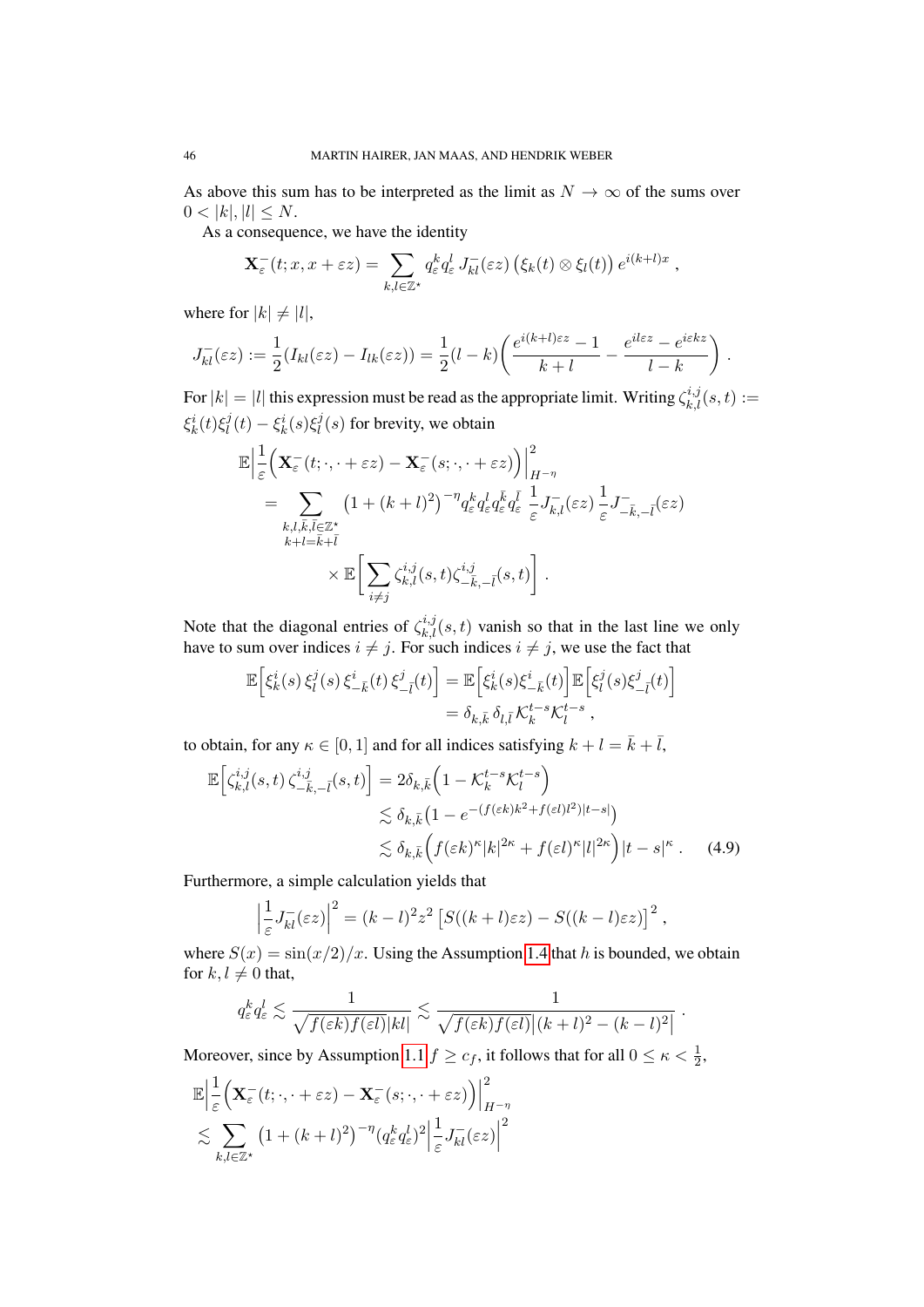As above this sum has to be interpreted as the limit as $N \to \infty$ of the sums over $0 < |k|, |l| \le N$.

As a consequence, we have the identity

$$\mathbf{X}_\varepsilon^-(t; x, x + \varepsilon z) = \sum_{k,l \in \mathbb{Z}^\star} q_\varepsilon^k q_\varepsilon^l \, J_{kl}^-(\varepsilon z) \left(\xi_k(t) \otimes \xi_l(t)\right) e^{i(k+l)x} ,$$

where for $|k| \neq |l|$,

$$J_{kl}^-(\varepsilon z) := \frac{1}{2}(I_{kl}(\varepsilon z) - I_{lk}(\varepsilon z)) = \frac{1}{2}(l-k)\left(\frac{e^{i(k+l)\varepsilon z} - 1}{k+l} - \frac{e^{il\varepsilon z} - e^{i\varepsilon k z}}{l-k}\right) .$$

For $|k| = |l|$ this expression must be read as the appropriate limit. Writing $\zeta_{k,l}^{i,j}(s,t) := \xi_k^i(t)\xi_l^j(t) - \xi_k^i(s)\xi_l^j(s)$ for brevity, we obtain

$$\begin{aligned}
&\mathbb{E}\Big|\frac{1}{\varepsilon}\Big(\mathbf{X}_\varepsilon^-(t; \cdot, \cdot + \varepsilon z) - \mathbf{X}_\varepsilon^-(s; \cdot, \cdot + \varepsilon z)\Big)\Big|_{H^{-\eta}}^2 \\
&\quad = \sum_{\substack{k,l,\bar k, \bar l \in \mathbb{Z}^\star \\ k+l = \bar k + \bar l}} \left(1 + (k+l)^2\right)^{-\eta} q_\varepsilon^k q_\varepsilon^l q_\varepsilon^{\bar k} q_\varepsilon^{\bar l} \, \frac{1}{\varepsilon} J_{k,l}^-(\varepsilon z) \, \frac{1}{\varepsilon} J_{-\bar k, -\bar l}^-(\varepsilon z) \\
&\qquad \qquad \times \mathbb{E}\bigg[\sum_{i \neq j} \zeta_{k,l}^{i,j}(s,t) \zeta_{-\bar k, -\bar l}^{i,j}(s,t)\bigg] .
\end{aligned}$$

Note that the diagonal entries of $\zeta_{k,l}^{i,j}(s,t)$ vanish so that in the last line we only have to sum over indices $i \neq j$. For such indices $i \neq j$, we use the fact that

$$\begin{aligned}
\mathbb{E}\Big[\xi_k^i(s) \, \xi_l^j(s) \, \xi_{-\bar k}^i(t) \, \xi_{-\bar l}^j(t)\Big] &= \mathbb{E}\Big[\xi_k^i(s) \xi_{-\bar k}^i(t)\Big] \mathbb{E}\Big[\xi_l^j(s) \xi_{-\bar l}^j(t)\Big] \\
&= \delta_{k,\bar k} \, \delta_{l,\bar l} \, \mathcal{K}_k^{t-s} \mathcal{K}_l^{t-s} ,
\end{aligned}$$

to obtain, for any $\kappa \in [0,1]$ and for all indices satisfying $k + l = \bar k + \bar l$,

$$\begin{aligned}
\mathbb{E}\Big[\zeta_{k,l}^{i,j}(s,t) \, \zeta_{-\bar k, -\bar l}^{i,j}(s,t)\Big] &= 2\delta_{k,\bar k}\Big(1 - \mathcal{K}_k^{t-s} \mathcal{K}_l^{t-s}\Big) \\
&\lesssim \delta_{k,\bar k}\big(1 - e^{-(f(\varepsilon k)k^2 + f(\varepsilon l) l^2)|t-s|}\big) \\
&\lesssim \delta_{k,\bar k}\Big(f(\varepsilon k)^\kappa |k|^{2\kappa} + f(\varepsilon l)^\kappa |l|^{2\kappa}\Big) |t-s|^\kappa . \qquad (4.9)
\end{aligned}$$

Furthermore, a simple calculation yields that

$$\Big|\frac{1}{\varepsilon} J_{kl}^-(\varepsilon z)\Big|^2 = (k-l)^2 z^2 \left[S((k+l)\varepsilon z) - S((k-l)\varepsilon z)\right]^2 ,$$

where $S(x) = \sin(x/2)/x$. Using the Assumption 1.4 that $h$ is bounded, we obtain for $k, l \neq 0$ that,

$$q_\varepsilon^k q_\varepsilon^l \lesssim \frac{1}{\sqrt{f(\varepsilon k) f(\varepsilon l)} |kl|} \lesssim \frac{1}{\sqrt{f(\varepsilon k) f(\varepsilon l)} \big|(k+l)^2 - (k-l)^2\big|} .$$

Moreover, since by Assumption 1.1 $f \ge c_f$, it follows that for all $0 \le \kappa < \frac{1}{2}$,

$$\begin{aligned}
&\mathbb{E}\Big|\frac{1}{\varepsilon}\Big(\mathbf{X}_\varepsilon^-(t; \cdot, \cdot + \varepsilon z) - \mathbf{X}_\varepsilon^-(s; \cdot, \cdot + \varepsilon z)\Big)\Big|_{H^{-\eta}}^2 \\
&\lesssim \sum_{k,l \in \mathbb{Z}^\star} \left(1 + (k+l)^2\right)^{-\eta} (q_\varepsilon^k q_\varepsilon^l)^2 \Big|\frac{1}{\varepsilon} J_{kl}^-(\varepsilon z)\Big|^2
\end{aligned}$$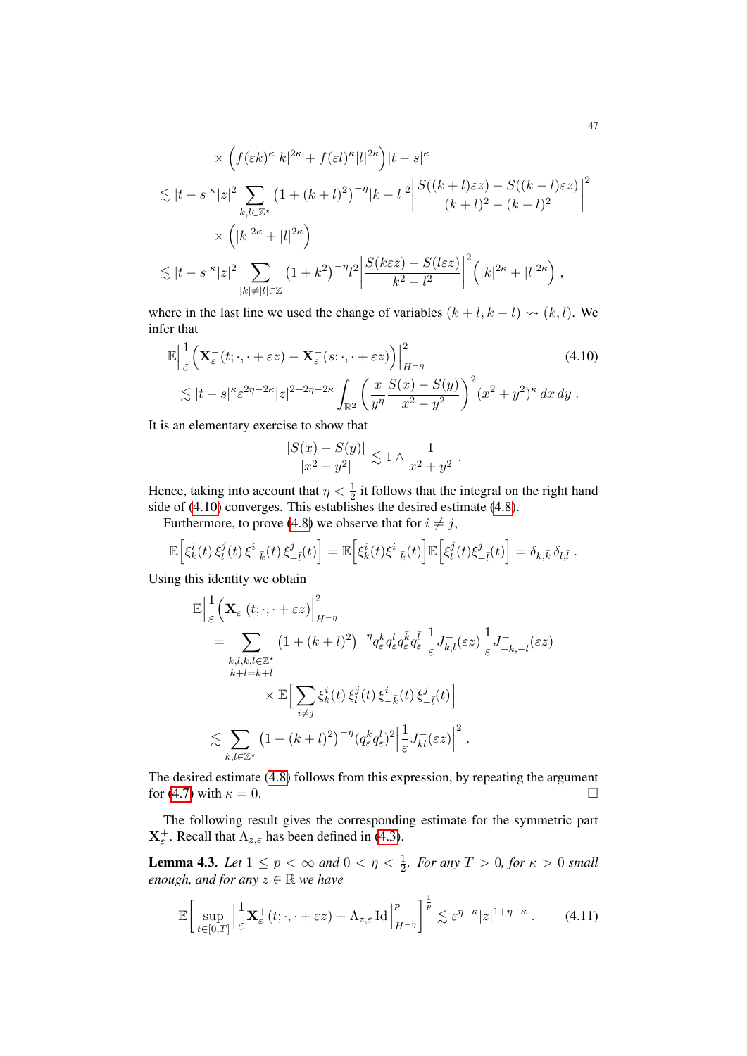$$
\times \Big(f(\varepsilon k)^\kappa |k|^{2\kappa} + f(\varepsilon l)^\kappa |l|^{2\kappa}\Big) |t-s|^\kappa
$$

$$
\lesssim |t-s|^\kappa |z|^2 \sum_{k,l \in \mathbb{Z}^\star} \big(1+(k+l)^2\big)^{-\eta} |k-l|^2 \left| \frac{S((k+l)\varepsilon z) - S((k-l)\varepsilon z)}{(k+l)^2 - (k-l)^2} \right|^2
$$

$$
\times \Big( |k|^{2\kappa} + |l|^{2\kappa} \Big)
$$

$$
\lesssim |t-s|^\kappa |z|^2 \sum_{|k| \neq |l| \in \mathbb{Z}} \big(1+k^2\big)^{-\eta} l^2 \left| \frac{S(k\varepsilon z) - S(l\varepsilon z)}{k^2 - l^2} \right|^2 \Big( |k|^{2\kappa} + |l|^{2\kappa} \Big) ,
$$

where in the last line we used the change of variables $(k+l, k-l) \rightsquigarrow (k,l)$. We infer that

$$
\mathbb{E}\Big| \frac{1}{\varepsilon}\Big( \mathbf{X}_\varepsilon^-(t;\cdot, \cdot + \varepsilon z) - \mathbf{X}_\varepsilon^-(s;\cdot, \cdot + \varepsilon z) \Big)\Big|^2_{H^{-\eta}} \tag{4.10}
$$

$$
\lesssim |t-s|^\kappa \varepsilon^{2\eta - 2\kappa} |z|^{2+2\eta-2\kappa} \int_{\mathbb{R}^2} \left( \frac{x}{y^\eta} \frac{S(x) - S(y)}{x^2 - y^2} \right)^2 (x^2+y^2)^\kappa \, dx\, dy \, .
$$

It is an elementary exercise to show that

$$
\frac{|S(x) - S(y)|}{|x^2 - y^2|} \lesssim 1 \wedge \frac{1}{x^2+y^2} \, .
$$

Hence, taking into account that $\eta < \frac{1}{2}$ it follows that the integral on the right hand side of (4.10) converges. This establishes the desired estimate (4.8).

Furthermore, to prove (4.8) we observe that for $i \neq j$,

$$
\mathbb{E}\Big[ \xi_k^i(t)\, \xi_l^j(t)\, \xi_{-\bar{k}}^i(t)\, \xi_{-\bar{l}}^j(t) \Big] = \mathbb{E}\Big[ \xi_k^i(t) \xi_{-\bar{k}}^i(t) \Big] \mathbb{E}\Big[ \xi_l^j(t) \xi_{-\bar{l}}^j(t) \Big] = \delta_{k,\bar{k}}\, \delta_{l,\bar{l}} \, .
$$

Using this identity we obtain

$$
\mathbb{E}\Big| \frac{1}{\varepsilon}\Big( \mathbf{X}_\varepsilon^-(t;\cdot, \cdot + \varepsilon z) \Big|^2_{H^{-\eta}}
$$

$$
= \sum_{\substack{k,l,\bar{k},\bar{l} \in \mathbb{Z}^\star \\ k+l = \bar{k} + \bar{l}}} \big(1+(k+l)^2\big)^{-\eta} q_\varepsilon^k q_\varepsilon^l q_\varepsilon^{\bar{k}} q_\varepsilon^{\bar{l}} \, \frac{1}{\varepsilon} J_{k,l}^-(\varepsilon z) \, \frac{1}{\varepsilon} J_{-\bar{k},-\bar{l}}^-(\varepsilon z)
$$

$$
\times \mathbb{E}\Big[ \sum_{i \neq j} \xi_k^i(t)\, \xi_l^j(t)\, \xi_{-\bar{k}}^i(t)\, \xi_{-\bar{l}}^j(t) \Big]
$$

$$
\lesssim \sum_{k,l \in \mathbb{Z}^\star} \big(1+(k+l)^2\big)^{-\eta} (q_\varepsilon^k q_\varepsilon^l)^2 \Big| \frac{1}{\varepsilon} J_{kl}^-(\varepsilon z) \Big|^2 \, .
$$

The desired estimate (4.8) follows from this expression, by repeating the argument for (4.7) with $\kappa = 0$. $\square$

The following result gives the corresponding estimate for the symmetric part $\mathbf{X}_\varepsilon^+$. Recall that $\Lambda_{z,\varepsilon}$ has been defined in (4.3).

**Lemma 4.3.** *Let $1 \leq p < \infty$ and $0 < \eta < \frac{1}{2}$. For any $T > 0$, for $\kappa > 0$ small enough, and for any $z \in \mathbb{R}$ we have*

$$
\mathbb{E}\Big[ \sup_{t \in [0,T]} \Big| \frac{1}{\varepsilon} \mathbf{X}_\varepsilon^+(t;\cdot, \cdot + \varepsilon z) - \Lambda_{z,\varepsilon} \, \mathrm{Id} \Big|^p_{H^{-\eta}} \Big]^{\frac{1}{p}} \lesssim \varepsilon^{\eta - \kappa} |z|^{1+\eta-\kappa} \, . \tag{4.11}
$$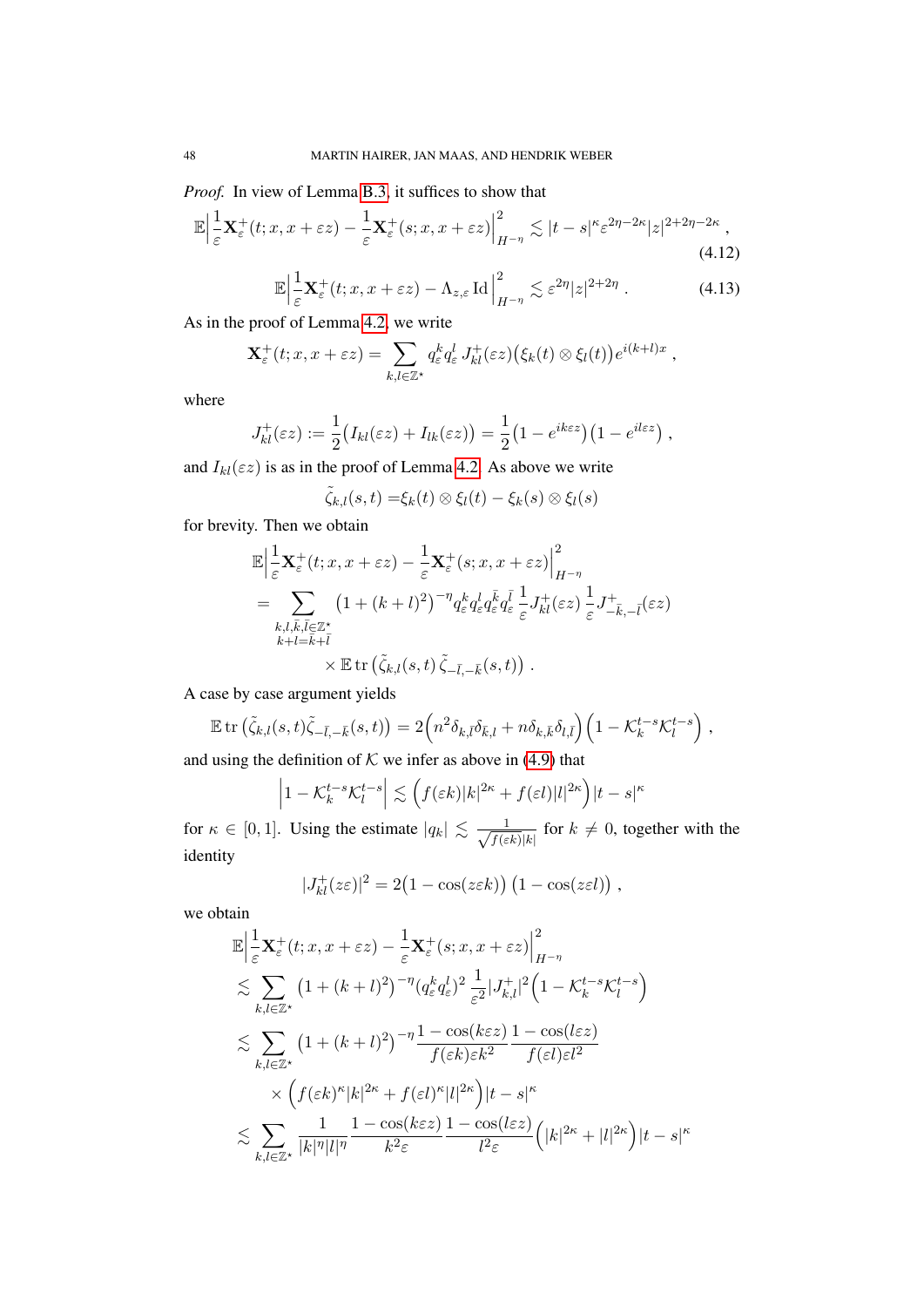*Proof.* In view of Lemma B.3, it suffices to show that

$$\mathbb{E}\Big|\frac{1}{\varepsilon}\mathbf{X}_\varepsilon^+(t;x,x+\varepsilon z) - \frac{1}{\varepsilon}\mathbf{X}_\varepsilon^+(s;x,x+\varepsilon z)\Big|_{H^{-\eta}}^2 \lesssim |t-s|^\kappa \varepsilon^{2\eta-2\kappa}|z|^{2+2\eta-2\kappa}\,, \tag{4.12}$$

$$\mathbb{E}\Big|\frac{1}{\varepsilon}\mathbf{X}_\varepsilon^+(t;x,x+\varepsilon z) - \Lambda_{z,\varepsilon}\,\mathrm{Id}\Big|_{H^{-\eta}}^2 \lesssim \varepsilon^{2\eta}|z|^{2+2\eta}\,. \tag{4.13}$$

As in the proof of Lemma 4.2, we write

$$\mathbf{X}_\varepsilon^+(t;x,x+\varepsilon z) = \sum_{k,l\in\mathbb{Z}^\star} q_\varepsilon^k q_\varepsilon^l\, J_{kl}^+(\varepsilon z)\big(\xi_k(t)\otimes\xi_l(t)\big)e^{i(k+l)x}\,,$$

where

$$J_{kl}^+(\varepsilon z) := \frac{1}{2}\big(I_{kl}(\varepsilon z) + I_{lk}(\varepsilon z)\big) = \frac{1}{2}\big(1-e^{ik\varepsilon z}\big)\big(1-e^{il\varepsilon z}\big)\,,$$

and $I_{kl}(\varepsilon z)$ is as in the proof of Lemma 4.2. As above we write

$$\tilde\zeta_{k,l}(s,t) = \xi_k(t)\otimes\xi_l(t) - \xi_k(s)\otimes\xi_l(s)$$

for brevity. Then we obtain

$$\begin{aligned}
&\mathbb{E}\Big|\frac{1}{\varepsilon}\mathbf{X}_\varepsilon^+(t;x,x+\varepsilon z) - \frac{1}{\varepsilon}\mathbf{X}_\varepsilon^+(s;x,x+\varepsilon z)\Big|_{H^{-\eta}}^2 \\
&= \sum_{\substack{k,l,\bar k,\bar l\in\mathbb{Z}^\star\\ k+l=\bar k+\bar l}} \big(1+(k+l)^2\big)^{-\eta} q_\varepsilon^k q_\varepsilon^l q_\varepsilon^{\bar k} q_\varepsilon^{\bar l}\,\frac{1}{\varepsilon}J_{kl}^+(\varepsilon z)\,\frac{1}{\varepsilon}J_{-\bar k,-\bar l}^+(\varepsilon z) \\
&\qquad\qquad \times \mathbb{E}\,\mathrm{tr}\,\big(\tilde\zeta_{k,l}(s,t)\,\tilde\zeta_{-\bar l,-\bar k}(s,t)\big)\,.
\end{aligned}$$

A case by case argument yields

$$\mathbb{E}\,\mathrm{tr}\,\big(\tilde\zeta_{k,l}(s,t)\tilde\zeta_{-\bar l,-\bar k}(s,t)\big) = 2\Big(n^2\delta_{k,\bar l}\delta_{\bar k,l} + n\delta_{k,\bar k}\delta_{l,\bar l}\Big)\Big(1-\mathcal{K}_k^{t-s}\mathcal{K}_l^{t-s}\Big)\,,$$

and using the definition of $\mathcal{K}$ we infer as above in (4.9) that

$$\Big|1-\mathcal{K}_k^{t-s}\mathcal{K}_l^{t-s}\Big| \lesssim \Big(f(\varepsilon k)|k|^{2\kappa} + f(\varepsilon l)|l|^{2\kappa}\Big)|t-s|^\kappa$$

for $\kappa\in[0,1]$. Using the estimate $|q_k| \lesssim \frac{1}{\sqrt{f(\varepsilon k)}|k|}$ for $k\neq 0$, together with the identity

$$|J_{kl}^+(z\varepsilon)|^2 = 2\big(1-\cos(z\varepsilon k)\big)\,\big(1-\cos(z\varepsilon l)\big)\,,$$

we obtain

$$\begin{aligned}
&\mathbb{E}\Big|\frac{1}{\varepsilon}\mathbf{X}_\varepsilon^+(t;x,x+\varepsilon z) - \frac{1}{\varepsilon}\mathbf{X}_\varepsilon^+(s;x,x+\varepsilon z)\Big|_{H^{-\eta}}^2 \\
&\lesssim \sum_{k,l\in\mathbb{Z}^\star} \big(1+(k+l)^2\big)^{-\eta}(q_\varepsilon^k q_\varepsilon^l)^2\,\frac{1}{\varepsilon^2}|J_{k,l}^+|^2\Big(1-\mathcal{K}_k^{t-s}\mathcal{K}_l^{t-s}\Big) \\
&\lesssim \sum_{k,l\in\mathbb{Z}^\star} \big(1+(k+l)^2\big)^{-\eta}\frac{1-\cos(k\varepsilon z)}{f(\varepsilon k)\varepsilon k^2}\,\frac{1-\cos(l\varepsilon z)}{f(\varepsilon l)\varepsilon l^2} \\
&\qquad \times \Big(f(\varepsilon k)^\kappa|k|^{2\kappa} + f(\varepsilon l)^\kappa|l|^{2\kappa}\Big)|t-s|^\kappa \\
&\lesssim \sum_{k,l\in\mathbb{Z}^\star} \frac{1}{|k|^\eta|l|^\eta}\,\frac{1-\cos(k\varepsilon z)}{k^2\varepsilon}\,\frac{1-\cos(l\varepsilon z)}{l^2\varepsilon}\Big(|k|^{2\kappa}+|l|^{2\kappa}\Big)|t-s|^\kappa
\end{aligned}$$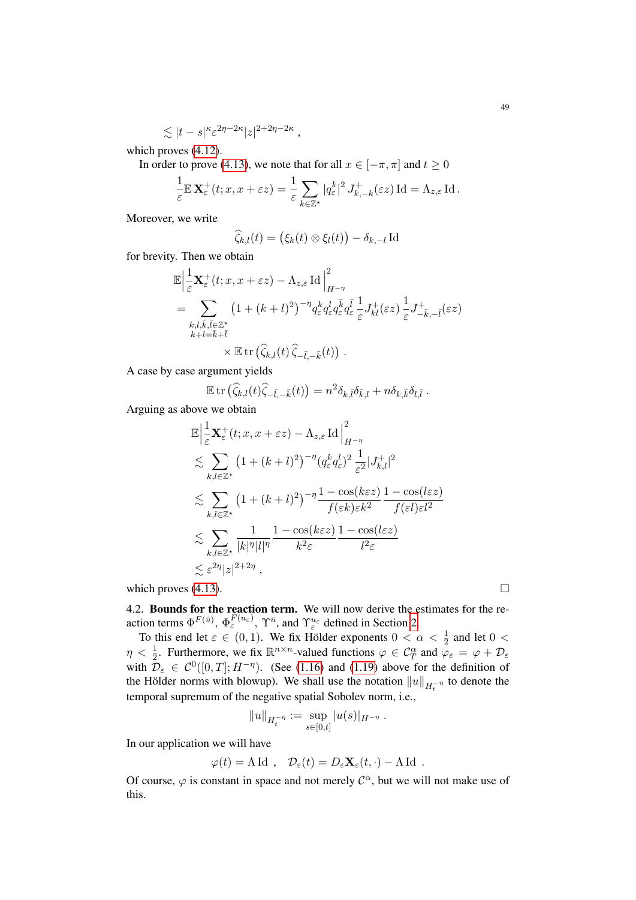$$\lesssim |t-s|^{\kappa} \varepsilon^{2\eta - 2\kappa} |z|^{2+2\eta-2\kappa} ,$$

which proves (4.12).

In order to prove (4.13), we note that for all $x \in [-\pi, \pi]$ and $t \geq 0$

$$\frac{1}{\varepsilon} \mathbb{E}\, \mathbf{X}^{+}_{\varepsilon}(t; x, x+\varepsilon z) = \frac{1}{\varepsilon} \sum_{k \in \mathbb{Z}^{\star}} |q^{k}_{\varepsilon}|^{2}\, J^{+}_{k,-k}(\varepsilon z) \operatorname{Id} = \Lambda_{z,\varepsilon} \operatorname{Id} .$$

Moreover, we write

$$\widehat{\zeta}_{k,l}(t) = \big(\xi_k(t) \otimes \xi_l(t)\big) - \delta_{k,-l} \operatorname{Id}$$

for brevity. Then we obtain

$$\begin{aligned}
&\mathbb{E}\Big|\frac{1}{\varepsilon}\mathbf{X}^{+}_{\varepsilon}(t; x, x+\varepsilon z) - \Lambda_{z,\varepsilon} \operatorname{Id}\Big|^{2}_{H^{-\eta}} \\
&= \sum_{\substack{k,l,\bar{k},\bar{l} \in \mathbb{Z}^{\star} \\ k+l = \bar{k}+\bar{l}}} \big(1 + (k+l)^2\big)^{-\eta} q^{k}_{\varepsilon} q^{l}_{\varepsilon} q^{\bar{k}}_{\varepsilon} q^{\bar{l}}_{\varepsilon}\, \frac{1}{\varepsilon} J^{+}_{kl}(\varepsilon z)\, \frac{1}{\varepsilon} J^{+}_{-\bar{k},-\bar{l}}(\varepsilon z) \\
&\qquad \times \mathbb{E} \operatorname{tr}\big(\widehat{\zeta}_{k,l}(t)\, \widehat{\zeta}_{-\bar{l},-\bar{k}}(t)\big) .
\end{aligned}$$

A case by case argument yields

$$\mathbb{E} \operatorname{tr}\big(\widehat{\zeta}_{k,l}(t) \widehat{\zeta}_{-\bar{l},-\bar{k}}(t)\big) = n^2 \delta_{k,\bar{l}} \delta_{\bar{k},l} + n \delta_{k,\bar{k}} \delta_{l,\bar{l}} .$$

Arguing as above we obtain

$$\begin{aligned}
&\mathbb{E}\Big|\frac{1}{\varepsilon}\mathbf{X}^{+}_{\varepsilon}(t; x, x+\varepsilon z) - \Lambda_{z,\varepsilon} \operatorname{Id}\Big|^{2}_{H^{-\eta}} \\
&\lesssim \sum_{k,l \in \mathbb{Z}^{\star}} \big(1 + (k+l)^2\big)^{-\eta} (q^{k}_{\varepsilon} q^{l}_{\varepsilon})^2\, \frac{1}{\varepsilon^2} |J^{+}_{k,l}|^2 \\
&\lesssim \sum_{k,l \in \mathbb{Z}^{\star}} \big(1 + (k+l)^2\big)^{-\eta} \frac{1 - \cos(k\varepsilon z)}{f(\varepsilon k)\varepsilon k^2}\, \frac{1 - \cos(l\varepsilon z)}{f(\varepsilon l)\varepsilon l^2} \\
&\lesssim \sum_{k,l \in \mathbb{Z}^{\star}} \frac{1}{|k|^{\eta}|l|^{\eta}}\, \frac{1 - \cos(k\varepsilon z)}{k^2 \varepsilon}\, \frac{1 - \cos(l\varepsilon z)}{l^2 \varepsilon} \\
&\lesssim \varepsilon^{2\eta} |z|^{2+2\eta} ,
\end{aligned}$$

which proves (4.13). □

4.2. **Bounds for the reaction term.** We will now derive the estimates for the reaction terms $\Phi^{F(\bar{u})}$, $\Phi^{F(u_\varepsilon)}_{\varepsilon}$, $\Upsilon^{\bar{u}}$, and $\Upsilon^{u_\varepsilon}_{\varepsilon}$ defined in Section 2.

To this end let $\varepsilon \in (0,1)$. We fix Hölder exponents $0 < \alpha < \frac{1}{2}$ and let $0 < \eta < \frac{1}{2}$. Furthermore, we fix $\mathbb{R}^{n\times n}$-valued functions $\varphi \in \mathcal{C}^{\alpha}_{T}$ and $\varphi_\varepsilon = \varphi + \mathcal{D}_\varepsilon$ with $\mathcal{D}_\varepsilon \in \mathcal{C}^0([0,T]; H^{-\eta})$. (See (1.16) and (1.19) above for the definition of the Hölder norms with blowup). We shall use the notation $\|u\|_{H^{-\eta}_{t}}$ to denote the temporal supremum of the negative spatial Sobolev norm, i.e.,

$$\|u\|_{H^{-\eta}_{t}} := \sup_{s \in [0,t]} |u(s)|_{H^{-\eta}} .$$

In our application we will have

$$\varphi(t) = \Lambda \operatorname{Id} , \quad \mathcal{D}_\varepsilon(t) = D_\varepsilon \mathbf{X}_\varepsilon(t,\cdot) - \Lambda \operatorname{Id} .$$

Of course, $\varphi$ is constant in space and not merely $\mathcal{C}^{\alpha}$, but we will not make use of this.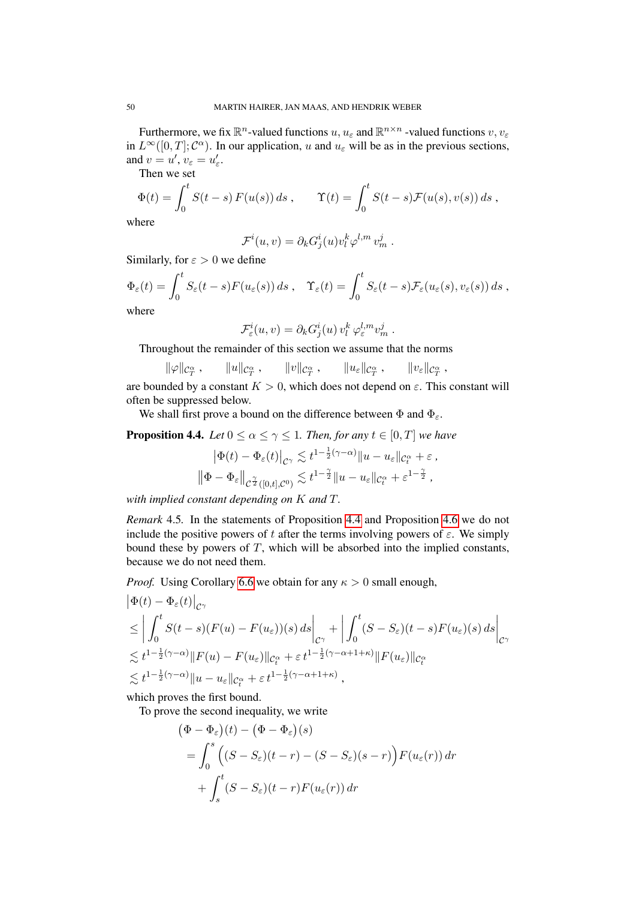Furthermore, we fix $\mathbb{R}^n$-valued functions $u, u_\varepsilon$ and $\mathbb{R}^{n\times n}$ -valued functions $v, v_\varepsilon$ in $L^\infty([0,T];\mathcal{C}^\alpha)$. In our application, $u$ and $u_\varepsilon$ will be as in the previous sections, and $v = u'$, $v_\varepsilon = u_\varepsilon'$.

Then we set

$$\Phi(t) = \int_0^t S(t-s)\, F(u(s))\, ds\;, \qquad \Upsilon(t) = \int_0^t S(t-s)\mathcal{F}(u(s), v(s))\, ds\;,$$

where

$$\mathcal{F}^i(u,v) = \partial_k G^i_j(u) v^k_l \varphi^{l,m}\, v^j_m\;.$$

Similarly, for $\varepsilon > 0$ we define

$$\Phi_\varepsilon(t) = \int_0^t S_\varepsilon(t-s) F(u_\varepsilon(s))\, ds\;, \quad \Upsilon_\varepsilon(t) = \int_0^t S_\varepsilon(t-s)\mathcal{F}_\varepsilon(u_\varepsilon(s), v_\varepsilon(s))\, ds\;,$$

where

$$\mathcal{F}^i_\varepsilon(u,v) = \partial_k G^i_j(u)\, v^k_l\, \varphi^{l,m}_\varepsilon v^j_m\;.$$

Throughout the remainder of this section we assume that the norms

$$\|\varphi\|_{\mathcal{C}^\alpha_T}\;, \qquad \|u\|_{\mathcal{C}^\alpha_T}\;, \qquad \|v\|_{\mathcal{C}^\alpha_T}\;, \qquad \|u_\varepsilon\|_{\mathcal{C}^\alpha_T}\;, \qquad \|v_\varepsilon\|_{\mathcal{C}^\alpha_T}\;,$$

are bounded by a constant $K > 0$, which does not depend on $\varepsilon$. This constant will often be suppressed below.

We shall first prove a bound on the difference between $\Phi$ and $\Phi_\varepsilon$.

**Proposition 4.4.** *Let $0 \le \alpha \le \gamma \le 1$. Then, for any $t \in [0,T]$ we have*

$$\big|\Phi(t) - \Phi_\varepsilon(t)\big|_{\mathcal{C}^\gamma} \lesssim t^{1-\frac{1}{2}(\gamma-\alpha)}\|u - u_\varepsilon\|_{\mathcal{C}^\alpha_t} + \varepsilon\;,$$
$$\big\|\Phi - \Phi_\varepsilon\big\|_{\mathcal{C}^{\frac{\gamma}{2}}([0,t],\mathcal{C}^0)} \lesssim t^{1-\frac{\gamma}{2}}\|u - u_\varepsilon\|_{\mathcal{C}^\alpha_t} + \varepsilon^{1-\frac{\gamma}{2}}\;,$$

*with implied constant depending on $K$ and $T$.*

*Remark* 4.5. In the statements of Proposition 4.4 and Proposition 4.6 we do not include the positive powers of $t$ after the terms involving powers of $\varepsilon$. We simply bound these by powers of $T$, which will be absorbed into the implied constants, because we do not need them.

*Proof.* Using Corollary 6.6 we obtain for any $\kappa > 0$ small enough,

$$\begin{aligned}
&\big|\Phi(t) - \Phi_\varepsilon(t)\big|_{\mathcal{C}^\gamma}\\
&\le \bigg|\int_0^t S(t-s)(F(u) - F(u_\varepsilon))(s)\, ds\bigg|_{\mathcal{C}^\gamma} + \bigg|\int_0^t (S - S_\varepsilon)(t-s)F(u_\varepsilon)(s)\, ds\bigg|_{\mathcal{C}^\gamma}\\
&\lesssim t^{1-\frac{1}{2}(\gamma-\alpha)}\|F(u) - F(u_\varepsilon)\|_{\mathcal{C}^\alpha_t} + \varepsilon\, t^{1-\frac{1}{2}(\gamma-\alpha+1+\kappa)}\|F(u_\varepsilon)\|_{\mathcal{C}^\alpha_t}\\
&\lesssim t^{1-\frac{1}{2}(\gamma-\alpha)}\|u - u_\varepsilon\|_{\mathcal{C}^\alpha_t} + \varepsilon\, t^{1-\frac{1}{2}(\gamma-\alpha+1+\kappa)}\;,
\end{aligned}$$

which proves the first bound.

To prove the second inequality, we write

$$\begin{aligned}
&\big(\Phi - \Phi_\varepsilon\big)(t) - \big(\Phi - \Phi_\varepsilon\big)(s)\\
&= \int_0^s \Big((S - S_\varepsilon)(t-r) - (S - S_\varepsilon)(s-r)\Big)F(u_\varepsilon(r))\, dr\\
&\quad + \int_s^t (S - S_\varepsilon)(t-r)F(u_\varepsilon(r))\, dr
\end{aligned}$$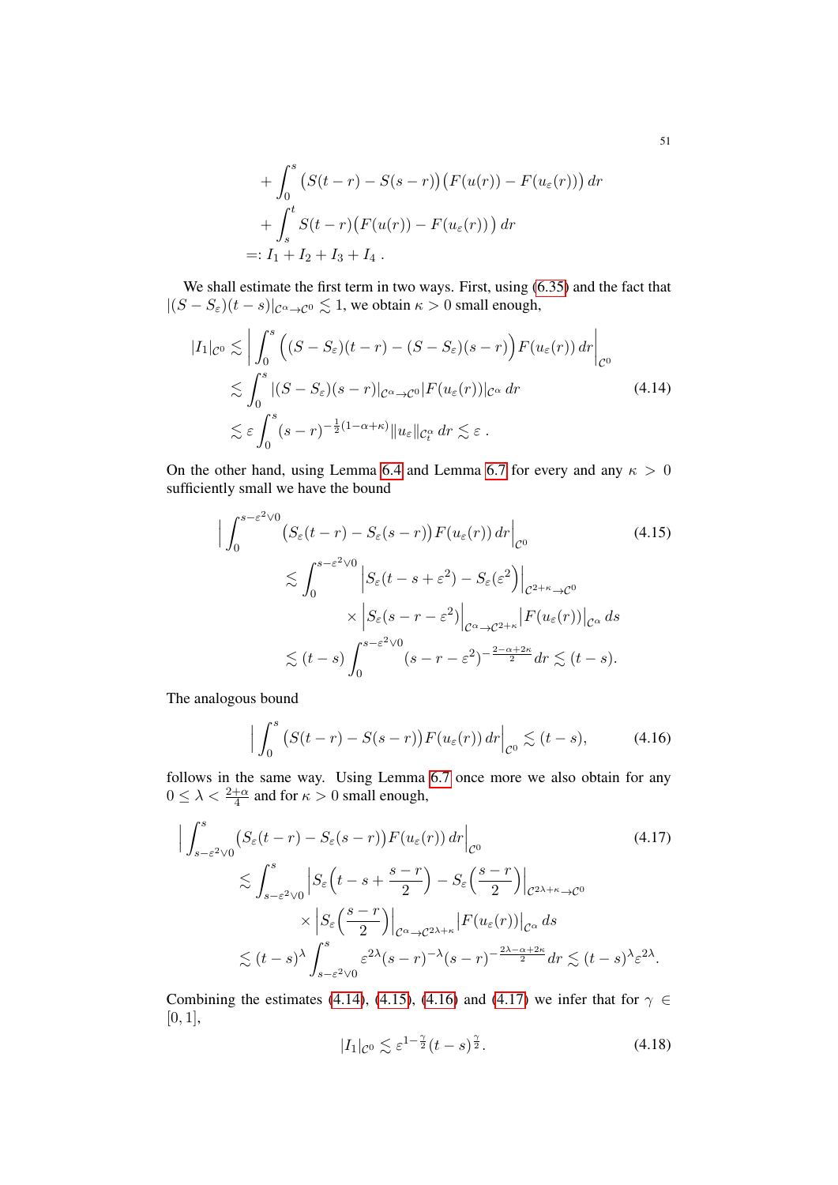$$
\begin{aligned}
&+ \int_0^s \big(S(t-r) - S(s-r)\big)\big(F(u(r)) - F(u_\varepsilon(r))\big)\,dr \\
&+ \int_s^t S(t-r)\big(F(u(r)) - F(u_\varepsilon(r))\big)\,dr \\
&=: I_1 + I_2 + I_3 + I_4\,.
\end{aligned}
$$

We shall estimate the first term in two ways. First, using (6.35) and the fact that $|(S - S_\varepsilon)(t-s)|_{\mathcal{C}^\alpha \to \mathcal{C}^0} \lesssim 1$, we obtain $\kappa > 0$ small enough,

$$
\begin{aligned}
|I_1|_{\mathcal{C}^0} &\lesssim \Big| \int_0^s \Big( (S - S_\varepsilon)(t-r) - (S - S_\varepsilon)(s-r) \Big) F(u_\varepsilon(r))\,dr \Big|_{\mathcal{C}^0} \\
&\lesssim \int_0^s |(S - S_\varepsilon)(s-r)|_{\mathcal{C}^\alpha \to \mathcal{C}^0} |F(u_\varepsilon(r))|_{\mathcal{C}^\alpha}\,dr \\
&\lesssim \varepsilon \int_0^s (s-r)^{-\frac{1}{2}(1-\alpha+\kappa)} \|u_\varepsilon\|_{\mathcal{C}^\alpha_t}\,dr \lesssim \varepsilon\,.
\end{aligned} \tag{4.14}
$$

On the other hand, using Lemma 6.4 and Lemma 6.7 for every and any $\kappa > 0$ sufficiently small we have the bound

$$
\begin{aligned}
\Big| \int_0^{s-\varepsilon^2\vee 0} &\big(S_\varepsilon(t-r) - S_\varepsilon(s-r)\big) F(u_\varepsilon(r))\,dr \Big|_{\mathcal{C}^0} \\
&\lesssim \int_0^{s-\varepsilon^2\vee 0} \Big| S_\varepsilon(t-s+\varepsilon^2) - S_\varepsilon(\varepsilon^2) \Big|_{\mathcal{C}^{2+\kappa}\to\mathcal{C}^0} \\
&\qquad\qquad \times \Big| S_\varepsilon(s-r-\varepsilon^2) \Big|_{\mathcal{C}^\alpha \to \mathcal{C}^{2+\kappa}} \big| F(u_\varepsilon(r)) \big|_{\mathcal{C}^\alpha}\,ds \\
&\lesssim (t-s) \int_0^{s-\varepsilon^2\vee 0} (s-r-\varepsilon^2)^{-\frac{2-\alpha+2\kappa}{2}}\,dr \lesssim (t-s).
\end{aligned} \tag{4.15}
$$

The analogous bound

$$
\Big| \int_0^s \big(S(t-r) - S(s-r)\big) F(u_\varepsilon(r))\,dr \Big|_{\mathcal{C}^0} \lesssim (t-s), \tag{4.16}
$$

follows in the same way. Using Lemma 6.7 once more we also obtain for any $0 \le \lambda < \frac{2+\alpha}{4}$ and for $\kappa > 0$ small enough,

$$
\begin{aligned}
\Big| \int_{s-\varepsilon^2\vee 0}^s &\big(S_\varepsilon(t-r) - S_\varepsilon(s-r)\big) F(u_\varepsilon(r))\,dr \Big|_{\mathcal{C}^0} \\
&\lesssim \int_{s-\varepsilon^2\vee 0}^s \Big| S_\varepsilon\Big(t-s+\frac{s-r}{2}\Big) - S_\varepsilon\Big(\frac{s-r}{2}\Big) \Big|_{\mathcal{C}^{2\lambda+\kappa}\to\mathcal{C}^0} \\
&\qquad\qquad \times \Big| S_\varepsilon\Big(\frac{s-r}{2}\Big) \Big|_{\mathcal{C}^\alpha\to\mathcal{C}^{2\lambda+\kappa}} \big| F(u_\varepsilon(r)) \big|_{\mathcal{C}^\alpha}\,ds \\
&\lesssim (t-s)^\lambda \int_{s-\varepsilon^2\vee 0}^s \varepsilon^{2\lambda} (s-r)^{-\lambda} (s-r)^{-\frac{2\lambda-\alpha+2\kappa}{2}}\,dr \lesssim (t-s)^\lambda \varepsilon^{2\lambda}.
\end{aligned} \tag{4.17}
$$

Combining the estimates (4.14), (4.15), (4.16) and (4.17) we infer that for $\gamma \in [0,1]$,

$$
|I_1|_{\mathcal{C}^0} \lesssim \varepsilon^{1-\frac{\gamma}{2}} (t-s)^{\frac{\gamma}{2}}. \tag{4.18}
$$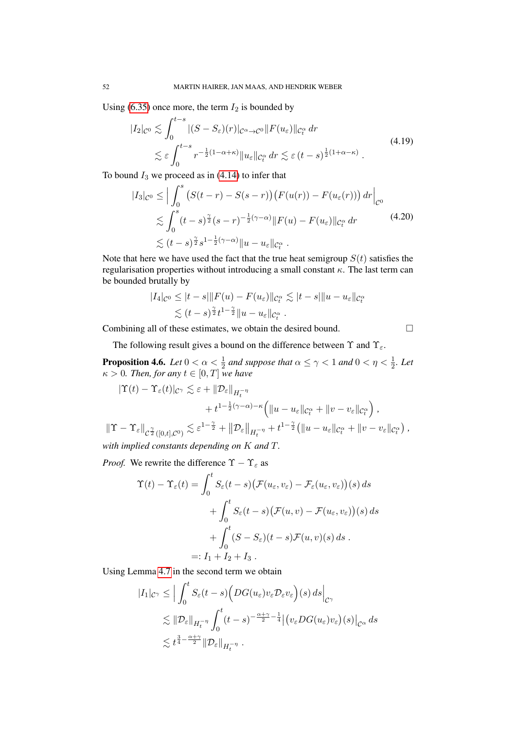Using (6.35) once more, the term $I_2$ is bounded by

$$
\begin{aligned}
|I_2|_{\mathcal{C}^0} &\lesssim \int_0^{t-s} |(S - S_\varepsilon)(r)|_{\mathcal{C}^\alpha \to \mathcal{C}^0} \|F(u_\varepsilon)\|_{\mathcal{C}^\alpha_t} \, dr \\
&\lesssim \varepsilon \int_0^{t-s} r^{-\frac{1}{2}(1-\alpha+\kappa)} \|u_\varepsilon\|_{\mathcal{C}^\alpha_t} \, dr \lesssim \varepsilon \, (t-s)^{\frac{1}{2}(1+\alpha-\kappa)} \ .
\end{aligned}
\tag{4.19}
$$

To bound $I_3$ we proceed as in (4.14) to infer that

$$
\begin{aligned}
|I_3|_{\mathcal{C}^0} &\leq \Big| \int_0^s \big(S(t-r) - S(s-r)\big)\big(F(u(r)) - F(u_\varepsilon(r))\big) \, dr \Big|_{\mathcal{C}^0} \\
&\lesssim \int_0^s (t-s)^{\frac{\gamma}{2}} (s-r)^{-\frac{1}{2}(\gamma-\alpha)} \|F(u) - F(u_\varepsilon)\|_{\mathcal{C}^\alpha_t} \, dr \\
&\lesssim (t-s)^{\frac{\gamma}{2}} s^{1-\frac{1}{2}(\gamma-\alpha)} \|u - u_\varepsilon\|_{\mathcal{C}^\alpha_t} \ .
\end{aligned}
\tag{4.20}
$$

Note that here we have used the fact that the true heat semigroup $S(t)$ satisfies the regularisation properties without introducing a small constant $\kappa$. The last term can be bounded brutally by

$$
\begin{aligned}
|I_4|_{\mathcal{C}^0} &\leq |t-s| \|F(u) - F(u_\varepsilon)\|_{\mathcal{C}^\alpha_t} \lesssim |t-s| \|u - u_\varepsilon\|_{\mathcal{C}^\alpha_t} \\
&\lesssim (t-s)^{\frac{\gamma}{2}} t^{1-\frac{\gamma}{2}} \|u - u_\varepsilon\|_{\mathcal{C}^\alpha_t} \ .
\end{aligned}
$$

Combining all of these estimates, we obtain the desired bound. □

The following result gives a bound on the difference between $\Upsilon$ and $\Upsilon_\varepsilon$.

**Proposition 4.6.** *Let $0 < \alpha < \frac{1}{2}$ and suppose that $\alpha \leq \gamma < 1$ and $0 < \eta < \frac{1}{2}$. Let $\kappa > 0$. Then, for any $t \in [0,T]$ we have*

$$
\begin{aligned}
|\Upsilon(t) - \Upsilon_\varepsilon(t)|_{\mathcal{C}^\gamma} &\lesssim \varepsilon + \|\mathcal{D}_\varepsilon\|_{H_t^{-\eta}} \\
&\qquad + t^{1-\frac{1}{2}(\gamma-\alpha)-\kappa} \Big( \|u - u_\varepsilon\|_{\mathcal{C}^\alpha_t} + \|v - v_\varepsilon\|_{\mathcal{C}^\alpha_t} \Big) \ , \\
\|\Upsilon - \Upsilon_\varepsilon\|_{\mathcal{C}^{\frac{\gamma}{2}}([0,t],\mathcal{C}^0)} &\lesssim \varepsilon^{1-\frac{\gamma}{2}} + \big\|\mathcal{D}_\varepsilon\big\|_{H_t^{-\eta}} + t^{1-\frac{\gamma}{2}} \big( \|u - u_\varepsilon\|_{\mathcal{C}^\alpha_t} + \|v - v_\varepsilon\|_{\mathcal{C}^\alpha_t} \big) \ ,
\end{aligned}
$$

*with implied constants depending on $K$ and $T$.*

*Proof.* We rewrite the difference $\Upsilon - \Upsilon_\varepsilon$ as

$$
\begin{aligned}
\Upsilon(t) - \Upsilon_\varepsilon(t) &= \int_0^t S_\varepsilon(t-s)\big(\mathcal{F}(u_\varepsilon, v_\varepsilon) - \mathcal{F}_\varepsilon(u_\varepsilon, v_\varepsilon)\big)(s) \, ds \\
&\qquad + \int_0^t S_\varepsilon(t-s)\big(\mathcal{F}(u,v) - \mathcal{F}(u_\varepsilon, v_\varepsilon)\big)(s) \, ds \\
&\qquad + \int_0^t (S - S_\varepsilon)(t-s) \mathcal{F}(u,v)(s) \, ds \ . \\
&=: I_1 + I_2 + I_3 \ .
\end{aligned}
$$

Using Lemma 4.7 in the second term we obtain

$$
\begin{aligned}
|I_1|_{\mathcal{C}^\gamma} &\leq \Big| \int_0^t S_\varepsilon(t-s) \Big( DG(u_\varepsilon) v_\varepsilon \mathcal{D}_\varepsilon v_\varepsilon \Big)(s) \, ds \Big|_{\mathcal{C}^\gamma} \\
&\lesssim \|\mathcal{D}_\varepsilon\|_{H_t^{-\eta}} \int_0^t (t-s)^{-\frac{\alpha+\gamma}{2} - \frac{1}{4}} \big| \big( v_\varepsilon DG(u_\varepsilon) v_\varepsilon \big)(s) \big|_{\mathcal{C}^\alpha} \, ds \\
&\lesssim t^{\frac{3}{4} - \frac{\alpha+\gamma}{2}} \|\mathcal{D}_\varepsilon\|_{H_t^{-\eta}} \ .
\end{aligned}
$$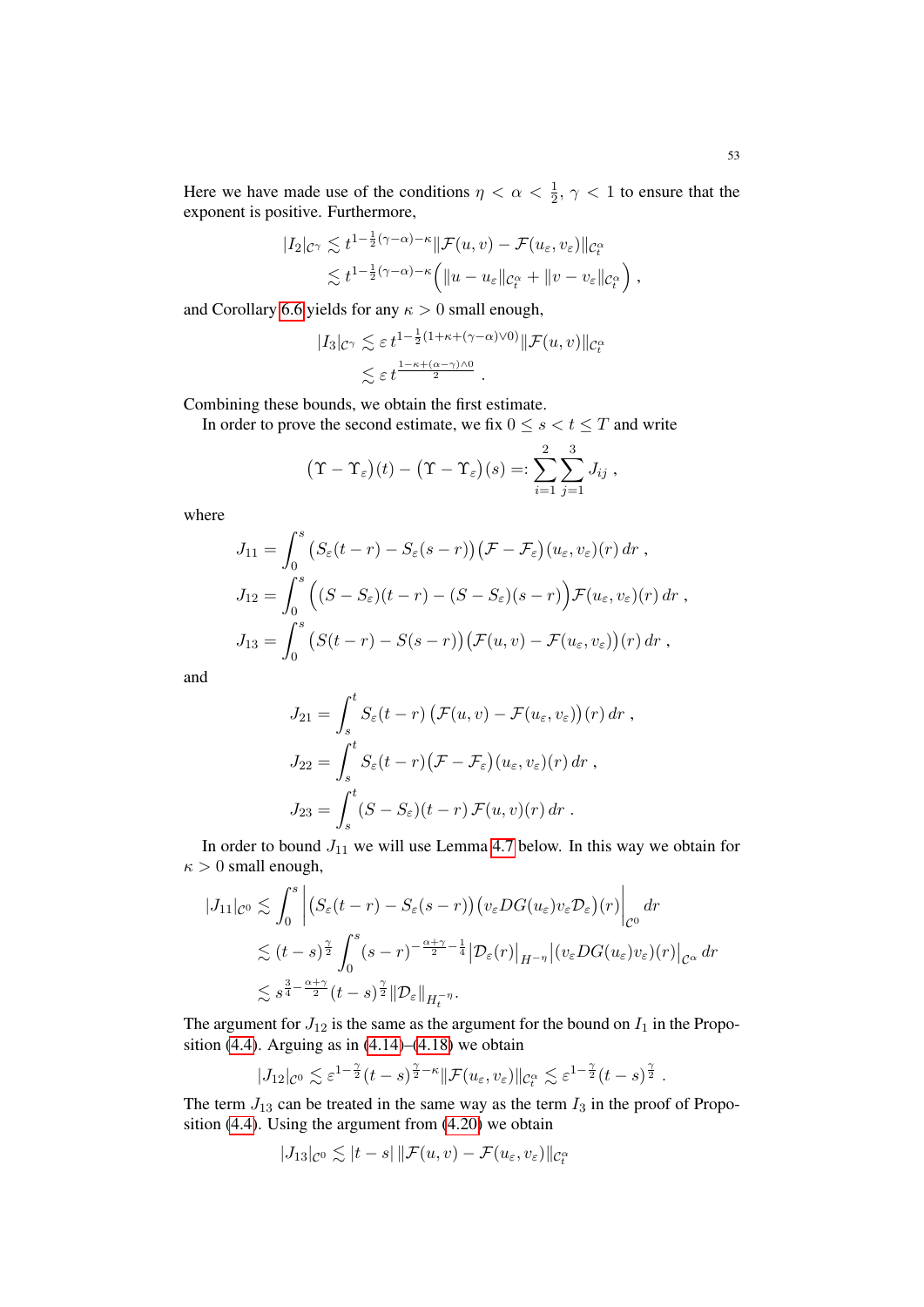Here we have made use of the conditions $\eta < \alpha < \frac{1}{2}$, $\gamma < 1$ to ensure that the exponent is positive. Furthermore,

$$
\begin{aligned}
|I_2|_{\mathcal{C}^\gamma} &\lesssim t^{1-\frac{1}{2}(\gamma-\alpha)-\kappa} \|\mathcal{F}(u,v) - \mathcal{F}(u_\varepsilon, v_\varepsilon)\|_{\mathcal{C}_t^\alpha} \\
&\lesssim t^{1-\frac{1}{2}(\gamma-\alpha)-\kappa}\Big( \|u-u_\varepsilon\|_{\mathcal{C}_t^\alpha} + \|v - v_\varepsilon\|_{\mathcal{C}_t^\alpha} \Big) ,
\end{aligned}
$$

and Corollary 6.6 yields for any $\kappa > 0$ small enough,

$$
\begin{aligned}
|I_3|_{\mathcal{C}^\gamma} &\lesssim \varepsilon\, t^{1-\frac{1}{2}(1+\kappa+(\gamma-\alpha)\vee 0)} \|\mathcal{F}(u,v)\|_{\mathcal{C}_t^\alpha} \\
&\lesssim \varepsilon\, t^{\frac{1-\kappa+(\alpha-\gamma)\wedge 0}{2}} .
\end{aligned}
$$

Combining these bounds, we obtain the first estimate.

In order to prove the second estimate, we fix $0 \leq s < t \leq T$ and write

$$
\big(\Upsilon - \Upsilon_\varepsilon\big)(t) - \big(\Upsilon - \Upsilon_\varepsilon\big)(s) =: \sum_{i=1}^{2}\sum_{j=1}^{3} J_{ij} ,
$$

where

$$
\begin{aligned}
J_{11} &= \int_0^s \big(S_\varepsilon(t-r) - S_\varepsilon(s-r)\big)\big(\mathcal{F} - \mathcal{F}_\varepsilon\big)(u_\varepsilon, v_\varepsilon)(r)\, dr , \\
J_{12} &= \int_0^s \Big((S-S_\varepsilon)(t-r) - (S-S_\varepsilon)(s-r)\Big)\mathcal{F}(u_\varepsilon, v_\varepsilon)(r)\, dr , \\
J_{13} &= \int_0^s \big(S(t-r) - S(s-r)\big)\big(\mathcal{F}(u,v) - \mathcal{F}(u_\varepsilon, v_\varepsilon)\big)(r)\, dr ,
\end{aligned}
$$

and

$$
\begin{aligned}
J_{21} &= \int_s^t S_\varepsilon(t-r)\,\big(\mathcal{F}(u,v) - \mathcal{F}(u_\varepsilon, v_\varepsilon)\big)(r)\, dr , \\
J_{22} &= \int_s^t S_\varepsilon(t-r)\big(\mathcal{F} - \mathcal{F}_\varepsilon\big)(u_\varepsilon, v_\varepsilon)(r)\, dr , \\
J_{23} &= \int_s^t (S-S_\varepsilon)(t-r)\, \mathcal{F}(u,v)(r)\, dr .
\end{aligned}
$$

In order to bound $J_{11}$ we will use Lemma 4.7 below. In this way we obtain for $\kappa > 0$ small enough,

$$
\begin{aligned}
|J_{11}|_{\mathcal{C}^0} &\lesssim \int_0^s \Big|\big(S_\varepsilon(t-r) - S_\varepsilon(s-r)\big)\big(v_\varepsilon DG(u_\varepsilon) v_\varepsilon \mathcal{D}_\varepsilon\big)(r)\Big|_{\mathcal{C}^0} dr \\
&\lesssim (t-s)^{\frac{\gamma}{2}} \int_0^s (s-r)^{-\frac{\alpha+\gamma}{2}-\frac{1}{4}} \big|\mathcal{D}_\varepsilon(r)\big|_{H^{-\eta}} \big|(v_\varepsilon DG(u_\varepsilon)v_\varepsilon)(r)\big|_{\mathcal{C}^\alpha} dr \\
&\lesssim s^{\frac{3}{4}-\frac{\alpha+\gamma}{2}} (t-s)^{\frac{\gamma}{2}} \|\mathcal{D}_\varepsilon\|_{H_t^{-\eta}} .
\end{aligned}
$$

The argument for $J_{12}$ is the same as the argument for the bound on $I_1$ in the Proposition (4.4). Arguing as in (4.14)–(4.18) we obtain

$$
|J_{12}|_{\mathcal{C}^0} \lesssim \varepsilon^{1-\frac{\gamma}{2}} (t-s)^{\frac{\gamma}{2}-\kappa} \|\mathcal{F}(u_\varepsilon, v_\varepsilon)\|_{\mathcal{C}_t^\alpha} \lesssim \varepsilon^{1-\frac{\gamma}{2}}(t-s)^{\frac{\gamma}{2}} .
$$

The term $J_{13}$ can be treated in the same way as the term $I_3$ in the proof of Proposition (4.4). Using the argument from (4.20) we obtain

$$
|J_{13}|_{\mathcal{C}^0} \lesssim |t-s|\, \|\mathcal{F}(u,v) - \mathcal{F}(u_\varepsilon, v_\varepsilon)\|_{\mathcal{C}_t^\alpha}
$$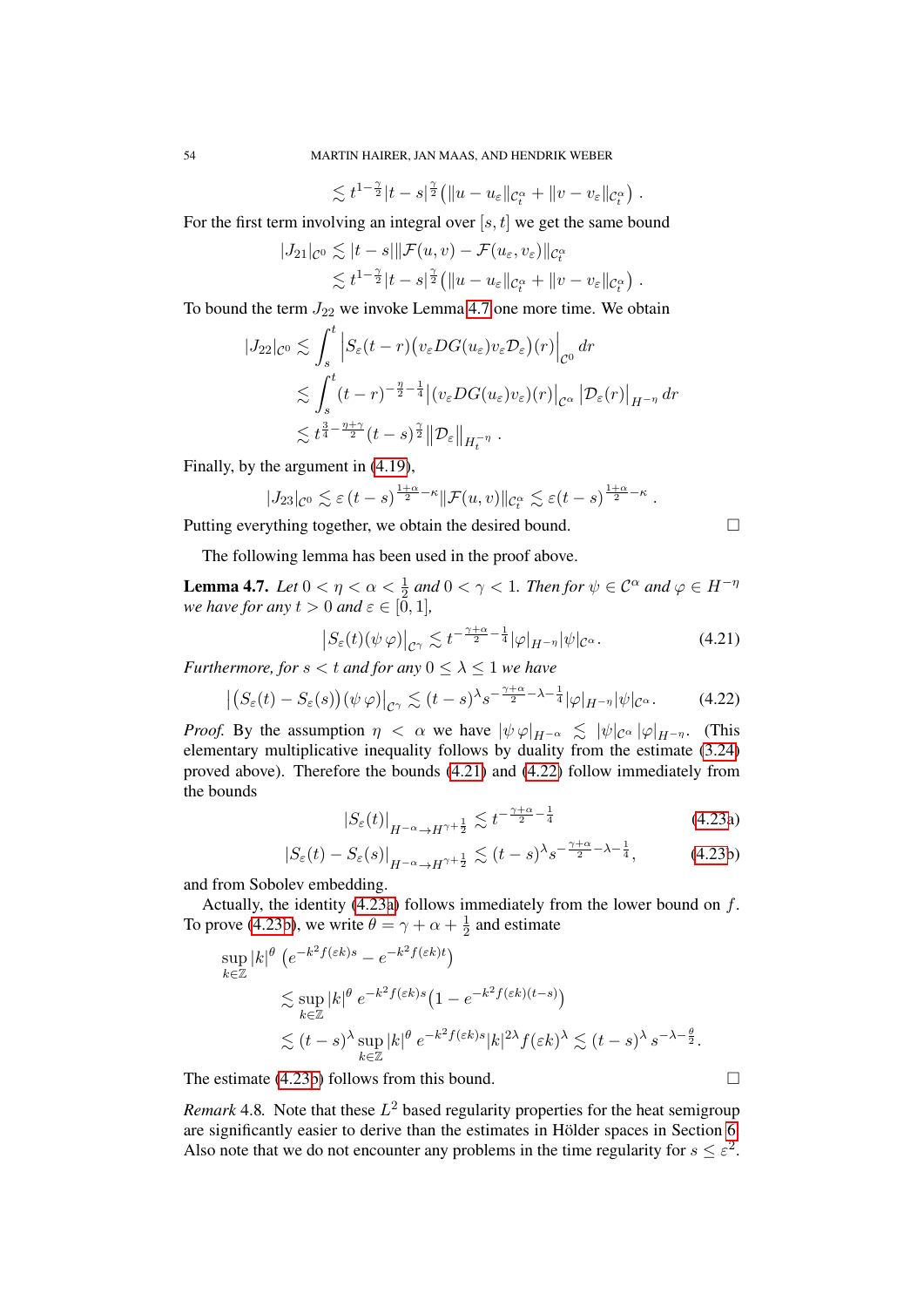$$\lesssim t^{1-\frac{\gamma}{2}}|t-s|^{\frac{\gamma}{2}}\big(\|u-u_\varepsilon\|_{\mathcal{C}^\alpha_t}+\|v-v_\varepsilon\|_{\mathcal{C}^\alpha_t}\big)\;.$$

For the first term involving an integral over $[s,t]$ we get the same bound

$$\begin{aligned}|J_{21}|_{\mathcal{C}^0} &\lesssim |t-s|\|\mathcal{F}(u,v)-\mathcal{F}(u_\varepsilon,v_\varepsilon)\|_{\mathcal{C}^\alpha_t}\\ &\lesssim t^{1-\frac{\gamma}{2}}|t-s|^{\frac{\gamma}{2}}\big(\|u-u_\varepsilon\|_{\mathcal{C}^\alpha_t}+\|v-v_\varepsilon\|_{\mathcal{C}^\alpha_t}\big)\;.\end{aligned}$$

To bound the term $J_{22}$ we invoke Lemma 4.7 one more time. We obtain

$$\begin{aligned}|J_{22}|_{\mathcal{C}^0} &\lesssim \int_s^t \Big|S_\varepsilon(t-r)\big(v_\varepsilon DG(u_\varepsilon)v_\varepsilon\mathcal{D}_\varepsilon\big)(r)\Big|_{\mathcal{C}^0}\,dr\\ &\lesssim \int_s^t (t-r)^{-\frac{\eta}{2}-\frac14}\big|(v_\varepsilon DG(u_\varepsilon)v_\varepsilon)(r)\big|_{\mathcal{C}^\alpha}\,\big|\mathcal{D}_\varepsilon(r)\big|_{H^{-\eta}}\,dr\\ &\lesssim t^{\frac34-\frac{\eta+\gamma}{2}}(t-s)^{\frac{\gamma}{2}}\big\|\mathcal{D}_\varepsilon\big\|_{H^{-\eta}_t}\;.\end{aligned}$$

Finally, by the argument in (4.19),

$$|J_{23}|_{\mathcal{C}^0}\lesssim \varepsilon\,(t-s)^{\frac{1+\alpha}{2}-\kappa}\|\mathcal{F}(u,v)\|_{\mathcal{C}^\alpha_t}\lesssim \varepsilon(t-s)^{\frac{1+\alpha}{2}-\kappa}\;.$$

Putting everything together, we obtain the desired bound. □

The following lemma has been used in the proof above.

**Lemma 4.7.** *Let $0<\eta<\alpha<\frac12$ and $0<\gamma<1$. Then for $\psi\in\mathcal{C}^\alpha$ and $\varphi\in H^{-\eta}$ we have for any $t>0$ and $\varepsilon\in[0,1]$,*

$$\big|S_\varepsilon(t)(\psi\,\varphi)\big|_{\mathcal{C}^\gamma}\lesssim t^{-\frac{\gamma+\alpha}{2}-\frac14}|\varphi|_{H^{-\eta}}|\psi|_{\mathcal{C}^\alpha}. \tag{4.21}$$

*Furthermore, for $s<t$ and for any $0\le\lambda\le1$ we have*

$$\big|\big(S_\varepsilon(t)-S_\varepsilon(s)\big)(\psi\,\varphi)\big|_{\mathcal{C}^\gamma}\lesssim (t-s)^\lambda s^{-\frac{\gamma+\alpha}{2}-\lambda-\frac14}|\varphi|_{H^{-\eta}}|\psi|_{\mathcal{C}^\alpha}. \tag{4.22}$$

*Proof.* By the assumption $\eta<\alpha$ we have $|\psi\,\varphi|_{H^{-\alpha}}\lesssim|\psi|_{\mathcal{C}^\alpha}|\varphi|_{H^{-\eta}}$. (This elementary multiplicative inequality follows by duality from the estimate (3.24) proved above). Therefore the bounds (4.21) and (4.22) follow immediately from the bounds

$$|S_\varepsilon(t)|_{H^{-\alpha}\to H^{\gamma+\frac12}}\lesssim t^{-\frac{\gamma+\alpha}{2}-\frac14} \tag{4.23a}$$

$$|S_\varepsilon(t)-S_\varepsilon(s)|_{H^{-\alpha}\to H^{\gamma+\frac12}}\lesssim (t-s)^\lambda s^{-\frac{\gamma+\alpha}{2}-\lambda-\frac14}, \tag{4.23b}$$

and from Sobolev embedding.

Actually, the identity (4.23a) follows immediately from the lower bound on $f$. To prove (4.23b), we write $\theta=\gamma+\alpha+\frac12$ and estimate

$$\begin{aligned}&\sup_{k\in\mathbb{Z}}|k|^\theta\,\big(e^{-k^2f(\varepsilon k)s}-e^{-k^2f(\varepsilon k)t}\big)\\ &\quad\lesssim \sup_{k\in\mathbb{Z}}|k|^\theta\,e^{-k^2f(\varepsilon k)s}\big(1-e^{-k^2f(\varepsilon k)(t-s)}\big)\\ &\quad\lesssim (t-s)^\lambda\sup_{k\in\mathbb{Z}}|k|^\theta\,e^{-k^2f(\varepsilon k)s}|k|^{2\lambda}f(\varepsilon k)^\lambda\lesssim (t-s)^\lambda\,s^{-\lambda-\frac{\theta}{2}}.\end{aligned}$$

The estimate (4.23b) follows from this bound. □

*Remark* 4.8. Note that these $L^2$ based regularity properties for the heat semigroup are significantly easier to derive than the estimates in Hölder spaces in Section 6. Also note that we do not encounter any problems in the time regularity for $s\le\varepsilon^2$.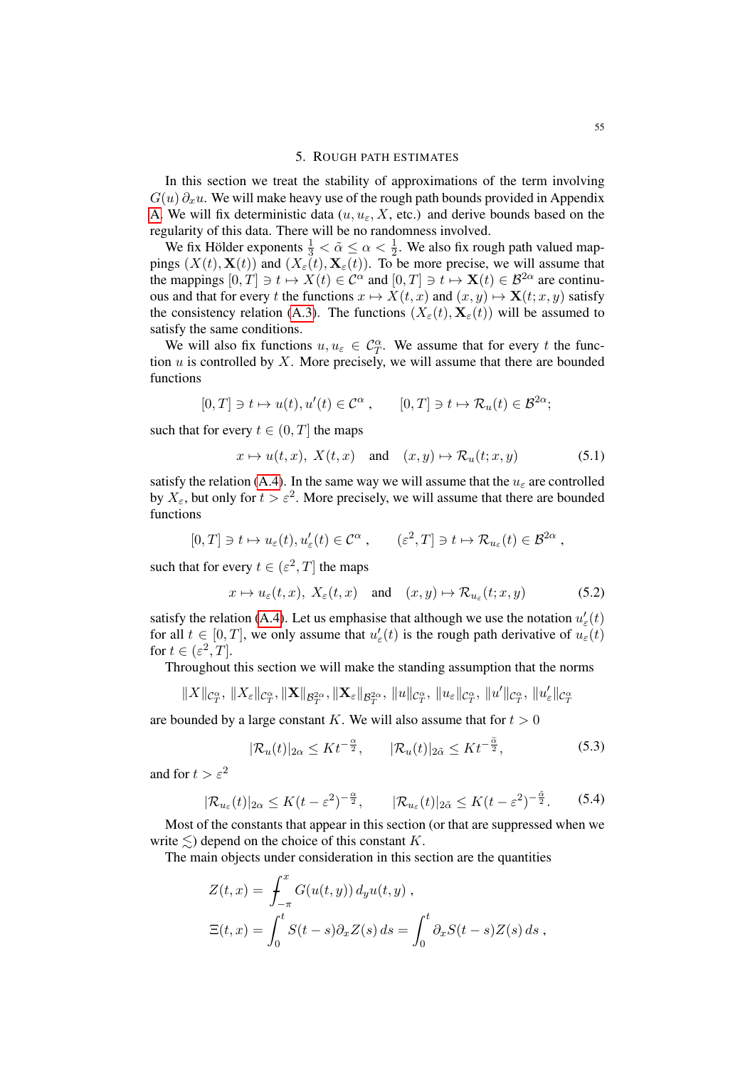## 5. Rough path estimates

In this section we treat the stability of approximations of the term involving $G(u)\,\partial_x u$. We will make heavy use of the rough path bounds provided in Appendix A. We will fix deterministic data ($u, u_\varepsilon, X$, etc.) and derive bounds based on the regularity of this data. There will be no randomness involved.

We fix Hölder exponents $\frac{1}{3} < \tilde{\alpha} \le \alpha < \frac{1}{2}$. We also fix rough path valued mappings $(X(t), \mathbf{X}(t))$ and $(X_\varepsilon(t), \mathbf{X}_\varepsilon(t))$. To be more precise, we will assume that the mappings $[0,T] \ni t \mapsto X(t) \in \mathcal{C}^\alpha$ and $[0,T] \ni t \mapsto \mathbf{X}(t) \in \mathcal{B}^{2\alpha}$ are continuous and that for every $t$ the functions $x \mapsto X(t,x)$ and $(x,y) \mapsto \mathbf{X}(t;x,y)$ satisfy the consistency relation (A.3). The functions $(X_\varepsilon(t), \mathbf{X}_\varepsilon(t))$ will be assumed to satisfy the same conditions.

We will also fix functions $u, u_\varepsilon \in \mathcal{C}^\alpha_T$. We assume that for every $t$ the function $u$ is controlled by $X$. More precisely, we will assume that there are bounded functions

$$[0,T] \ni t \mapsto u(t), u'(t) \in \mathcal{C}^\alpha , \qquad [0,T] \ni t \mapsto \mathcal{R}_u(t) \in \mathcal{B}^{2\alpha};$$

such that for every $t \in (0,T]$ the maps

$$x \mapsto u(t,x),\; X(t,x) \quad \text{and} \quad (x,y) \mapsto \mathcal{R}_u(t;x,y) \tag{5.1}$$

satisfy the relation (A.4). In the same way we will assume that the $u_\varepsilon$ are controlled by $X_\varepsilon$, but only for $t > \varepsilon^2$. More precisely, we will assume that there are bounded functions

$$[0,T] \ni t \mapsto u_\varepsilon(t), u_\varepsilon'(t) \in \mathcal{C}^\alpha , \qquad (\varepsilon^2, T] \ni t \mapsto \mathcal{R}_{u_\varepsilon}(t) \in \mathcal{B}^{2\alpha} ,$$

such that for every $t \in (\varepsilon^2, T]$ the maps

$$x \mapsto u_\varepsilon(t,x),\; X_\varepsilon(t,x) \quad \text{and} \quad (x,y) \mapsto \mathcal{R}_{u_\varepsilon}(t;x,y) \tag{5.2}$$

satisfy the relation (A.4). Let us emphasise that although we use the notation $u_\varepsilon'(t)$ for all $t \in [0,T]$, we only assume that $u_\varepsilon'(t)$ is the rough path derivative of $u_\varepsilon(t)$ for $t \in (\varepsilon^2, T]$.

Throughout this section we will make the standing assumption that the norms

$$\|X\|_{\mathcal{C}^\alpha_T},\; \|X_\varepsilon\|_{\mathcal{C}^\alpha_T}, \|\mathbf{X}\|_{\mathcal{B}^{2\alpha}_T}, \|\mathbf{X}_\varepsilon\|_{\mathcal{B}^{2\alpha}_T},\; \|u\|_{\mathcal{C}^\alpha_T},\; \|u_\varepsilon\|_{\mathcal{C}^\alpha_T},\; \|u'\|_{\mathcal{C}^\alpha_T},\; \|u_\varepsilon'\|_{\mathcal{C}^\alpha_T}$$

are bounded by a large constant $K$. We will also assume that for $t > 0$

$$|\mathcal{R}_u(t)|_{2\alpha} \le K t^{-\frac{\alpha}{2}}, \qquad |\mathcal{R}_u(t)|_{2\tilde{\alpha}} \le K t^{-\frac{\tilde{\alpha}}{2}}, \tag{5.3}$$

and for $t > \varepsilon^2$

$$|\mathcal{R}_{u_\varepsilon}(t)|_{2\alpha} \le K (t-\varepsilon^2)^{-\frac{\alpha}{2}}, \qquad |\mathcal{R}_{u_\varepsilon}(t)|_{2\tilde{\alpha}} \le K (t-\varepsilon^2)^{-\frac{\tilde{\alpha}}{2}}. \tag{5.4}$$

Most of the constants that appear in this section (or that are suppressed when we write $\lesssim$) depend on the choice of this constant $K$.

The main objects under consideration in this section are the quantities

$$\begin{aligned} Z(t,x) &= \fint_{-\pi}^{x} G(u(t,y))\, d_y u(t,y) ,\\ \Xi(t,x) &= \int_0^t S(t-s)\partial_x Z(s)\, ds = \int_0^t \partial_x S(t-s) Z(s)\, ds , \end{aligned}$$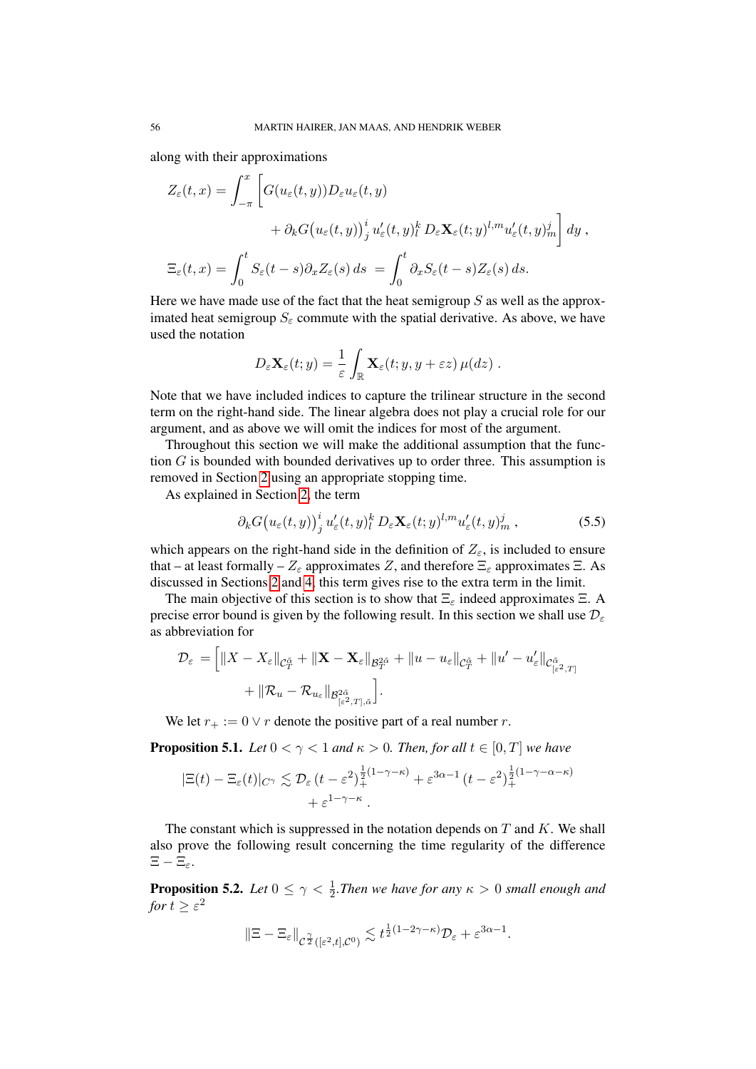along with their approximations

$$
\begin{aligned}
Z_\varepsilon(t,x) = \int_{-\pi}^{x} \Big[ & G(u_\varepsilon(t,y)) D_\varepsilon u_\varepsilon(t,y) \\
& + \partial_k G\big(u_\varepsilon(t,y)\big)^i_j \, u'_\varepsilon(t,y)^k_l \, D_\varepsilon \mathbf{X}_\varepsilon(t;y)^{l,m} u'_\varepsilon(t,y)^j_m \Big] \, dy \;, \\
\Xi_\varepsilon(t,x) = \int_0^t & S_\varepsilon(t-s) \partial_x Z_\varepsilon(s) \, ds \; = \int_0^t \partial_x S_\varepsilon(t-s) Z_\varepsilon(s) \, ds.
\end{aligned}
$$

Here we have made use of the fact that the heat semigroup $S$ as well as the approximated heat semigroup $S_\varepsilon$ commute with the spatial derivative. As above, we have used the notation

$$
D_\varepsilon \mathbf{X}_\varepsilon(t;y) = \frac{1}{\varepsilon} \int_{\mathbb{R}} \mathbf{X}_\varepsilon(t; y, y+\varepsilon z) \, \mu(dz) \; .
$$

Note that we have included indices to capture the trilinear structure in the second term on the right-hand side. The linear algebra does not play a crucial role for our argument, and as above we will omit the indices for most of the argument.

Throughout this section we will make the additional assumption that the function $G$ is bounded with bounded derivatives up to order three. This assumption is removed in Section 2 using an appropriate stopping time.

As explained in Section 2, the term

$$
\partial_k G\big(u_\varepsilon(t,y)\big)^i_j \, u'_\varepsilon(t,y)^k_l \, D_\varepsilon \mathbf{X}_\varepsilon(t;y)^{l,m} u'_\varepsilon(t,y)^j_m \;, \tag{5.5}
$$

which appears on the right-hand side in the definition of $Z_\varepsilon$, is included to ensure that – at least formally – $Z_\varepsilon$ approximates $Z$, and therefore $\Xi_\varepsilon$ approximates $\Xi$. As discussed in Sections 2 and 4, this term gives rise to the extra term in the limit.

The main objective of this section is to show that $\Xi_\varepsilon$ indeed approximates $\Xi$. A precise error bound is given by the following result. In this section we shall use $\mathcal{D}_\varepsilon$ as abbreviation for

$$
\begin{aligned}
\mathcal{D}_\varepsilon = \Big[ & \|X - X_\varepsilon\|_{\mathcal{C}^{\bar\alpha}_T} + \|\mathbf{X} - \mathbf{X}_\varepsilon\|_{\mathcal{B}^{2\bar\alpha}_T} + \|u - u_\varepsilon\|_{\mathcal{C}^{\bar\alpha}_T} + \|u' - u'_\varepsilon\|_{\mathcal{C}^{\bar\alpha}_{[\varepsilon^2,T]}} \\
& + \|\mathcal{R}_u - \mathcal{R}_{u_\varepsilon}\|_{\mathcal{B}^{2\bar\alpha}_{[\varepsilon^2,T],\bar\alpha}} \Big].
\end{aligned}
$$

We let $r_+ := 0 \vee r$ denote the positive part of a real number $r$.

**Proposition 5.1.** *Let $0 < \gamma < 1$ and $\kappa > 0$. Then, for all $t \in [0,T]$ we have*

$$
\begin{aligned}
|\Xi(t) - \Xi_\varepsilon(t)|_{C^\gamma} \lesssim \mathcal{D}_\varepsilon \, (t-\varepsilon^2)_+^{\frac{1}{2}(1-\gamma-\kappa)} + \varepsilon^{3\alpha-1} \, (t-\varepsilon^2)_+^{\frac{1}{2}(1-\gamma-\alpha-\kappa)} \\
+ \varepsilon^{1-\gamma-\kappa} \; .
\end{aligned}
$$

The constant which is suppressed in the notation depends on $T$ and $K$. We shall also prove the following result concerning the time regularity of the difference $\Xi - \Xi_\varepsilon$.

**Proposition 5.2.** *Let $0 \leq \gamma < \frac{1}{2}$.Then we have for any $\kappa > 0$ small enough and for $t \geq \varepsilon^2$*

$$
\|\Xi - \Xi_\varepsilon\|_{\mathcal{C}^{\frac{\gamma}{2}}([\varepsilon^2,t],\mathcal{C}^0)} \lesssim t^{\frac{1}{2}(1-2\gamma-\kappa)} \mathcal{D}_\varepsilon + \varepsilon^{3\alpha-1}.
$$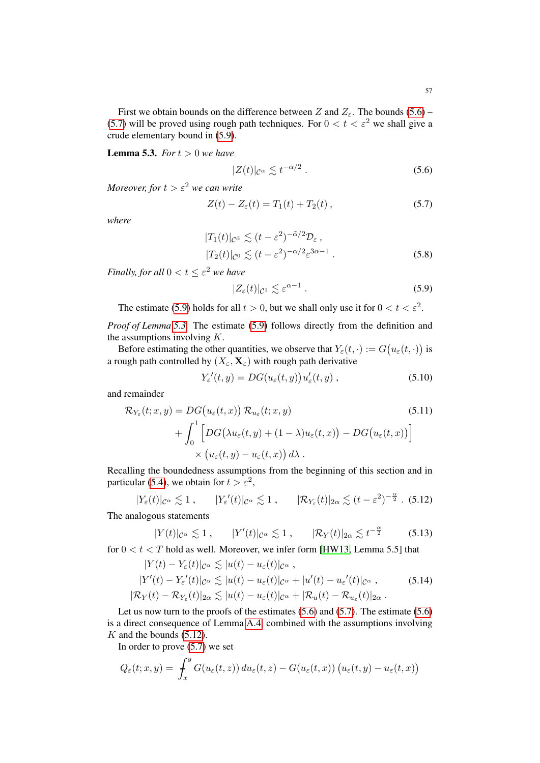First we obtain bounds on the difference between $Z$ and $Z_\varepsilon$. The bounds (5.6) – (5.7) will be proved using rough path techniques. For $0 < t < \varepsilon^2$ we shall give a crude elementary bound in (5.9).

**Lemma 5.3.** *For $t > 0$ we have*

$$|Z(t)|_{\mathcal{C}^\alpha} \lesssim t^{-\alpha/2} \, . \tag{5.6}$$

*Moreover, for $t > \varepsilon^2$ we can write*

$$Z(t) - Z_\varepsilon(t) = T_1(t) + T_2(t) \, , \tag{5.7}$$

*where*

$$\begin{aligned} |T_1(t)|_{\mathcal{C}^{\bar\alpha}} &\lesssim (t-\varepsilon^2)^{-\bar\alpha/2} \mathcal{D}_\varepsilon \, , \\ |T_2(t)|_{\mathcal{C}^0} &\lesssim (t-\varepsilon^2)^{-\alpha/2} \varepsilon^{3\alpha-1} \, . \end{aligned} \tag{5.8}$$

*Finally, for all $0 < t \le \varepsilon^2$ we have*

$$|Z_\varepsilon(t)|_{\mathcal{C}^1} \lesssim \varepsilon^{\alpha-1} \, . \tag{5.9}$$

The estimate (5.9) holds for all $t > 0$, but we shall only use it for $0 < t < \varepsilon^2$.

*Proof of Lemma 5.3.* The estimate (5.9) follows directly from the definition and the assumptions involving $K$.

Before estimating the other quantities, we observe that $Y_\varepsilon(t,\cdot) := G\big(u_\varepsilon(t,\cdot)\big)$ is a rough path controlled by $(X_\varepsilon, \mathbf{X}_\varepsilon)$ with rough path derivative

$$Y_\varepsilon{}'(t,y) = DG\big(u_\varepsilon(t,y)\big)\, u_\varepsilon'(t,y) \, , \tag{5.10}$$

and remainder

$$\begin{aligned} \mathcal{R}_{Y_\varepsilon}(t;x,y) = {} & DG\big(u_\varepsilon(t,x)\big)\, \mathcal{R}_{u_\varepsilon}(t;x,y) \\ & + \int_0^1 \Big[ DG\big(\lambda u_\varepsilon(t,y) + (1-\lambda) u_\varepsilon(t,x)\big) - DG\big(u_\varepsilon(t,x)\big) \Big] \\ & \qquad \times \big(u_\varepsilon(t,y) - u_\varepsilon(t,x)\big)\, d\lambda \, . \end{aligned} \tag{5.11}$$

Recalling the boundedness assumptions from the beginning of this section and in particular (5.4), we obtain for $t > \varepsilon^2$,

$$|Y_\varepsilon(t)|_{\mathcal{C}^\alpha} \lesssim 1 \, , \qquad |Y_\varepsilon{}'(t)|_{\mathcal{C}^\alpha} \lesssim 1 \, , \qquad |\mathcal{R}_{Y_\varepsilon}(t)|_{2\alpha} \lesssim (t-\varepsilon^2)^{-\frac{\alpha}{2}} \, . \tag{5.12}$$

The analogous statements

$$|Y(t)|_{\mathcal{C}^\alpha} \lesssim 1 \, , \qquad |Y'(t)|_{\mathcal{C}^\alpha} \lesssim 1 \, , \qquad |\mathcal{R}_Y(t)|_{2\alpha} \lesssim t^{-\frac{\alpha}{2}} \tag{5.13}$$

for $0 < t < T$ hold as well. Moreover, we infer form [HW13, Lemma 5.5] that

$$\begin{aligned} |Y(t) - Y_\varepsilon(t)|_{\mathcal{C}^\alpha} &\lesssim |u(t) - u_\varepsilon(t)|_{\mathcal{C}^\alpha} \, , \\ |Y'(t) - Y_\varepsilon{}'(t)|_{\mathcal{C}^\alpha} &\lesssim |u(t) - u_\varepsilon(t)|_{\mathcal{C}^\alpha} + |u'(t) - u_\varepsilon{}'(t)|_{\mathcal{C}^\alpha} \, , \\ |\mathcal{R}_Y(t) - \mathcal{R}_{Y_\varepsilon}(t)|_{2\alpha} &\lesssim |u(t) - u_\varepsilon(t)|_{\mathcal{C}^\alpha} + |\mathcal{R}_u(t) - \mathcal{R}_{u_\varepsilon}(t)|_{2\alpha} \, . \end{aligned} \tag{5.14}$$

Let us now turn to the proofs of the estimates (5.6) and (5.7). The estimate (5.6) is a direct consequence of Lemma A.4 combined with the assumptions involving $K$ and the bounds (5.12).

In order to prove (5.7) we set

$$Q_\varepsilon(t;x,y) = \fint_x^y G(u_\varepsilon(t,z))\, du_\varepsilon(t,z) - G(u_\varepsilon(t,x))\, \big(u_\varepsilon(t,y) - u_\varepsilon(t,x)\big)$$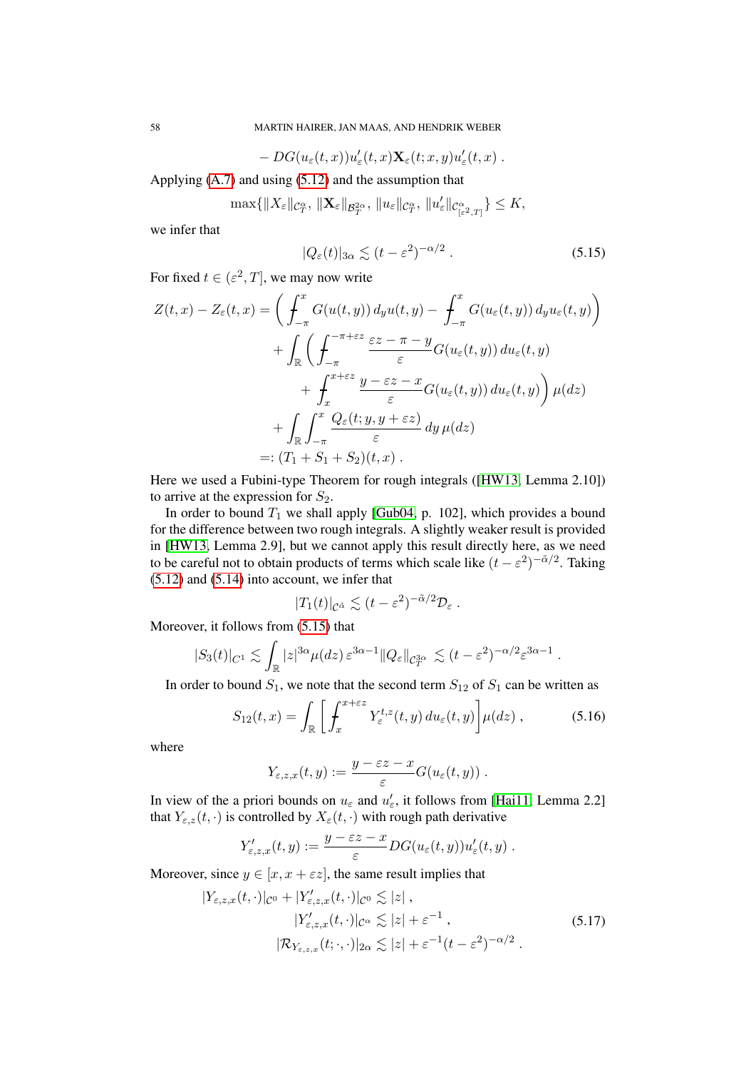$$- DG(u_\varepsilon(t,x))u'_\varepsilon(t,x)\mathbf{X}_\varepsilon(t;x,y)u'_\varepsilon(t,x)\;.$$

Applying (A.7) and using (5.12) and the assumption that

$$\max\{\|X_\varepsilon\|_{\mathcal{C}^\alpha_T},\, \|\mathbf{X}_\varepsilon\|_{\mathcal{B}^{2\alpha}_T},\, \|u_\varepsilon\|_{\mathcal{C}^\alpha_T},\, \|u'_\varepsilon\|_{\mathcal{C}^\alpha_{[\varepsilon^2,T]}}\} \le K,$$

we infer that

$$|Q_\varepsilon(t)|_{3\alpha} \lesssim (t-\varepsilon^2)^{-\alpha/2}\;. \tag{5.15}$$

For fixed $t \in (\varepsilon^2, T]$, we may now write

$$\begin{aligned}
Z(t,x) - Z_\varepsilon(t,x) &= \bigg( \fint_{-\pi}^x G(u(t,y))\, d_y u(t,y) - \fint_{-\pi}^x G(u_\varepsilon(t,y))\, d_y u_\varepsilon(t,y) \bigg) \\
&\quad + \int_{\mathbb{R}} \bigg( \fint_{-\pi}^{-\pi+\varepsilon z} \frac{\varepsilon z - \pi - y}{\varepsilon} G(u_\varepsilon(t,y))\, du_\varepsilon(t,y) \\
&\qquad + \fint_x^{x+\varepsilon z} \frac{y - \varepsilon z - x}{\varepsilon} G(u_\varepsilon(t,y))\, du_\varepsilon(t,y) \bigg)\, \mu(dz) \\
&\quad + \int_{\mathbb{R}} \int_{-\pi}^x \frac{Q_\varepsilon(t;y,y+\varepsilon z)}{\varepsilon}\, dy\, \mu(dz) \\
&=: (T_1 + S_1 + S_2)(t,x)\;.
\end{aligned}$$

Here we used a Fubini-type Theorem for rough integrals ([HW13, Lemma 2.10]) to arrive at the expression for $S_2$.

In order to bound $T_1$ we shall apply [Gub04, p. 102], which provides a bound for the difference between two rough integrals. A slightly weaker result is provided in [HW13, Lemma 2.9], but we cannot apply this result directly here, as we need to be careful not to obtain products of terms which scale like $(t-\varepsilon^2)^{-\tilde\alpha/2}$. Taking (5.12) and (5.14) into account, we infer that

$$|T_1(t)|_{\mathcal{C}^{\tilde\alpha}} \lesssim (t-\varepsilon^2)^{-\tilde\alpha/2}\mathcal{D}_\varepsilon\;.$$

Moreover, it follows from (5.15) that

$$|S_3(t)|_{C^1} \lesssim \int_{\mathbb{R}} |z|^{3\alpha}\mu(dz)\, \varepsilon^{3\alpha-1}\|Q_\varepsilon\|_{\mathcal{C}^{3\alpha}_T} \lesssim (t-\varepsilon^2)^{-\alpha/2}\varepsilon^{3\alpha-1}\;.$$

In order to bound $S_1$, we note that the second term $S_{12}$ of $S_1$ can be written as

$$S_{12}(t,x) = \int_{\mathbb{R}} \bigg[ \fint_x^{x+\varepsilon z} Y_\varepsilon^{t,z}(t,y)\, du_\varepsilon(t,y) \bigg] \mu(dz)\;, \tag{5.16}$$

where

$$Y_{\varepsilon,z,x}(t,y) := \frac{y - \varepsilon z - x}{\varepsilon} G(u_\varepsilon(t,y))\;.$$

In view of the a priori bounds on $u_\varepsilon$ and $u'_\varepsilon$, it follows from [Hai11, Lemma 2.2] that $Y_{\varepsilon,z}(t,\cdot)$ is controlled by $X_\varepsilon(t,\cdot)$ with rough path derivative

$$Y'_{\varepsilon,z,x}(t,y) := \frac{y - \varepsilon z - x}{\varepsilon} DG(u_\varepsilon(t,y))u'_\varepsilon(t,y)\;.$$

Moreover, since $y \in [x, x+\varepsilon z]$, the same result implies that

$$\begin{aligned}
|Y_{\varepsilon,z,x}(t,\cdot)|_{\mathcal{C}^0} + |Y'_{\varepsilon,z,x}(t,\cdot)|_{\mathcal{C}^0} &\lesssim |z|\;, \\
|Y'_{\varepsilon,z,x}(t,\cdot)|_{\mathcal{C}^\alpha} &\lesssim |z| + \varepsilon^{-1}\;, \\
|\mathcal{R}_{Y_{\varepsilon,z,x}}(t;\cdot,\cdot)|_{2\alpha} &\lesssim |z| + \varepsilon^{-1}(t-\varepsilon^2)^{-\alpha/2}\;.
\end{aligned} \tag{5.17}$$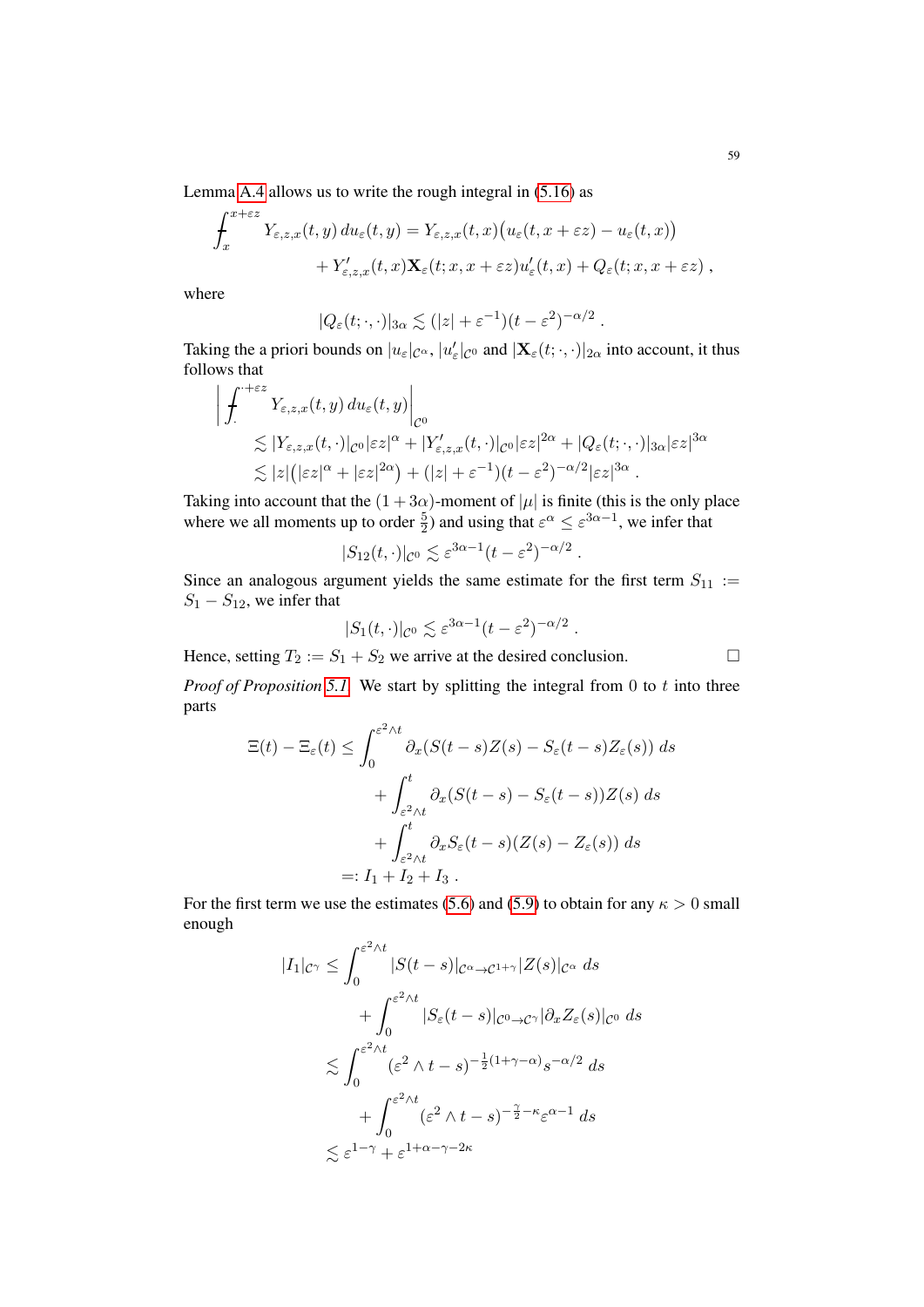Lemma A.4 allows us to write the rough integral in (5.16) as

$$
\begin{aligned}
\fint_x^{x+\varepsilon z} Y_{\varepsilon,z,x}(t,y)\,du_\varepsilon(t,y) &= Y_{\varepsilon,z,x}(t,x)\big(u_\varepsilon(t,x+\varepsilon z) - u_\varepsilon(t,x)\big) \\
&\quad + Y'_{\varepsilon,z,x}(t,x)\mathbf{X}_\varepsilon(t;x,x+\varepsilon z)u'_\varepsilon(t,x) + Q_\varepsilon(t;x,x+\varepsilon z)\;,
\end{aligned}
$$

where

$$
|Q_\varepsilon(t;\cdot,\cdot)|_{3\alpha} \lesssim (|z| + \varepsilon^{-1})(t-\varepsilon^2)^{-\alpha/2}\;.
$$

Taking the a priori bounds on $|u_\varepsilon|_{\mathcal{C}^\alpha}$, $|u'_\varepsilon|_{\mathcal{C}^0}$ and $|\mathbf{X}_\varepsilon(t;\cdot,\cdot)|_{2\alpha}$ into account, it thus follows that

$$
\begin{aligned}
&\bigg|\fint_{\cdot}^{\cdot+\varepsilon z} Y_{\varepsilon,z,x}(t,y)\,du_\varepsilon(t,y)\bigg|_{\mathcal{C}^0} \\
&\quad\lesssim |Y_{\varepsilon,z,x}(t,\cdot)|_{\mathcal{C}^0}|\varepsilon z|^\alpha + |Y'_{\varepsilon,z,x}(t,\cdot)|_{\mathcal{C}^0}|\varepsilon z|^{2\alpha} + |Q_\varepsilon(t;\cdot,\cdot)|_{3\alpha}|\varepsilon z|^{3\alpha} \\
&\quad\lesssim |z|\big(|\varepsilon z|^\alpha + |\varepsilon z|^{2\alpha}\big) + (|z| + \varepsilon^{-1})(t-\varepsilon^2)^{-\alpha/2}|\varepsilon z|^{3\alpha}\;.
\end{aligned}
$$

Taking into account that the $(1+3\alpha)$-moment of $|\mu|$ is finite (this is the only place where we all moments up to order $\frac{5}{2}$) and using that $\varepsilon^\alpha \le \varepsilon^{3\alpha-1}$, we infer that

$$
|S_{12}(t,\cdot)|_{\mathcal{C}^0} \lesssim \varepsilon^{3\alpha-1}(t-\varepsilon^2)^{-\alpha/2}\;.
$$

Since an analogous argument yields the same estimate for the first term $S_{11} := S_1 - S_{12}$, we infer that

$$
|S_1(t,\cdot)|_{\mathcal{C}^0} \lesssim \varepsilon^{3\alpha-1}(t-\varepsilon^2)^{-\alpha/2}\;.
$$

Hence, setting $T_2 := S_1 + S_2$ we arrive at the desired conclusion. □

*Proof of Proposition 5.1.* We start by splitting the integral from $0$ to $t$ into three parts

$$
\begin{aligned}
\Xi(t) - \Xi_\varepsilon(t) \le& \int_0^{\varepsilon^2\wedge t} \partial_x(S(t-s)Z(s) - S_\varepsilon(t-s)Z_\varepsilon(s))\,ds \\
&+ \int_{\varepsilon^2\wedge t}^t \partial_x(S(t-s) - S_\varepsilon(t-s))Z(s)\,ds \\
&+ \int_{\varepsilon^2\wedge t}^t \partial_x S_\varepsilon(t-s)(Z(s) - Z_\varepsilon(s))\,ds \\
=:& I_1 + I_2 + I_3\;.
\end{aligned}
$$

For the first term we use the estimates (5.6) and (5.9) to obtain for any $\kappa > 0$ small enough

$$
\begin{aligned}
|I_1|_{\mathcal{C}^\gamma} \le& \int_0^{\varepsilon^2\wedge t} |S(t-s)|_{\mathcal{C}^\alpha\to\mathcal{C}^{1+\gamma}}|Z(s)|_{\mathcal{C}^\alpha}\,ds \\
&+ \int_0^{\varepsilon^2\wedge t} |S_\varepsilon(t-s)|_{\mathcal{C}^0\to\mathcal{C}^\gamma}|\partial_x Z_\varepsilon(s)|_{\mathcal{C}^0}\,ds \\
\lesssim& \int_0^{\varepsilon^2\wedge t} (\varepsilon^2\wedge t - s)^{-\frac{1}{2}(1+\gamma-\alpha)}s^{-\alpha/2}\,ds \\
&+ \int_0^{\varepsilon^2\wedge t} (\varepsilon^2\wedge t - s)^{-\frac{\gamma}{2}-\kappa}\varepsilon^{\alpha-1}\,ds \\
\lesssim& \varepsilon^{1-\gamma} + \varepsilon^{1+\alpha-\gamma-2\kappa}
\end{aligned}
$$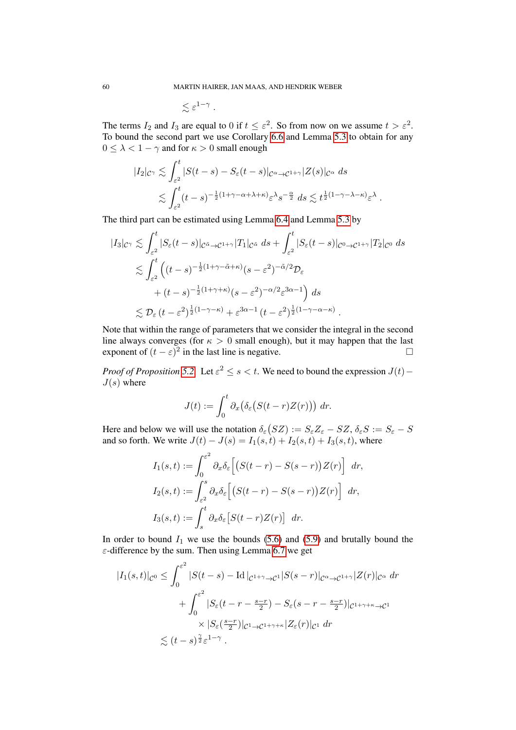$$\lesssim \varepsilon^{1-\gamma}\,.$$

The terms $I_2$ and $I_3$ are equal to 0 if $t \le \varepsilon^2$. So from now on we assume $t > \varepsilon^2$. To bound the second part we use Corollary 6.6 and Lemma 5.3 to obtain for any $0 \le \lambda < 1-\gamma$ and for $\kappa > 0$ small enough

$$\begin{aligned}
|I_2|_{\mathcal{C}^\gamma} &\lesssim \int_{\varepsilon^2}^t |S(t-s) - S_\varepsilon(t-s)|_{\mathcal{C}^\alpha \to \mathcal{C}^{1+\gamma}} |Z(s)|_{\mathcal{C}^\alpha}\, ds \\
&\lesssim \int_{\varepsilon^2}^t (t-s)^{-\frac{1}{2}(1+\gamma-\alpha+\lambda+\kappa)} \varepsilon^\lambda s^{-\frac{\alpha}{2}}\, ds \lesssim t^{\frac{1}{2}(1-\gamma-\lambda-\kappa)} \varepsilon^\lambda\,.
\end{aligned}$$

The third part can be estimated using Lemma 6.4 and Lemma 5.3 by

$$\begin{aligned}
|I_3|_{\mathcal{C}^\gamma} &\lesssim \int_{\varepsilon^2}^t |S_\varepsilon(t-s)|_{\mathcal{C}^{\tilde\alpha} \to \mathcal{C}^{1+\gamma}} |T_1|_{\mathcal{C}^{\tilde\alpha}}\, ds + \int_{\varepsilon^2}^t |S_\varepsilon(t-s)|_{\mathcal{C}^0 \to \mathcal{C}^{1+\gamma}} |T_2|_{\mathcal{C}^0}\, ds \\
&\lesssim \int_{\varepsilon^2}^t \Big( (t-s)^{-\frac{1}{2}(1+\gamma-\tilde\alpha+\kappa)} (s-\varepsilon^2)^{-\tilde\alpha/2} \mathcal{D}_\varepsilon \\
&\qquad + (t-s)^{-\frac{1}{2}(1+\gamma+\kappa)} (s-\varepsilon^2)^{-\alpha/2} \varepsilon^{3\alpha-1} \Big)\, ds \\
&\lesssim \mathcal{D}_\varepsilon\, (t-\varepsilon^2)^{\frac{1}{2}(1-\gamma-\kappa)} + \varepsilon^{3\alpha-1}\, (t-\varepsilon^2)^{\frac{1}{2}(1-\gamma-\alpha-\kappa)}\,.
\end{aligned}$$

Note that within the range of parameters that we consider the integral in the second line always converges (for $\kappa > 0$ small enough), but it may happen that the last exponent of $(t-\varepsilon)^2$ in the last line is negative. ☐

*Proof of Proposition 5.2.* Let $\varepsilon^2 \le s < t$. We need to bound the expression $J(t) - J(s)$ where

$$J(t) := \int_0^t \partial_x \big( \delta_\varepsilon \big( S(t-r) Z(r) \big) \big)\, dr.$$

Here and below we will use the notation $\delta_\varepsilon(SZ) := S_\varepsilon Z_\varepsilon - SZ$, $\delta_\varepsilon S := S_\varepsilon - S$ and so forth. We write $J(t) - J(s) = I_1(s,t) + I_2(s,t) + I_3(s,t)$, where

$$\begin{aligned}
I_1(s,t) &:= \int_0^{\varepsilon^2} \partial_x \delta_\varepsilon \Big[ \big( S(t-r) - S(s-r) \big) Z(r) \Big]\, dr, \\
I_2(s,t) &:= \int_{\varepsilon^2}^s \partial_x \delta_\varepsilon \Big[ \big( S(t-r) - S(s-r) \big) Z(r) \Big]\, dr, \\
I_3(s,t) &:= \int_s^t \partial_x \delta_\varepsilon \big[ S(t-r) Z(r) \big]\, dr.
\end{aligned}$$

In order to bound $I_1$ we use the bounds (5.6) and (5.9) and brutally bound the $\varepsilon$-difference by the sum. Then using Lemma 6.7 we get

$$\begin{aligned}
|I_1(s,t)|_{\mathcal{C}^0} \le{}& \int_0^{\varepsilon^2} |S(t-s) - \mathrm{Id}\,|_{\mathcal{C}^{1+\gamma} \to \mathcal{C}^1} |S(s-r)|_{\mathcal{C}^\alpha \to \mathcal{C}^{1+\gamma}} |Z(r)|_{\mathcal{C}^\alpha}\, dr \\
&+ \int_0^{\varepsilon^2} |S_\varepsilon(t-r-\tfrac{s-r}{2}) - S_\varepsilon(s-r-\tfrac{s-r}{2})|_{\mathcal{C}^{1+\gamma+\kappa} \to \mathcal{C}^1} \\
&\qquad \times |S_\varepsilon(\tfrac{s-r}{2})|_{\mathcal{C}^1 \to \mathcal{C}^{1+\gamma+\kappa}} |Z_\varepsilon(r)|_{\mathcal{C}^1}\, dr \\
\lesssim{}& (t-s)^{\frac{\gamma}{2}} \varepsilon^{1-\gamma}\,.
\end{aligned}$$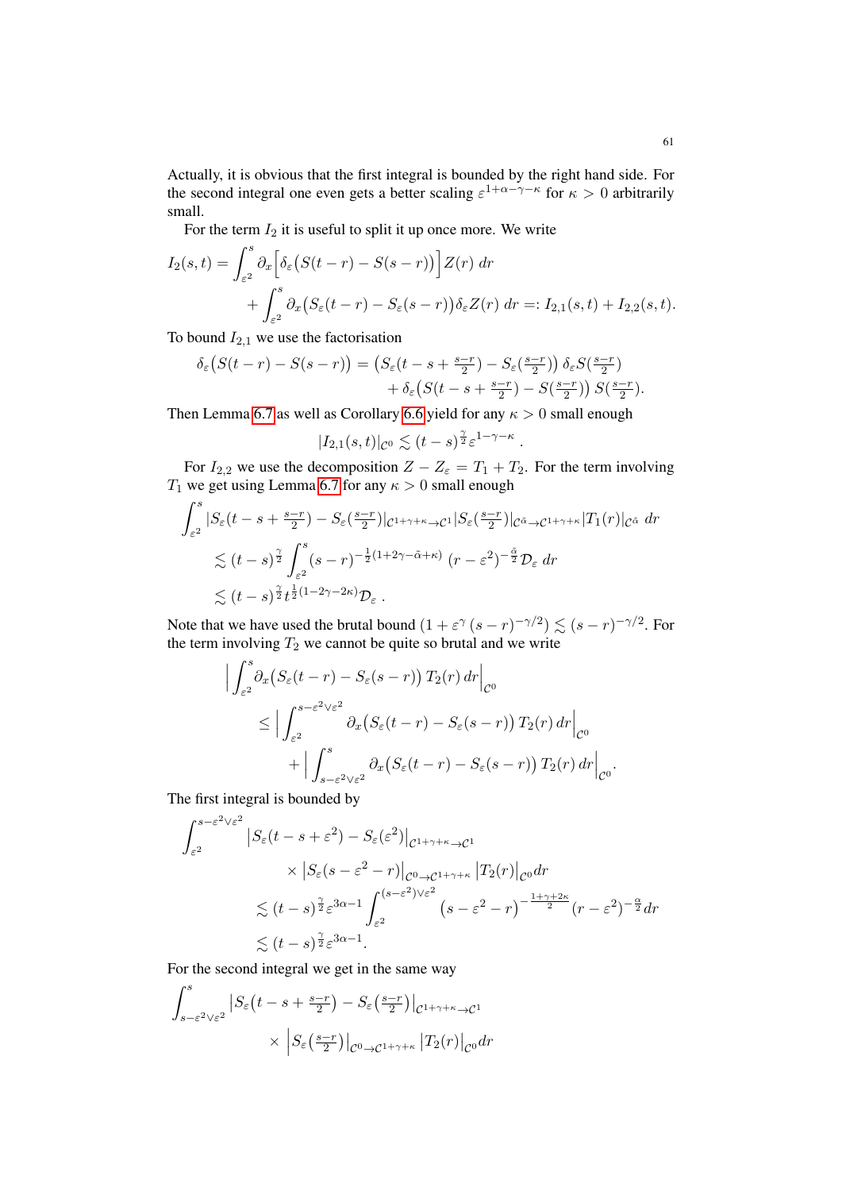Actually, it is obvious that the first integral is bounded by the right hand side. For the second integral one even gets a better scaling $\varepsilon^{1+\alpha-\gamma-\kappa}$ for $\kappa > 0$ arbitrarily small.

For the term $I_2$ it is useful to split it up once more. We write

$$
\begin{aligned}
I_2(s,t) = \int_{\varepsilon^2}^{s} \partial_x \Big[\delta_\varepsilon\big(S(t-r) - S(s-r)\big)\Big] Z(r)\, dr \\
+ \int_{\varepsilon^2}^{s} \partial_x \big(S_\varepsilon(t-r) - S_\varepsilon(s-r)\big) \delta_\varepsilon Z(r)\, dr =: I_{2,1}(s,t) + I_{2,2}(s,t).
\end{aligned}
$$

To bound $I_{2,1}$ we use the factorisation

$$
\begin{aligned}
\delta_\varepsilon\big(S(t-r) - S(s-r)\big) = \big(S_\varepsilon(t-s+\tfrac{s-r}{2}) - S_\varepsilon(\tfrac{s-r}{2})\big)\, \delta_\varepsilon S(\tfrac{s-r}{2}) \\
+ \delta_\varepsilon\big(S(t-s+\tfrac{s-r}{2}) - S(\tfrac{s-r}{2})\big)\, S(\tfrac{s-r}{2}).
\end{aligned}
$$

Then Lemma 6.7 as well as Corollary 6.6 yield for any $\kappa > 0$ small enough

$$
|I_{2,1}(s,t)|_{\mathcal{C}^0} \lesssim (t-s)^{\frac{\gamma}{2}} \varepsilon^{1-\gamma-\kappa} .
$$

For $I_{2,2}$ we use the decomposition $Z - Z_\varepsilon = T_1 + T_2$. For the term involving $T_1$ we get using Lemma 6.7 for any $\kappa > 0$ small enough

$$
\begin{aligned}
\int_{\varepsilon^2}^{s} & |S_\varepsilon(t-s+\tfrac{s-r}{2}) - S_\varepsilon(\tfrac{s-r}{2})|_{\mathcal{C}^{1+\gamma+\kappa}\to\mathcal{C}^1} |S_\varepsilon(\tfrac{s-r}{2})|_{\mathcal{C}^{\tilde\alpha}\to\mathcal{C}^{1+\gamma+\kappa}} |T_1(r)|_{\mathcal{C}^{\tilde\alpha}}\, dr \\
&\lesssim (t-s)^{\frac{\gamma}{2}} \int_{\varepsilon^2}^{s} (s-r)^{-\frac{1}{2}(1+2\gamma-\tilde\alpha+\kappa)}\, (r-\varepsilon^2)^{-\frac{\tilde\alpha}{2}} \mathcal{D}_\varepsilon\, dr \\
&\lesssim (t-s)^{\frac{\gamma}{2}} t^{\frac{1}{2}(1-2\gamma-2\kappa)} \mathcal{D}_\varepsilon\, .
\end{aligned}
$$

Note that we have used the brutal bound $(1+\varepsilon^\gamma (s-r)^{-\gamma/2}) \lesssim (s-r)^{-\gamma/2}$. For the term involving $T_2$ we cannot be quite so brutal and we write

$$
\begin{aligned}
\Big| \int_{\varepsilon^2}^{s} & \partial_x\big(S_\varepsilon(t-r) - S_\varepsilon(s-r)\big)\, T_2(r)\, dr \Big|_{\mathcal{C}^0} \\
&\le \Big| \int_{\varepsilon^2}^{s-\varepsilon^2\vee\varepsilon^2} \partial_x\big(S_\varepsilon(t-r) - S_\varepsilon(s-r)\big)\, T_2(r)\, dr \Big|_{\mathcal{C}^0} \\
&\quad + \Big| \int_{s-\varepsilon^2\vee\varepsilon^2}^{s} \partial_x\big(S_\varepsilon(t-r) - S_\varepsilon(s-r)\big)\, T_2(r)\, dr \Big|_{\mathcal{C}^0}.
\end{aligned}
$$

The first integral is bounded by

$$
\begin{aligned}
\int_{\varepsilon^2}^{s-\varepsilon^2\vee\varepsilon^2} & \big|S_\varepsilon(t-s+\varepsilon^2) - S_\varepsilon(\varepsilon^2)\big|_{\mathcal{C}^{1+\gamma+\kappa}\to\mathcal{C}^1} \\
&\qquad \times \big|S_\varepsilon(s-\varepsilon^2-r)\big|_{\mathcal{C}^0\to\mathcal{C}^{1+\gamma+\kappa}} \big|T_2(r)\big|_{\mathcal{C}^0} dr \\
&\lesssim (t-s)^{\frac{\gamma}{2}} \varepsilon^{3\alpha-1} \int_{\varepsilon^2}^{(s-\varepsilon^2)\vee\varepsilon^2} \big(s-\varepsilon^2-r\big)^{-\frac{1+\gamma+2\kappa}{2}} (r-\varepsilon^2)^{-\frac{\alpha}{2}} dr \\
&\lesssim (t-s)^{\frac{\gamma}{2}} \varepsilon^{3\alpha-1}.
\end{aligned}
$$

For the second integral we get in the same way

$$
\begin{aligned}
\int_{s-\varepsilon^2\vee\varepsilon^2}^{s} & \big|S_\varepsilon\big(t-s+\tfrac{s-r}{2}\big) - S_\varepsilon\big(\tfrac{s-r}{2}\big)\big|_{\mathcal{C}^{1+\gamma+\kappa}\to\mathcal{C}^1} \\
&\qquad \times \Big|S_\varepsilon\big(\tfrac{s-r}{2}\big)\big|_{\mathcal{C}^0\to\mathcal{C}^{1+\gamma+\kappa}} \big|T_2(r)\big|_{\mathcal{C}^0} dr
\end{aligned}
$$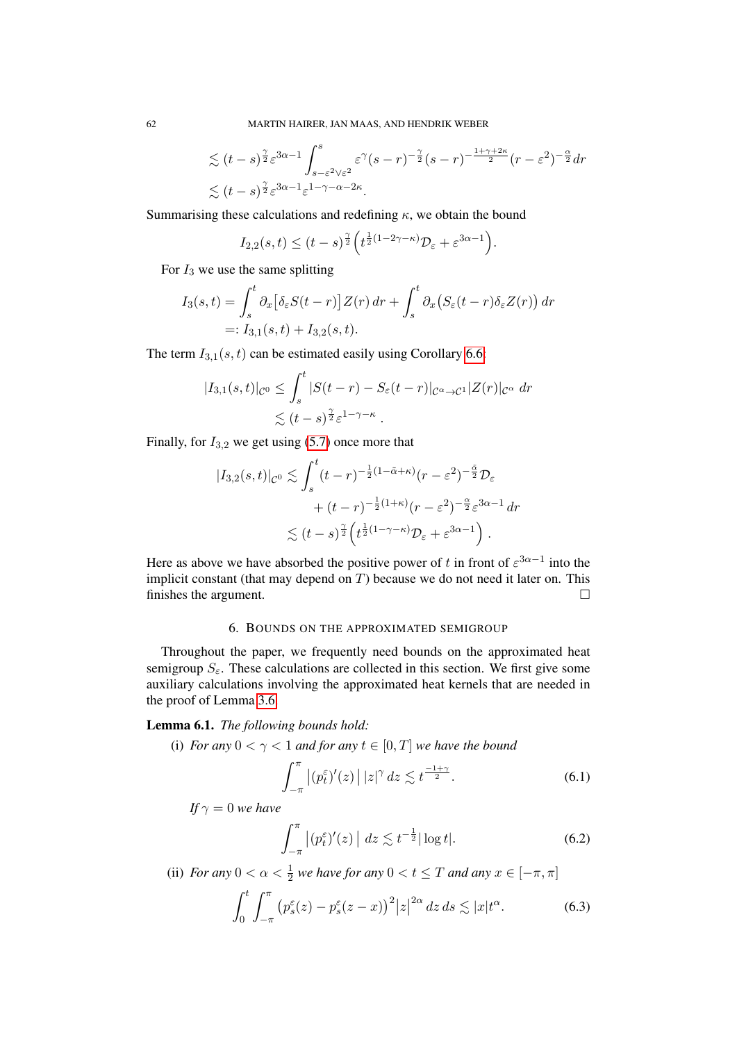$$
\begin{aligned}
&\lesssim (t-s)^{\frac{\gamma}{2}} \varepsilon^{3\alpha-1} \int_{s-\varepsilon^2 \vee \varepsilon^2}^{s} \varepsilon^{\gamma} (s-r)^{-\frac{\gamma}{2}} (s-r)^{-\frac{1+\gamma+2\kappa}{2}} (r-\varepsilon^2)^{-\frac{\alpha}{2}} dr \\
&\lesssim (t-s)^{\frac{\gamma}{2}} \varepsilon^{3\alpha-1} \varepsilon^{1-\gamma-\alpha-2\kappa}.
\end{aligned}
$$

Summarising these calculations and redefining $\kappa$, we obtain the bound

$$
I_{2,2}(s,t) \leq (t-s)^{\frac{\gamma}{2}} \Big( t^{\frac{1}{2}(1-2\gamma-\kappa)} \mathcal{D}_\varepsilon + \varepsilon^{3\alpha-1} \Big).
$$

For $I_3$ we use the same splitting

$$
\begin{aligned}
I_3(s,t) &= \int_s^t \partial_x \big[ \delta_\varepsilon S(t-r) \big] Z(r)\, dr + \int_s^t \partial_x \big( S_\varepsilon(t-r) \delta_\varepsilon Z(r) \big)\, dr \\
&=: I_{3,1}(s,t) + I_{3,2}(s,t).
\end{aligned}
$$

The term $I_{3,1}(s,t)$ can be estimated easily using Corollary 6.6:

$$
\begin{aligned}
|I_{3,1}(s,t)|_{\mathcal{C}^0} &\leq \int_s^t |S(t-r) - S_\varepsilon(t-r)|_{\mathcal{C}^\alpha \to \mathcal{C}^1} |Z(r)|_{\mathcal{C}^\alpha}\, dr \\
&\lesssim (t-s)^{\frac{\gamma}{2}} \varepsilon^{1-\gamma-\kappa}\,.
\end{aligned}
$$

Finally, for $I_{3,2}$ we get using (5.7) once more that

$$
\begin{aligned}
|I_{3,2}(s,t)|_{\mathcal{C}^0} &\lesssim \int_s^t (t-r)^{-\frac{1}{2}(1-\tilde{\alpha}+\kappa)} (r-\varepsilon^2)^{-\frac{\tilde{\alpha}}{2}} \mathcal{D}_\varepsilon \\
&\qquad + (t-r)^{-\frac{1}{2}(1+\kappa)} (r-\varepsilon^2)^{-\frac{\alpha}{2}} \varepsilon^{3\alpha-1}\, dr \\
&\lesssim (t-s)^{\frac{\gamma}{2}} \Big( t^{\frac{1}{2}(1-\gamma-\kappa)} \mathcal{D}_\varepsilon + \varepsilon^{3\alpha-1} \Big)\,.
\end{aligned}
$$

Here as above we have absorbed the positive power of $t$ in front of $\varepsilon^{3\alpha-1}$ into the implicit constant (that may depend on $T$) because we do not need it later on. This finishes the argument. $\square$

## 6. Bounds on the approximated semigroup

Throughout the paper, we frequently need bounds on the approximated heat semigroup $S_\varepsilon$. These calculations are collected in this section. We first give some auxiliary calculations involving the approximated heat kernels that are needed in the proof of Lemma 3.6.

**Lemma 6.1.** *The following bounds hold:*

(i) *For any $0 < \gamma < 1$ and for any $t \in [0,T]$ we have the bound*

$$
\int_{-\pi}^{\pi} \big| (p_t^\varepsilon)'(z) \big|\, |z|^\gamma\, dz \lesssim t^{\frac{-1+\gamma}{2}}. \tag{6.1}
$$

*If $\gamma = 0$ we have*

$$
\int_{-\pi}^{\pi} \big| (p_t^\varepsilon)'(z) \big|\, dz \lesssim t^{-\frac{1}{2}} |\log t|. \tag{6.2}
$$

(ii) *For any $0 < \alpha < \frac{1}{2}$ we have for any $0 < t \leq T$ and any $x \in [-\pi, \pi]$*

$$
\int_0^t \int_{-\pi}^{\pi} \big( p_s^\varepsilon(z) - p_s^\varepsilon(z-x) \big)^2 \big| z \big|^{2\alpha}\, dz\, ds \lesssim |x| t^\alpha. \tag{6.3}
$$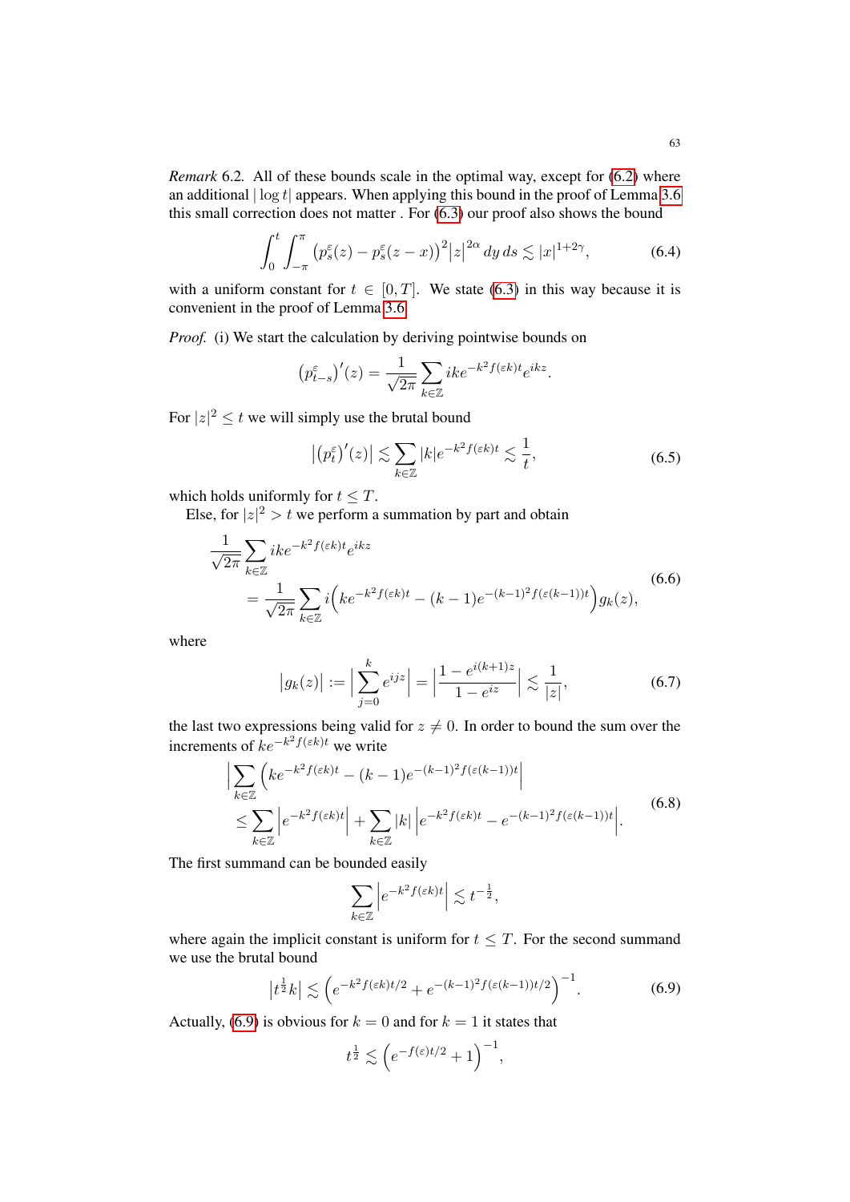*Remark* 6.2. All of these bounds scale in the optimal way, except for (6.2) where an additional $|\log t|$ appears. When applying this bound in the proof of Lemma 3.6 this small correction does not matter . For (6.3) our proof also shows the bound

$$\int_0^t \int_{-\pi}^{\pi} \left(p_s^\varepsilon(z) - p_s^\varepsilon(z-x)\right)^2 |z|^{2\alpha} \, dy \, ds \lesssim |x|^{1+2\gamma}, \tag{6.4}$$

with a uniform constant for $t \in [0,T]$. We state (6.3) in this way because it is convenient in the proof of Lemma 3.6.

*Proof.* (i) We start the calculation by deriving pointwise bounds on

$$\left(p_{t-s}^\varepsilon\right)'(z) = \frac{1}{\sqrt{2\pi}} \sum_{k\in\mathbb{Z}} ik e^{-k^2 f(\varepsilon k)t} e^{ikz}.$$

For $|z|^2 \le t$ we will simply use the brutal bound

$$\left|\left(p_t^\varepsilon\right)'(z)\right| \lesssim \sum_{k\in\mathbb{Z}} |k| e^{-k^2 f(\varepsilon k)t} \lesssim \frac{1}{t}, \tag{6.5}$$

which holds uniformly for $t \le T$.

Else, for $|z|^2 > t$ we perform a summation by part and obtain

$$\begin{aligned} &\frac{1}{\sqrt{2\pi}} \sum_{k\in\mathbb{Z}} ik e^{-k^2 f(\varepsilon k)t} e^{ikz} \\ &\qquad = \frac{1}{\sqrt{2\pi}} \sum_{k\in\mathbb{Z}} i\Big(k e^{-k^2 f(\varepsilon k)t} - (k-1) e^{-(k-1)^2 f(\varepsilon(k-1))t}\Big) g_k(z), \end{aligned} \tag{6.6}$$

where

$$\left|g_k(z)\right| := \Big|\sum_{j=0}^{k} e^{ijz}\Big| = \Big|\frac{1-e^{i(k+1)z}}{1-e^{iz}}\Big| \lesssim \frac{1}{|z|}, \tag{6.7}$$

the last two expressions being valid for $z \neq 0$. In order to bound the sum over the increments of $ke^{-k^2 f(\varepsilon k)t}$ we write

$$\begin{aligned} &\Big|\sum_{k\in\mathbb{Z}} \Big(k e^{-k^2 f(\varepsilon k)t} - (k-1) e^{-(k-1)^2 f(\varepsilon(k-1))t}\Big| \\ &\le \sum_{k\in\mathbb{Z}} \Big|e^{-k^2 f(\varepsilon k)t}\Big| + \sum_{k\in\mathbb{Z}} |k| \, \Big|e^{-k^2 f(\varepsilon k)t} - e^{-(k-1)^2 f(\varepsilon(k-1))t}\Big|. \end{aligned} \tag{6.8}$$

The first summand can be bounded easily

$$\sum_{k\in\mathbb{Z}} \Big|e^{-k^2 f(\varepsilon k)t}\Big| \lesssim t^{-\frac{1}{2}},$$

where again the implicit constant is uniform for $t \le T$. For the second summand we use the brutal bound

$$\left|t^{\frac{1}{2}} k\right| \lesssim \left(e^{-k^2 f(\varepsilon k)t/2} + e^{-(k-1)^2 f(\varepsilon(k-1))t/2}\right)^{-1}. \tag{6.9}$$

Actually, (6.9) is obvious for $k = 0$ and for $k = 1$ it states that

$$t^{\frac{1}{2}} \lesssim \left(e^{-f(\varepsilon)t/2} + 1\right)^{-1},$$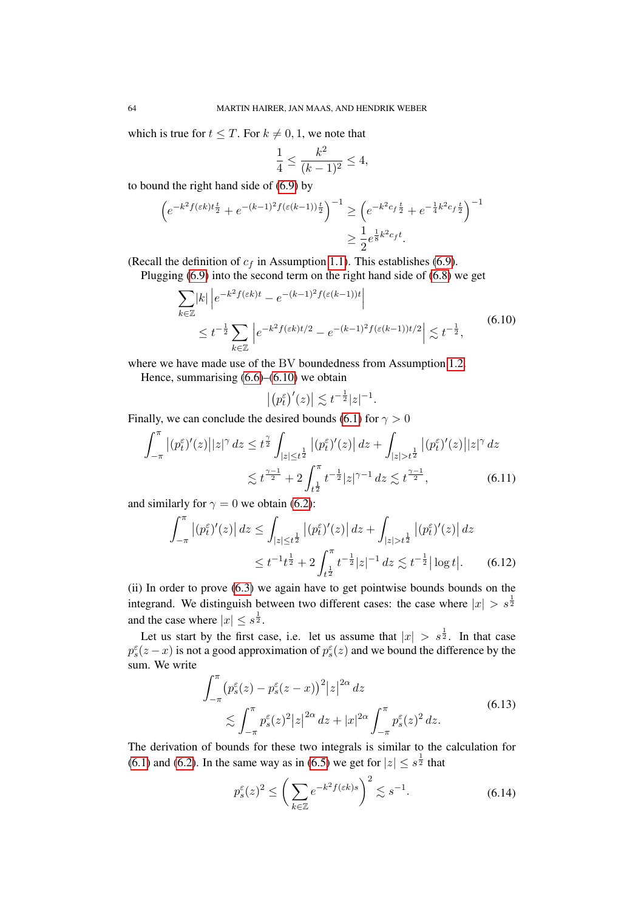which is true for $t \le T$. For $k \neq 0, 1$, we note that

$$\frac{1}{4} \le \frac{k^2}{(k-1)^2} \le 4,$$

to bound the right hand side of (6.9) by

$$\begin{aligned}\Big(e^{-k^2 f(\varepsilon k) t\frac{t}{2}} + e^{-(k-1)^2 f(\varepsilon(k-1))\frac{t}{2}}\Big)^{-1} &\ge \Big(e^{-k^2 c_f \frac{t}{2}} + e^{-\frac{1}{4}k^2 c_f \frac{t}{2}}\Big)^{-1} \\ &\ge \frac{1}{2} e^{\frac{1}{8}k^2 c_f t}.\end{aligned}$$

(Recall the definition of $c_f$ in Assumption 1.1). This establishes (6.9).

Plugging (6.9) into the second term on the right hand side of (6.8) we get

$$\begin{aligned}\sum_{k\in\mathbb{Z}} |k| \Big| e^{-k^2 f(\varepsilon k)t} - e^{-(k-1)^2 f(\varepsilon(k-1))t}\Big| \\ \le t^{-\frac{1}{2}} \sum_{k \in \mathbb{Z}} \Big| e^{-k^2 f(\varepsilon k)t/2} - e^{-(k-1)^2 f(\varepsilon(k-1))t/2}\Big| \lesssim t^{-\frac{1}{2}},\end{aligned} \tag{6.10}$$

where we have made use of the BV boundedness from Assumption 1.2.

Hence, summarising (6.6)–(6.10) we obtain

$$\big|\big(p_t^\varepsilon\big)'(z)\big| \lesssim t^{-\frac{1}{2}} |z|^{-1}.$$

Finally, we can conclude the desired bounds (6.1) for $\gamma > 0$

$$\begin{aligned}\int_{-\pi}^{\pi} \big|(p_t^\varepsilon)'(z)\big| |z|^\gamma \, dz &\le t^{\frac{\gamma}{2}} \int_{|z| \le t^{\frac{1}{2}}} \big|(p_t^\varepsilon)'(z)\big| \, dz + \int_{|z| > t^{\frac{1}{2}}} \big|(p_t^\varepsilon)'(z)\big| |z|^\gamma \, dz \\ &\lesssim t^{\frac{\gamma - 1}{2}} + 2 \int_{t^{\frac{1}{2}}}^{\pi} t^{-\frac{1}{2}} |z|^{\gamma - 1} \, dz \lesssim t^{\frac{\gamma-1}{2}},\end{aligned} \tag{6.11}$$

and similarly for $\gamma = 0$ we obtain (6.2):

$$\begin{aligned}\int_{-\pi}^{\pi} \big|(p_t^\varepsilon)'(z)\big| \, dz &\le \int_{|z| \le t^{\frac{1}{2}}} \big|(p_t^\varepsilon)'(z)\big| \, dz + \int_{|z| > t^{\frac{1}{2}}} \big|(p_t^\varepsilon)'(z)\big| \, dz \\ &\le t^{-1} t^{\frac{1}{2}} + 2 \int_{t^{\frac{1}{2}}}^{\pi} t^{-\frac{1}{2}} |z|^{-1} \, dz \lesssim t^{-\frac{1}{2}} \big|\log t\big|.\end{aligned} \tag{6.12}$$

(ii) In order to prove (6.3) we again have to get pointwise bounds bounds on the integrand. We distinguish between two different cases: the case where $|x| > s^{\frac{1}{2}}$ and the case where $|x| \le s^{\frac{1}{2}}$.

Let us start by the first case, i.e. let us assume that $|x| > s^{\frac{1}{2}}$. In that case $p_s^\varepsilon(z - x)$ is not a good approximation of $p_s^\varepsilon(z)$ and we bound the difference by the sum. We write

$$\begin{aligned}\int_{-\pi}^{\pi} \big(p_s^\varepsilon(z) - p_s^\varepsilon(z-x)\big)^2 \big|z\big|^{2\alpha} \, dz \\ \lesssim \int_{-\pi}^{\pi} p_s^\varepsilon(z)^2 \big|z\big|^{2\alpha} \, dz + |x|^{2\alpha} \int_{-\pi}^{\pi} p_s^\varepsilon(z)^2 \, dz.\end{aligned} \tag{6.13}$$

The derivation of bounds for these two integrals is similar to the calculation for (6.1) and (6.2). In the same way as in (6.5) we get for $|z| \le s^{\frac{1}{2}}$ that

$$p_s^\varepsilon(z)^2 \le \Big(\sum_{k \in \mathbb{Z}} e^{-k^2 f(\varepsilon k) s}\Big)^2 \lesssim s^{-1}. \tag{6.14}$$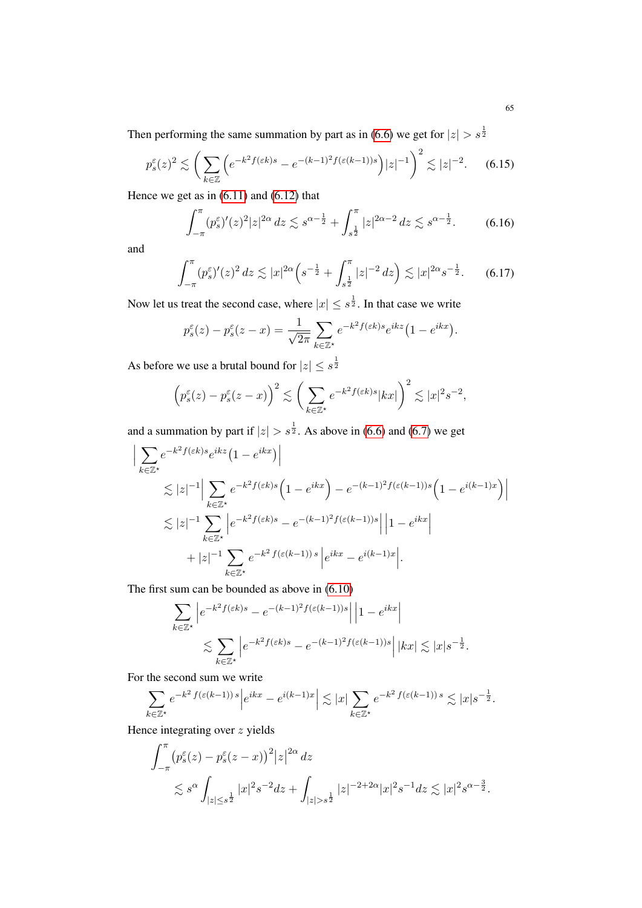Then performing the same summation by part as in (6.6) we get for $|z| > s^{\frac{1}{2}}$

$$p_s^\varepsilon(z)^2 \lesssim \bigg( \sum_{k\in\mathbb{Z}} \Big( e^{-k^2 f(\varepsilon k)s} - e^{-(k-1)^2 f(\varepsilon(k-1))s} \Big) |z|^{-1} \bigg)^2 \lesssim |z|^{-2}. \tag{6.15}$$

Hence we get as in (6.11) and (6.12) that

$$\int_{-\pi}^{\pi} (p_s^\varepsilon)'(z)^2 |z|^{2\alpha}\, dz \lesssim s^{\alpha-\frac{1}{2}} + \int_{s^{\frac{1}{2}}}^{\pi} |z|^{2\alpha-2}\, dz \lesssim s^{\alpha-\frac{1}{2}}. \tag{6.16}$$

and

$$\int_{-\pi}^{\pi} (p_s^\varepsilon)'(z)^2\, dz \lesssim |x|^{2\alpha}\Big( s^{-\frac{1}{2}} + \int_{s^{\frac{1}{2}}}^{\pi} |z|^{-2}\, dz \Big) \lesssim |x|^{2\alpha} s^{-\frac{1}{2}}. \tag{6.17}$$

Now let us treat the second case, where $|x| \leq s^{\frac{1}{2}}$. In that case we write

$$p_s^\varepsilon(z) - p_s^\varepsilon(z-x) = \frac{1}{\sqrt{2\pi}} \sum_{k\in\mathbb{Z}^\star} e^{-k^2 f(\varepsilon k)s} e^{ikz} \big(1 - e^{ikx}\big).$$

As before we use a brutal bound for $|z| \leq s^{\frac{1}{2}}$

$$\Big( p_s^\varepsilon(z) - p_s^\varepsilon(z-x) \Big)^2 \lesssim \bigg( \sum_{k\in\mathbb{Z}^\star} e^{-k^2 f(\varepsilon k)s} |kx| \bigg)^2 \lesssim |x|^2 s^{-2},$$

and a summation by part if $|z| > s^{\frac{1}{2}}$. As above in (6.6) and (6.7) we get

$$\begin{aligned}
\Big| &\sum_{k\in\mathbb{Z}^\star} e^{-k^2 f(\varepsilon k)s} e^{ikz} \big(1 - e^{ikx}\big) \Big| \\
&\lesssim |z|^{-1} \Big| \sum_{k\in\mathbb{Z}^\star} e^{-k^2 f(\varepsilon k)s} \Big(1 - e^{ikx}\Big) - e^{-(k-1)^2 f(\varepsilon(k-1))s} \Big(1 - e^{i(k-1)x}\Big) \Big| \\
&\lesssim |z|^{-1} \sum_{k\in\mathbb{Z}^\star} \Big| e^{-k^2 f(\varepsilon k)s} - e^{-(k-1)^2 f(\varepsilon(k-1))s} \Big| \Big| 1 - e^{ikx} \Big| \\
&\quad + |z|^{-1} \sum_{k\in\mathbb{Z}^\star} e^{-k^2\, f(\varepsilon(k-1))\, s} \Big| e^{ikx} - e^{i(k-1)x} \Big|.
\end{aligned}$$

The first sum can be bounded as above in (6.10)

$$\begin{aligned}
\sum_{k\in\mathbb{Z}^\star} &\Big| e^{-k^2 f(\varepsilon k)s} - e^{-(k-1)^2 f(\varepsilon(k-1))s} \Big| \Big| 1 - e^{ikx} \Big| \\
&\lesssim \sum_{k\in\mathbb{Z}^\star} \Big| e^{-k^2 f(\varepsilon k)s} - e^{-(k-1)^2 f(\varepsilon(k-1))s} \Big| |kx| \lesssim |x| s^{-\frac{1}{2}}.
\end{aligned}$$

For the second sum we write

$$\sum_{k\in\mathbb{Z}^\star} e^{-k^2\, f(\varepsilon(k-1))\, s} \Big| e^{ikx} - e^{i(k-1)x} \Big| \lesssim |x| \sum_{k\in\mathbb{Z}^\star} e^{-k^2\, f(\varepsilon(k-1))\, s} \lesssim |x| s^{-\frac{1}{2}}.$$

Hence integrating over $z$ yields

$$\begin{aligned}
\int_{-\pi}^{\pi} &\big( p_s^\varepsilon(z) - p_s^\varepsilon(z-x) \big)^2 \big| z \big|^{2\alpha}\, dz \\
&\lesssim s^\alpha \int_{|z|\leq s^{\frac{1}{2}}} |x|^2 s^{-2} dz + \int_{|z|> s^{\frac{1}{2}}} |z|^{-2+2\alpha} |x|^2 s^{-1} dz \lesssim |x|^2 s^{\alpha-\frac{3}{2}}.
\end{aligned}$$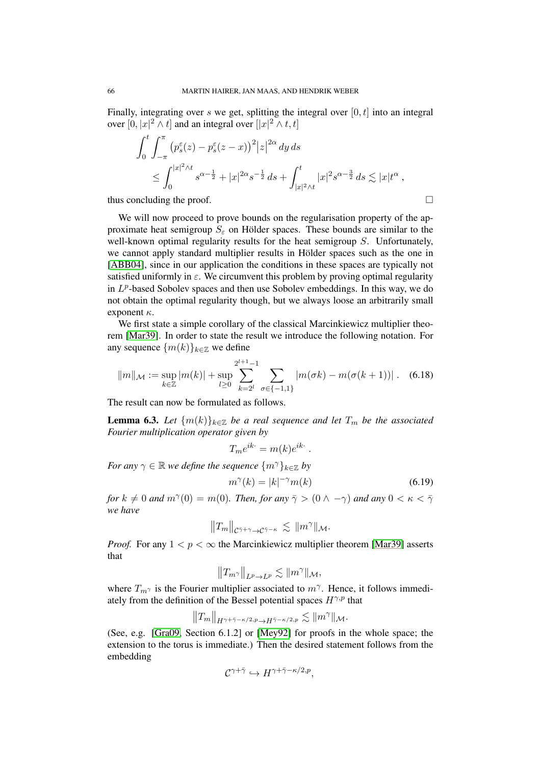Finally, integrating over $s$ we get, splitting the integral over $[0,t]$ into an integral over $[0,|x|^2 \wedge t]$ and an integral over $[|x|^2 \wedge t, t]$

$$
\begin{aligned}
&\int_0^t \int_{-\pi}^{\pi} \big(p_s^\varepsilon(z) - p_s^\varepsilon(z-x)\big)^2 \big|z\big|^{2\alpha} \, dy \, ds \\
&\qquad \leq \int_0^{|x|^2 \wedge t} s^{\alpha - \frac{1}{2}} + |x|^{2\alpha} s^{-\frac{1}{2}} \, ds + \int_{|x|^2 \wedge t}^t |x|^2 s^{\alpha - \frac{3}{2}} \, ds \lesssim |x| t^\alpha ,
\end{aligned}
$$

thus concluding the proof. □

We will now proceed to prove bounds on the regularisation property of the approximate heat semigroup $S_\varepsilon$ on Hölder spaces. These bounds are similar to the well-known optimal regularity results for the heat semigroup $S$. Unfortunately, we cannot apply standard multiplier results in Hölder spaces such as the one in [ABB04], since in our application the conditions in these spaces are typically not satisfied uniformly in $\varepsilon$. We circumvent this problem by proving optimal regularity in $L^p$-based Sobolev spaces and then use Sobolev embeddings. In this way, we do not obtain the optimal regularity though, but we always loose an arbitrarily small exponent $\kappa$.

We first state a simple corollary of the classical Marcinkiewicz multiplier theorem [Mar39]. In order to state the result we introduce the following notation. For any sequence $\{m(k)\}_{k \in \mathbb{Z}}$ we define

$$
\|m\|_{\mathcal{M}} := \sup_{k \in \mathbb{Z}} |m(k)| + \sup_{l \geq 0} \sum_{k=2^l}^{2^{l+1}-1} \sum_{\sigma \in \{-1,1\}} |m(\sigma k) - m(\sigma(k+1))| \,. \quad (6.18)
$$

The result can now be formulated as follows.

**Lemma 6.3.** *Let $\{m(k)\}_{k \in \mathbb{Z}}$ be a real sequence and let $T_m$ be the associated Fourier multiplication operator given by*

$$
T_m e^{ik\cdot} = m(k) e^{ik\cdot} \,.
$$

*For any $\gamma \in \mathbb{R}$ we define the sequence $\{m^\gamma\}_{k \in \mathbb{Z}}$ by*

$$
m^\gamma(k) = |k|^{-\gamma} m(k) \quad (6.19)
$$

*for $k \neq 0$ and $m^\gamma(0) = m(0)$. Then, for any $\bar{\gamma} > (0 \wedge -\gamma)$ and any $0 < \kappa < \bar{\gamma}$ we have*

$$
\big\|T_m\big\|_{\mathcal{C}^{\bar{\gamma}+\gamma} \to \mathcal{C}^{\bar{\gamma}-\kappa}} \lesssim \|m^\gamma\|_{\mathcal{M}}.
$$

*Proof.* For any $1 < p < \infty$ the Marcinkiewicz multiplier theorem [Mar39] asserts that

$$
\big\|T_{m^\gamma}\big\|_{L^p \to L^p} \lesssim \|m^\gamma\|_{\mathcal{M}},
$$

where $T_{m^\gamma}$ is the Fourier multiplier associated to $m^\gamma$. Hence, it follows immediately from the definition of the Bessel potential spaces $H^{\gamma,p}$ that

$$
\big\|T_m\big\|_{H^{\gamma+\bar{\gamma}-\kappa/2,p} \to H^{\bar{\gamma}-\kappa/2,p}} \lesssim \|m^\gamma\|_{\mathcal{M}}.
$$

(See, e.g. [Gra09, Section 6.1.2] or [Mey92] for proofs in the whole space; the extension to the torus is immediate.) Then the desired statement follows from the embedding

$$
\mathcal{C}^{\gamma+\bar{\gamma}} \hookrightarrow H^{\gamma+\bar{\gamma}-\kappa/2,p},
$$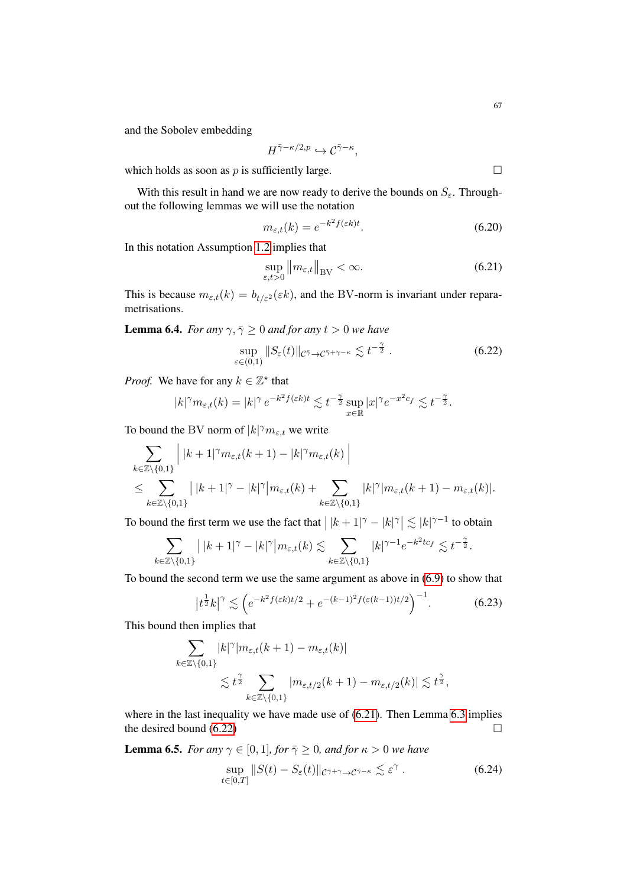and the Sobolev embedding

$$H^{\bar\gamma-\kappa/2,p} \hookrightarrow \mathcal{C}^{\bar\gamma-\kappa},$$

which holds as soon as $p$ is sufficiently large. $\square$

With this result in hand we are now ready to derive the bounds on $S_\varepsilon$. Throughout the following lemmas we will use the notation

$$m_{\varepsilon,t}(k) = e^{-k^2 f(\varepsilon k)t}. \tag{6.20}$$

In this notation Assumption 1.2 implies that

$$\sup_{\varepsilon,t>0} \big\| m_{\varepsilon,t} \big\|_{\mathrm{BV}} < \infty. \tag{6.21}$$

This is because $m_{\varepsilon,t}(k) = b_{t/\varepsilon^2}(\varepsilon k)$, and the BV-norm is invariant under reparametrisations.

**Lemma 6.4.** *For any $\gamma, \bar\gamma \geq 0$ and for any $t > 0$ we have*

$$\sup_{\varepsilon\in(0,1)} \|S_\varepsilon(t)\|_{\mathcal{C}^{\bar\gamma}\to\mathcal{C}^{\bar\gamma+\gamma-\kappa}} \lesssim t^{-\frac{\gamma}{2}} \,. \tag{6.22}$$

*Proof.* We have for any $k \in \mathbb{Z}^\star$ that

$$|k|^\gamma m_{\varepsilon,t}(k) = |k|^\gamma \, e^{-k^2 f(\varepsilon k)t} \lesssim t^{-\frac{\gamma}{2}} \sup_{x\in\mathbb{R}} |x|^\gamma e^{-x^2 c_f} \lesssim t^{-\frac{\gamma}{2}}.$$

To bound the BV norm of $|k|^\gamma m_{\varepsilon,t}$ we write

$$\begin{aligned}
&\sum_{k\in\mathbb{Z}\setminus\{0,1\}} \Big|\, |k+1|^\gamma m_{\varepsilon,t}(k+1) - |k|^\gamma m_{\varepsilon,t}(k) \,\Big| \\
&\leq \sum_{k\in\mathbb{Z}\setminus\{0,1\}} \big|\, |k+1|^\gamma - |k|^\gamma \big| m_{\varepsilon,t}(k) + \sum_{k\in\mathbb{Z}\setminus\{0,1\}} |k|^\gamma |m_{\varepsilon,t}(k+1) - m_{\varepsilon,t}(k)|.
\end{aligned}$$

To bound the first term we use the fact that $\big|\, |k+1|^\gamma - |k|^\gamma \big| \lesssim |k|^{\gamma-1}$ to obtain

$$\sum_{k\in\mathbb{Z}\setminus\{0,1\}} \big|\, |k+1|^\gamma - |k|^\gamma \big| m_{\varepsilon,t}(k) \lesssim \sum_{k\in\mathbb{Z}\setminus\{0,1\}} |k|^{\gamma-1} e^{-k^2 t c_f} \lesssim t^{-\frac{\gamma}{2}}.$$

To bound the second term we use the same argument as above in (6.9) to show that

$$\big| t^{\frac12} k \big|^\gamma \lesssim \Big( e^{-k^2 f(\varepsilon k)t/2} + e^{-(k-1)^2 f(\varepsilon(k-1))t/2} \Big)^{-1}. \tag{6.23}$$

This bound then implies that

$$\begin{aligned}
&\sum_{k\in\mathbb{Z}\setminus\{0,1\}} |k|^\gamma |m_{\varepsilon,t}(k+1) - m_{\varepsilon,t}(k)| \\
&\qquad \lesssim t^{\frac{\gamma}{2}} \sum_{k\in\mathbb{Z}\setminus\{0,1\}} |m_{\varepsilon,t/2}(k+1) - m_{\varepsilon,t/2}(k)| \lesssim t^{\frac{\gamma}{2}},
\end{aligned}$$

where in the last inequality we have made use of (6.21). Then Lemma 6.3 implies the desired bound (6.22) $\square$

**Lemma 6.5.** *For any $\gamma \in [0,1]$, for $\bar\gamma \geq 0$, and for $\kappa > 0$ we have*

$$\sup_{t\in[0,T]} \|S(t) - S_\varepsilon(t)\|_{\mathcal{C}^{\bar\gamma+\gamma}\to\mathcal{C}^{\bar\gamma-\kappa}} \lesssim \varepsilon^\gamma \,. \tag{6.24}$$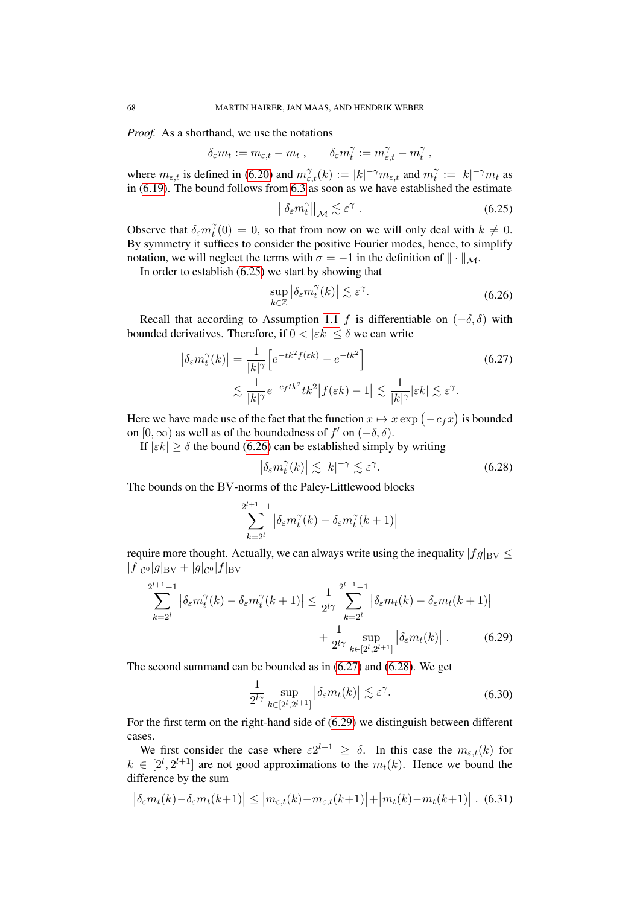*Proof.* As a shorthand, we use the notations

$$\delta_\varepsilon m_t := m_{\varepsilon,t} - m_t \;, \qquad \delta_\varepsilon m_t^\gamma := m_{\varepsilon,t}^\gamma - m_t^\gamma \;,$$

where $m_{\varepsilon,t}$ is defined in (6.20) and $m_{\varepsilon,t}^\gamma(k) := |k|^{-\gamma} m_{\varepsilon,t}$ and $m_t^\gamma := |k|^{-\gamma} m_t$ as in (6.19). The bound follows from 6.3 as soon as we have established the estimate

$$\big\|\delta_\varepsilon m_t^\gamma\big\|_{\mathcal{M}} \lesssim \varepsilon^\gamma \;. \tag{6.25}$$

Observe that $\delta_\varepsilon m_t^\gamma(0) = 0$, so that from now on we will only deal with $k \neq 0$. By symmetry it suffices to consider the positive Fourier modes, hence, to simplify notation, we will neglect the terms with $\sigma = -1$ in the definition of $\|\cdot\|_{\mathcal{M}}$.

In order to establish (6.25) we start by showing that

$$\sup_{k \in \mathbb{Z}} \big|\delta_\varepsilon m_t^\gamma(k)\big| \lesssim \varepsilon^\gamma. \tag{6.26}$$

Recall that according to Assumption 1.1 $f$ is differentiable on $(-\delta, \delta)$ with bounded derivatives. Therefore, if $0 < |\varepsilon k| \leq \delta$ we can write

$$\begin{aligned} \big|\delta_\varepsilon m_t^\gamma(k)\big| &= \frac{1}{|k|^\gamma}\Big[e^{-tk^2 f(\varepsilon k)} - e^{-tk^2}\Big] \\ &\lesssim \frac{1}{|k|^\gamma} e^{-c_f t k^2} t k^2 \big|f(\varepsilon k) - 1\big| \lesssim \frac{1}{|k|^\gamma}|\varepsilon k| \lesssim \varepsilon^\gamma. \end{aligned} \tag{6.27}$$

Here we have made use of the fact that the function $x \mapsto x \exp\big(-c_f x\big)$ is bounded on $[0, \infty)$ as well as of the boundedness of $f'$ on $(-\delta, \delta)$.

If $|\varepsilon k| \geq \delta$ the bound (6.26) can be established simply by writing

$$\big|\delta_\varepsilon m_t^\gamma(k)\big| \lesssim |k|^{-\gamma} \lesssim \varepsilon^\gamma. \tag{6.28}$$

The bounds on the BV-norms of the Paley-Littlewood blocks

$$\sum_{k=2^l}^{2^{l+1}-1} \big|\delta_\varepsilon m_t^\gamma(k) - \delta_\varepsilon m_t^\gamma(k+1)\big|$$

require more thought. Actually, we can always write using the inequality $|fg|_{\mathrm{BV}} \leq |f|_{\mathcal{C}^0}|g|_{\mathrm{BV}} + |g|_{\mathcal{C}^0}|f|_{\mathrm{BV}}$

$$\begin{aligned} \sum_{k=2^l}^{2^{l+1}-1} \big|\delta_\varepsilon m_t^\gamma(k) - \delta_\varepsilon m_t^\gamma(k+1)\big| \leq \frac{1}{2^{l\gamma}} &\sum_{k=2^l}^{2^{l+1}-1} \big|\delta_\varepsilon m_t(k) - \delta_\varepsilon m_t(k+1)\big| \\ &+ \frac{1}{2^{l\gamma}} \sup_{k \in [2^l, 2^{l+1}]} \big|\delta_\varepsilon m_t(k)\big| \;. \end{aligned} \tag{6.29}$$

The second summand can be bounded as in (6.27) and (6.28). We get

$$\frac{1}{2^{l\gamma}} \sup_{k \in [2^l, 2^{l+1}]} \big|\delta_\varepsilon m_t(k)\big| \lesssim \varepsilon^\gamma. \tag{6.30}$$

For the first term on the right-hand side of (6.29) we distinguish between different cases.

We first consider the case where $\varepsilon 2^{l+1} \geq \delta$. In this case the $m_{\varepsilon,t}(k)$ for $k \in [2^l, 2^{l+1}]$ are not good approximations to the $m_t(k)$. Hence we bound the difference by the sum

$$\big|\delta_\varepsilon m_t(k) - \delta_\varepsilon m_t(k+1)\big| \leq \big|m_{\varepsilon,t}(k) - m_{\varepsilon,t}(k+1)\big| + \big|m_t(k) - m_t(k+1)\big| \;. \tag{6.31}$$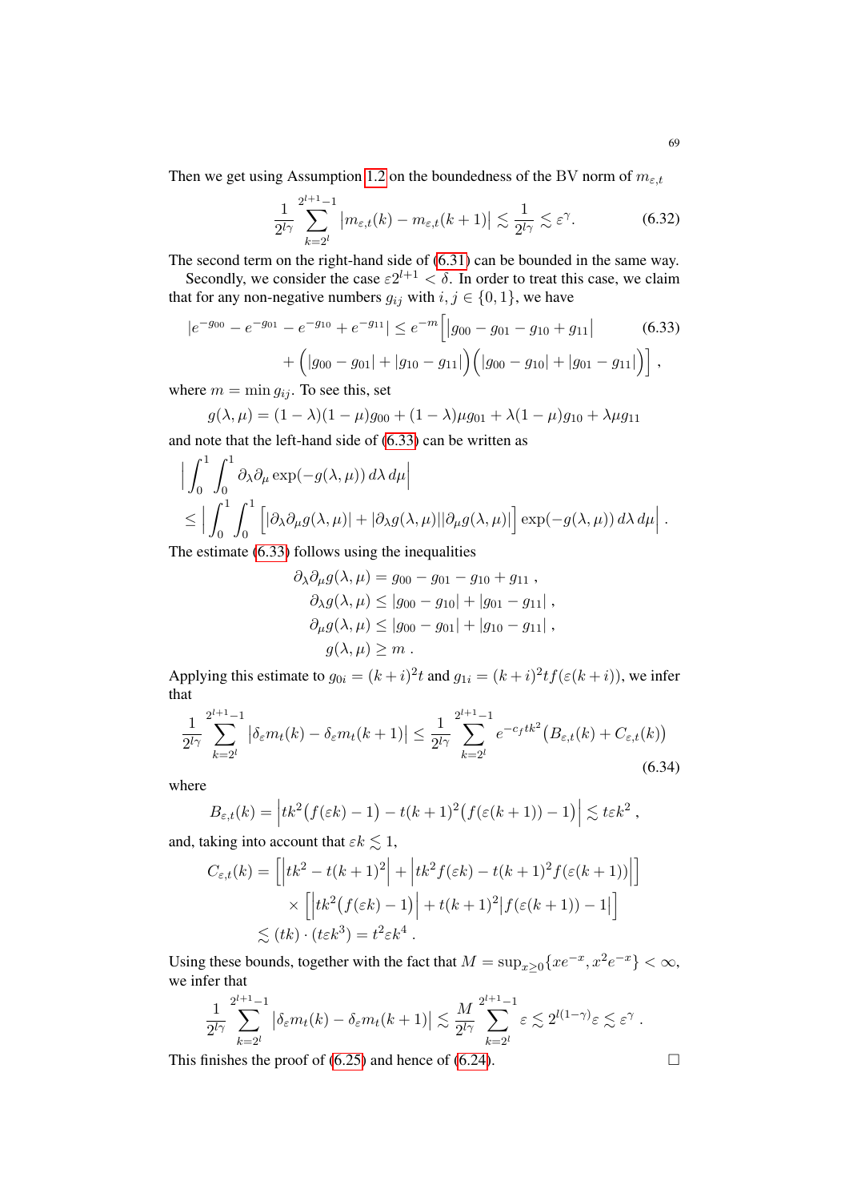Then we get using Assumption 1.2 on the boundedness of the BV norm of $m_{\varepsilon,t}$

$$\frac{1}{2^{l\gamma}} \sum_{k=2^l}^{2^{l+1}-1} \big|m_{\varepsilon,t}(k) - m_{\varepsilon,t}(k+1)\big| \lesssim \frac{1}{2^{l\gamma}} \lesssim \varepsilon^{\gamma}. \tag{6.32}$$

The second term on the right-hand side of (6.31) can be bounded in the same way.

Secondly, we consider the case $\varepsilon 2^{l+1} < \delta$. In order to treat this case, we claim that for any non-negative numbers $g_{ij}$ with $i,j \in \{0,1\}$, we have

$$\begin{aligned} |e^{-g_{00}} - e^{-g_{01}} - e^{-g_{10}} + e^{-g_{11}}| \le e^{-m}\Big[&|g_{00} - g_{01} - g_{10} + g_{11}| \\ &+ \Big(|g_{00} - g_{01}| + |g_{10} - g_{11}|\Big)\Big(|g_{00} - g_{10}| + |g_{01} - g_{11}|\Big)\Big] , \end{aligned} \tag{6.33}$$

where $m = \min g_{ij}$. To see this, set

$$g(\lambda,\mu) = (1-\lambda)(1-\mu)g_{00} + (1-\lambda)\mu g_{01} + \lambda(1-\mu)g_{10} + \lambda\mu g_{11}$$

and note that the left-hand side of (6.33) can be written as

$$\begin{aligned} &\Big|\int_0^1\int_0^1 \partial_\lambda\partial_\mu \exp(-g(\lambda,\mu))\,d\lambda\,d\mu\Big| \\ &\le \Big|\int_0^1\int_0^1 \Big[|\partial_\lambda\partial_\mu g(\lambda,\mu)| + |\partial_\lambda g(\lambda,\mu)||\partial_\mu g(\lambda,\mu)|\Big]\exp(-g(\lambda,\mu))\,d\lambda\,d\mu\Big| . \end{aligned}$$

The estimate (6.33) follows using the inequalities

$$\begin{aligned} \partial_\lambda\partial_\mu g(\lambda,\mu) &= g_{00} - g_{01} - g_{10} + g_{11} , \\ \partial_\lambda g(\lambda,\mu) &\le |g_{00} - g_{10}| + |g_{01} - g_{11}| , \\ \partial_\mu g(\lambda,\mu) &\le |g_{00} - g_{01}| + |g_{10} - g_{11}| , \\ g(\lambda,\mu) &\ge m . \end{aligned}$$

Applying this estimate to $g_{0i} = (k+i)^2 t$ and $g_{1i} = (k+i)^2 t f(\varepsilon(k+i))$, we infer that

$$\frac{1}{2^{l\gamma}} \sum_{k=2^l}^{2^{l+1}-1} \big|\delta_\varepsilon m_t(k) - \delta_\varepsilon m_t(k+1)\big| \le \frac{1}{2^{l\gamma}} \sum_{k=2^l}^{2^{l+1}-1} e^{-c_f t k^2}\big(B_{\varepsilon,t}(k) + C_{\varepsilon,t}(k)\big) \tag{6.34}$$

where

$$B_{\varepsilon,t}(k) = \Big|tk^2\big(f(\varepsilon k) - 1\big) - t(k+1)^2\big(f(\varepsilon(k+1)) - 1\big)\Big| \lesssim t\varepsilon k^2 ,$$

and, taking into account that $\varepsilon k \lesssim 1$,

$$\begin{aligned} C_{\varepsilon,t}(k) &= \Big[\Big|tk^2 - t(k+1)^2\Big| + \Big|tk^2 f(\varepsilon k) - t(k+1)^2 f(\varepsilon(k+1))\Big|\Big] \\ &\quad \times \Big[\Big|tk^2\big(f(\varepsilon k) - 1\big)\Big| + t(k+1)^2\big|f(\varepsilon(k+1)) - 1\big|\Big] \\ &\lesssim (tk)\cdot(t\varepsilon k^3) = t^2\varepsilon k^4 . \end{aligned}$$

Using these bounds, together with the fact that $M = \sup_{x\ge 0}\{xe^{-x}, x^2e^{-x}\} < \infty$, we infer that

$$\frac{1}{2^{l\gamma}} \sum_{k=2^l}^{2^{l+1}-1} \big|\delta_\varepsilon m_t(k) - \delta_\varepsilon m_t(k+1)\big| \lesssim \frac{M}{2^{l\gamma}} \sum_{k=2^l}^{2^{l+1}-1} \varepsilon \lesssim 2^{l(1-\gamma)}\varepsilon \lesssim \varepsilon^{\gamma} .$$

This finishes the proof of (6.25) and hence of (6.24). ∎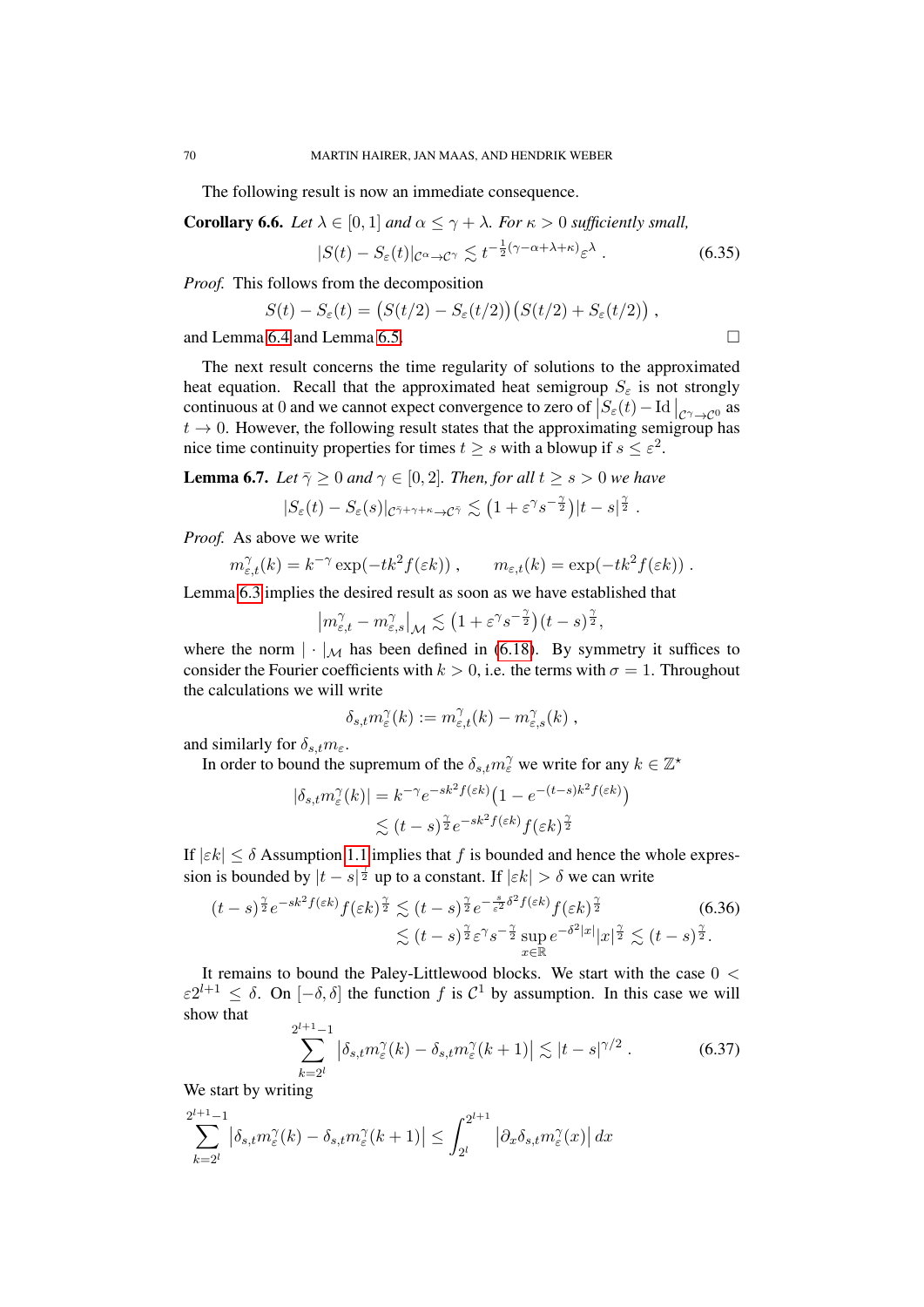The following result is now an immediate consequence.

**Corollary 6.6.** *Let $\lambda \in [0,1]$ and $\alpha \le \gamma + \lambda$. For $\kappa > 0$ sufficiently small,*

$$|S(t) - S_\varepsilon(t)|_{\mathcal{C}^\alpha \to \mathcal{C}^\gamma} \lesssim t^{-\frac{1}{2}(\gamma - \alpha + \lambda + \kappa)} \varepsilon^\lambda . \tag{6.35}$$

*Proof.* This follows from the decomposition

$$S(t) - S_\varepsilon(t) = \big(S(t/2) - S_\varepsilon(t/2)\big)\big(S(t/2) + S_\varepsilon(t/2)\big) ,$$

and Lemma 6.4 and Lemma 6.5. □

The next result concerns the time regularity of solutions to the approximated heat equation. Recall that the approximated heat semigroup $S_\varepsilon$ is not strongly continuous at 0 and we cannot expect convergence to zero of $\big|S_\varepsilon(t) - \mathrm{Id}\big|_{\mathcal{C}^\gamma \to \mathcal{C}^0}$ as $t \to 0$. However, the following result states that the approximating semigroup has nice time continuity properties for times $t \ge s$ with a blowup if $s \le \varepsilon^2$.

**Lemma 6.7.** *Let $\bar\gamma \ge 0$ and $\gamma \in [0,2]$. Then, for all $t \ge s > 0$ we have*

$$|S_\varepsilon(t) - S_\varepsilon(s)|_{\mathcal{C}^{\bar\gamma + \gamma + \kappa} \to \mathcal{C}^{\bar\gamma}} \lesssim \big(1 + \varepsilon^\gamma s^{-\frac{\gamma}{2}}\big)|t-s|^{\frac{\gamma}{2}} .$$

*Proof.* As above we write

$$m^\gamma_{\varepsilon,t}(k) = k^{-\gamma}\exp(-tk^2 f(\varepsilon k)) , \qquad m_{\varepsilon,t}(k) = \exp(-tk^2 f(\varepsilon k)) .$$

Lemma 6.3 implies the desired result as soon as we have established that

$$\big|m^\gamma_{\varepsilon,t} - m^\gamma_{\varepsilon,s}\big|_{\mathcal{M}} \lesssim \big(1 + \varepsilon^\gamma s^{-\frac{\gamma}{2}}\big)(t-s)^{\frac{\gamma}{2}},$$

where the norm $|\cdot|_{\mathcal{M}}$ has been defined in (6.18). By symmetry it suffices to consider the Fourier coefficients with $k > 0$, i.e. the terms with $\sigma = 1$. Throughout the calculations we will write

$$\delta_{s,t} m^\gamma_\varepsilon(k) := m^\gamma_{\varepsilon,t}(k) - m^\gamma_{\varepsilon,s}(k) ,$$

and similarly for $\delta_{s,t} m_\varepsilon$.

In order to bound the supremum of the $\delta_{s,t} m^\gamma_\varepsilon$ we write for any $k \in \mathbb{Z}^\star$

$$\begin{aligned}
|\delta_{s,t} m^\gamma_\varepsilon(k)| &= k^{-\gamma} e^{-sk^2 f(\varepsilon k)}\big(1 - e^{-(t-s)k^2 f(\varepsilon k)}\big) \\
&\lesssim (t-s)^{\frac{\gamma}{2}} e^{-sk^2 f(\varepsilon k)} f(\varepsilon k)^{\frac{\gamma}{2}}
\end{aligned}$$

If $|\varepsilon k| \le \delta$ Assumption 1.1 implies that $f$ is bounded and hence the whole expression is bounded by $|t-s|^{\frac{\gamma}{2}}$ up to a constant. If $|\varepsilon k| > \delta$ we can write

$$\begin{aligned}
(t-s)^{\frac{\gamma}{2}} e^{-sk^2 f(\varepsilon k)} f(\varepsilon k)^{\frac{\gamma}{2}} &\lesssim (t-s)^{\frac{\gamma}{2}} e^{-\frac{s}{\varepsilon^2}\delta^2 f(\varepsilon k)} f(\varepsilon k)^{\frac{\gamma}{2}} \\
&\lesssim (t-s)^{\frac{\gamma}{2}} \varepsilon^\gamma s^{-\frac{\gamma}{2}} \sup_{x \in \mathbb{R}} e^{-\delta^2 |x|} |x|^{\frac{\gamma}{2}} \lesssim (t-s)^{\frac{\gamma}{2}} .
\end{aligned} \tag{6.36}$$

It remains to bound the Paley-Littlewood blocks. We start with the case $0 < \varepsilon 2^{l+1} \le \delta$. On $[-\delta, \delta]$ the function $f$ is $\mathcal{C}^1$ by assumption. In this case we will show that

$$\sum_{k=2^l}^{2^{l+1}-1} \big|\delta_{s,t} m^\gamma_\varepsilon(k) - \delta_{s,t} m^\gamma_\varepsilon(k+1)\big| \lesssim |t-s|^{\gamma/2} . \tag{6.37}$$

We start by writing

$$\sum_{k=2^l}^{2^{l+1}-1} \big|\delta_{s,t} m^\gamma_\varepsilon(k) - \delta_{s,t} m^\gamma_\varepsilon(k+1)\big| \le \int_{2^l}^{2^{l+1}} \big|\partial_x \delta_{s,t} m^\gamma_\varepsilon(x)\big|\, dx$$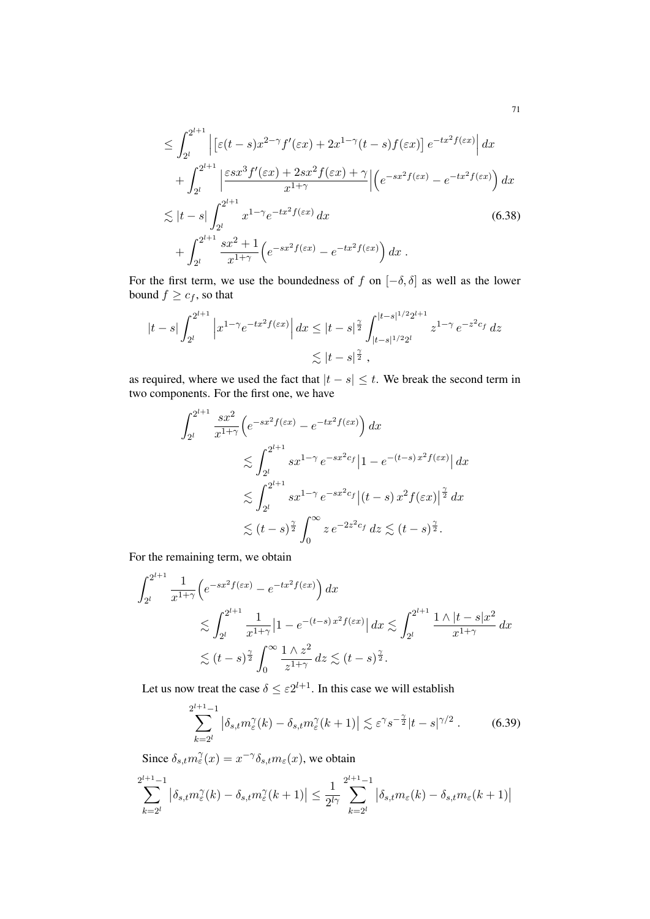$$
\begin{aligned}
&\leq \int_{2^l}^{2^{l+1}} \Big| \big[\varepsilon(t-s)x^{2-\gamma} f'(\varepsilon x) + 2x^{1-\gamma}(t-s)f(\varepsilon x)\big] \, e^{-tx^2 f(\varepsilon x)} \Big| \, dx \\
&\quad + \int_{2^l}^{2^{l+1}} \Big| \frac{\varepsilon s x^3 f'(\varepsilon x) + 2sx^2 f(\varepsilon x) + \gamma}{x^{1+\gamma}} \Big| \Big( e^{-sx^2 f(\varepsilon x)} - e^{-tx^2 f(\varepsilon x)} \Big) \, dx \\
&\lesssim |t-s| \int_{2^l}^{2^{l+1}} x^{1-\gamma} e^{-tx^2 f(\varepsilon x)} \, dx \qquad\qquad (6.38) \\
&\quad + \int_{2^l}^{2^{l+1}} \frac{sx^2+1}{x^{1+\gamma}} \Big( e^{-sx^2 f(\varepsilon x)} - e^{-tx^2 f(\varepsilon x)} \Big) \, dx \; .
\end{aligned}
$$

For the first term, we use the boundedness of $f$ on $[-\delta, \delta]$ as well as the lower bound $f \geq c_f$, so that

$$
\begin{aligned}
|t-s| \int_{2^l}^{2^{l+1}} \Big| x^{1-\gamma} e^{-tx^2 f(\varepsilon x)} \Big| \, dx &\leq |t-s|^{\frac{\gamma}{2}} \int_{|t-s|^{1/2} 2^l}^{|t-s|^{1/2} 2^{l+1}} z^{1-\gamma} \, e^{-z^2 c_f} \, dz \\
&\lesssim |t-s|^{\frac{\gamma}{2}} \, ,
\end{aligned}
$$

as required, where we used the fact that $|t-s| \leq t$. We break the second term in two components. For the first one, we have

$$
\begin{aligned}
\int_{2^l}^{2^{l+1}} & \frac{sx^2}{x^{1+\gamma}} \Big( e^{-sx^2 f(\varepsilon x)} - e^{-tx^2 f(\varepsilon x)} \Big) \, dx \\
&\lesssim \int_{2^l}^{2^{l+1}} sx^{1-\gamma} \, e^{-sx^2 c_f} \big| 1 - e^{-(t-s)\, x^2 f(\varepsilon x)} \big| \, dx \\
&\lesssim \int_{2^l}^{2^{l+1}} sx^{1-\gamma} \, e^{-sx^2 c_f} \big| (t-s)\, x^2 f(\varepsilon x) \big|^{\frac{\gamma}{2}} \, dx \\
&\lesssim (t-s)^{\frac{\gamma}{2}} \int_0^\infty z \, e^{-2z^2 c_f} \, dz \lesssim (t-s)^{\frac{\gamma}{2}} .
\end{aligned}
$$

For the remaining term, we obtain

$$
\begin{aligned}
\int_{2^l}^{2^{l+1}} & \frac{1}{x^{1+\gamma}} \Big( e^{-sx^2 f(\varepsilon x)} - e^{-tx^2 f(\varepsilon x)} \Big) \, dx \\
&\lesssim \int_{2^l}^{2^{l+1}} \frac{1}{x^{1+\gamma}} \big| 1 - e^{-(t-s)\, x^2 f(\varepsilon x)} \big| \, dx \lesssim \int_{2^l}^{2^{l+1}} \frac{1 \wedge |t-s| x^2}{x^{1+\gamma}} \, dx \\
&\lesssim (t-s)^{\frac{\gamma}{2}} \int_0^\infty \frac{1 \wedge z^2}{z^{1+\gamma}} \, dz \lesssim (t-s)^{\frac{\gamma}{2}} .
\end{aligned}
$$

Let us now treat the case $\delta \leq \varepsilon 2^{l+1}$. In this case we will establish

$$
\sum_{k=2^l}^{2^{l+1}-1} \big| \delta_{s,t} m_\varepsilon^\gamma(k) - \delta_{s,t} m_\varepsilon^\gamma(k+1) \big| \lesssim \varepsilon^\gamma s^{-\frac{\gamma}{2}} |t-s|^{\gamma/2} \, . \qquad (6.39)
$$

Since $\delta_{s,t} m_\varepsilon^\gamma(x) = x^{-\gamma} \delta_{s,t} m_\varepsilon(x)$, we obtain

$$
\sum_{k=2^l}^{2^{l+1}-1} \big| \delta_{s,t} m_\varepsilon^\gamma(k) - \delta_{s,t} m_\varepsilon^\gamma(k+1) \big| \leq \frac{1}{2^{l\gamma}} \sum_{k=2^l}^{2^{l+1}-1} \big| \delta_{s,t} m_\varepsilon(k) - \delta_{s,t} m_\varepsilon(k+1) \big|
$$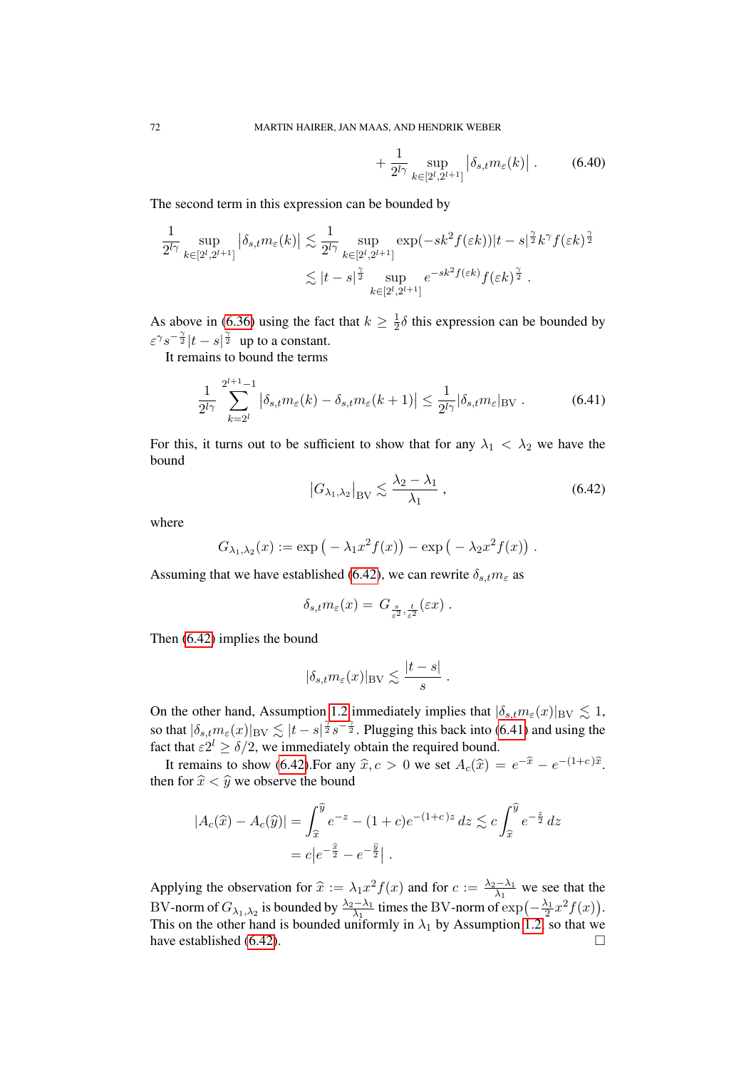$$+ \frac{1}{2^{l\gamma}} \sup_{k \in [2^l, 2^{l+1}]} \big|\delta_{s,t} m_\varepsilon(k)\big| \,. \tag{6.40}$$

The second term in this expression can be bounded by

$$\begin{aligned}
\frac{1}{2^{l\gamma}} \sup_{k \in [2^l, 2^{l+1}]} \big|\delta_{s,t} m_\varepsilon(k)\big| &\lesssim \frac{1}{2^{l\gamma}} \sup_{k \in [2^l, 2^{l+1}]} \exp(-sk^2 f(\varepsilon k)) |t-s|^{\frac{\gamma}{2}} k^\gamma f(\varepsilon k)^{\frac{\gamma}{2}} \\
&\lesssim |t-s|^{\frac{\gamma}{2}} \sup_{k \in [2^l, 2^{l+1}]} e^{-sk^2 f(\varepsilon k)} f(\varepsilon k)^{\frac{\gamma}{2}} \,.
\end{aligned}$$

As above in (6.36) using the fact that $k \geq \frac{1}{2}\delta$ this expression can be bounded by $\varepsilon^\gamma s^{-\frac{\gamma}{2}} |t-s|^{\frac{\gamma}{2}}$ up to a constant.

It remains to bound the terms

$$\frac{1}{2^{l\gamma}} \sum_{k=2^l}^{2^{l+1}-1} \big|\delta_{s,t} m_\varepsilon(k) - \delta_{s,t} m_\varepsilon(k+1)\big| \leq \frac{1}{2^{l\gamma}} |\delta_{s,t} m_\varepsilon|_{\mathrm{BV}} \,. \tag{6.41}$$

For this, it turns out to be sufficient to show that for any $\lambda_1 < \lambda_2$ we have the bound

$$\big|G_{\lambda_1,\lambda_2}\big|_{\mathrm{BV}} \lesssim \frac{\lambda_2 - \lambda_1}{\lambda_1} \,, \tag{6.42}$$

where

$$G_{\lambda_1,\lambda_2}(x) := \exp\big(-\lambda_1 x^2 f(x)\big) - \exp\big(-\lambda_2 x^2 f(x)\big) \,.$$

Assuming that we have established (6.42), we can rewrite $\delta_{s,t} m_\varepsilon$ as

$$\delta_{s,t} m_\varepsilon(x) = G_{\frac{s}{\varepsilon^2}, \frac{t}{\varepsilon^2}}(\varepsilon x) \,.$$

Then (6.42) implies the bound

$$|\delta_{s,t} m_\varepsilon(x)|_{\mathrm{BV}} \lesssim \frac{|t-s|}{s} \,.$$

On the other hand, Assumption 1.2 immediately implies that $|\delta_{s,t} m_\varepsilon(x)|_{\mathrm{BV}} \lesssim 1$, so that $|\delta_{s,t} m_\varepsilon(x)|_{\mathrm{BV}} \lesssim |t-s|^{\frac{\gamma}{2}} s^{-\frac{\gamma}{2}}$. Plugging this back into (6.41) and using the fact that $\varepsilon 2^l \geq \delta/2$, we immediately obtain the required bound.

It remains to show (6.42).For any $\widehat{x}, c > 0$ we set $A_c(\widehat{x}) = e^{-\widehat{x}} - e^{-(1+c)\widehat{x}}$. then for $\widehat{x} < \widehat{y}$ we observe the bound

$$\begin{aligned}
|A_c(\widehat{x}) - A_c(\widehat{y})| &= \int_{\widehat{x}}^{\widehat{y}} e^{-z} - (1+c)e^{-(1+c)z} \, dz \lesssim c \int_{\widehat{x}}^{\widehat{y}} e^{-\frac{z}{2}} \, dz \\
&= c\big|e^{-\frac{\widehat{x}}{2}} - e^{-\frac{\widehat{y}}{2}}\big| \,.
\end{aligned}$$

Applying the observation for $\widehat{x} := \lambda_1 x^2 f(x)$ and for $c := \frac{\lambda_2 - \lambda_1}{\lambda_1}$ we see that the BV-norm of $G_{\lambda_1,\lambda_2}$ is bounded by $\frac{\lambda_2 - \lambda_1}{\lambda_1}$ times the BV-norm of $\exp\big(-\frac{\lambda_1}{2} x^2 f(x)\big)$. This on the other hand is bounded uniformly in $\lambda_1$ by Assumption 1.2, so that we have established (6.42). $\square$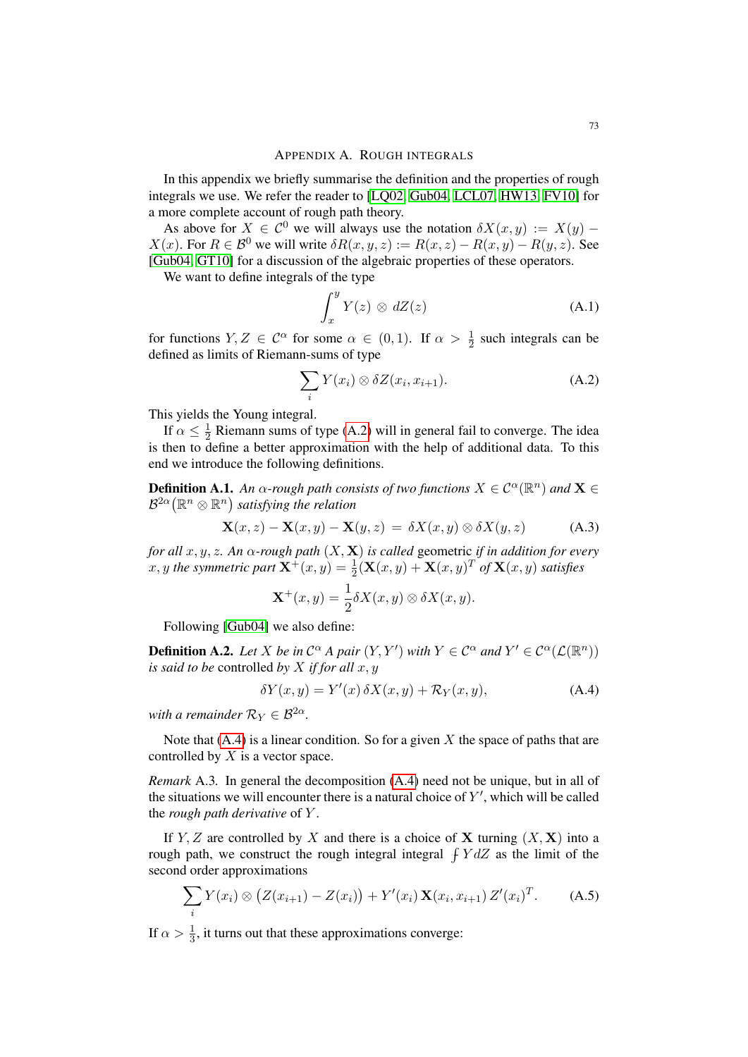## Appendix A. Rough integrals

In this appendix we briefly summarise the definition and the properties of rough integrals we use. We refer the reader to [LQ02, Gub04, LCL07, HW13, FV10] for a more complete account of rough path theory.

As above for $X \in \mathcal{C}^0$ we will always use the notation $\delta X(x,y) := X(y) - X(x)$. For $R \in \mathcal{B}^0$ we will write $\delta R(x,y,z) := R(x,z) - R(x,y) - R(y,z)$. See [Gub04, GT10] for a discussion of the algebraic properties of these operators.

We want to define integrals of the type

$$\int_x^y Y(z) \otimes dZ(z) \tag{A.1}$$

for functions $Y, Z \in \mathcal{C}^\alpha$ for some $\alpha \in (0,1)$. If $\alpha > \frac{1}{2}$ such integrals can be defined as limits of Riemann-sums of type

$$\sum_i Y(x_i) \otimes \delta Z(x_i, x_{i+1}). \tag{A.2}$$

This yields the Young integral.

If $\alpha \leq \frac{1}{2}$ Riemann sums of type (A.2) will in general fail to converge. The idea is then to define a better approximation with the help of additional data. To this end we introduce the following definitions.

**Definition A.1.** *An $\alpha$-rough path consists of two functions $X \in \mathcal{C}^\alpha(\mathbb{R}^n)$ and $\mathbf{X} \in \mathcal{B}^{2\alpha}(\mathbb{R}^n \otimes \mathbb{R}^n)$ satisfying the relation*

$$\mathbf{X}(x,z) - \mathbf{X}(x,y) - \mathbf{X}(y,z) \;=\; \delta X(x,y) \otimes \delta X(y,z) \tag{A.3}$$

*for all $x,y,z$. An $\alpha$-rough path $(X, \mathbf{X})$ is called* geometric *if in addition for every $x,y$ the symmetric part $\mathbf{X}^+(x,y) = \frac{1}{2}(\mathbf{X}(x,y) + \mathbf{X}(x,y)^T$ of $\mathbf{X}(x,y)$ satisfies*

$$\mathbf{X}^+(x,y) = \frac{1}{2}\delta X(x,y) \otimes \delta X(x,y).$$

Following [Gub04] we also define:

**Definition A.2.** *Let $X$ be in $\mathcal{C}^\alpha$ A pair $(Y, Y')$ with $Y \in \mathcal{C}^\alpha$ and $Y' \in \mathcal{C}^\alpha(\mathcal{L}(\mathbb{R}^n))$ is said to be* controlled *by $X$ if for all $x,y$*

$$\delta Y(x,y) = Y'(x)\, \delta X(x,y) + \mathcal{R}_Y(x,y), \tag{A.4}$$

*with a remainder $\mathcal{R}_Y \in \mathcal{B}^{2\alpha}$.*

Note that (A.4) is a linear condition. So for a given $X$ the space of paths that are controlled by $X$ is a vector space.

*Remark* A.3. In general the decomposition (A.4) need not be unique, but in all of the situations we will encounter there is a natural choice of $Y'$, which will be called the *rough path derivative* of $Y$.

If $Y, Z$ are controlled by $X$ and there is a choice of $\mathbf{X}$ turning $(X, \mathbf{X})$ into a rough path, we construct the rough integral integral $⨍ Y dZ$ as the limit of the second order approximations

$$\sum_i Y(x_i) \otimes \big(Z(x_{i+1}) - Z(x_i)\big) + Y'(x_i)\, \mathbf{X}(x_i, x_{i+1})\, Z'(x_i)^T. \tag{A.5}$$

If $\alpha > \frac{1}{3}$, it turns out that these approximations converge: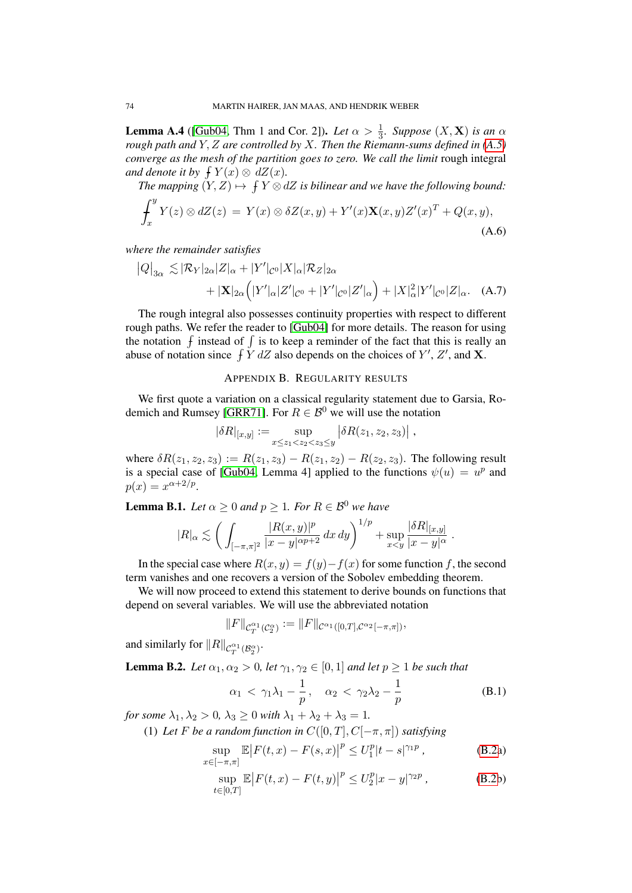**Lemma A.4** ([Gub04, Thm 1 and Cor. 2]). *Let $\alpha > \frac{1}{3}$. Suppose $(X, \mathbf{X})$ is an $\alpha$ rough path and $Y, Z$ are controlled by $X$. Then the Riemann-sums defined in (A.5) converge as the mesh of the partition goes to zero. We call the limit* rough integral *and denote it by $⨍ Y(x) \otimes \, dZ(x)$.*

*The mapping $(Y, Z) \mapsto ⨍ Y \otimes dZ$ is bilinear and we have the following bound:*

$$
⨍_x^y Y(z) \otimes dZ(z) \;=\; Y(x) \otimes \delta Z(x,y) + Y'(x)\mathbf{X}(x,y)Z'(x)^T + Q(x,y), \tag{A.6}
$$

*where the remainder satisfies*

$$
\begin{aligned}
\big|Q\big|_{3\alpha} \lesssim\, & |\mathcal{R}_Y|_{2\alpha}|Z|_\alpha + |Y'|_{\mathcal{C}^0}|X|_\alpha|\mathcal{R}_Z|_{2\alpha} \\
& + |\mathbf{X}|_{2\alpha}\Big(|Y'|_\alpha|Z'|_{\mathcal{C}^0} + |Y'|_{\mathcal{C}^0}|Z'|_\alpha\Big) + |X|_\alpha^2|Y'|_{\mathcal{C}^0}|Z|_\alpha. \quad (A.7)
\end{aligned}
$$

The rough integral also possesses continuity properties with respect to different rough paths. We refer the reader to [Gub04] for more details. The reason for using the notation $⨍$ instead of $\int$ is to keep a reminder of the fact that this is really an abuse of notation since $⨍ Y \, dZ$ also depends on the choices of $Y'$, $Z'$, and $\mathbf{X}$.

## Appendix B. Regularity results

We first quote a variation on a classical regularity statement due to Garsia, Rodemich and Rumsey [GRR71]. For $R \in \mathcal{B}^0$ we will use the notation

$$
|\delta R|_{[x,y]} := \sup_{x \le z_1 < z_2 < z_3 \le y} \big|\delta R(z_1, z_2, z_3)\big| \,,
$$

where $\delta R(z_1, z_2, z_3) := R(z_1, z_3) - R(z_1, z_2) - R(z_2, z_3)$. The following result is a special case of [Gub04, Lemma 4] applied to the functions $\psi(u) = u^p$ and $p(x) = x^{\alpha + 2/p}$.

**Lemma B.1.** *Let $\alpha \geq 0$ and $p \geq 1$. For $R \in \mathcal{B}^0$ we have*

$$
|R|_\alpha \lesssim \bigg( \int_{[-\pi,\pi]^2} \frac{|R(x,y)|^p}{|x-y|^{\alpha p + 2}} \, dx \, dy \bigg)^{1/p} + \sup_{x<y} \frac{|\delta R|_{[x,y]}}{|x-y|^\alpha} \,.
$$

In the special case where $R(x, y) = f(y) - f(x)$ for some function $f$, the second term vanishes and one recovers a version of the Sobolev embedding theorem.

We will now proceed to extend this statement to derive bounds on functions that depend on several variables. We will use the abbreviated notation

$$
\|F\|_{\mathcal{C}_T^{\alpha_1}(\mathcal{C}_2^\alpha)} := \|F\|_{\mathcal{C}^{\alpha_1}([0,T], \mathcal{C}^{\alpha_2}[-\pi,\pi])},
$$

and similarly for $\|R\|_{\mathcal{C}_T^{\alpha_1}(\mathcal{B}_2^\alpha)}$.

**Lemma B.2.** *Let $\alpha_1, \alpha_2 > 0$, let $\gamma_1, \gamma_2 \in [0, 1]$ and let $p \geq 1$ be such that*

$$
\alpha_1 \;<\; \gamma_1 \lambda_1 - \frac{1}{p} \,, \quad \alpha_2 \;<\; \gamma_2 \lambda_2 - \frac{1}{p} \tag{B.1}
$$

*for some $\lambda_1, \lambda_2 > 0$, $\lambda_3 \geq 0$ with $\lambda_1 + \lambda_2 + \lambda_3 = 1$.*

(1) *Let $F$ be a random function in $C([0, T], C[-\pi, \pi])$ satisfying*

$$
\sup_{x \in [-\pi,\pi]} \mathbb{E}\big|F(t,x) - F(s,x)\big|^p \le U_1^p |t-s|^{\gamma_1 p} \,, \tag{B.2a}
$$

$$
\sup_{t \in [0,T]} \mathbb{E}\big|F(t,x) - F(t,y)\big|^p \le U_2^p |x-y|^{\gamma_2 p} \,, \tag{B.2b}
$$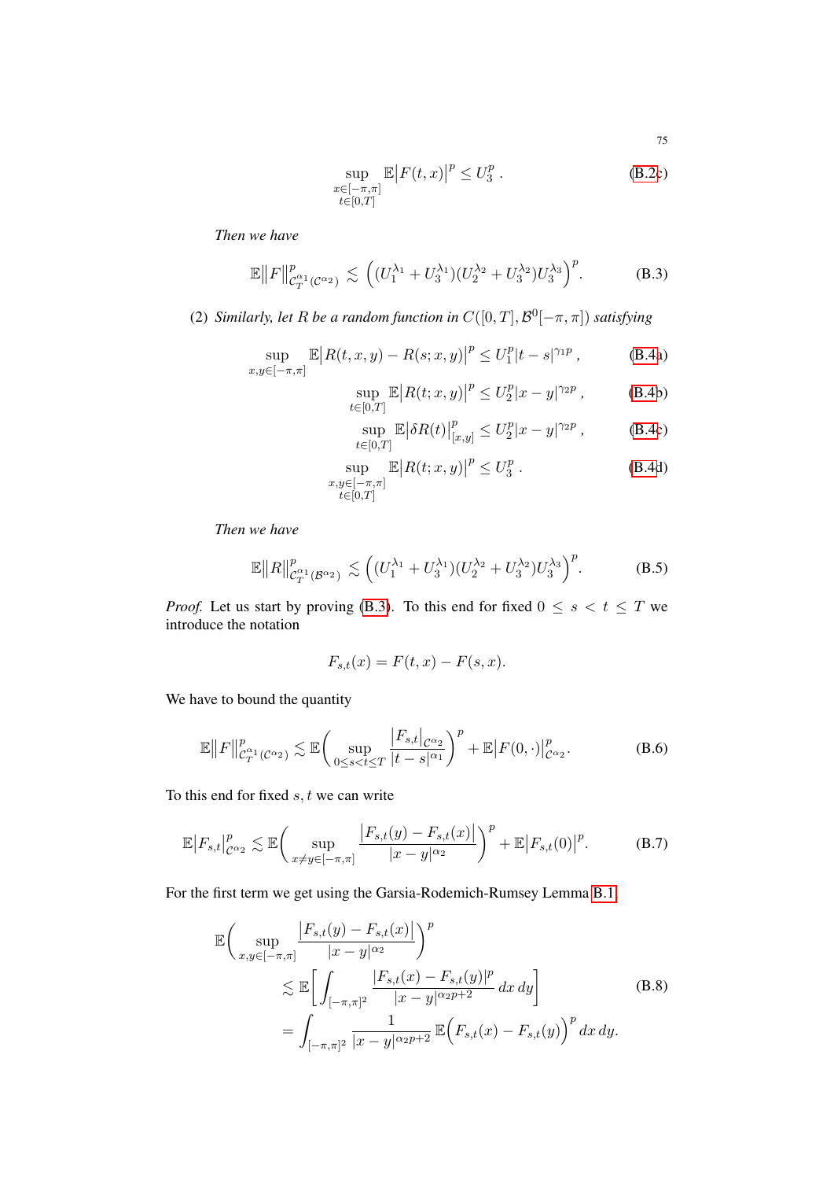$$\sup_{\substack{x\in[-\pi,\pi]\\ t\in[0,T]}} \mathbb{E}\big|F(t,x)\big|^p \le U_3^p\,. \tag{B.2c}$$

*Then we have*

$$\mathbb{E}\big\|F\big\|^p_{\mathcal{C}_T^{\alpha_1}(\mathcal{C}^{\alpha_2})} \lesssim \Big((U_1^{\lambda_1}+U_3^{\lambda_1})(U_2^{\lambda_2}+U_3^{\lambda_2})U_3^{\lambda_3}\Big)^p. \tag{B.3}$$

(2) *Similarly, let $R$ be a random function in $C([0,T],\mathcal{B}^0[-\pi,\pi])$ satisfying*

$$\sup_{x,y\in[-\pi,\pi]} \mathbb{E}\big|R(t,x,y)-R(s;x,y)\big|^p \le U_1^p|t-s|^{\gamma_1 p}\,, \tag{B.4a}$$

$$\sup_{t\in[0,T]} \mathbb{E}\big|R(t;x,y)\big|^p \le U_2^p|x-y|^{\gamma_2 p}\,, \tag{B.4b}$$

$$\sup_{t\in[0,T]} \mathbb{E}\big|\delta R(t)\big|^p_{[x,y]} \le U_2^p|x-y|^{\gamma_2 p}\,, \tag{B.4c}$$

$$\sup_{\substack{x,y\in[-\pi,\pi]\\ t\in[0,T]}} \mathbb{E}\big|R(t;x,y)\big|^p \le U_3^p\,. \tag{B.4d}$$

*Then we have*

$$\mathbb{E}\big\|R\big\|^p_{\mathcal{C}_T^{\alpha_1}(\mathcal{B}^{\alpha_2})} \lesssim \Big((U_1^{\lambda_1}+U_3^{\lambda_1})(U_2^{\lambda_2}+U_3^{\lambda_2})U_3^{\lambda_3}\Big)^p. \tag{B.5}$$

*Proof.* Let us start by proving (B.3). To this end for fixed $0\le s<t\le T$ we introduce the notation

$$F_{s,t}(x) = F(t,x)-F(s,x).$$

We have to bound the quantity

$$\mathbb{E}\big\|F\big\|^p_{\mathcal{C}_T^{\alpha_1}(\mathcal{C}^{\alpha_2})} \lesssim \mathbb{E}\bigg(\sup_{0\le s<t\le T}\frac{\big|F_{s,t}\big|_{\mathcal{C}^{\alpha_2}}}{|t-s|^{\alpha_1}}\bigg)^p + \mathbb{E}\big|F(0,\cdot)\big|^p_{\mathcal{C}^{\alpha_2}}. \tag{B.6}$$

To this end for fixed $s,t$ we can write

$$\mathbb{E}\big|F_{s,t}\big|^p_{\mathcal{C}^{\alpha_2}} \lesssim \mathbb{E}\bigg(\sup_{x\neq y\in[-\pi,\pi]}\frac{\big|F_{s,t}(y)-F_{s,t}(x)\big|}{|x-y|^{\alpha_2}}\bigg)^p + \mathbb{E}\big|F_{s,t}(0)\big|^p. \tag{B.7}$$

For the first term we get using the Garsia-Rodemich-Rumsey Lemma B.1

$$\begin{aligned}
\mathbb{E}\bigg(\sup_{x,y\in[-\pi,\pi]}&\frac{\big|F_{s,t}(y)-F_{s,t}(x)\big|}{|x-y|^{\alpha_2}}\bigg)^p\\
&\lesssim \mathbb{E}\bigg[\int_{[-\pi,\pi]^2}\frac{|F_{s,t}(x)-F_{s,t}(y)|^p}{|x-y|^{\alpha_2 p+2}}\,dx\,dy\bigg]\\
&= \int_{[-\pi,\pi]^2}\frac{1}{|x-y|^{\alpha_2 p+2}}\,\mathbb{E}\Big(F_{s,t}(x)-F_{s,t}(y)\Big)^p\,dx\,dy.
\end{aligned} \tag{B.8}$$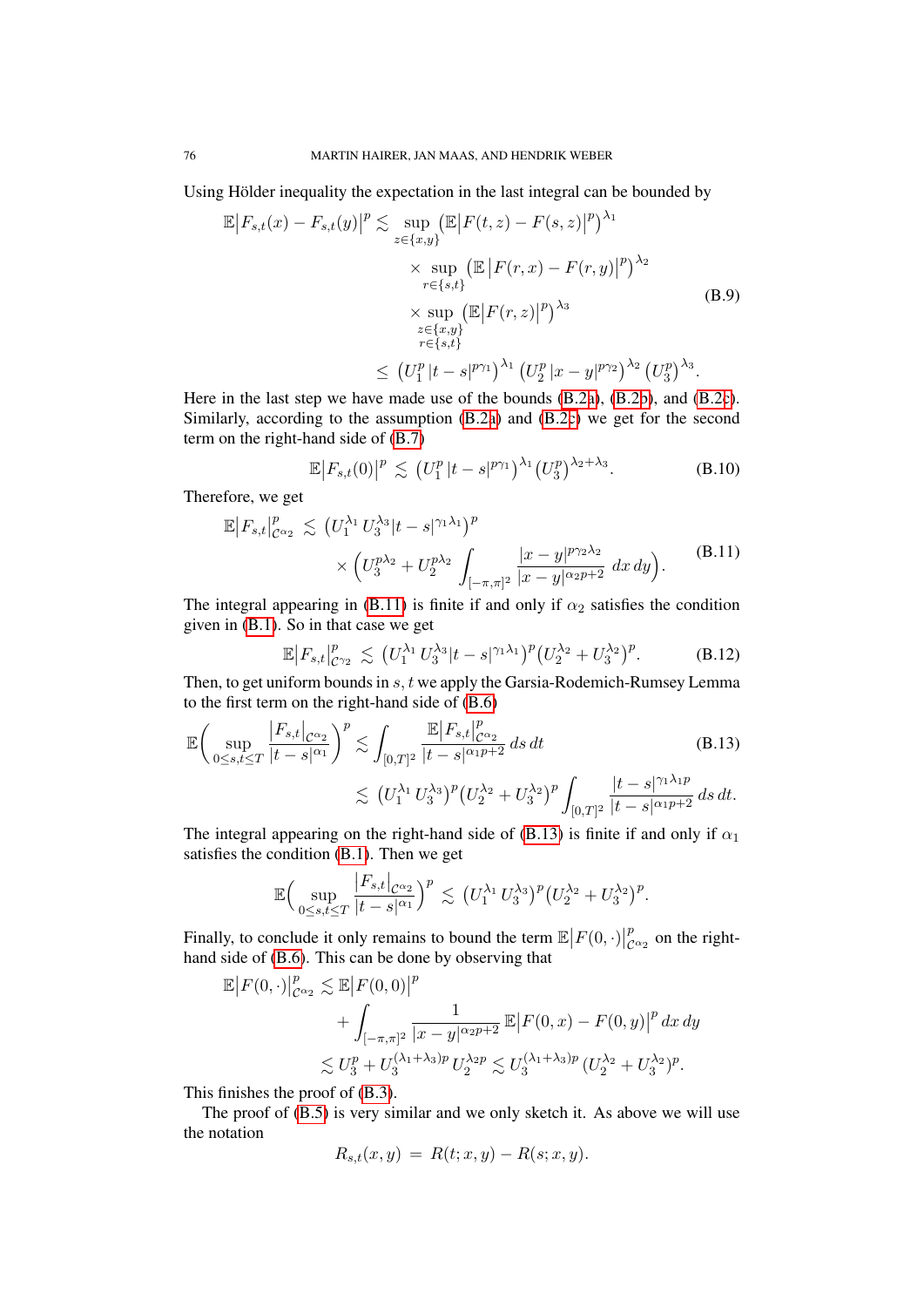Using Hölder inequality the expectation in the last integral can be bounded by

$$
\begin{aligned}
\mathbb{E}\big|F_{s,t}(x) - F_{s,t}(y)\big|^p \lesssim \; & \sup_{z\in\{x,y\}} \big(\mathbb{E}\big|F(t,z) - F(s,z)\big|^p\big)^{\lambda_1} \\
& \times \sup_{r\in\{s,t\}} \big(\mathbb{E}\,\big|F(r,x) - F(r,y)\big|^p\big)^{\lambda_2} \\
& \times \sup_{\substack{z\in\{x,y\}\\ r\in\{s,t\}}} \big(\mathbb{E}\big|F(r,z)\big|^p\big)^{\lambda_3} \\
\leq \; & \big(U_1^p\,|t-s|^{p\gamma_1}\big)^{\lambda_1} \big(U_2^p\,|x-y|^{p\gamma_2}\big)^{\lambda_2} \big(U_3^p\big)^{\lambda_3}.
\end{aligned}
\tag{B.9}
$$

Here in the last step we have made use of the bounds (B.2a), (B.2b), and (B.2c). Similarly, according to the assumption (B.2a) and (B.2c) we get for the second term on the right-hand side of (B.7)

$$
\mathbb{E}\big|F_{s,t}(0)\big|^p \lesssim \big(U_1^p\,|t-s|^{p\gamma_1}\big)^{\lambda_1} \big(U_3^p\big)^{\lambda_2+\lambda_3}. \tag{B.10}
$$

Therefore, we get

$$
\begin{aligned}
\mathbb{E}\big|F_{s,t}\big|^p_{\mathcal{C}^{\alpha_2}} \lesssim \; & \big(U_1^{\lambda_1}\,U_3^{\lambda_3}|t-s|^{\gamma_1\lambda_1}\big)^p \\
& \times \Big(U_3^{p\lambda_2} + U_2^{p\lambda_2} \int_{[-\pi,\pi]^2} \frac{|x-y|^{p\gamma_2\lambda_2}}{|x-y|^{\alpha_2 p+2}}\,dx\,dy\Big).
\end{aligned}
\tag{B.11}
$$

The integral appearing in (B.11) is finite if and only if $\alpha_2$ satisfies the condition given in (B.1). So in that case we get

$$
\mathbb{E}\big|F_{s,t}\big|^p_{\mathcal{C}^{\gamma_2}} \lesssim \big(U_1^{\lambda_1}\,U_3^{\lambda_3}|t-s|^{\gamma_1\lambda_1}\big)^p\big(U_2^{\lambda_2} + U_3^{\lambda_2}\big)^p. \tag{B.12}
$$

Then, to get uniform bounds in $s,t$ we apply the Garsia-Rodemich-Rumsey Lemma to the first term on the right-hand side of (B.6)

$$
\begin{aligned}
\mathbb{E}\Big(\sup_{0\leq s,t\leq T} \frac{\big|F_{s,t}\big|_{\mathcal{C}^{\alpha_2}}}{|t-s|^{\alpha_1}}\Big)^p \lesssim \; & \int_{[0,T]^2} \frac{\mathbb{E}\big|F_{s,t}\big|^p_{\mathcal{C}^{\alpha_2}}}{|t-s|^{\alpha_1 p+2}}\,ds\,dt \\
\lesssim \; & \big(U_1^{\lambda_1}\,U_3^{\lambda_3}\big)^p\big(U_2^{\lambda_2} + U_3^{\lambda_2}\big)^p \int_{[0,T]^2} \frac{|t-s|^{\gamma_1\lambda_1 p}}{|t-s|^{\alpha_1 p+2}}\,ds\,dt.
\end{aligned}
\tag{B.13}
$$

The integral appearing on the right-hand side of (B.13) is finite if and only if $\alpha_1$ satisfies the condition (B.1). Then we get

$$
\mathbb{E}\Big(\sup_{0\leq s,t\leq T} \frac{\big|F_{s,t}\big|_{\mathcal{C}^{\alpha_2}}}{|t-s|^{\alpha_1}}\Big)^p \lesssim \big(U_1^{\lambda_1}\,U_3^{\lambda_3}\big)^p\big(U_2^{\lambda_2} + U_3^{\lambda_2}\big)^p.
$$

Finally, to conclude it only remains to bound the term $\mathbb{E}\big|F(0,\cdot)\big|^p_{\mathcal{C}^{\alpha_2}}$ on the right-hand side of (B.6). This can be done by observing that

$$
\begin{aligned}
\mathbb{E}\big|F(0,\cdot)\big|^p_{\mathcal{C}^{\alpha_2}} \lesssim \; & \mathbb{E}\big|F(0,0)\big|^p \\
& + \int_{[-\pi,\pi]^2} \frac{1}{|x-y|^{\alpha_2 p+2}}\,\mathbb{E}\big|F(0,x) - F(0,y)\big|^p\,dx\,dy \\
\lesssim \; & U_3^p + U_3^{(\lambda_1+\lambda_3)p}\,U_2^{\lambda_2 p} \lesssim U_3^{(\lambda_1+\lambda_3)p}\,\big(U_2^{\lambda_2} + U_3^{\lambda_2}\big)^p.
\end{aligned}
$$

This finishes the proof of (B.3).

The proof of (B.5) is very similar and we only sketch it. As above we will use the notation

$$
R_{s,t}(x,y) \;=\; R(t;x,y) - R(s;x,y).
$$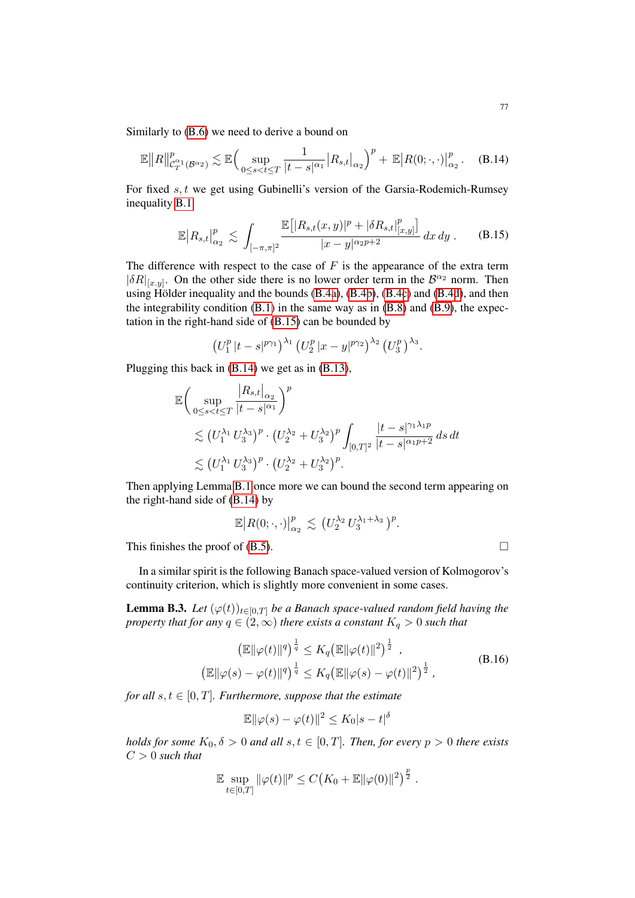Similarly to (B.6) we need to derive a bound on

$$\mathbb{E}\|R\|^p_{\mathcal{C}^{\alpha_1}_T(\mathcal{B}^{\alpha_2})} \lesssim \mathbb{E}\Big(\sup_{0\le s<t\le T} \frac{1}{|t-s|^{\alpha_1}} \big|R_{s,t}\big|_{\alpha_2}\Big)^p + \mathbb{E}\big|R(0;\cdot,\cdot)\big|^p_{\alpha_2} . \tag{B.14}$$

For fixed $s,t$ we get using Gubinelli's version of the Garsia-Rodemich-Rumsey inequality B.1

$$\mathbb{E}\big|R_{s,t}\big|^p_{\alpha_2} \lesssim \int_{[-\pi,\pi]^2} \frac{\mathbb{E}\big[|R_{s,t}(x,y)|^p + |\delta R_{s,t}|^p_{[x,y]}\big]}{|x-y|^{\alpha_2 p+2}}\, dx\, dy\ . \tag{B.15}$$

The difference with respect to the case of $F$ is the appearance of the extra term $|\delta R|_{[x,y]}$. On the other side there is no lower order term in the $\mathcal{B}^{\alpha_2}$ norm. Then using Hölder inequality and the bounds (B.4a), (B.4b), (B.4c) and (B.4d), and then the integrability condition (B.1) in the same way as in (B.8) and (B.9), the expectation in the right-hand side of (B.15) can be bounded by

$$\big(U_1^p\,|t-s|^{p\gamma_1}\big)^{\lambda_1}\,\big(U_2^p\,|x-y|^{p\gamma_2}\big)^{\lambda_2}\,\big(U_3^p\big)^{\lambda_3}.$$

Plugging this back in (B.14) we get as in (B.13),

$$\begin{aligned}
\mathbb{E}\Big(&\sup_{0\le s<t\le T} \frac{|R_{s,t}|_{\alpha_2}}{|t-s|^{\alpha_1}}\Big)^p \\
&\lesssim \big(U_1^{\lambda_1}\,U_3^{\lambda_3}\big)^p \cdot \big(U_2^{\lambda_2}+U_3^{\lambda_2}\big)^p \int_{[0,T]^2} \frac{|t-s|^{\gamma_1\lambda_1 p}}{|t-s|^{\alpha_1 p+2}}\, ds\, dt \\
&\lesssim \big(U_1^{\lambda_1}\,U_3^{\lambda_3}\big)^p \cdot \big(U_2^{\lambda_2}+U_3^{\lambda_2}\big)^p .
\end{aligned}$$

Then applying Lemma B.1 once more we can bound the second term appearing on the right-hand side of (B.14) by

$$\mathbb{E}\big|R(0;\cdot,\cdot)\big|^p_{\alpha_2} \lesssim \big(U_2^{\lambda_2}\,U_3^{\lambda_1+\lambda_3}\big)^p.$$

This finishes the proof of (B.5). □

In a similar spirit is the following Banach space-valued version of Kolmogorov's continuity criterion, which is slightly more convenient in some cases.

**Lemma B.3.** *Let $(\varphi(t))_{t\in[0,T]}$ be a Banach space-valued random field having the property that for any $q\in(2,\infty)$ there exists a constant $K_q>0$ such that*

$$\begin{aligned}
\big(\mathbb{E}\|\varphi(t)\|^q\big)^{\frac{1}{q}} &\le K_q\big(\mathbb{E}\|\varphi(t)\|^2\big)^{\frac{1}{2}}\ , \\
\big(\mathbb{E}\|\varphi(s)-\varphi(t)\|^q\big)^{\frac{1}{q}} &\le K_q\big(\mathbb{E}\|\varphi(s)-\varphi(t)\|^2\big)^{\frac{1}{2}}\ ,
\end{aligned} \tag{B.16}$$

*for all $s,t\in[0,T]$. Furthermore, suppose that the estimate*

$$\mathbb{E}\|\varphi(s)-\varphi(t)\|^2 \le K_0|s-t|^{\delta}$$

*holds for some $K_0,\delta>0$ and all $s,t\in[0,T]$. Then, for every $p>0$ there exists $C>0$ such that*

$$\mathbb{E}\sup_{t\in[0,T]}\|\varphi(t)\|^p \le C\big(K_0+\mathbb{E}\|\varphi(0)\|^2\big)^{\frac{p}{2}}\ .$$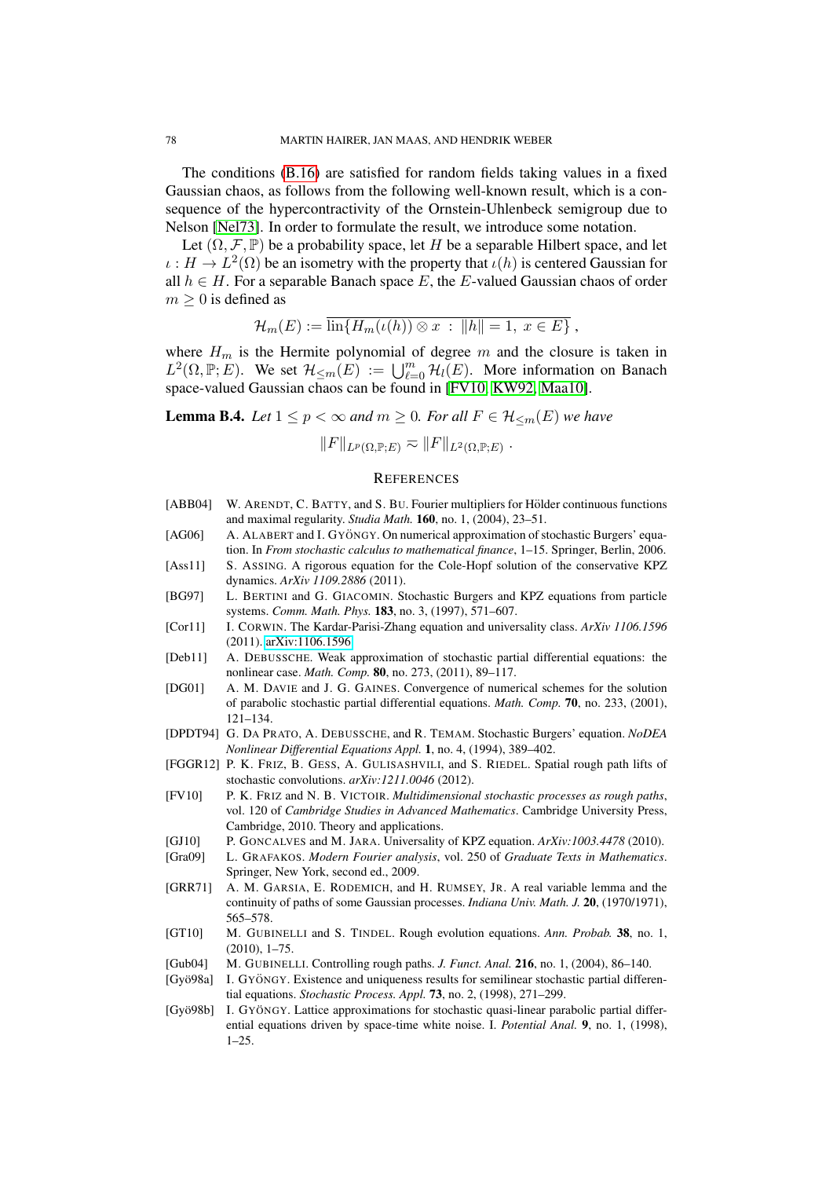The conditions (B.16) are satisfied for random fields taking values in a fixed Gaussian chaos, as follows from the following well-known result, which is a consequence of the hypercontractivity of the Ornstein-Uhlenbeck semigroup due to Nelson [Nel73]. In order to formulate the result, we introduce some notation.

Let $(\Omega, \mathcal{F}, \mathbb{P})$ be a probability space, let $H$ be a separable Hilbert space, and let $\iota : H \to L^2(\Omega)$ be an isometry with the property that $\iota(h)$ is centered Gaussian for all $h \in H$. For a separable Banach space $E$, the $E$-valued Gaussian chaos of order $m \geq 0$ is defined as

$$\mathcal{H}_m(E) := \overline{\text{lin}\{H_m(\iota(h)) \otimes x \; : \; \|h\| = 1, \; x \in E\}} \,,$$

where $H_m$ is the Hermite polynomial of degree $m$ and the closure is taken in $L^2(\Omega, \mathbb{P}; E)$. We set $\mathcal{H}_{\leq m}(E) := \bigcup_{\ell=0}^{m} \mathcal{H}_l(E)$. More information on Banach space-valued Gaussian chaos can be found in [FV10, KW92, Maa10].

**Lemma B.4.** *Let $1 \leq p < \infty$ and $m \geq 0$. For all $F \in \mathcal{H}_{\leq m}(E)$ we have*

$$\|F\|_{L^p(\Omega,\mathbb{P};E)} \eqsim \|F\|_{L^2(\Omega,\mathbb{P};E)} \,.$$

## References

- [ABB04] W. Arendt, C. Batty, and S. Bu. Fourier multipliers for Hölder continuous functions and maximal regularity. *Studia Math.* **160**, no. 1, (2004), 23–51.
- [AG06] A. Alabert and I. Gyöngy. On numerical approximation of stochastic Burgers' equation. In *From stochastic calculus to mathematical finance*, 1–15. Springer, Berlin, 2006.
- [Ass11] S. Assing. A rigorous equation for the Cole-Hopf solution of the conservative KPZ dynamics. *ArXiv 1109.2886* (2011).
- [BG97] L. Bertini and G. Giacomin. Stochastic Burgers and KPZ equations from particle systems. *Comm. Math. Phys.* **183**, no. 3, (1997), 571–607.
- [Cor11] I. Corwin. The Kardar-Parisi-Zhang equation and universality class. *ArXiv 1106.1596* (2011). arXiv:1106.1596.
- [Deb11] A. Debussche. Weak approximation of stochastic partial differential equations: the nonlinear case. *Math. Comp.* **80**, no. 273, (2011), 89–117.
- [DG01] A. M. Davie and J. G. Gaines. Convergence of numerical schemes for the solution of parabolic stochastic partial differential equations. *Math. Comp.* **70**, no. 233, (2001), 121–134.
- [DPDT94] G. Da Prato, A. Debussche, and R. Temam. Stochastic Burgers' equation. *NoDEA Nonlinear Differential Equations Appl.* **1**, no. 4, (1994), 389–402.
- [FGGR12] P. K. Friz, B. Gess, A. Gulisashvili, and S. Riedel. Spatial rough path lifts of stochastic convolutions. *arXiv:1211.0046* (2012).
- [FV10] P. K. Friz and N. B. Victoir. *Multidimensional stochastic processes as rough paths*, vol. 120 of *Cambridge Studies in Advanced Mathematics*. Cambridge University Press, Cambridge, 2010. Theory and applications.
- [GJ10] P. Goncalves and M. Jara. Universality of KPZ equation. *ArXiv:1003.4478* (2010).
- [Gra09] L. Grafakos. *Modern Fourier analysis*, vol. 250 of *Graduate Texts in Mathematics*. Springer, New York, second ed., 2009.
- [GRR71] A. M. Garsia, E. Rodemich, and H. Rumsey, Jr. A real variable lemma and the continuity of paths of some Gaussian processes. *Indiana Univ. Math. J.* **20**, (1970/1971), 565–578.
- [GT10] M. Gubinelli and S. Tindel. Rough evolution equations. *Ann. Probab.* **38**, no. 1, (2010), 1–75.
- [Gub04] M. Gubinelli. Controlling rough paths. *J. Funct. Anal.* **216**, no. 1, (2004), 86–140.
- [Gyö98a] I. Gyöngy. Existence and uniqueness results for semilinear stochastic partial differential equations. *Stochastic Process. Appl.* **73**, no. 2, (1998), 271–299.
- [Gyö98b] I. Gyöngy. Lattice approximations for stochastic quasi-linear parabolic partial differential equations driven by space-time white noise. I. *Potential Anal.* **9**, no. 1, (1998), 1–25.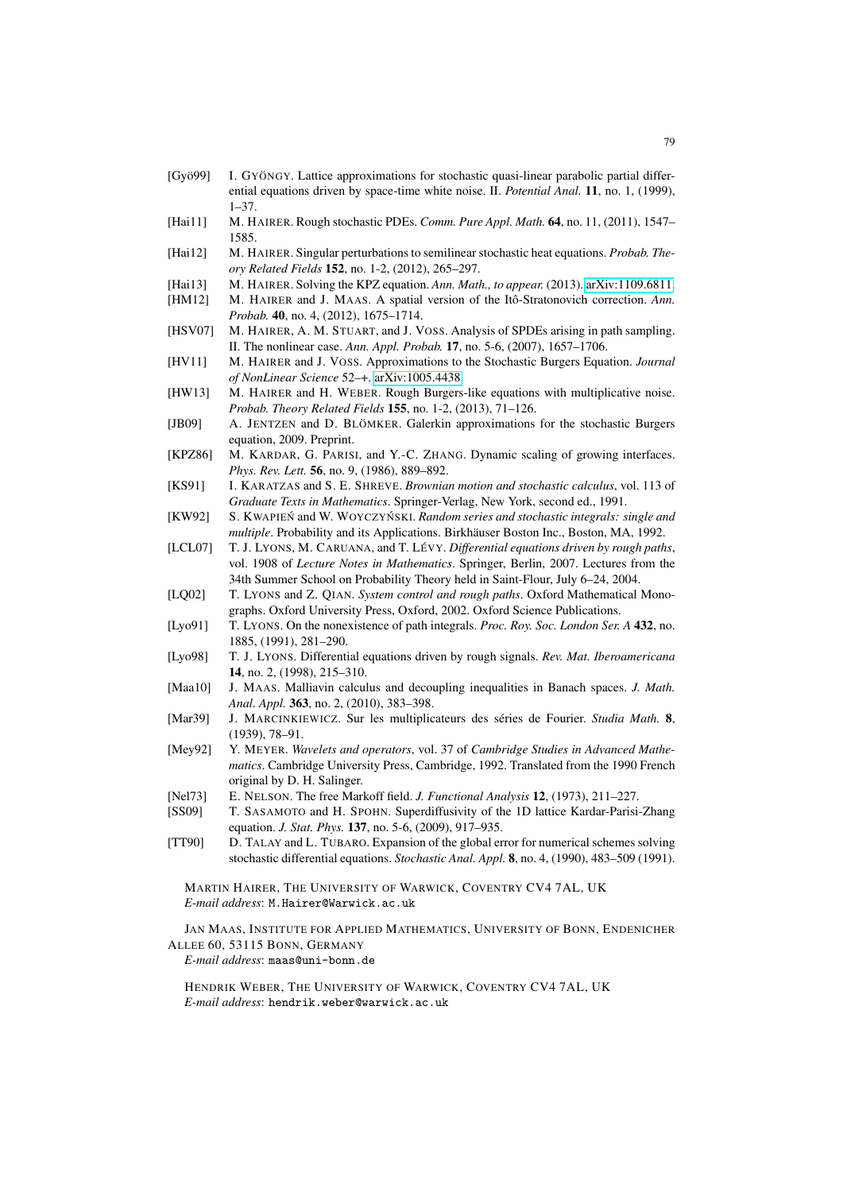[Gyö99] I. GYÖNGY. Lattice approximations for stochastic quasi-linear parabolic partial differential equations driven by space-time white noise. II. *Potential Anal.* **11**, no. 1, (1999), 1–37.

[Hai11] M. HAIRER. Rough stochastic PDEs. *Comm. Pure Appl. Math.* **64**, no. 11, (2011), 1547–1585.

[Hai12] M. HAIRER. Singular perturbations to semilinear stochastic heat equations. *Probab. Theory Related Fields* **152**, no. 1-2, (2012), 265–297.

[Hai13] M. HAIRER. Solving the KPZ equation. *Ann. Math., to appear.* (2013). arXiv:1109.6811.

[HM12] M. HAIRER and J. MAAS. A spatial version of the Itô-Stratonovich correction. *Ann. Probab.* **40**, no. 4, (2012), 1675–1714.

[HSV07] M. HAIRER, A. M. STUART, and J. VOSS. Analysis of SPDEs arising in path sampling. II. The nonlinear case. *Ann. Appl. Probab.* **17**, no. 5-6, (2007), 1657–1706.

[HV11] M. HAIRER and J. VOSS. Approximations to the Stochastic Burgers Equation. *Journal of NonLinear Science* 52–+. arXiv:1005.4438.

[HW13] M. HAIRER and H. WEBER. Rough Burgers-like equations with multiplicative noise. *Probab. Theory Related Fields* **155**, no. 1-2, (2013), 71–126.

[JB09] A. JENTZEN and D. BLÖMKER. Galerkin approximations for the stochastic Burgers equation, 2009. Preprint.

[KPZ86] M. KARDAR, G. PARISI, and Y.-C. ZHANG. Dynamic scaling of growing interfaces. *Phys. Rev. Lett.* **56**, no. 9, (1986), 889–892.

[KS91] I. KARATZAS and S. E. SHREVE. *Brownian motion and stochastic calculus*, vol. 113 of *Graduate Texts in Mathematics*. Springer-Verlag, New York, second ed., 1991.

[KW92] S. KWAPIEŃ and W. WOYCZYŃSKI. *Random series and stochastic integrals: single and multiple*. Probability and its Applications. Birkhäuser Boston Inc., Boston, MA, 1992.

[LCL07] T. J. LYONS, M. CARUANA, and T. LÉVY. *Differential equations driven by rough paths*, vol. 1908 of *Lecture Notes in Mathematics*. Springer, Berlin, 2007. Lectures from the 34th Summer School on Probability Theory held in Saint-Flour, July 6–24, 2004.

[LQ02] T. LYONS and Z. QIAN. *System control and rough paths*. Oxford Mathematical Monographs. Oxford University Press, Oxford, 2002. Oxford Science Publications.

[Lyo91] T. LYONS. On the nonexistence of path integrals. *Proc. Roy. Soc. London Ser. A* **432**, no. 1885, (1991), 281–290.

[Lyo98] T. J. LYONS. Differential equations driven by rough signals. *Rev. Mat. Iberoamericana* **14**, no. 2, (1998), 215–310.

[Maa10] J. MAAS. Malliavin calculus and decoupling inequalities in Banach spaces. *J. Math. Anal. Appl.* **363**, no. 2, (2010), 383–398.

[Mar39] J. MARCINKIEWICZ. Sur les multiplicateurs des séries de Fourier. *Studia Math.* **8**, (1939), 78–91.

[Mey92] Y. MEYER. *Wavelets and operators*, vol. 37 of *Cambridge Studies in Advanced Mathematics*. Cambridge University Press, Cambridge, 1992. Translated from the 1990 French original by D. H. Salinger.

[Nel73] E. NELSON. The free Markoff field. *J. Functional Analysis* **12**, (1973), 211–227.

[SS09] T. SASAMOTO and H. SPOHN. Superdiffusivity of the 1D lattice Kardar-Parisi-Zhang equation. *J. Stat. Phys.* **137**, no. 5-6, (2009), 917–935.

[TT90] D. TALAY and L. TUBARO. Expansion of the global error for numerical schemes solving stochastic differential equations. *Stochastic Anal. Appl.* **8**, no. 4, (1990), 483–509 (1991).

MARTIN HAIRER, THE UNIVERSITY OF WARWICK, COVENTRY CV4 7AL, UK
*E-mail address*: M.Hairer@Warwick.ac.uk

JAN MAAS, INSTITUTE FOR APPLIED MATHEMATICS, UNIVERSITY OF BONN, ENDENICHER ALLEE 60, 53115 BONN, GERMANY
*E-mail address*: maas@uni-bonn.de

HENDRIK WEBER, THE UNIVERSITY OF WARWICK, COVENTRY CV4 7AL, UK
*E-mail address*: hendrik.weber@warwick.ac.uk